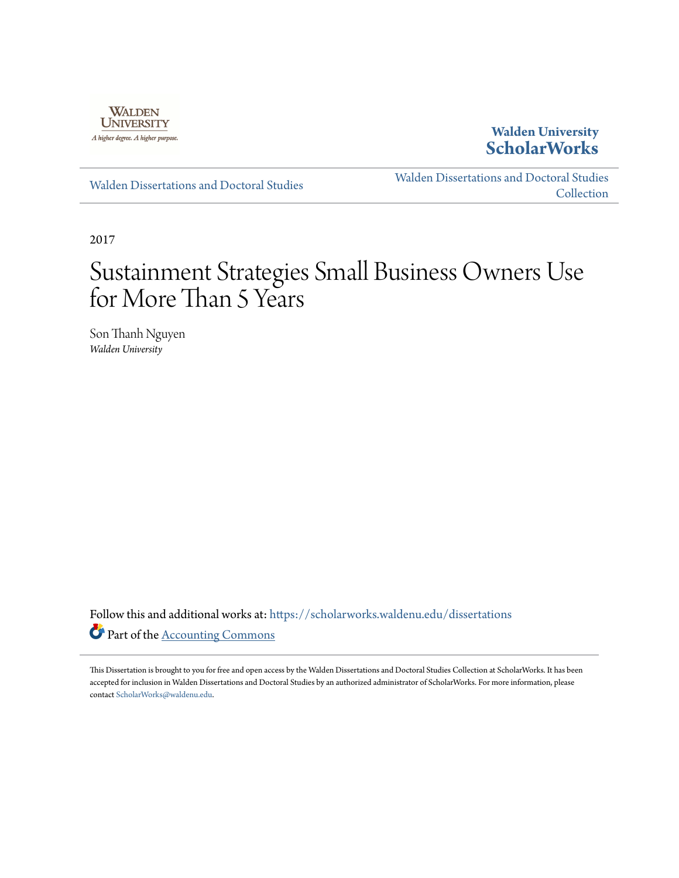Walden University

A higher degree. A higher purpose.

**Walden University ScholarWorks**

Walden Dissertations and Doctoral Studies

Walden Dissertations and Doctoral Studies Collection

2017

# Sustainment Strategies Small Business Owners Use for More Than 5 Years

Son Thanh Nguyen
*Walden University*

Follow this and additional works at: https://scholarworks.waldenu.edu/dissertations

Part of the Accounting Commons

This Dissertation is brought to you for free and open access by the Walden Dissertations and Doctoral Studies Collection at ScholarWorks. It has been accepted for inclusion in Walden Dissertations and Doctoral Studies by an authorized administrator of ScholarWorks. For more information, please contact ScholarWorks@waldenu.edu.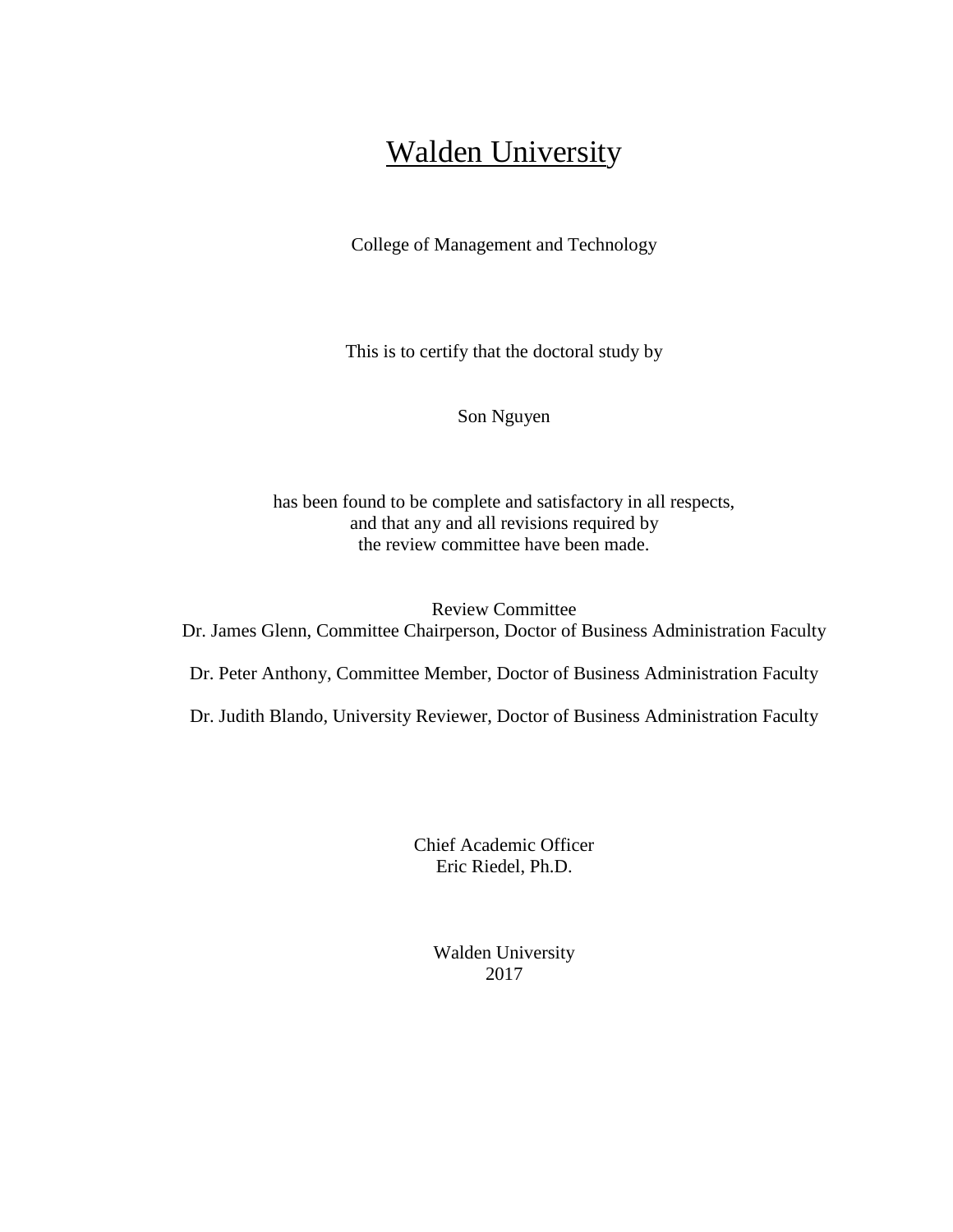# Walden University

College of Management and Technology

This is to certify that the doctoral study by

Son Nguyen

has been found to be complete and satisfactory in all respects,
and that any and all revisions required by
the review committee have been made.

Review Committee
Dr. James Glenn, Committee Chairperson, Doctor of Business Administration Faculty

Dr. Peter Anthony, Committee Member, Doctor of Business Administration Faculty

Dr. Judith Blando, University Reviewer, Doctor of Business Administration Faculty

Chief Academic Officer
Eric Riedel, Ph.D.

Walden University
2017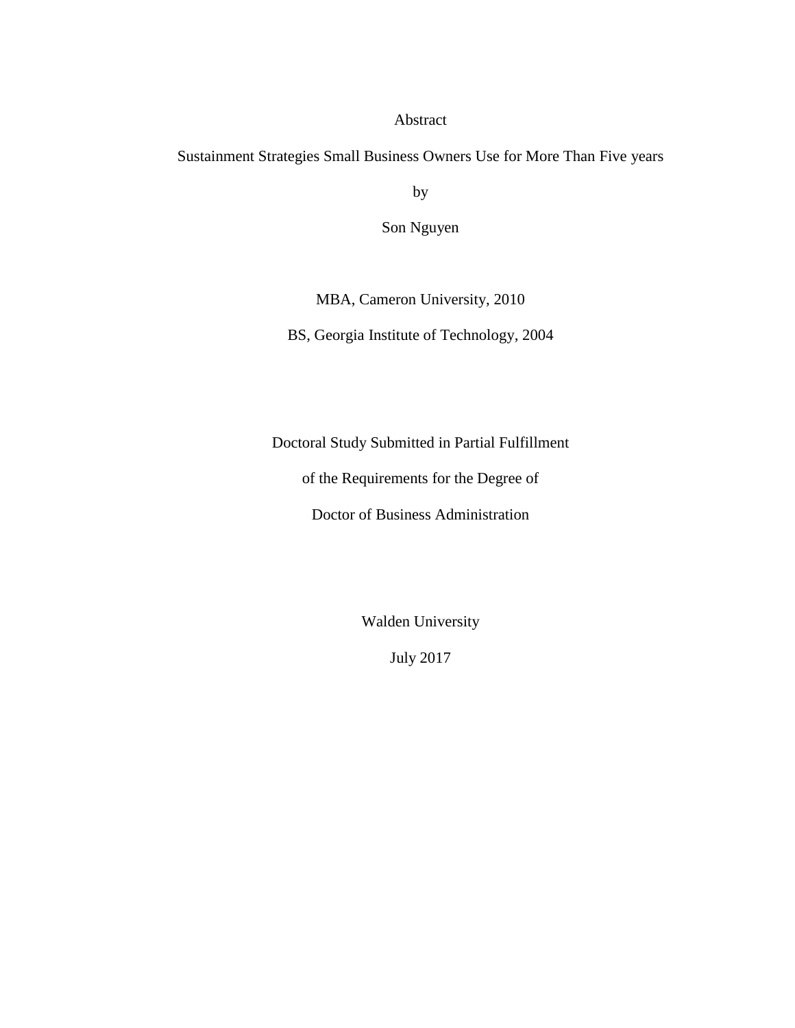Abstract

Sustainment Strategies Small Business Owners Use for More Than Five years

by

Son Nguyen

MBA, Cameron University, 2010

BS, Georgia Institute of Technology, 2004

Doctoral Study Submitted in Partial Fulfillment

of the Requirements for the Degree of

Doctor of Business Administration

Walden University

July 2017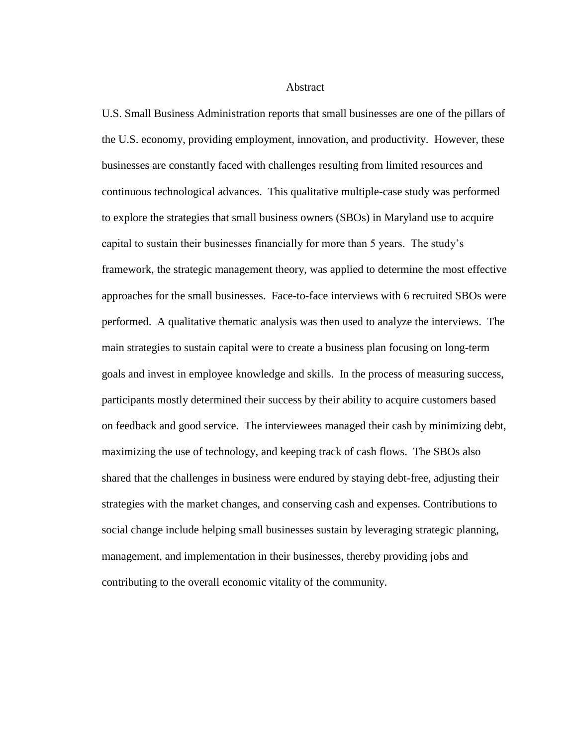# Abstract

U.S. Small Business Administration reports that small businesses are one of the pillars of the U.S. economy, providing employment, innovation, and productivity. However, these businesses are constantly faced with challenges resulting from limited resources and continuous technological advances. This qualitative multiple-case study was performed to explore the strategies that small business owners (SBOs) in Maryland use to acquire capital to sustain their businesses financially for more than 5 years. The study's framework, the strategic management theory, was applied to determine the most effective approaches for the small businesses. Face-to-face interviews with 6 recruited SBOs were performed. A qualitative thematic analysis was then used to analyze the interviews. The main strategies to sustain capital were to create a business plan focusing on long-term goals and invest in employee knowledge and skills. In the process of measuring success, participants mostly determined their success by their ability to acquire customers based on feedback and good service. The interviewees managed their cash by minimizing debt, maximizing the use of technology, and keeping track of cash flows. The SBOs also shared that the challenges in business were endured by staying debt-free, adjusting their strategies with the market changes, and conserving cash and expenses. Contributions to social change include helping small businesses sustain by leveraging strategic planning, management, and implementation in their businesses, thereby providing jobs and contributing to the overall economic vitality of the community.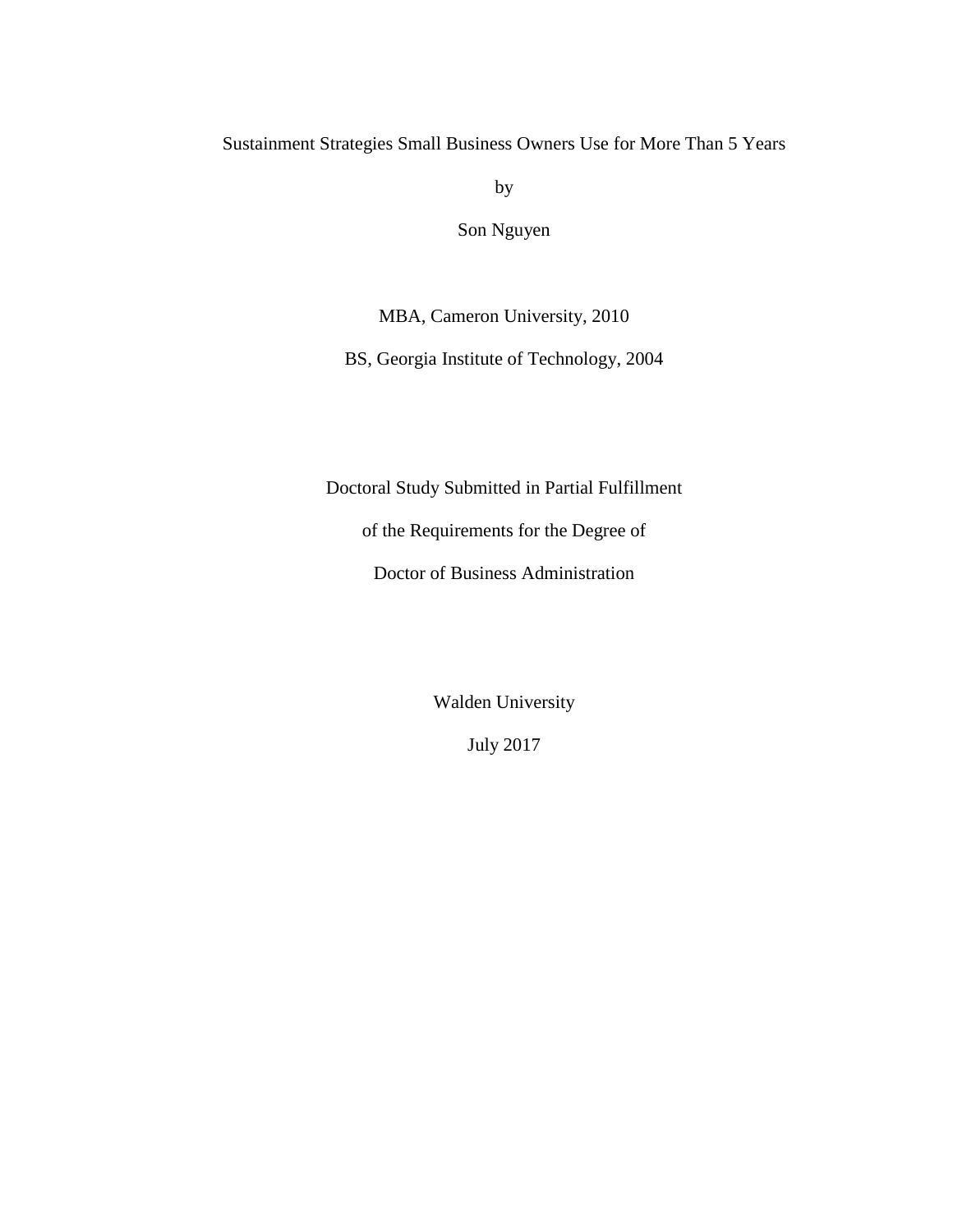Sustainment Strategies Small Business Owners Use for More Than 5 Years

by

Son Nguyen

MBA, Cameron University, 2010

BS, Georgia Institute of Technology, 2004

Doctoral Study Submitted in Partial Fulfillment

of the Requirements for the Degree of

Doctor of Business Administration

Walden University

July 2017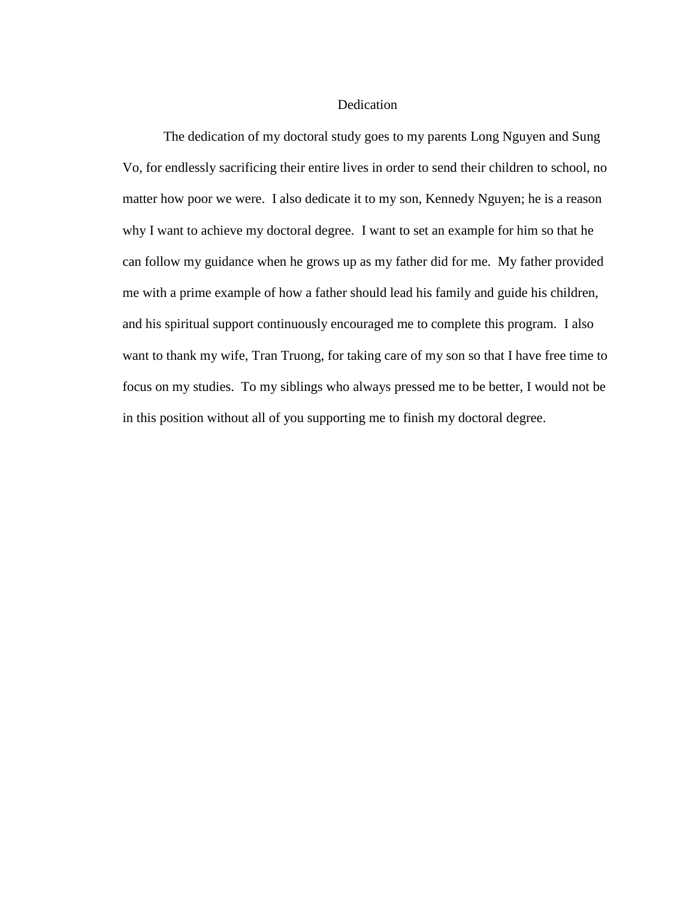# Dedication

The dedication of my doctoral study goes to my parents Long Nguyen and Sung Vo, for endlessly sacrificing their entire lives in order to send their children to school, no matter how poor we were. I also dedicate it to my son, Kennedy Nguyen; he is a reason why I want to achieve my doctoral degree. I want to set an example for him so that he can follow my guidance when he grows up as my father did for me. My father provided me with a prime example of how a father should lead his family and guide his children, and his spiritual support continuously encouraged me to complete this program. I also want to thank my wife, Tran Truong, for taking care of my son so that I have free time to focus on my studies. To my siblings who always pressed me to be better, I would not be in this position without all of you supporting me to finish my doctoral degree.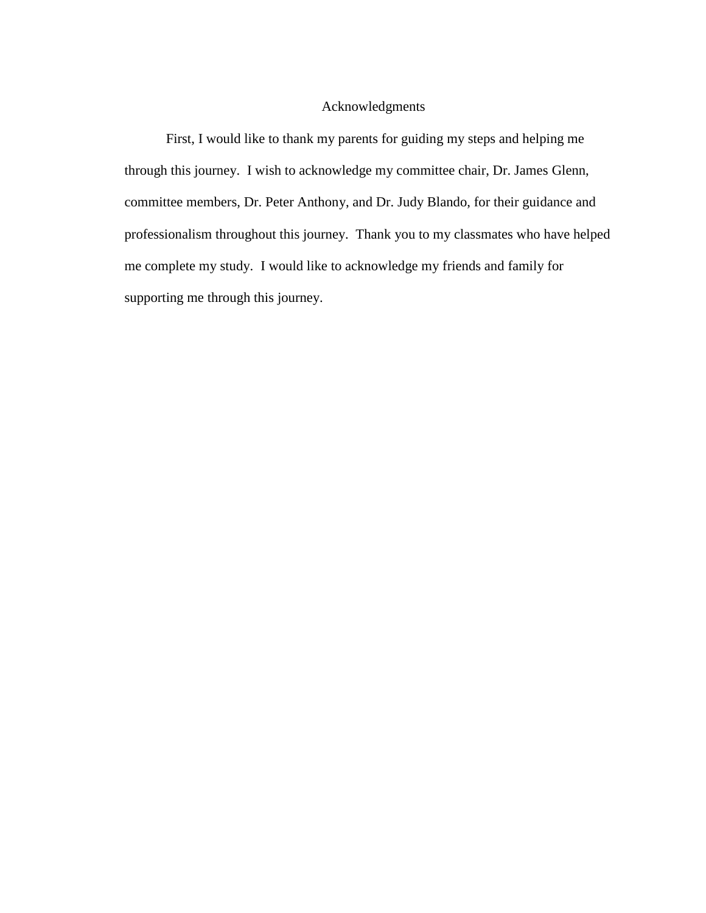# Acknowledgments

First, I would like to thank my parents for guiding my steps and helping me through this journey. I wish to acknowledge my committee chair, Dr. James Glenn, committee members, Dr. Peter Anthony, and Dr. Judy Blando, for their guidance and professionalism throughout this journey. Thank you to my classmates who have helped me complete my study. I would like to acknowledge my friends and family for supporting me through this journey.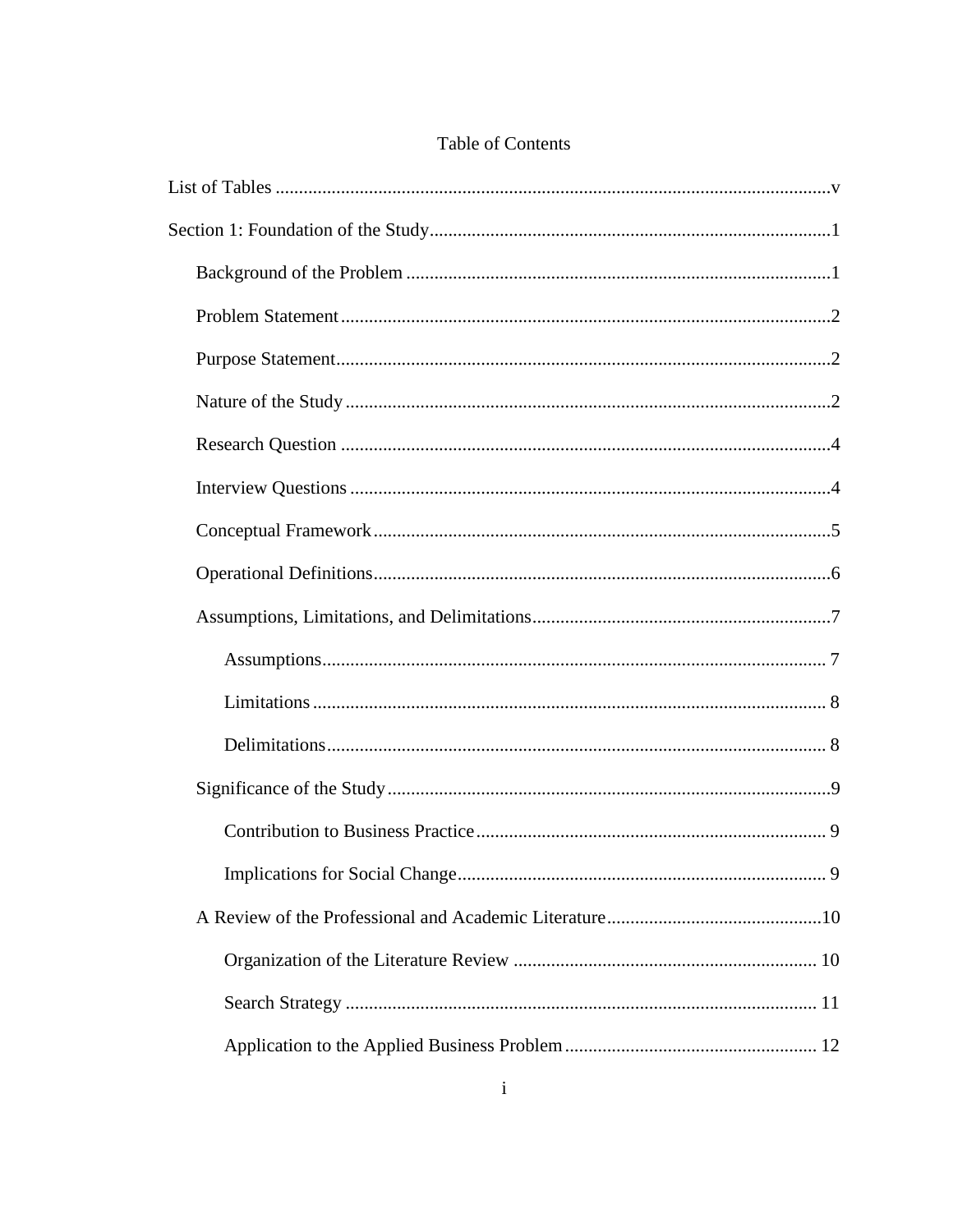Table of Contents

List of Tables ..........v

Section 1: Foundation of the Study..........1

- Background of the Problem ..........1
- Problem Statement..........2
- Purpose Statement..........2
- Nature of the Study..........2
- Research Question ..........4
- Interview Questions..........4
- Conceptual Framework..........5
- Operational Definitions..........6
- Assumptions, Limitations, and Delimitations..........7
  - Assumptions..........7
  - Limitations..........8
  - Delimitations..........8
- Significance of the Study..........9
  - Contribution to Business Practice..........9
  - Implications for Social Change..........9
- A Review of the Professional and Academic Literature..........10
  - Organization of the Literature Review ..........10
  - Search Strategy ..........11
  - Application to the Applied Business Problem..........12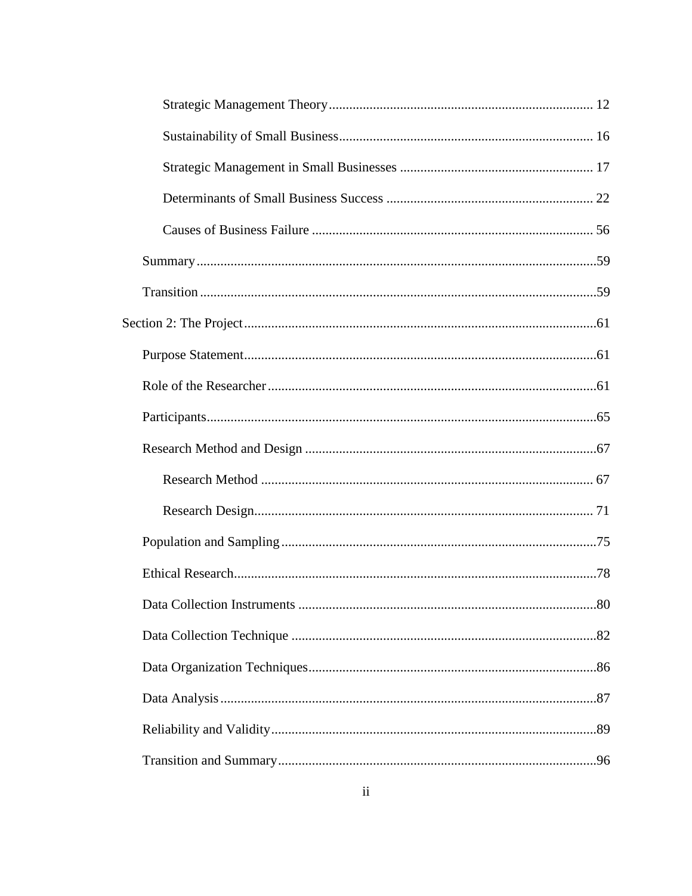Strategic Management Theory............................................................................ 12

Sustainability of Small Business.......................................................................... 16

Strategic Management in Small Businesses ......................................................... 17

Determinants of Small Business Success ............................................................ 22

Causes of Business Failure .................................................................................. 56

Summary.....................................................................................................................59

Transition....................................................................................................................59

Section 2: The Project.......................................................................................................61

Purpose Statement.......................................................................................................61

Role of the Researcher................................................................................................61

Participants..................................................................................................................65

Research Method and Design .....................................................................................67

Research Method ................................................................................................. 67

Research Design................................................................................................... 71

Population and Sampling............................................................................................75

Ethical Research..........................................................................................................78

Data Collection Instruments .......................................................................................80

Data Collection Technique .........................................................................................82

Data Organization Techniques....................................................................................86

Data Analysis..............................................................................................................87

Reliability and Validity...............................................................................................89

Transition and Summary.............................................................................................96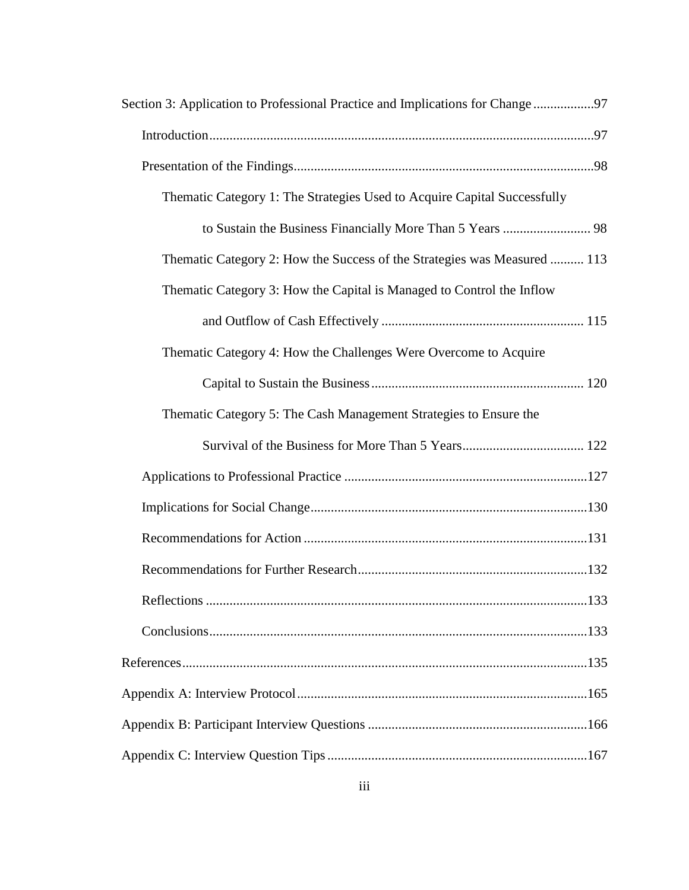Section 3: Application to Professional Practice and Implications for Change ..................97

Introduction ..................97

Presentation of the Findings ..................98

Thematic Category 1: The Strategies Used to Acquire Capital Successfully to Sustain the Business Financially More Than 5 Years .................. 98

Thematic Category 2: How the Success of the Strategies was Measured .......... 113

Thematic Category 3: How the Capital is Managed to Control the Inflow and Outflow of Cash Effectively .................. 115

Thematic Category 4: How the Challenges Were Overcome to Acquire Capital to Sustain the Business .................. 120

Thematic Category 5: The Cash Management Strategies to Ensure the Survival of the Business for More Than 5 Years .................. 122

Applications to Professional Practice ..................127

Implications for Social Change ..................130

Recommendations for Action ..................131

Recommendations for Further Research ..................132

Reflections ..................133

Conclusions ..................133

References ..................135

Appendix A: Interview Protocol ..................165

Appendix B: Participant Interview Questions ..................166

Appendix C: Interview Question Tips ..................167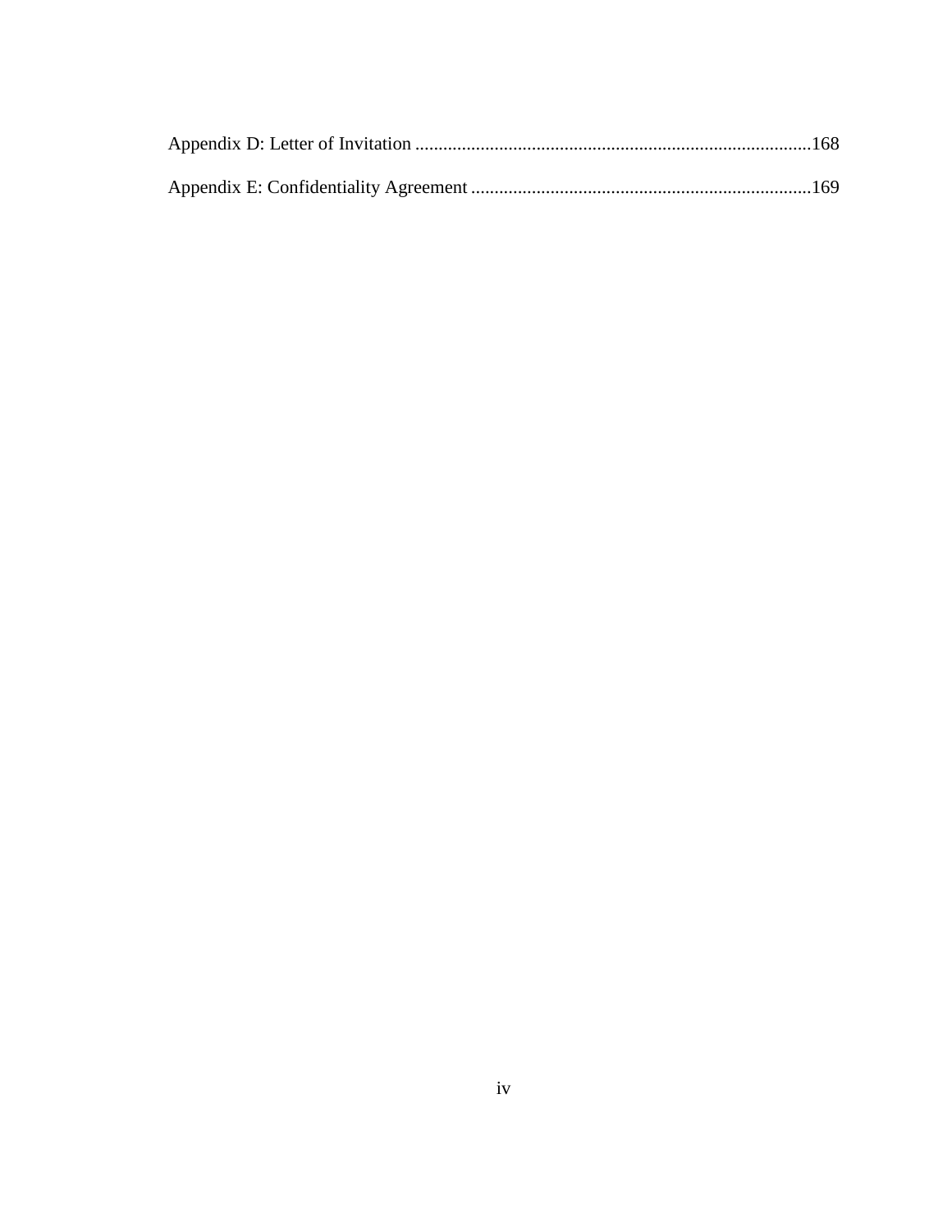Appendix D: Letter of Invitation ....................................................................................168

Appendix E: Confidentiality Agreement .........................................................................169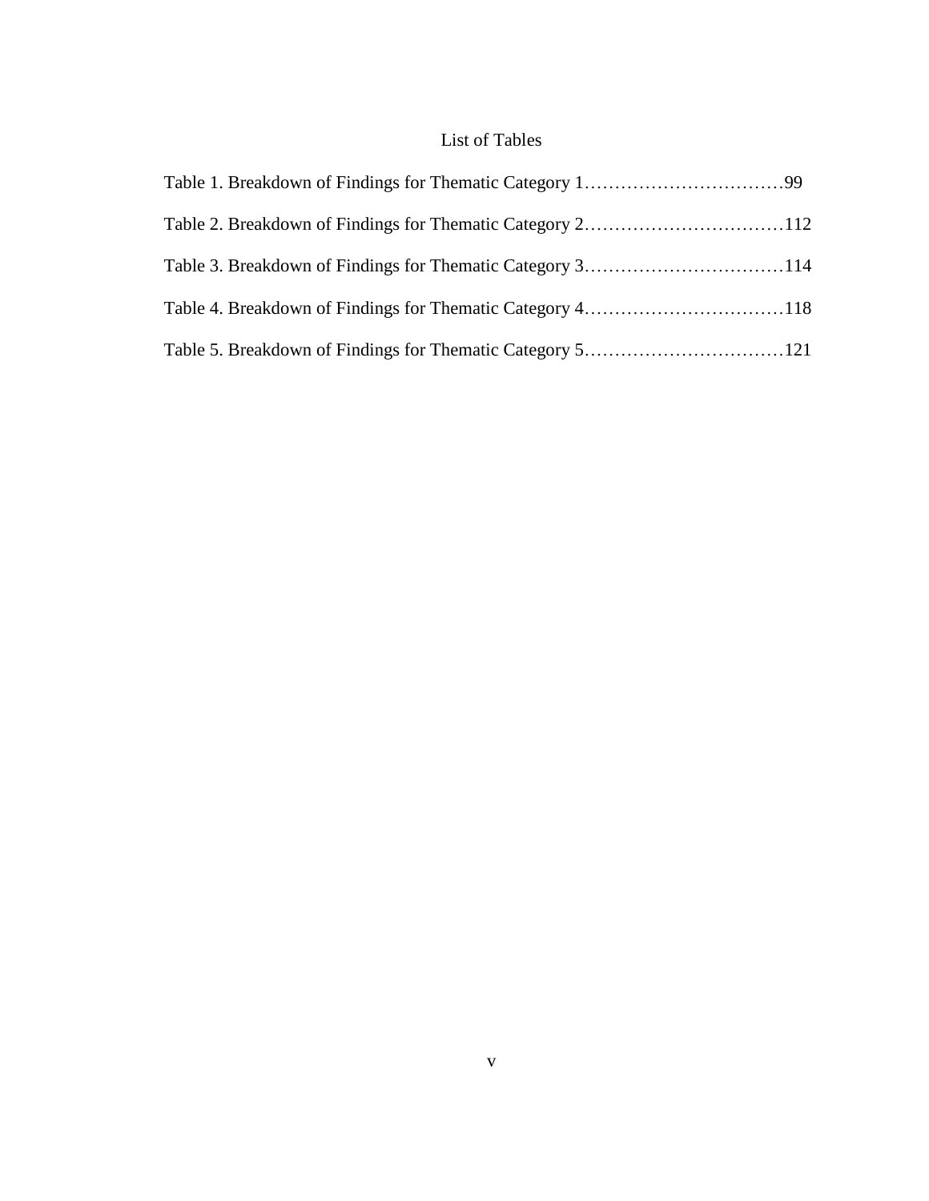# List of Tables

Table 1. Breakdown of Findings for Thematic Category 1……………………………99

Table 2. Breakdown of Findings for Thematic Category 2……………………………112

Table 3. Breakdown of Findings for Thematic Category 3……………………………114

Table 4. Breakdown of Findings for Thematic Category 4……………………………118

Table 5. Breakdown of Findings for Thematic Category 5……………………………121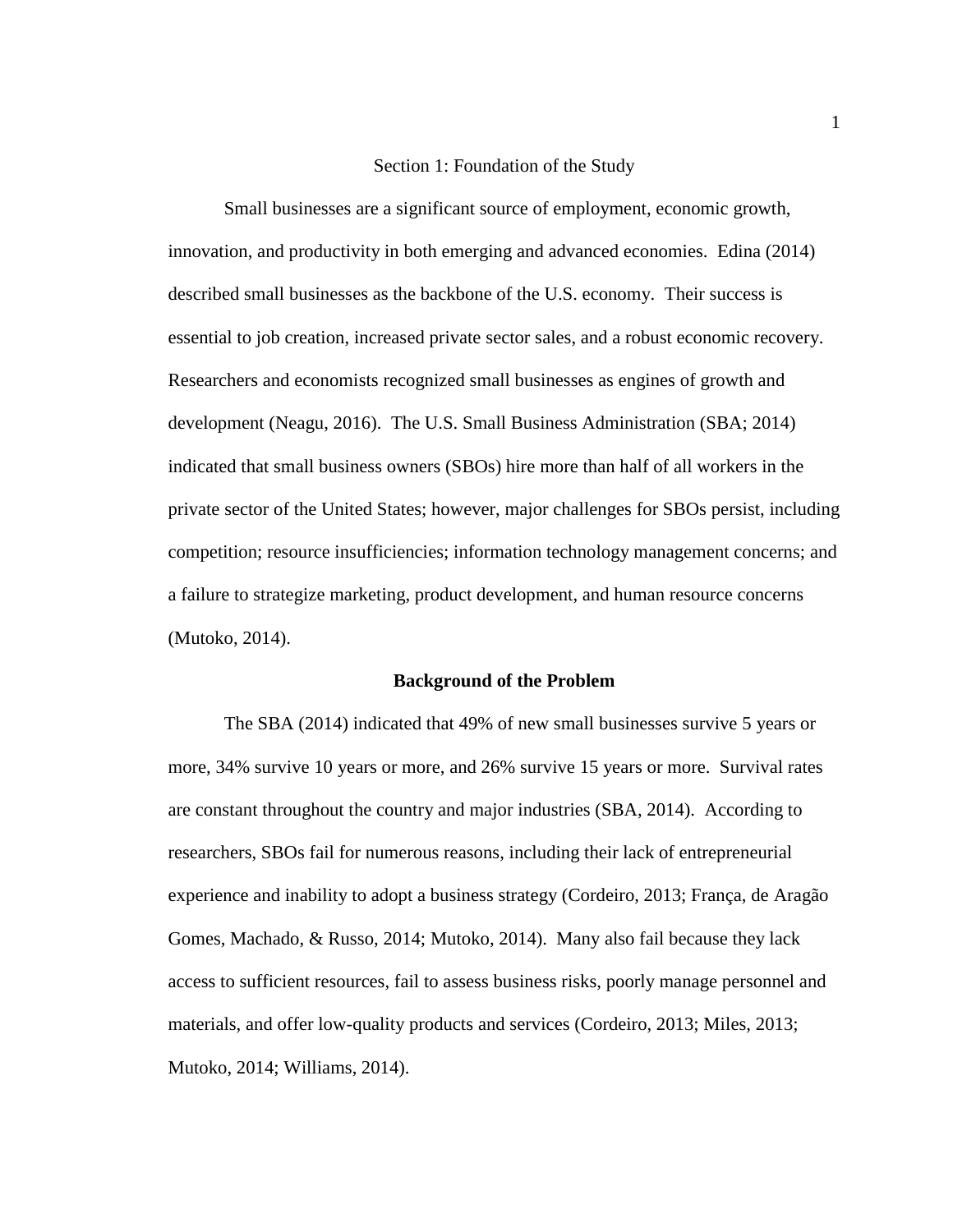# Section 1: Foundation of the Study

Small businesses are a significant source of employment, economic growth, innovation, and productivity in both emerging and advanced economies. Edina (2014) described small businesses as the backbone of the U.S. economy. Their success is essential to job creation, increased private sector sales, and a robust economic recovery. Researchers and economists recognized small businesses as engines of growth and development (Neagu, 2016). The U.S. Small Business Administration (SBA; 2014) indicated that small business owners (SBOs) hire more than half of all workers in the private sector of the United States; however, major challenges for SBOs persist, including competition; resource insufficiencies; information technology management concerns; and a failure to strategize marketing, product development, and human resource concerns (Mutoko, 2014).

## Background of the Problem

The SBA (2014) indicated that 49% of new small businesses survive 5 years or more, 34% survive 10 years or more, and 26% survive 15 years or more. Survival rates are constant throughout the country and major industries (SBA, 2014). According to researchers, SBOs fail for numerous reasons, including their lack of entrepreneurial experience and inability to adopt a business strategy (Cordeiro, 2013; França, de Aragão Gomes, Machado, & Russo, 2014; Mutoko, 2014). Many also fail because they lack access to sufficient resources, fail to assess business risks, poorly manage personnel and materials, and offer low-quality products and services (Cordeiro, 2013; Miles, 2013; Mutoko, 2014; Williams, 2014).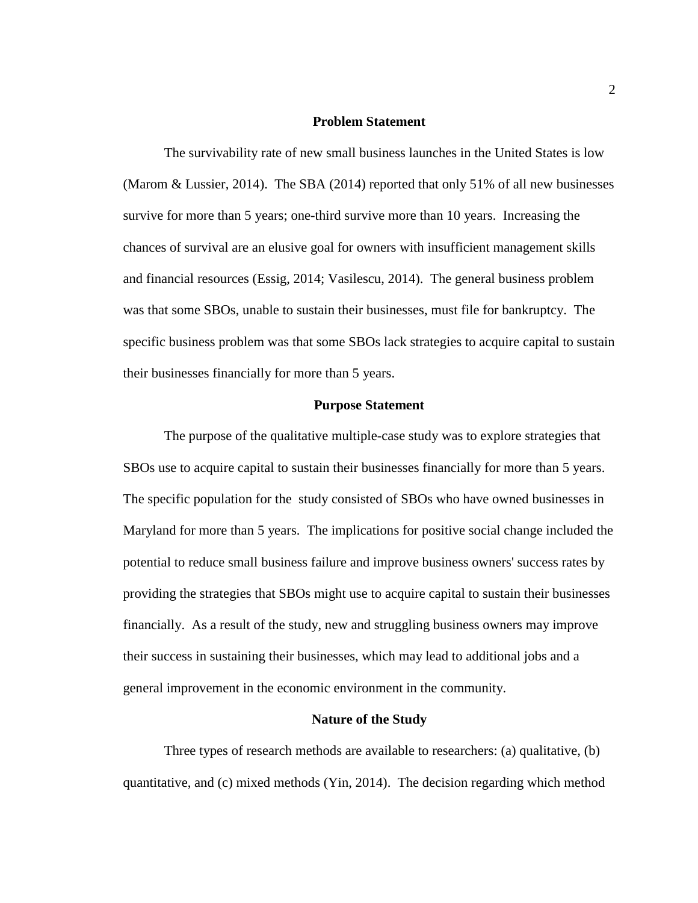## Problem Statement

The survivability rate of new small business launches in the United States is low (Marom & Lussier, 2014). The SBA (2014) reported that only 51% of all new businesses survive for more than 5 years; one-third survive more than 10 years. Increasing the chances of survival are an elusive goal for owners with insufficient management skills and financial resources (Essig, 2014; Vasilescu, 2014). The general business problem was that some SBOs, unable to sustain their businesses, must file for bankruptcy. The specific business problem was that some SBOs lack strategies to acquire capital to sustain their businesses financially for more than 5 years.

## Purpose Statement

The purpose of the qualitative multiple-case study was to explore strategies that SBOs use to acquire capital to sustain their businesses financially for more than 5 years. The specific population for the study consisted of SBOs who have owned businesses in Maryland for more than 5 years. The implications for positive social change included the potential to reduce small business failure and improve business owners' success rates by providing the strategies that SBOs might use to acquire capital to sustain their businesses financially. As a result of the study, new and struggling business owners may improve their success in sustaining their businesses, which may lead to additional jobs and a general improvement in the economic environment in the community.

## Nature of the Study

Three types of research methods are available to researchers: (a) qualitative, (b) quantitative, and (c) mixed methods (Yin, 2014). The decision regarding which method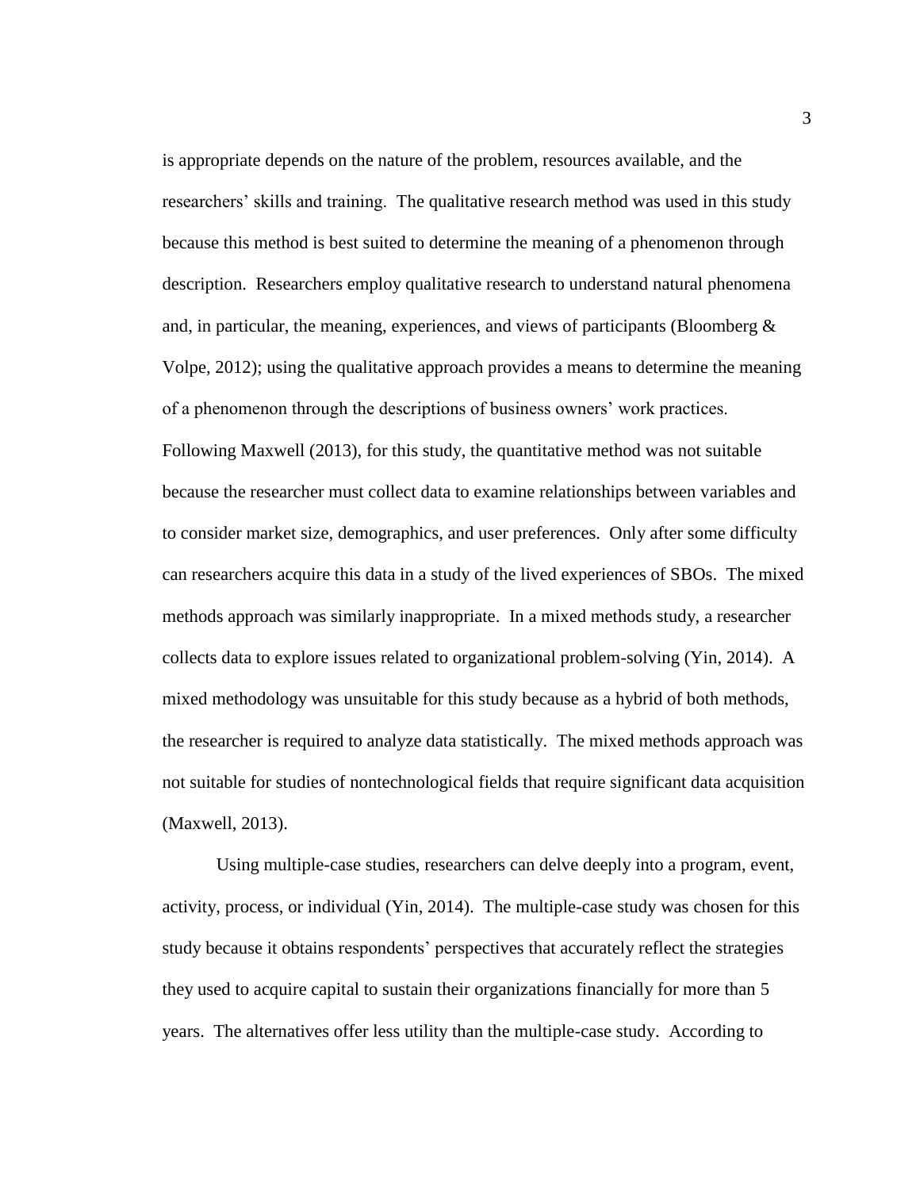is appropriate depends on the nature of the problem, resources available, and the researchers' skills and training. The qualitative research method was used in this study because this method is best suited to determine the meaning of a phenomenon through description. Researchers employ qualitative research to understand natural phenomena and, in particular, the meaning, experiences, and views of participants (Bloomberg & Volpe, 2012); using the qualitative approach provides a means to determine the meaning of a phenomenon through the descriptions of business owners' work practices. Following Maxwell (2013), for this study, the quantitative method was not suitable because the researcher must collect data to examine relationships between variables and to consider market size, demographics, and user preferences. Only after some difficulty can researchers acquire this data in a study of the lived experiences of SBOs. The mixed methods approach was similarly inappropriate. In a mixed methods study, a researcher collects data to explore issues related to organizational problem-solving (Yin, 2014). A mixed methodology was unsuitable for this study because as a hybrid of both methods, the researcher is required to analyze data statistically. The mixed methods approach was not suitable for studies of nontechnological fields that require significant data acquisition (Maxwell, 2013).

Using multiple-case studies, researchers can delve deeply into a program, event, activity, process, or individual (Yin, 2014). The multiple-case study was chosen for this study because it obtains respondents' perspectives that accurately reflect the strategies they used to acquire capital to sustain their organizations financially for more than 5 years. The alternatives offer less utility than the multiple-case study. According to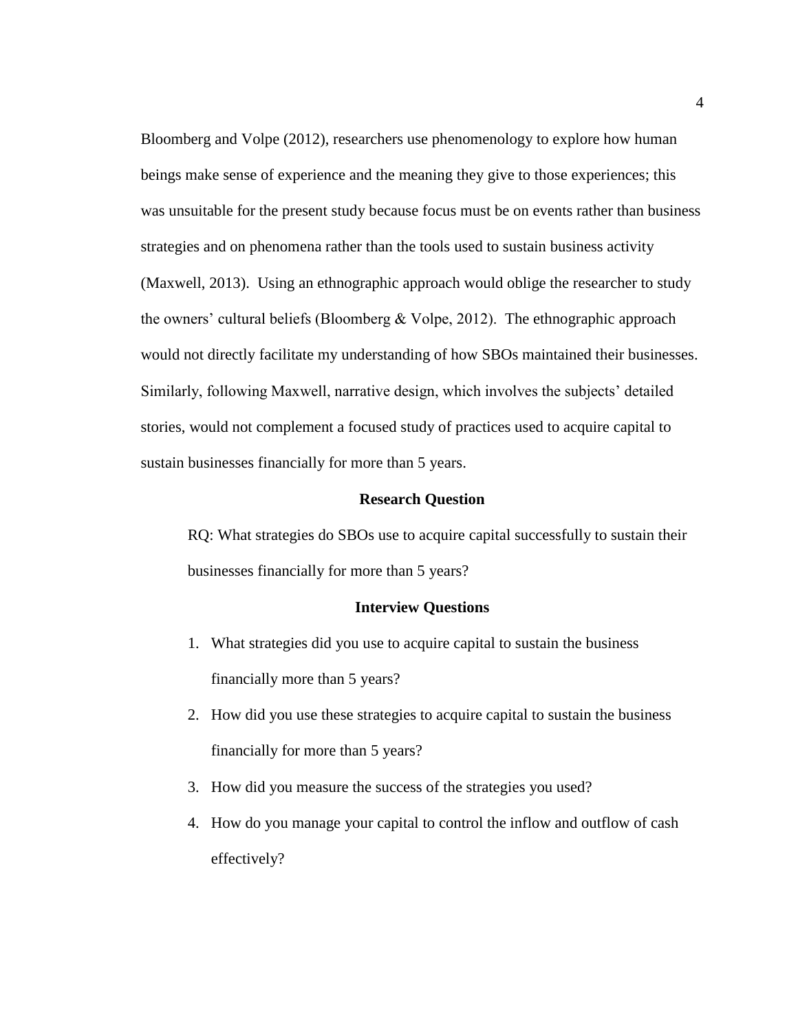Bloomberg and Volpe (2012), researchers use phenomenology to explore how human beings make sense of experience and the meaning they give to those experiences; this was unsuitable for the present study because focus must be on events rather than business strategies and on phenomena rather than the tools used to sustain business activity (Maxwell, 2013). Using an ethnographic approach would oblige the researcher to study the owners' cultural beliefs (Bloomberg & Volpe, 2012). The ethnographic approach would not directly facilitate my understanding of how SBOs maintained their businesses. Similarly, following Maxwell, narrative design, which involves the subjects' detailed stories, would not complement a focused study of practices used to acquire capital to sustain businesses financially for more than 5 years.

## Research Question

RQ: What strategies do SBOs use to acquire capital successfully to sustain their businesses financially for more than 5 years?

## Interview Questions

1. What strategies did you use to acquire capital to sustain the business financially more than 5 years?
2. How did you use these strategies to acquire capital to sustain the business financially for more than 5 years?
3. How did you measure the success of the strategies you used?
4. How do you manage your capital to control the inflow and outflow of cash effectively?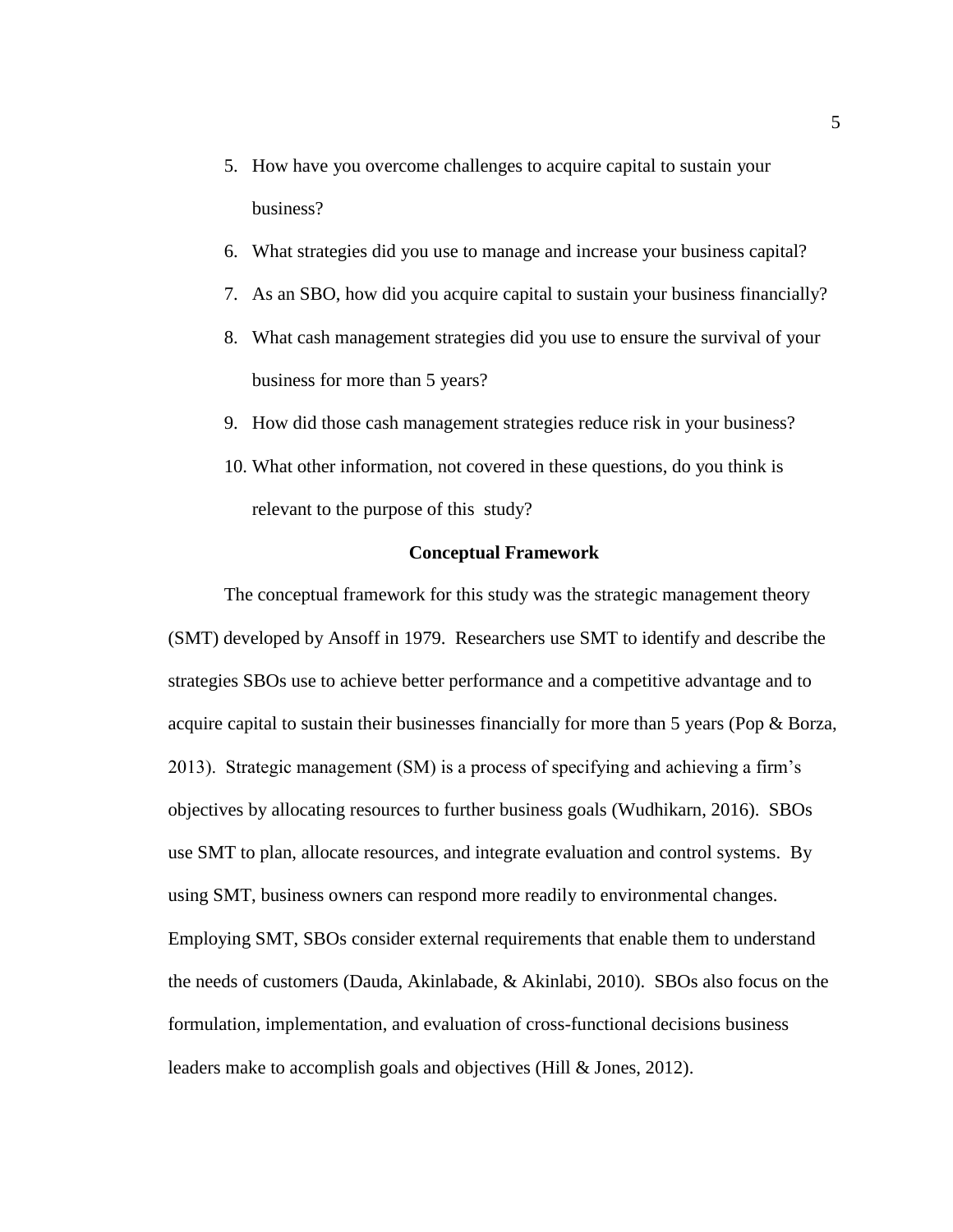5. How have you overcome challenges to acquire capital to sustain your business?
6. What strategies did you use to manage and increase your business capital?
7. As an SBO, how did you acquire capital to sustain your business financially?
8. What cash management strategies did you use to ensure the survival of your business for more than 5 years?
9. How did those cash management strategies reduce risk in your business?
10. What other information, not covered in these questions, do you think is relevant to the purpose of this study?

## Conceptual Framework

The conceptual framework for this study was the strategic management theory (SMT) developed by Ansoff in 1979. Researchers use SMT to identify and describe the strategies SBOs use to achieve better performance and a competitive advantage and to acquire capital to sustain their businesses financially for more than 5 years (Pop & Borza, 2013). Strategic management (SM) is a process of specifying and achieving a firm's objectives by allocating resources to further business goals (Wudhikarn, 2016). SBOs use SMT to plan, allocate resources, and integrate evaluation and control systems. By using SMT, business owners can respond more readily to environmental changes. Employing SMT, SBOs consider external requirements that enable them to understand the needs of customers (Dauda, Akinlabade, & Akinlabi, 2010). SBOs also focus on the formulation, implementation, and evaluation of cross-functional decisions business leaders make to accomplish goals and objectives (Hill & Jones, 2012).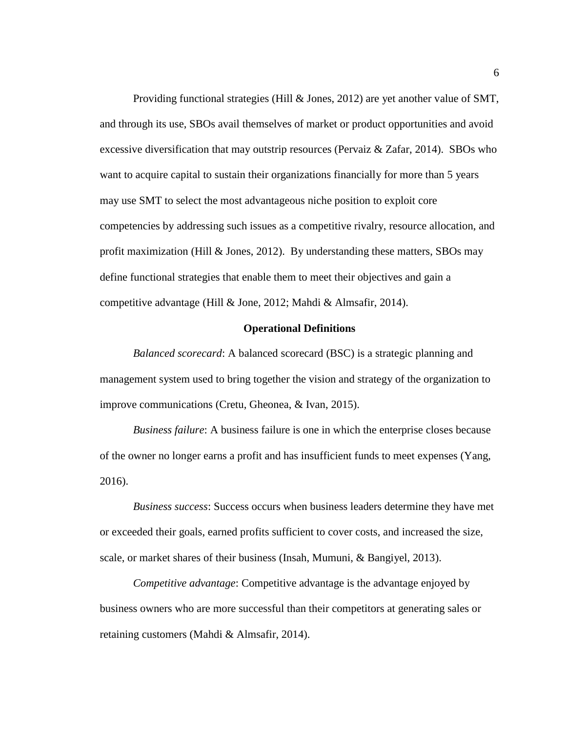Providing functional strategies (Hill & Jones, 2012) are yet another value of SMT, and through its use, SBOs avail themselves of market or product opportunities and avoid excessive diversification that may outstrip resources (Pervaiz & Zafar, 2014). SBOs who want to acquire capital to sustain their organizations financially for more than 5 years may use SMT to select the most advantageous niche position to exploit core competencies by addressing such issues as a competitive rivalry, resource allocation, and profit maximization (Hill & Jones, 2012). By understanding these matters, SBOs may define functional strategies that enable them to meet their objectives and gain a competitive advantage (Hill & Jone, 2012; Mahdi & Almsafir, 2014).

## Operational Definitions

*Balanced scorecard*: A balanced scorecard (BSC) is a strategic planning and management system used to bring together the vision and strategy of the organization to improve communications (Cretu, Gheonea, & Ivan, 2015).

*Business failure*: A business failure is one in which the enterprise closes because of the owner no longer earns a profit and has insufficient funds to meet expenses (Yang, 2016).

*Business success*: Success occurs when business leaders determine they have met or exceeded their goals, earned profits sufficient to cover costs, and increased the size, scale, or market shares of their business (Insah, Mumuni, & Bangiyel, 2013).

*Competitive advantage*: Competitive advantage is the advantage enjoyed by business owners who are more successful than their competitors at generating sales or retaining customers (Mahdi & Almsafir, 2014).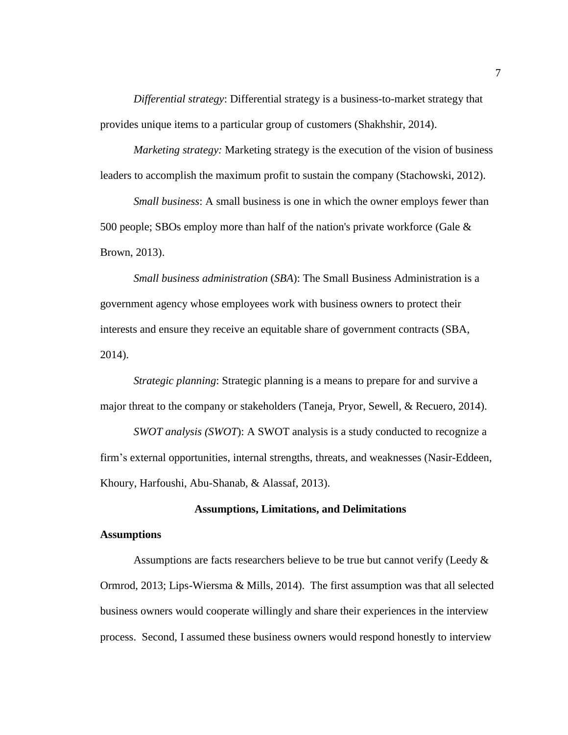*Differential strategy*: Differential strategy is a business-to-market strategy that provides unique items to a particular group of customers (Shakhshir, 2014).

*Marketing strategy:* Marketing strategy is the execution of the vision of business leaders to accomplish the maximum profit to sustain the company (Stachowski, 2012).

*Small business*: A small business is one in which the owner employs fewer than 500 people; SBOs employ more than half of the nation's private workforce (Gale & Brown, 2013).

*Small business administration* (*SBA*): The Small Business Administration is a government agency whose employees work with business owners to protect their interests and ensure they receive an equitable share of government contracts (SBA, 2014).

*Strategic planning*: Strategic planning is a means to prepare for and survive a major threat to the company or stakeholders (Taneja, Pryor, Sewell, & Recuero, 2014).

*SWOT analysis (SWOT*): A SWOT analysis is a study conducted to recognize a firm's external opportunities, internal strengths, threats, and weaknesses (Nasir-Eddeen, Khoury, Harfoushi, Abu-Shanab, & Alassaf, 2013).

## Assumptions, Limitations, and Delimitations

### Assumptions

Assumptions are facts researchers believe to be true but cannot verify (Leedy & Ormrod, 2013; Lips-Wiersma & Mills, 2014). The first assumption was that all selected business owners would cooperate willingly and share their experiences in the interview process. Second, I assumed these business owners would respond honestly to interview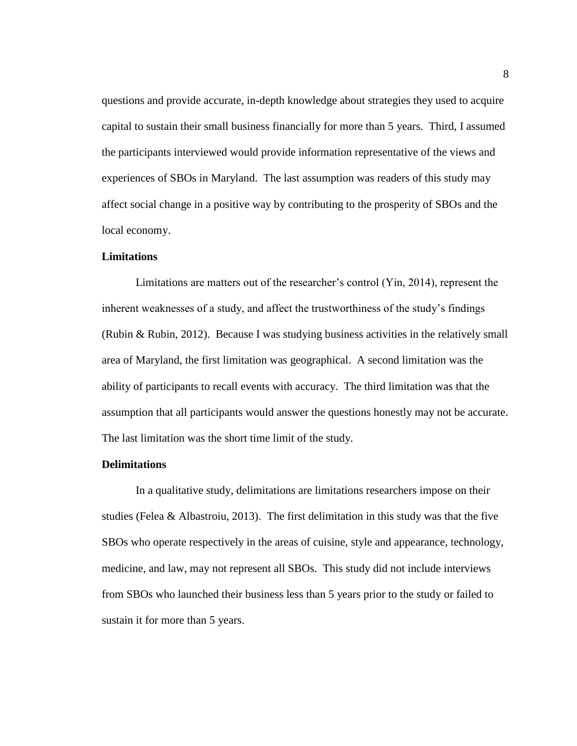questions and provide accurate, in-depth knowledge about strategies they used to acquire capital to sustain their small business financially for more than 5 years. Third, I assumed the participants interviewed would provide information representative of the views and experiences of SBOs in Maryland. The last assumption was readers of this study may affect social change in a positive way by contributing to the prosperity of SBOs and the local economy.

### Limitations

Limitations are matters out of the researcher's control (Yin, 2014), represent the inherent weaknesses of a study, and affect the trustworthiness of the study's findings (Rubin & Rubin, 2012). Because I was studying business activities in the relatively small area of Maryland, the first limitation was geographical. A second limitation was the ability of participants to recall events with accuracy. The third limitation was that the assumption that all participants would answer the questions honestly may not be accurate. The last limitation was the short time limit of the study.

### Delimitations

In a qualitative study, delimitations are limitations researchers impose on their studies (Felea & Albastroiu, 2013). The first delimitation in this study was that the five SBOs who operate respectively in the areas of cuisine, style and appearance, technology, medicine, and law, may not represent all SBOs. This study did not include interviews from SBOs who launched their business less than 5 years prior to the study or failed to sustain it for more than 5 years.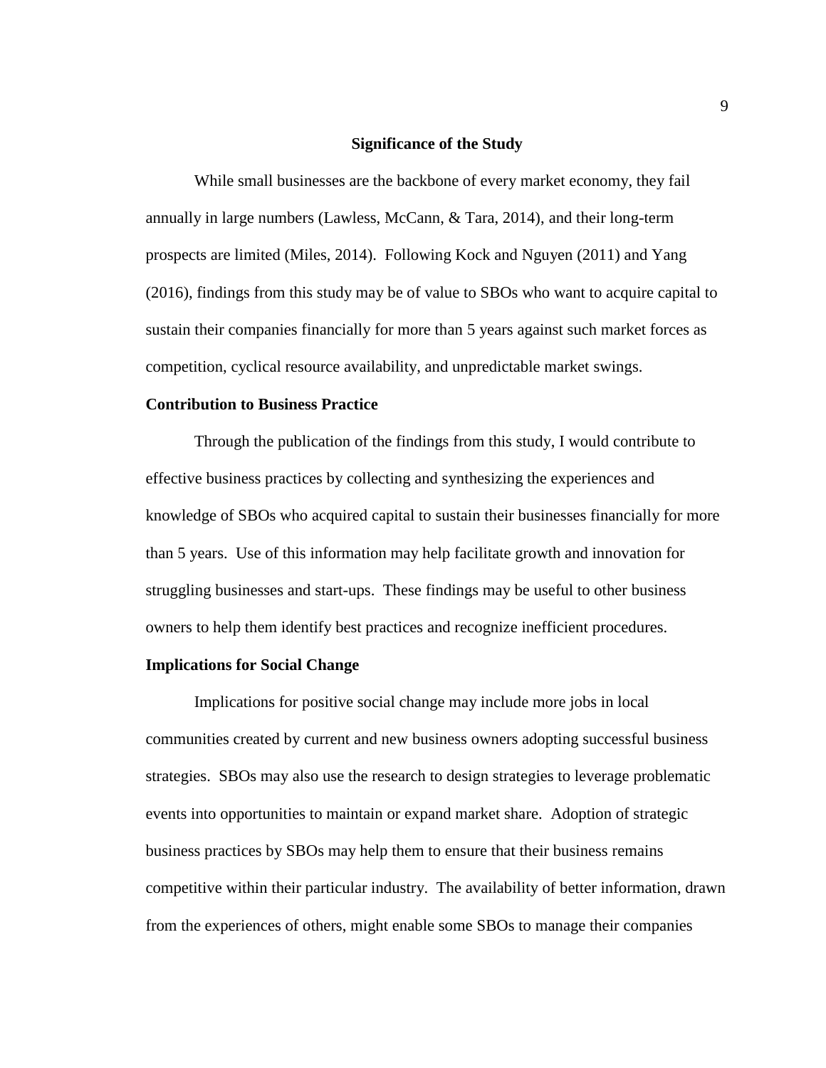## Significance of the Study

While small businesses are the backbone of every market economy, they fail annually in large numbers (Lawless, McCann, & Tara, 2014), and their long-term prospects are limited (Miles, 2014). Following Kock and Nguyen (2011) and Yang (2016), findings from this study may be of value to SBOs who want to acquire capital to sustain their companies financially for more than 5 years against such market forces as competition, cyclical resource availability, and unpredictable market swings.

### Contribution to Business Practice

Through the publication of the findings from this study, I would contribute to effective business practices by collecting and synthesizing the experiences and knowledge of SBOs who acquired capital to sustain their businesses financially for more than 5 years. Use of this information may help facilitate growth and innovation for struggling businesses and start-ups. These findings may be useful to other business owners to help them identify best practices and recognize inefficient procedures.

### Implications for Social Change

Implications for positive social change may include more jobs in local communities created by current and new business owners adopting successful business strategies. SBOs may also use the research to design strategies to leverage problematic events into opportunities to maintain or expand market share. Adoption of strategic business practices by SBOs may help them to ensure that their business remains competitive within their particular industry. The availability of better information, drawn from the experiences of others, might enable some SBOs to manage their companies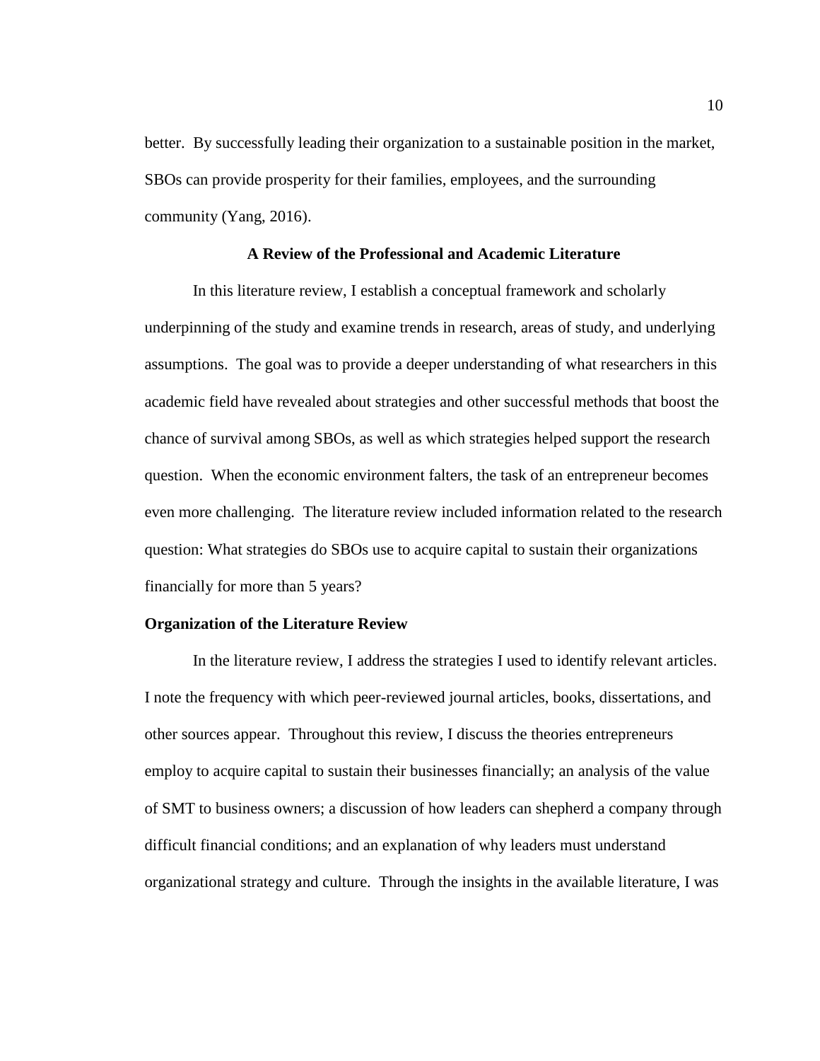better. By successfully leading their organization to a sustainable position in the market, SBOs can provide prosperity for their families, employees, and the surrounding community (Yang, 2016).

## A Review of the Professional and Academic Literature

In this literature review, I establish a conceptual framework and scholarly underpinning of the study and examine trends in research, areas of study, and underlying assumptions. The goal was to provide a deeper understanding of what researchers in this academic field have revealed about strategies and other successful methods that boost the chance of survival among SBOs, as well as which strategies helped support the research question. When the economic environment falters, the task of an entrepreneur becomes even more challenging. The literature review included information related to the research question: What strategies do SBOs use to acquire capital to sustain their organizations financially for more than 5 years?

### Organization of the Literature Review

In the literature review, I address the strategies I used to identify relevant articles. I note the frequency with which peer-reviewed journal articles, books, dissertations, and other sources appear. Throughout this review, I discuss the theories entrepreneurs employ to acquire capital to sustain their businesses financially; an analysis of the value of SMT to business owners; a discussion of how leaders can shepherd a company through difficult financial conditions; and an explanation of why leaders must understand organizational strategy and culture. Through the insights in the available literature, I was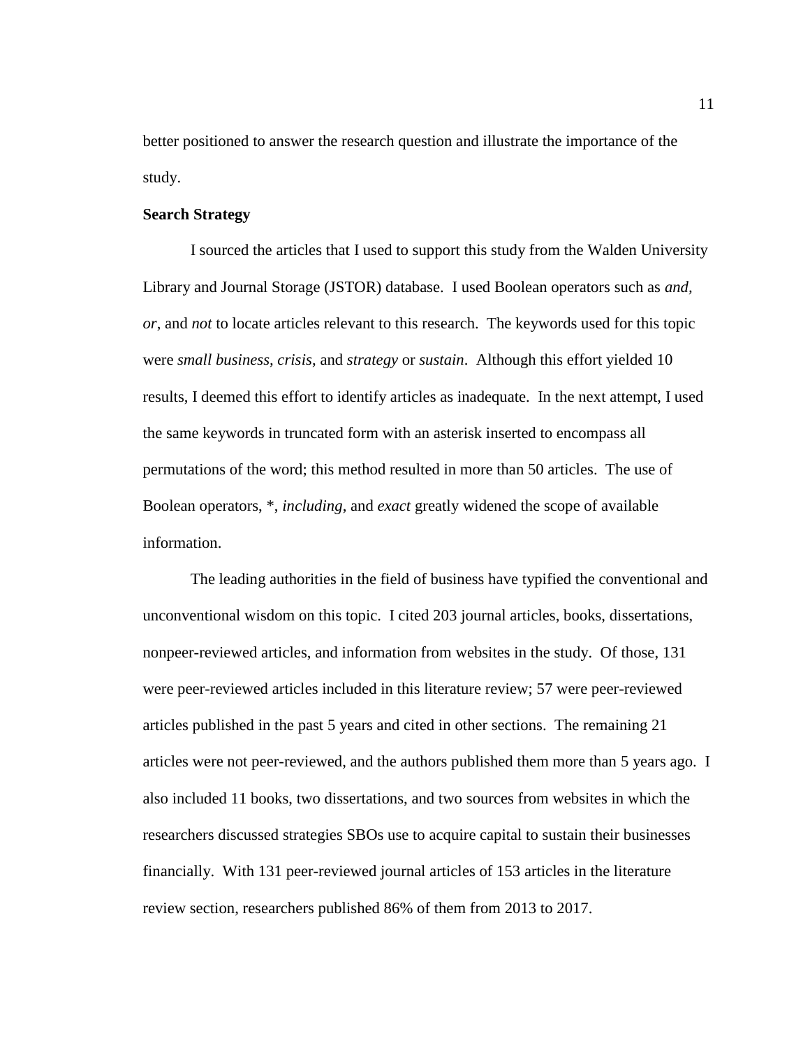better positioned to answer the research question and illustrate the importance of the study.

**Search Strategy**

I sourced the articles that I used to support this study from the Walden University Library and Journal Storage (JSTOR) database. I used Boolean operators such as *and*, *or*, and *not* to locate articles relevant to this research. The keywords used for this topic were *small business*, *crisis*, and *strategy* or *sustain*. Although this effort yielded 10 results, I deemed this effort to identify articles as inadequate. In the next attempt, I used the same keywords in truncated form with an asterisk inserted to encompass all permutations of the word; this method resulted in more than 50 articles. The use of Boolean operators, *, *including*, and *exact* greatly widened the scope of available information.

The leading authorities in the field of business have typified the conventional and unconventional wisdom on this topic. I cited 203 journal articles, books, dissertations, nonpeer-reviewed articles, and information from websites in the study. Of those, 131 were peer-reviewed articles included in this literature review; 57 were peer-reviewed articles published in the past 5 years and cited in other sections. The remaining 21 articles were not peer-reviewed, and the authors published them more than 5 years ago. I also included 11 books, two dissertations, and two sources from websites in which the researchers discussed strategies SBOs use to acquire capital to sustain their businesses financially. With 131 peer-reviewed journal articles of 153 articles in the literature review section, researchers published 86% of them from 2013 to 2017.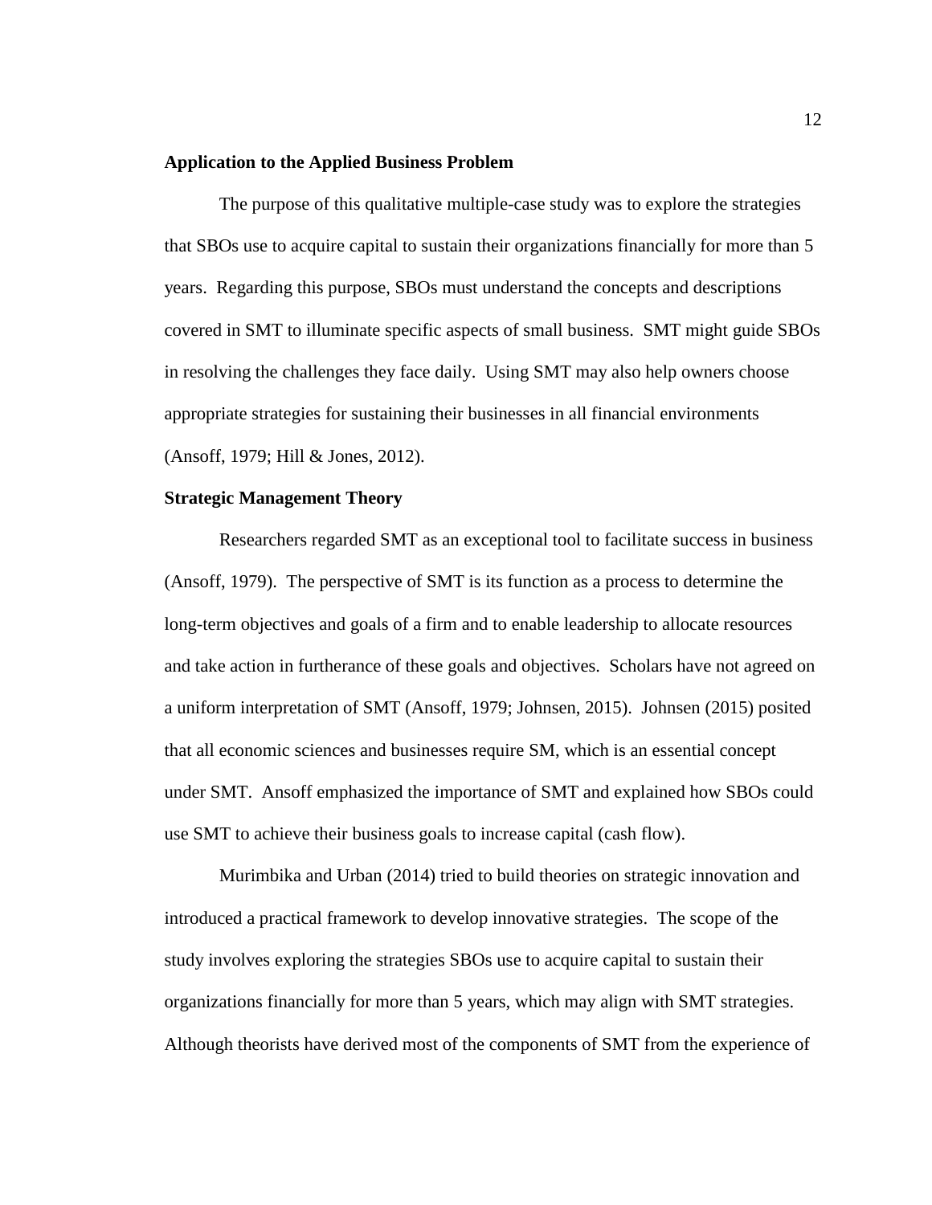**Application to the Applied Business Problem**

The purpose of this qualitative multiple-case study was to explore the strategies that SBOs use to acquire capital to sustain their organizations financially for more than 5 years. Regarding this purpose, SBOs must understand the concepts and descriptions covered in SMT to illuminate specific aspects of small business. SMT might guide SBOs in resolving the challenges they face daily. Using SMT may also help owners choose appropriate strategies for sustaining their businesses in all financial environments (Ansoff, 1979; Hill & Jones, 2012).

**Strategic Management Theory**

Researchers regarded SMT as an exceptional tool to facilitate success in business (Ansoff, 1979). The perspective of SMT is its function as a process to determine the long-term objectives and goals of a firm and to enable leadership to allocate resources and take action in furtherance of these goals and objectives. Scholars have not agreed on a uniform interpretation of SMT (Ansoff, 1979; Johnsen, 2015). Johnsen (2015) posited that all economic sciences and businesses require SM, which is an essential concept under SMT. Ansoff emphasized the importance of SMT and explained how SBOs could use SMT to achieve their business goals to increase capital (cash flow).

Murimbika and Urban (2014) tried to build theories on strategic innovation and introduced a practical framework to develop innovative strategies. The scope of the study involves exploring the strategies SBOs use to acquire capital to sustain their organizations financially for more than 5 years, which may align with SMT strategies. Although theorists have derived most of the components of SMT from the experience of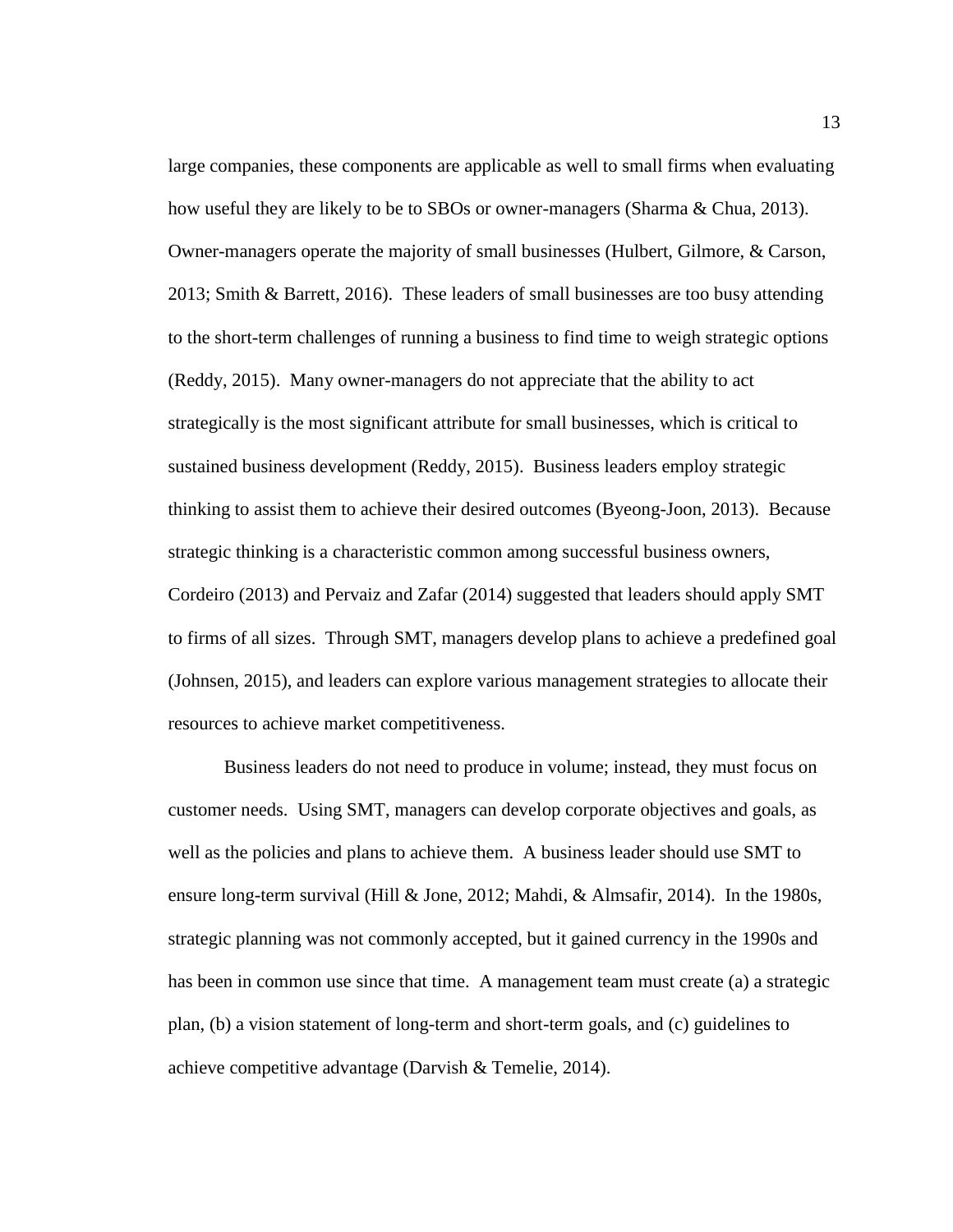large companies, these components are applicable as well to small firms when evaluating how useful they are likely to be to SBOs or owner-managers (Sharma & Chua, 2013). Owner-managers operate the majority of small businesses (Hulbert, Gilmore, & Carson, 2013; Smith & Barrett, 2016). These leaders of small businesses are too busy attending to the short-term challenges of running a business to find time to weigh strategic options (Reddy, 2015). Many owner-managers do not appreciate that the ability to act strategically is the most significant attribute for small businesses, which is critical to sustained business development (Reddy, 2015). Business leaders employ strategic thinking to assist them to achieve their desired outcomes (Byeong-Joon, 2013). Because strategic thinking is a characteristic common among successful business owners, Cordeiro (2013) and Pervaiz and Zafar (2014) suggested that leaders should apply SMT to firms of all sizes. Through SMT, managers develop plans to achieve a predefined goal (Johnsen, 2015), and leaders can explore various management strategies to allocate their resources to achieve market competitiveness.

Business leaders do not need to produce in volume; instead, they must focus on customer needs. Using SMT, managers can develop corporate objectives and goals, as well as the policies and plans to achieve them. A business leader should use SMT to ensure long-term survival (Hill & Jone, 2012; Mahdi, & Almsafir, 2014). In the 1980s, strategic planning was not commonly accepted, but it gained currency in the 1990s and has been in common use since that time. A management team must create (a) a strategic plan, (b) a vision statement of long-term and short-term goals, and (c) guidelines to achieve competitive advantage (Darvish & Temelie, 2014).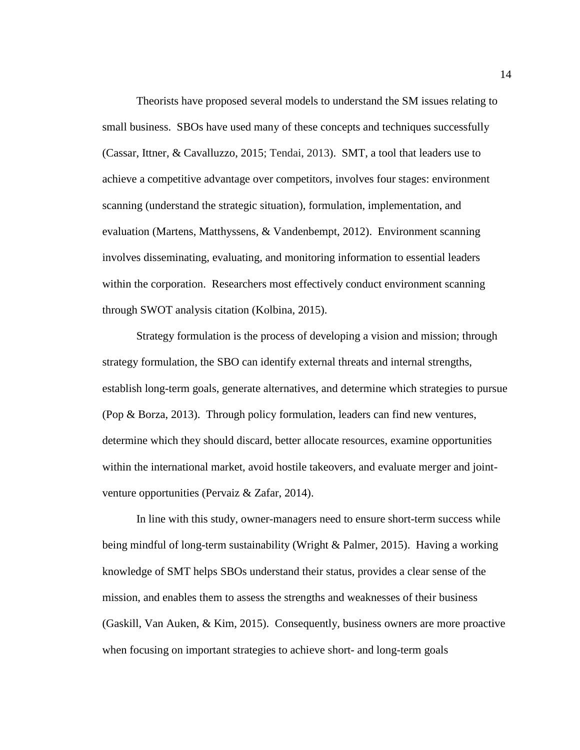Theorists have proposed several models to understand the SM issues relating to small business. SBOs have used many of these concepts and techniques successfully (Cassar, Ittner, & Cavalluzzo, 2015; Tendai, 2013). SMT, a tool that leaders use to achieve a competitive advantage over competitors, involves four stages: environment scanning (understand the strategic situation), formulation, implementation, and evaluation (Martens, Matthyssens, & Vandenbempt, 2012). Environment scanning involves disseminating, evaluating, and monitoring information to essential leaders within the corporation. Researchers most effectively conduct environment scanning through SWOT analysis citation (Kolbina, 2015).

Strategy formulation is the process of developing a vision and mission; through strategy formulation, the SBO can identify external threats and internal strengths, establish long-term goals, generate alternatives, and determine which strategies to pursue (Pop & Borza, 2013). Through policy formulation, leaders can find new ventures, determine which they should discard, better allocate resources, examine opportunities within the international market, avoid hostile takeovers, and evaluate merger and joint-venture opportunities (Pervaiz & Zafar, 2014).

In line with this study, owner-managers need to ensure short-term success while being mindful of long-term sustainability (Wright & Palmer, 2015). Having a working knowledge of SMT helps SBOs understand their status, provides a clear sense of the mission, and enables them to assess the strengths and weaknesses of their business (Gaskill, Van Auken, & Kim, 2015). Consequently, business owners are more proactive when focusing on important strategies to achieve short- and long-term goals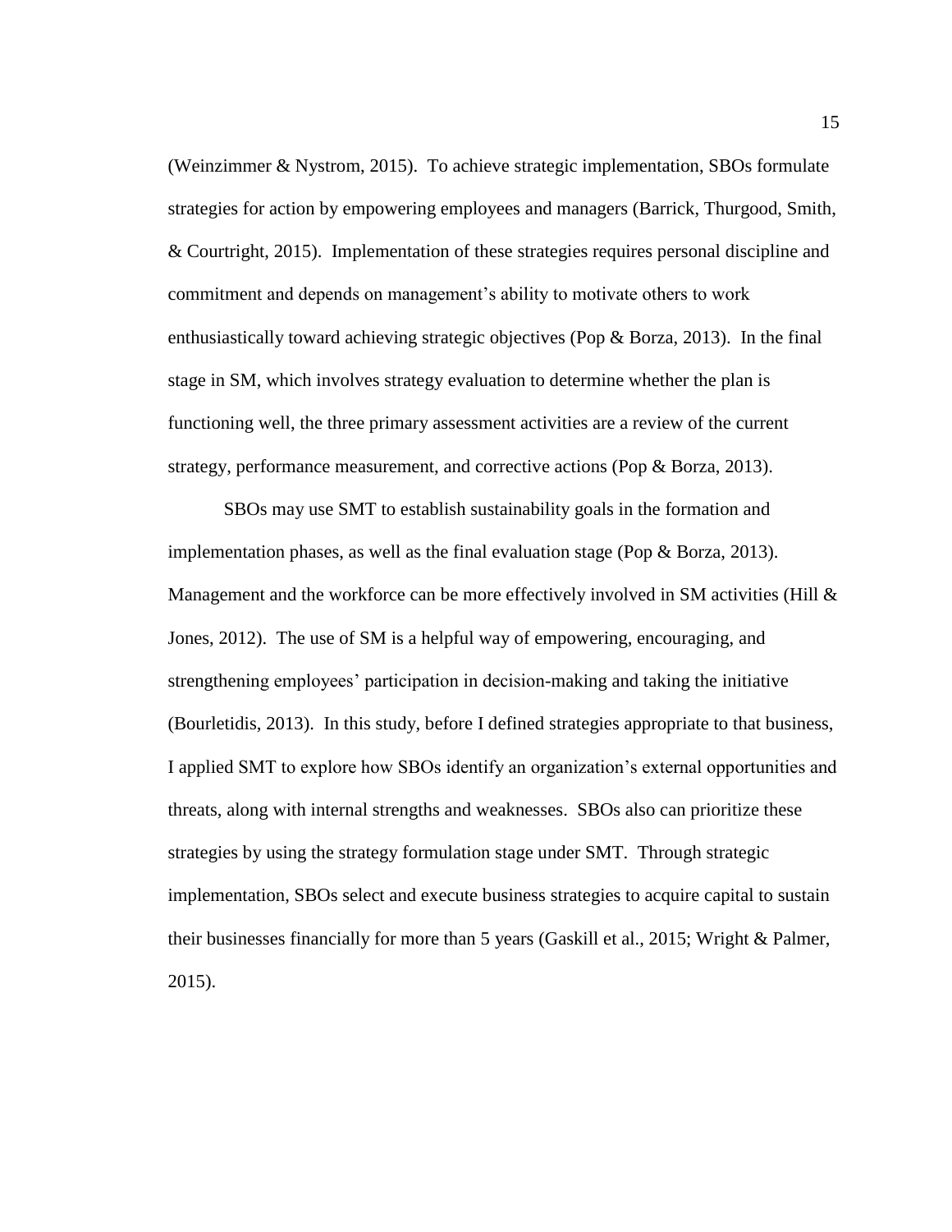(Weinzimmer & Nystrom, 2015). To achieve strategic implementation, SBOs formulate strategies for action by empowering employees and managers (Barrick, Thurgood, Smith, & Courtright, 2015). Implementation of these strategies requires personal discipline and commitment and depends on management's ability to motivate others to work enthusiastically toward achieving strategic objectives (Pop & Borza, 2013). In the final stage in SM, which involves strategy evaluation to determine whether the plan is functioning well, the three primary assessment activities are a review of the current strategy, performance measurement, and corrective actions (Pop & Borza, 2013).

SBOs may use SMT to establish sustainability goals in the formation and implementation phases, as well as the final evaluation stage (Pop & Borza, 2013). Management and the workforce can be more effectively involved in SM activities (Hill & Jones, 2012). The use of SM is a helpful way of empowering, encouraging, and strengthening employees' participation in decision-making and taking the initiative (Bourletidis, 2013). In this study, before I defined strategies appropriate to that business, I applied SMT to explore how SBOs identify an organization's external opportunities and threats, along with internal strengths and weaknesses. SBOs also can prioritize these strategies by using the strategy formulation stage under SMT. Through strategic implementation, SBOs select and execute business strategies to acquire capital to sustain their businesses financially for more than 5 years (Gaskill et al., 2015; Wright & Palmer, 2015).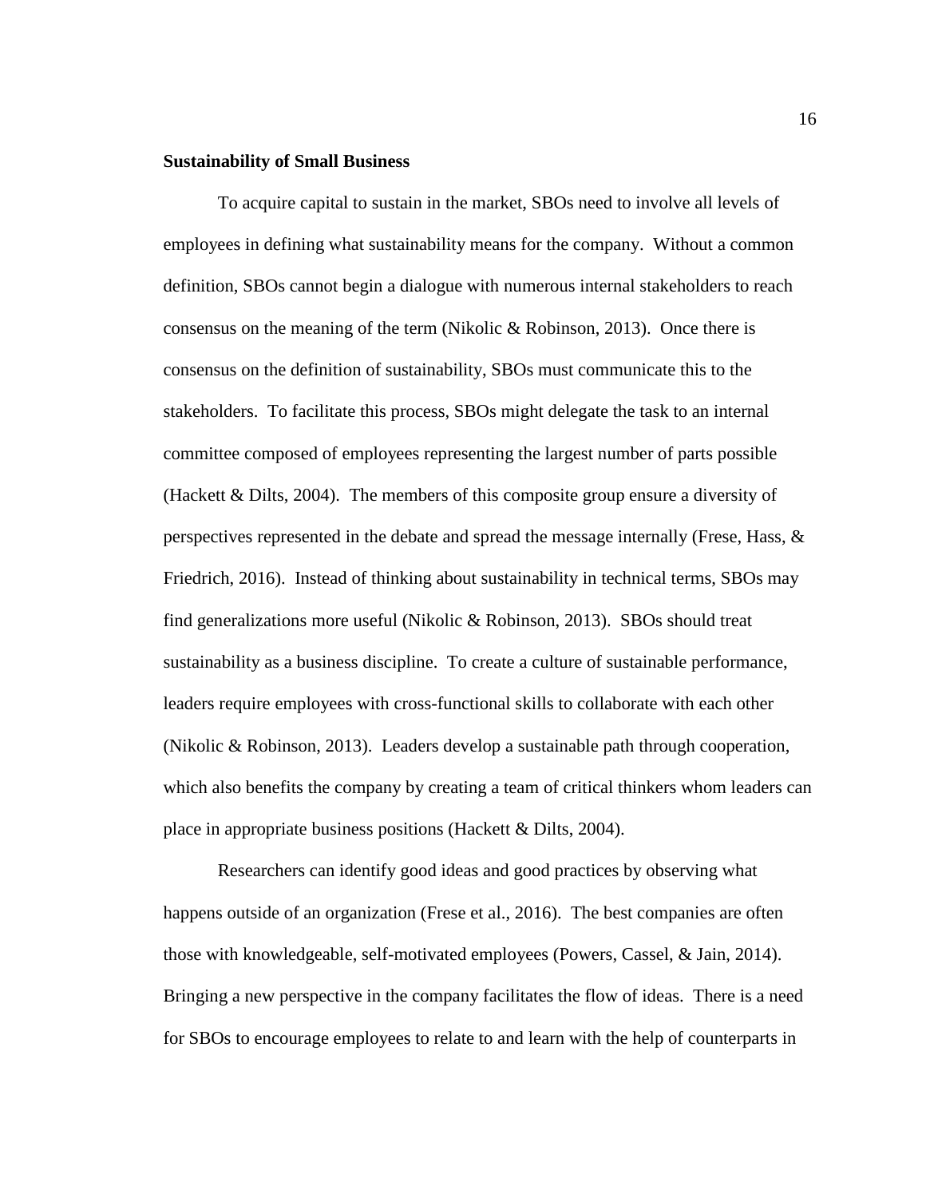**Sustainability of Small Business**

To acquire capital to sustain in the market, SBOs need to involve all levels of employees in defining what sustainability means for the company. Without a common definition, SBOs cannot begin a dialogue with numerous internal stakeholders to reach consensus on the meaning of the term (Nikolic & Robinson, 2013). Once there is consensus on the definition of sustainability, SBOs must communicate this to the stakeholders. To facilitate this process, SBOs might delegate the task to an internal committee composed of employees representing the largest number of parts possible (Hackett & Dilts, 2004). The members of this composite group ensure a diversity of perspectives represented in the debate and spread the message internally (Frese, Hass, & Friedrich, 2016). Instead of thinking about sustainability in technical terms, SBOs may find generalizations more useful (Nikolic & Robinson, 2013). SBOs should treat sustainability as a business discipline. To create a culture of sustainable performance, leaders require employees with cross-functional skills to collaborate with each other (Nikolic & Robinson, 2013). Leaders develop a sustainable path through cooperation, which also benefits the company by creating a team of critical thinkers whom leaders can place in appropriate business positions (Hackett & Dilts, 2004).

Researchers can identify good ideas and good practices by observing what happens outside of an organization (Frese et al., 2016). The best companies are often those with knowledgeable, self-motivated employees (Powers, Cassel, & Jain, 2014). Bringing a new perspective in the company facilitates the flow of ideas. There is a need for SBOs to encourage employees to relate to and learn with the help of counterparts in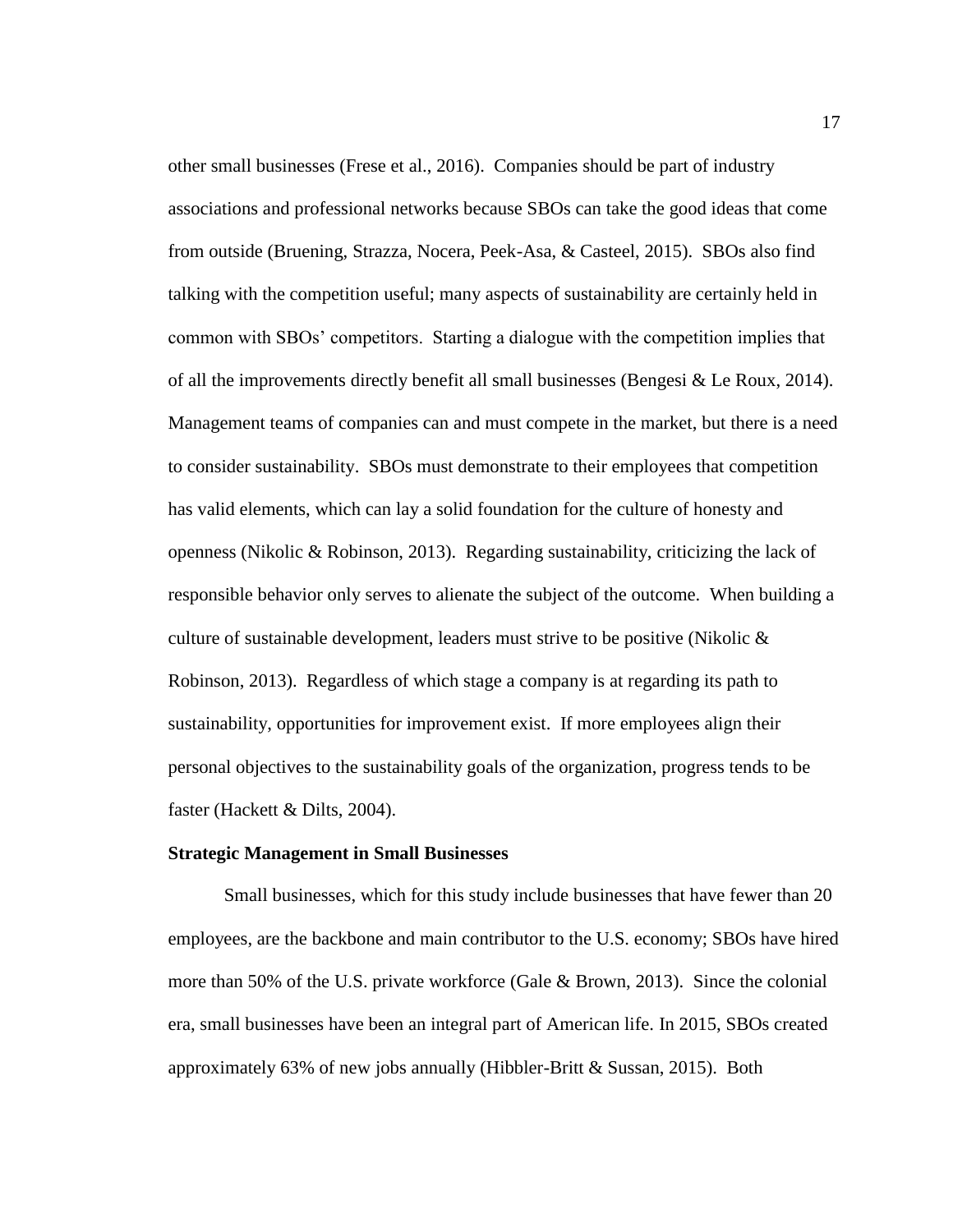other small businesses (Frese et al., 2016). Companies should be part of industry associations and professional networks because SBOs can take the good ideas that come from outside (Bruening, Strazza, Nocera, Peek-Asa, & Casteel, 2015). SBOs also find talking with the competition useful; many aspects of sustainability are certainly held in common with SBOs' competitors. Starting a dialogue with the competition implies that of all the improvements directly benefit all small businesses (Bengesi & Le Roux, 2014). Management teams of companies can and must compete in the market, but there is a need to consider sustainability. SBOs must demonstrate to their employees that competition has valid elements, which can lay a solid foundation for the culture of honesty and openness (Nikolic & Robinson, 2013). Regarding sustainability, criticizing the lack of responsible behavior only serves to alienate the subject of the outcome. When building a culture of sustainable development, leaders must strive to be positive (Nikolic & Robinson, 2013). Regardless of which stage a company is at regarding its path to sustainability, opportunities for improvement exist. If more employees align their personal objectives to the sustainability goals of the organization, progress tends to be faster (Hackett & Dilts, 2004).

**Strategic Management in Small Businesses**

Small businesses, which for this study include businesses that have fewer than 20 employees, are the backbone and main contributor to the U.S. economy; SBOs have hired more than 50% of the U.S. private workforce (Gale & Brown, 2013). Since the colonial era, small businesses have been an integral part of American life. In 2015, SBOs created approximately 63% of new jobs annually (Hibbler-Britt & Sussan, 2015). Both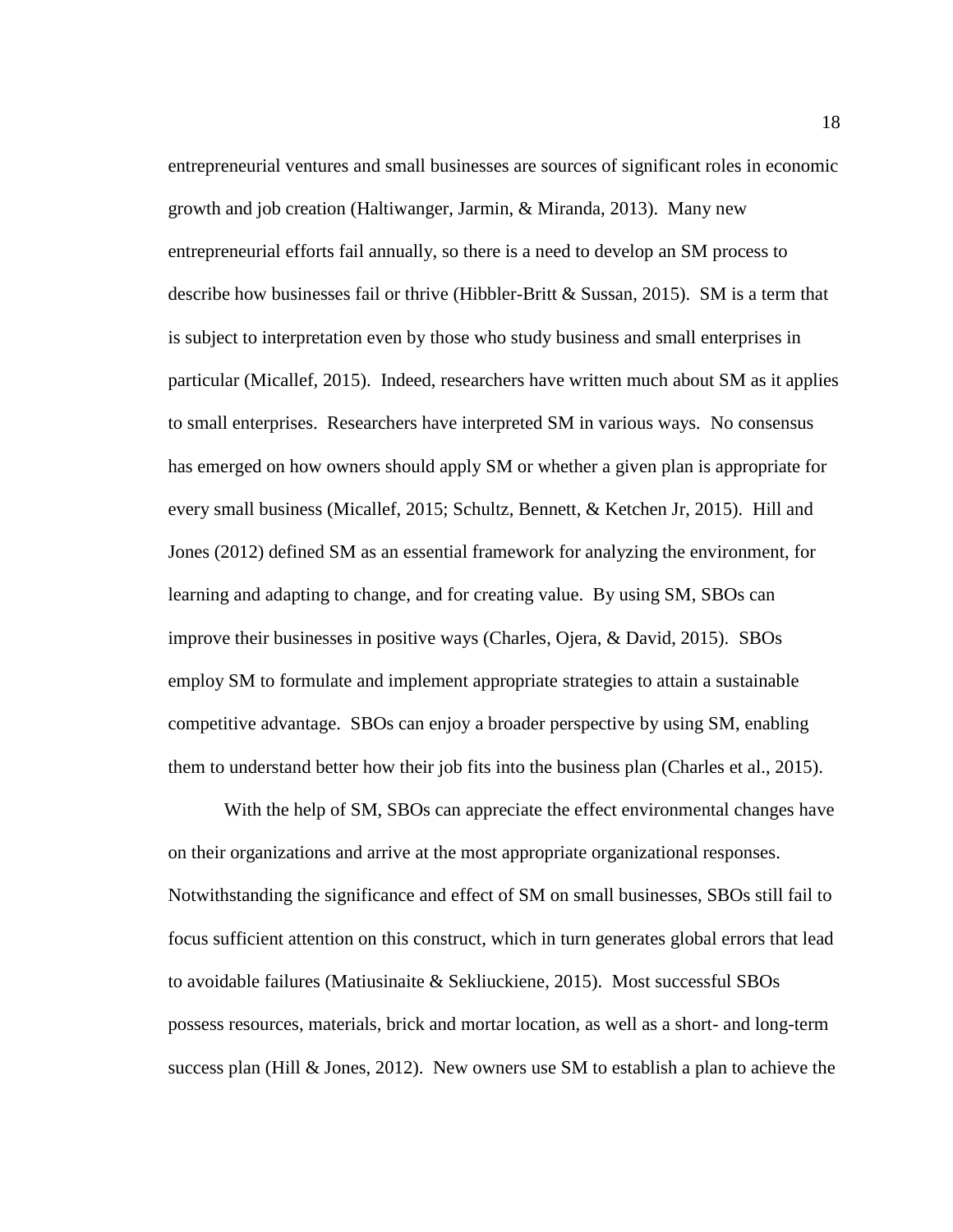entrepreneurial ventures and small businesses are sources of significant roles in economic growth and job creation (Haltiwanger, Jarmin, & Miranda, 2013). Many new entrepreneurial efforts fail annually, so there is a need to develop an SM process to describe how businesses fail or thrive (Hibbler-Britt & Sussan, 2015). SM is a term that is subject to interpretation even by those who study business and small enterprises in particular (Micallef, 2015). Indeed, researchers have written much about SM as it applies to small enterprises. Researchers have interpreted SM in various ways. No consensus has emerged on how owners should apply SM or whether a given plan is appropriate for every small business (Micallef, 2015; Schultz, Bennett, & Ketchen Jr, 2015). Hill and Jones (2012) defined SM as an essential framework for analyzing the environment, for learning and adapting to change, and for creating value. By using SM, SBOs can improve their businesses in positive ways (Charles, Ojera, & David, 2015). SBOs employ SM to formulate and implement appropriate strategies to attain a sustainable competitive advantage. SBOs can enjoy a broader perspective by using SM, enabling them to understand better how their job fits into the business plan (Charles et al., 2015).

With the help of SM, SBOs can appreciate the effect environmental changes have on their organizations and arrive at the most appropriate organizational responses. Notwithstanding the significance and effect of SM on small businesses, SBOs still fail to focus sufficient attention on this construct, which in turn generates global errors that lead to avoidable failures (Matiusinaite & Sekliuckiene, 2015). Most successful SBOs possess resources, materials, brick and mortar location, as well as a short- and long-term success plan (Hill & Jones, 2012). New owners use SM to establish a plan to achieve the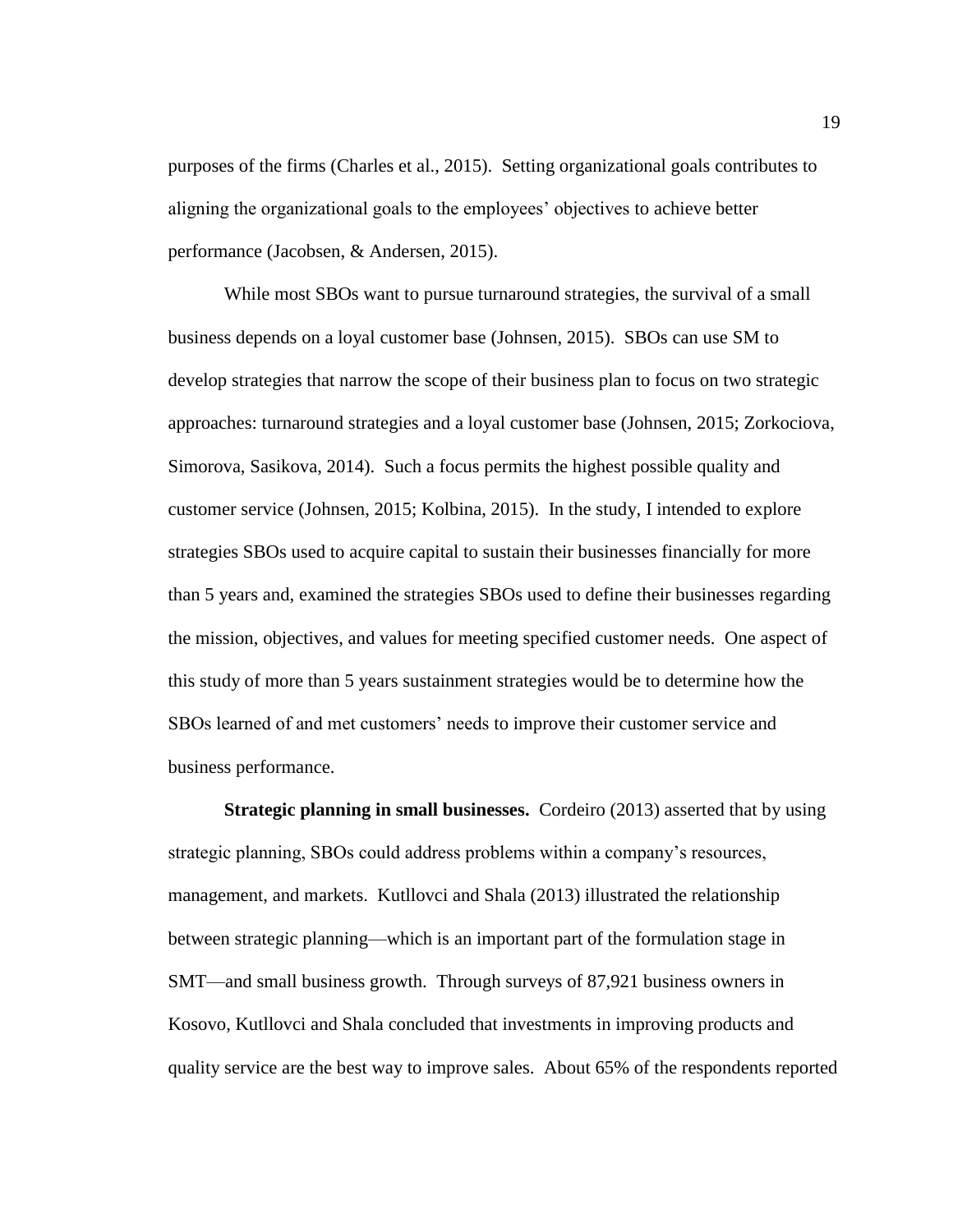purposes of the firms (Charles et al., 2015). Setting organizational goals contributes to aligning the organizational goals to the employees' objectives to achieve better performance (Jacobsen, & Andersen, 2015).

While most SBOs want to pursue turnaround strategies, the survival of a small business depends on a loyal customer base (Johnsen, 2015). SBOs can use SM to develop strategies that narrow the scope of their business plan to focus on two strategic approaches: turnaround strategies and a loyal customer base (Johnsen, 2015; Zorkociova, Simorova, Sasikova, 2014). Such a focus permits the highest possible quality and customer service (Johnsen, 2015; Kolbina, 2015). In the study, I intended to explore strategies SBOs used to acquire capital to sustain their businesses financially for more than 5 years and, examined the strategies SBOs used to define their businesses regarding the mission, objectives, and values for meeting specified customer needs. One aspect of this study of more than 5 years sustainment strategies would be to determine how the SBOs learned of and met customers' needs to improve their customer service and business performance.

**Strategic planning in small businesses.** Cordeiro (2013) asserted that by using strategic planning, SBOs could address problems within a company's resources, management, and markets. Kutllovci and Shala (2013) illustrated the relationship between strategic planning—which is an important part of the formulation stage in SMT—and small business growth. Through surveys of 87,921 business owners in Kosovo, Kutllovci and Shala concluded that investments in improving products and quality service are the best way to improve sales. About 65% of the respondents reported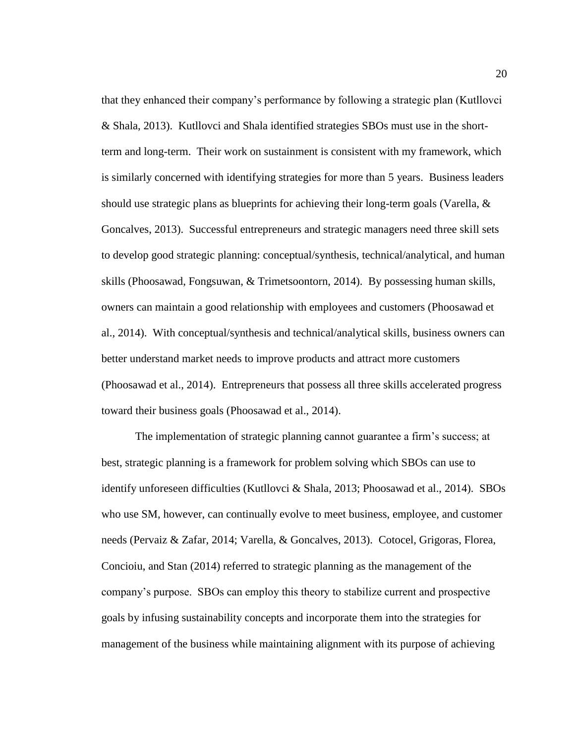that they enhanced their company's performance by following a strategic plan (Kutllovci & Shala, 2013). Kutllovci and Shala identified strategies SBOs must use in the short-term and long-term. Their work on sustainment is consistent with my framework, which is similarly concerned with identifying strategies for more than 5 years. Business leaders should use strategic plans as blueprints for achieving their long-term goals (Varella, & Goncalves, 2013). Successful entrepreneurs and strategic managers need three skill sets to develop good strategic planning: conceptual/synthesis, technical/analytical, and human skills (Phoosawad, Fongsuwan, & Trimetsoontorn, 2014). By possessing human skills, owners can maintain a good relationship with employees and customers (Phoosawad et al., 2014). With conceptual/synthesis and technical/analytical skills, business owners can better understand market needs to improve products and attract more customers (Phoosawad et al., 2014). Entrepreneurs that possess all three skills accelerated progress toward their business goals (Phoosawad et al., 2014).

The implementation of strategic planning cannot guarantee a firm's success; at best, strategic planning is a framework for problem solving which SBOs can use to identify unforeseen difficulties (Kutllovci & Shala, 2013; Phoosawad et al., 2014). SBOs who use SM, however, can continually evolve to meet business, employee, and customer needs (Pervaiz & Zafar, 2014; Varella, & Goncalves, 2013). Cotocel, Grigoras, Florea, Concioiu, and Stan (2014) referred to strategic planning as the management of the company's purpose. SBOs can employ this theory to stabilize current and prospective goals by infusing sustainability concepts and incorporate them into the strategies for management of the business while maintaining alignment with its purpose of achieving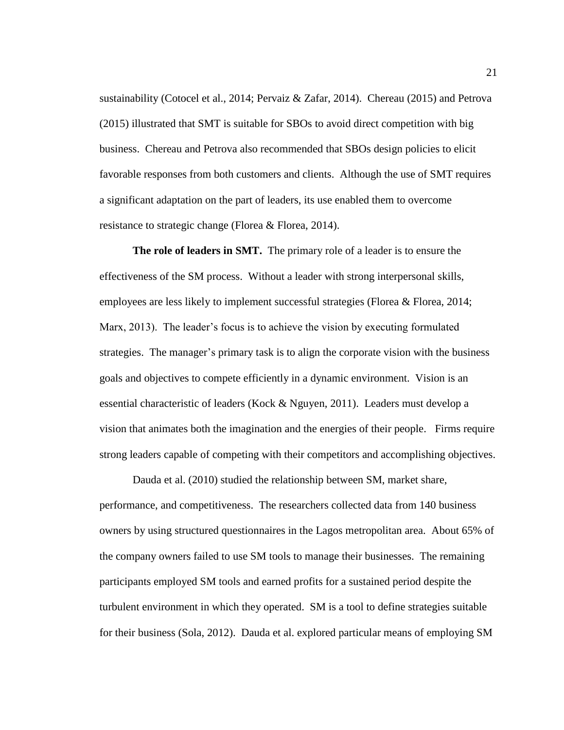sustainability (Cotocel et al., 2014; Pervaiz & Zafar, 2014). Chereau (2015) and Petrova (2015) illustrated that SMT is suitable for SBOs to avoid direct competition with big business. Chereau and Petrova also recommended that SBOs design policies to elicit favorable responses from both customers and clients. Although the use of SMT requires a significant adaptation on the part of leaders, its use enabled them to overcome resistance to strategic change (Florea & Florea, 2014).

**The role of leaders in SMT.** The primary role of a leader is to ensure the effectiveness of the SM process. Without a leader with strong interpersonal skills, employees are less likely to implement successful strategies (Florea & Florea, 2014; Marx, 2013). The leader's focus is to achieve the vision by executing formulated strategies. The manager's primary task is to align the corporate vision with the business goals and objectives to compete efficiently in a dynamic environment. Vision is an essential characteristic of leaders (Kock & Nguyen, 2011). Leaders must develop a vision that animates both the imagination and the energies of their people. Firms require strong leaders capable of competing with their competitors and accomplishing objectives.

Dauda et al. (2010) studied the relationship between SM, market share, performance, and competitiveness. The researchers collected data from 140 business owners by using structured questionnaires in the Lagos metropolitan area. About 65% of the company owners failed to use SM tools to manage their businesses. The remaining participants employed SM tools and earned profits for a sustained period despite the turbulent environment in which they operated. SM is a tool to define strategies suitable for their business (Sola, 2012). Dauda et al. explored particular means of employing SM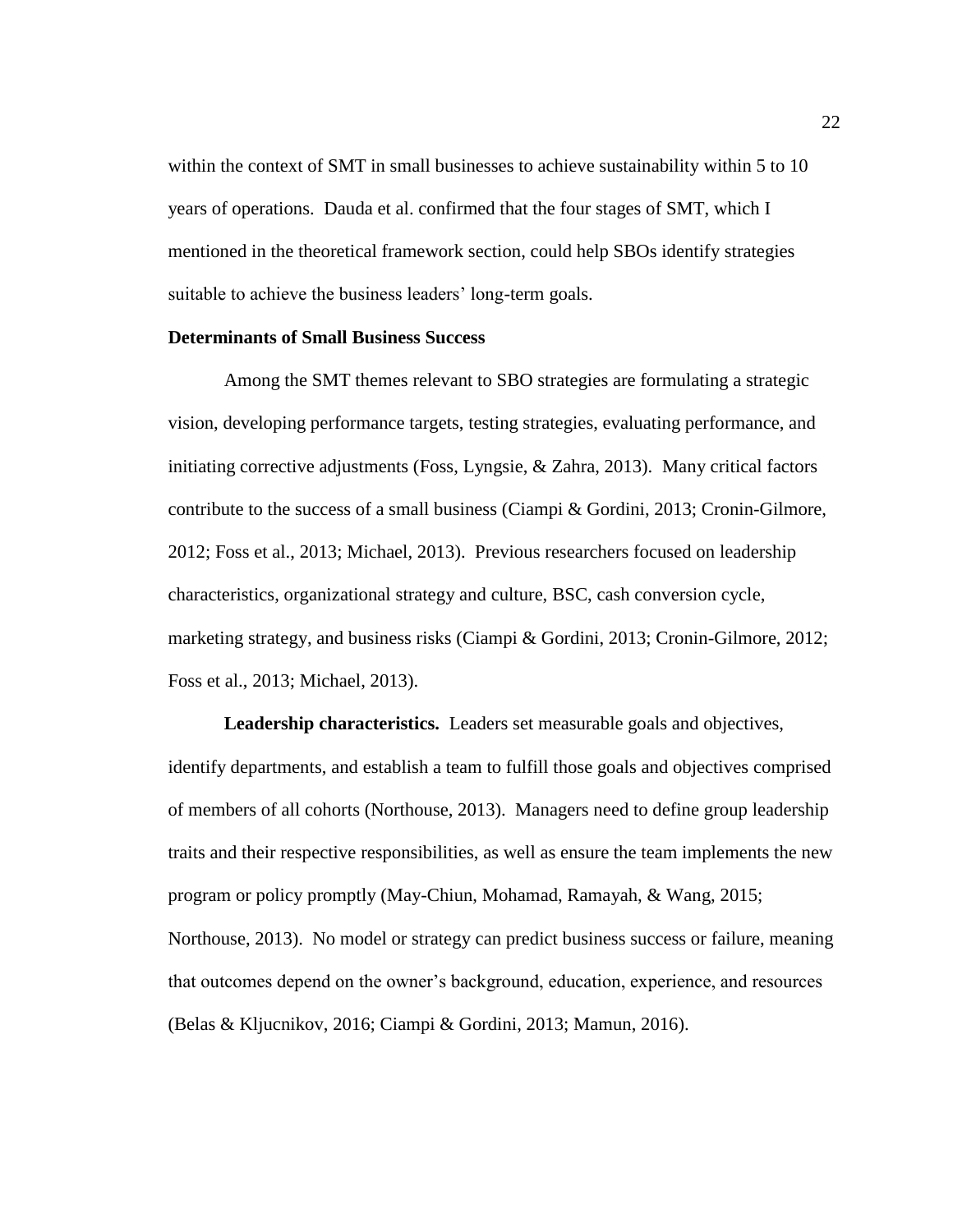within the context of SMT in small businesses to achieve sustainability within 5 to 10 years of operations. Dauda et al. confirmed that the four stages of SMT, which I mentioned in the theoretical framework section, could help SBOs identify strategies suitable to achieve the business leaders' long-term goals.

## Determinants of Small Business Success

Among the SMT themes relevant to SBO strategies are formulating a strategic vision, developing performance targets, testing strategies, evaluating performance, and initiating corrective adjustments (Foss, Lyngsie, & Zahra, 2013). Many critical factors contribute to the success of a small business (Ciampi & Gordini, 2013; Cronin-Gilmore, 2012; Foss et al., 2013; Michael, 2013). Previous researchers focused on leadership characteristics, organizational strategy and culture, BSC, cash conversion cycle, marketing strategy, and business risks (Ciampi & Gordini, 2013; Cronin-Gilmore, 2012; Foss et al., 2013; Michael, 2013).

**Leadership characteristics.** Leaders set measurable goals and objectives, identify departments, and establish a team to fulfill those goals and objectives comprised of members of all cohorts (Northouse, 2013). Managers need to define group leadership traits and their respective responsibilities, as well as ensure the team implements the new program or policy promptly (May-Chiun, Mohamad, Ramayah, & Wang, 2015; Northouse, 2013). No model or strategy can predict business success or failure, meaning that outcomes depend on the owner's background, education, experience, and resources (Belas & Kljucnikov, 2016; Ciampi & Gordini, 2013; Mamun, 2016).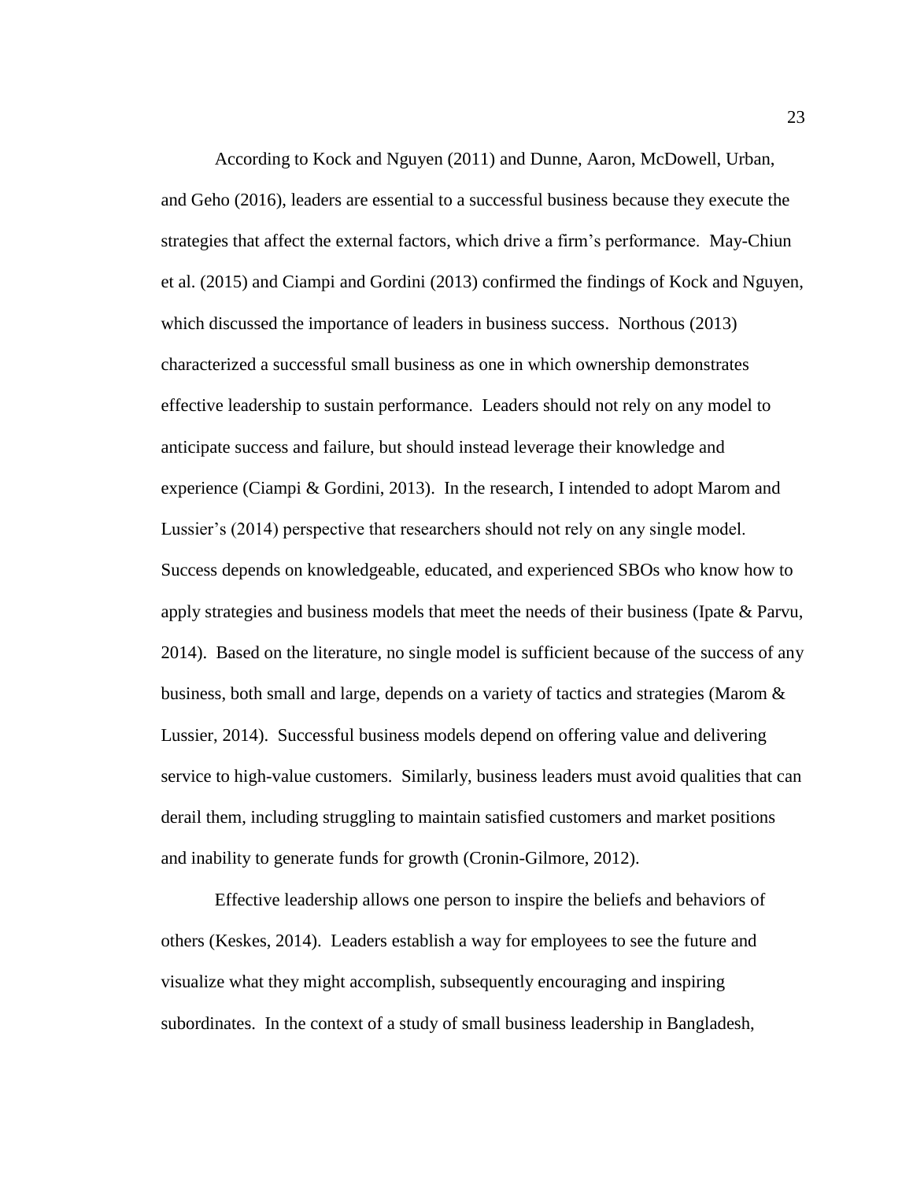According to Kock and Nguyen (2011) and Dunne, Aaron, McDowell, Urban, and Geho (2016), leaders are essential to a successful business because they execute the strategies that affect the external factors, which drive a firm's performance. May-Chiun et al. (2015) and Ciampi and Gordini (2013) confirmed the findings of Kock and Nguyen, which discussed the importance of leaders in business success. Northous (2013) characterized a successful small business as one in which ownership demonstrates effective leadership to sustain performance. Leaders should not rely on any model to anticipate success and failure, but should instead leverage their knowledge and experience (Ciampi & Gordini, 2013). In the research, I intended to adopt Marom and Lussier's (2014) perspective that researchers should not rely on any single model. Success depends on knowledgeable, educated, and experienced SBOs who know how to apply strategies and business models that meet the needs of their business (Ipate & Parvu, 2014). Based on the literature, no single model is sufficient because of the success of any business, both small and large, depends on a variety of tactics and strategies (Marom & Lussier, 2014). Successful business models depend on offering value and delivering service to high-value customers. Similarly, business leaders must avoid qualities that can derail them, including struggling to maintain satisfied customers and market positions and inability to generate funds for growth (Cronin-Gilmore, 2012).

Effective leadership allows one person to inspire the beliefs and behaviors of others (Keskes, 2014). Leaders establish a way for employees to see the future and visualize what they might accomplish, subsequently encouraging and inspiring subordinates. In the context of a study of small business leadership in Bangladesh,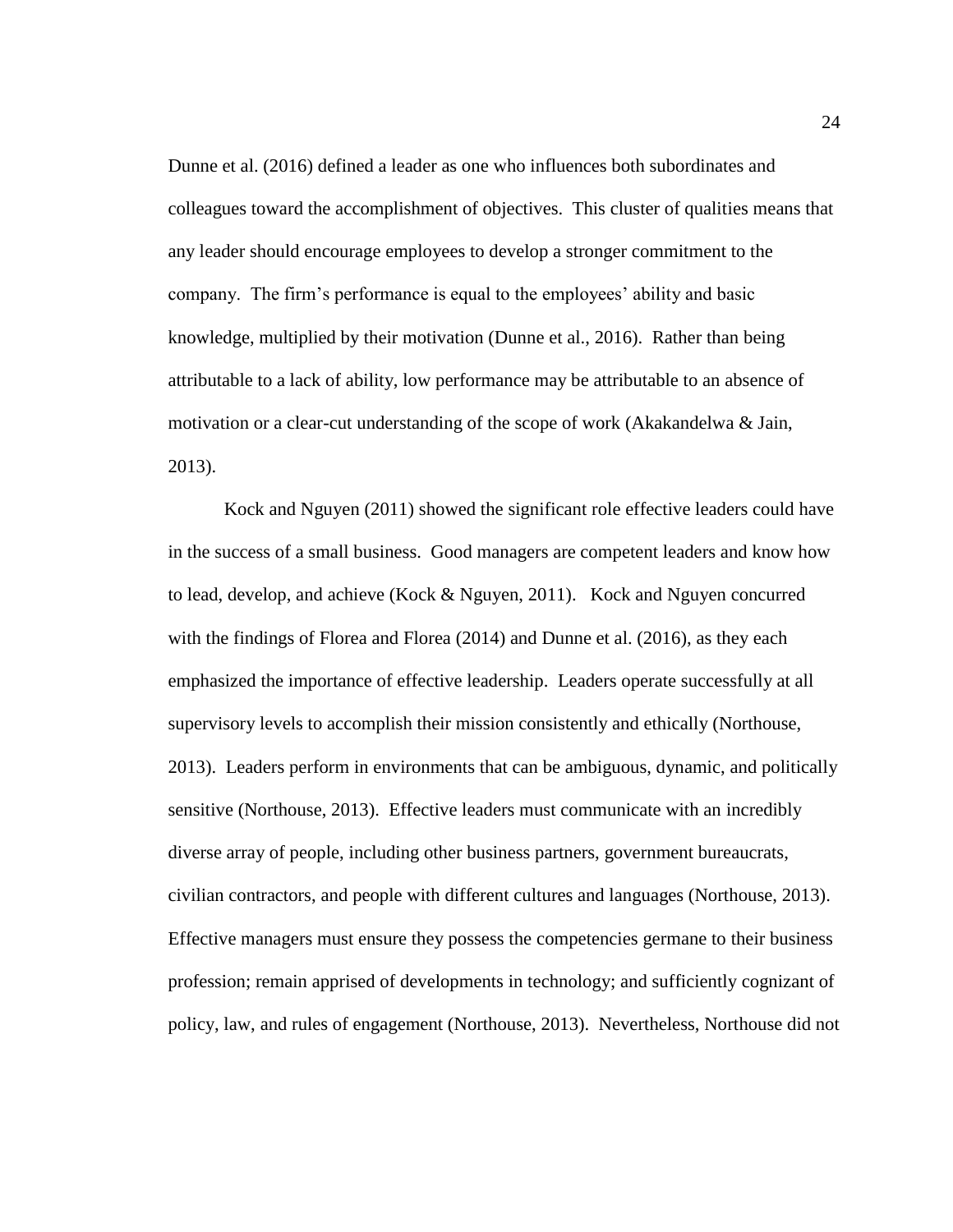Dunne et al. (2016) defined a leader as one who influences both subordinates and colleagues toward the accomplishment of objectives. This cluster of qualities means that any leader should encourage employees to develop a stronger commitment to the company. The firm's performance is equal to the employees' ability and basic knowledge, multiplied by their motivation (Dunne et al., 2016). Rather than being attributable to a lack of ability, low performance may be attributable to an absence of motivation or a clear-cut understanding of the scope of work (Akakandelwa & Jain, 2013).

Kock and Nguyen (2011) showed the significant role effective leaders could have in the success of a small business. Good managers are competent leaders and know how to lead, develop, and achieve (Kock & Nguyen, 2011). Kock and Nguyen concurred with the findings of Florea and Florea (2014) and Dunne et al. (2016), as they each emphasized the importance of effective leadership. Leaders operate successfully at all supervisory levels to accomplish their mission consistently and ethically (Northouse, 2013). Leaders perform in environments that can be ambiguous, dynamic, and politically sensitive (Northouse, 2013). Effective leaders must communicate with an incredibly diverse array of people, including other business partners, government bureaucrats, civilian contractors, and people with different cultures and languages (Northouse, 2013). Effective managers must ensure they possess the competencies germane to their business profession; remain apprised of developments in technology; and sufficiently cognizant of policy, law, and rules of engagement (Northouse, 2013). Nevertheless, Northouse did not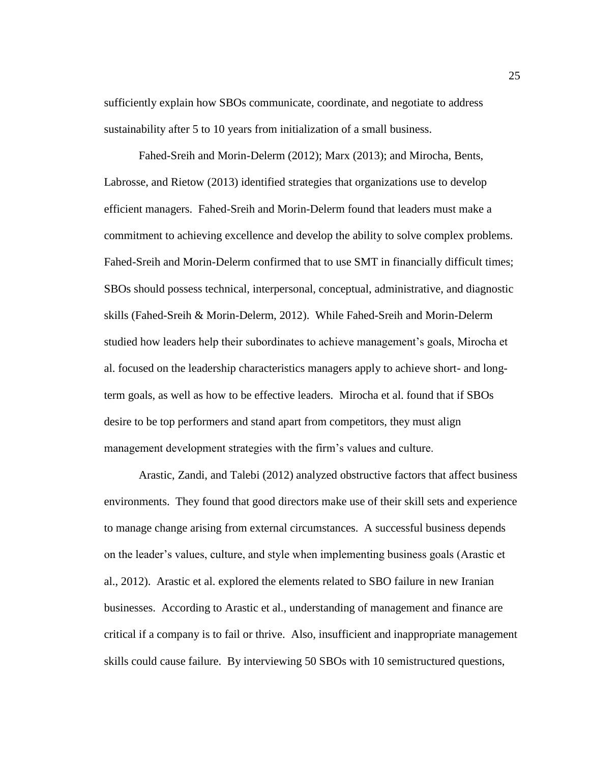sufficiently explain how SBOs communicate, coordinate, and negotiate to address sustainability after 5 to 10 years from initialization of a small business.

Fahed-Sreih and Morin-Delerm (2012); Marx (2013); and Mirocha, Bents, Labrosse, and Rietow (2013) identified strategies that organizations use to develop efficient managers. Fahed-Sreih and Morin-Delerm found that leaders must make a commitment to achieving excellence and develop the ability to solve complex problems. Fahed-Sreih and Morin-Delerm confirmed that to use SMT in financially difficult times; SBOs should possess technical, interpersonal, conceptual, administrative, and diagnostic skills (Fahed-Sreih & Morin-Delerm, 2012). While Fahed-Sreih and Morin-Delerm studied how leaders help their subordinates to achieve management's goals, Mirocha et al. focused on the leadership characteristics managers apply to achieve short- and long-term goals, as well as how to be effective leaders. Mirocha et al. found that if SBOs desire to be top performers and stand apart from competitors, they must align management development strategies with the firm's values and culture.

Arastic, Zandi, and Talebi (2012) analyzed obstructive factors that affect business environments. They found that good directors make use of their skill sets and experience to manage change arising from external circumstances. A successful business depends on the leader's values, culture, and style when implementing business goals (Arastic et al., 2012). Arastic et al. explored the elements related to SBO failure in new Iranian businesses. According to Arastic et al., understanding of management and finance are critical if a company is to fail or thrive. Also, insufficient and inappropriate management skills could cause failure. By interviewing 50 SBOs with 10 semistructured questions,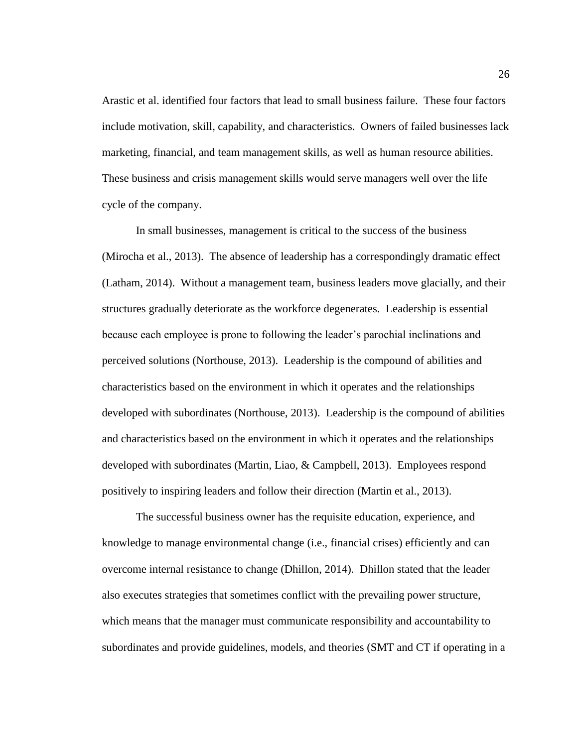Arastic et al. identified four factors that lead to small business failure. These four factors include motivation, skill, capability, and characteristics. Owners of failed businesses lack marketing, financial, and team management skills, as well as human resource abilities. These business and crisis management skills would serve managers well over the life cycle of the company.

In small businesses, management is critical to the success of the business (Mirocha et al., 2013). The absence of leadership has a correspondingly dramatic effect (Latham, 2014). Without a management team, business leaders move glacially, and their structures gradually deteriorate as the workforce degenerates. Leadership is essential because each employee is prone to following the leader's parochial inclinations and perceived solutions (Northouse, 2013). Leadership is the compound of abilities and characteristics based on the environment in which it operates and the relationships developed with subordinates (Northouse, 2013). Leadership is the compound of abilities and characteristics based on the environment in which it operates and the relationships developed with subordinates (Martin, Liao, & Campbell, 2013). Employees respond positively to inspiring leaders and follow their direction (Martin et al., 2013).

The successful business owner has the requisite education, experience, and knowledge to manage environmental change (i.e., financial crises) efficiently and can overcome internal resistance to change (Dhillon, 2014). Dhillon stated that the leader also executes strategies that sometimes conflict with the prevailing power structure, which means that the manager must communicate responsibility and accountability to subordinates and provide guidelines, models, and theories (SMT and CT if operating in a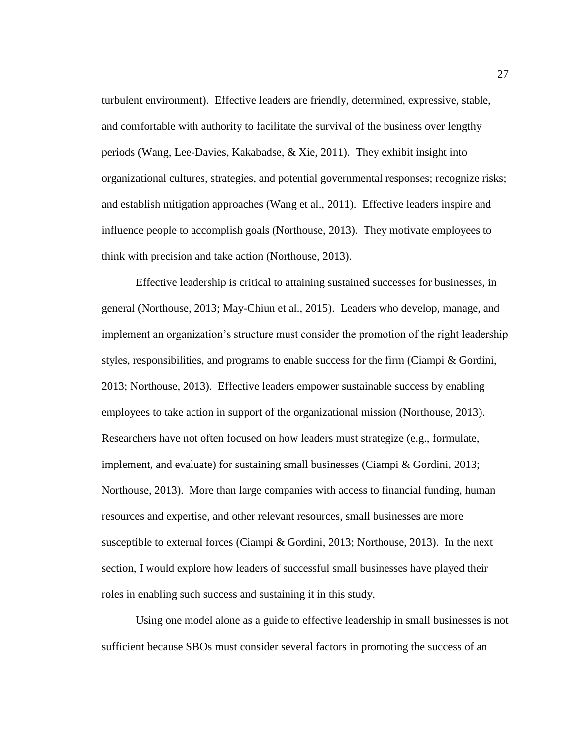turbulent environment). Effective leaders are friendly, determined, expressive, stable, and comfortable with authority to facilitate the survival of the business over lengthy periods (Wang, Lee-Davies, Kakabadse, & Xie, 2011). They exhibit insight into organizational cultures, strategies, and potential governmental responses; recognize risks; and establish mitigation approaches (Wang et al., 2011). Effective leaders inspire and influence people to accomplish goals (Northouse, 2013). They motivate employees to think with precision and take action (Northouse, 2013).

Effective leadership is critical to attaining sustained successes for businesses, in general (Northouse, 2013; May-Chiun et al., 2015). Leaders who develop, manage, and implement an organization's structure must consider the promotion of the right leadership styles, responsibilities, and programs to enable success for the firm (Ciampi & Gordini, 2013; Northouse, 2013). Effective leaders empower sustainable success by enabling employees to take action in support of the organizational mission (Northouse, 2013). Researchers have not often focused on how leaders must strategize (e.g., formulate, implement, and evaluate) for sustaining small businesses (Ciampi & Gordini, 2013; Northouse, 2013). More than large companies with access to financial funding, human resources and expertise, and other relevant resources, small businesses are more susceptible to external forces (Ciampi & Gordini, 2013; Northouse, 2013). In the next section, I would explore how leaders of successful small businesses have played their roles in enabling such success and sustaining it in this study.

Using one model alone as a guide to effective leadership in small businesses is not sufficient because SBOs must consider several factors in promoting the success of an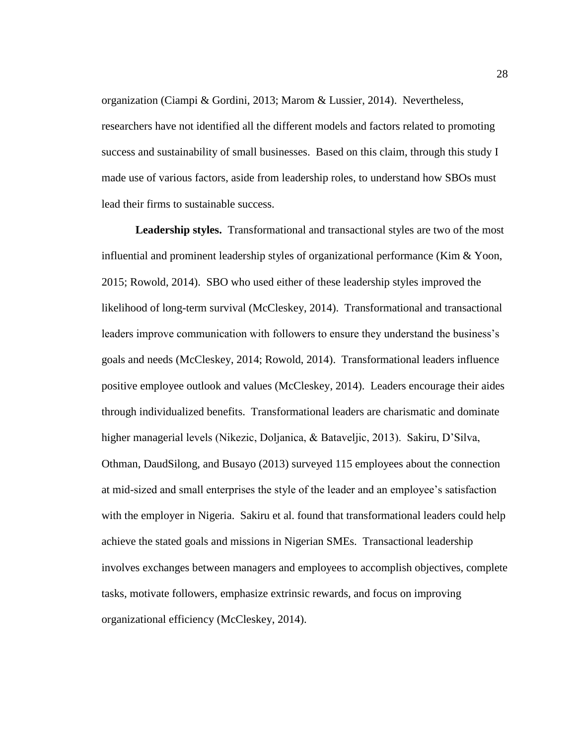organization (Ciampi & Gordini, 2013; Marom & Lussier, 2014). Nevertheless, researchers have not identified all the different models and factors related to promoting success and sustainability of small businesses. Based on this claim, through this study I made use of various factors, aside from leadership roles, to understand how SBOs must lead their firms to sustainable success.

**Leadership styles.** Transformational and transactional styles are two of the most influential and prominent leadership styles of organizational performance (Kim & Yoon, 2015; Rowold, 2014). SBO who used either of these leadership styles improved the likelihood of long-term survival (McCleskey, 2014). Transformational and transactional leaders improve communication with followers to ensure they understand the business's goals and needs (McCleskey, 2014; Rowold, 2014). Transformational leaders influence positive employee outlook and values (McCleskey, 2014). Leaders encourage their aides through individualized benefits. Transformational leaders are charismatic and dominate higher managerial levels (Nikezic, Doljanica, & Bataveljic, 2013). Sakiru, D'Silva, Othman, DaudSilong, and Busayo (2013) surveyed 115 employees about the connection at mid-sized and small enterprises the style of the leader and an employee's satisfaction with the employer in Nigeria. Sakiru et al. found that transformational leaders could help achieve the stated goals and missions in Nigerian SMEs. Transactional leadership involves exchanges between managers and employees to accomplish objectives, complete tasks, motivate followers, emphasize extrinsic rewards, and focus on improving organizational efficiency (McCleskey, 2014).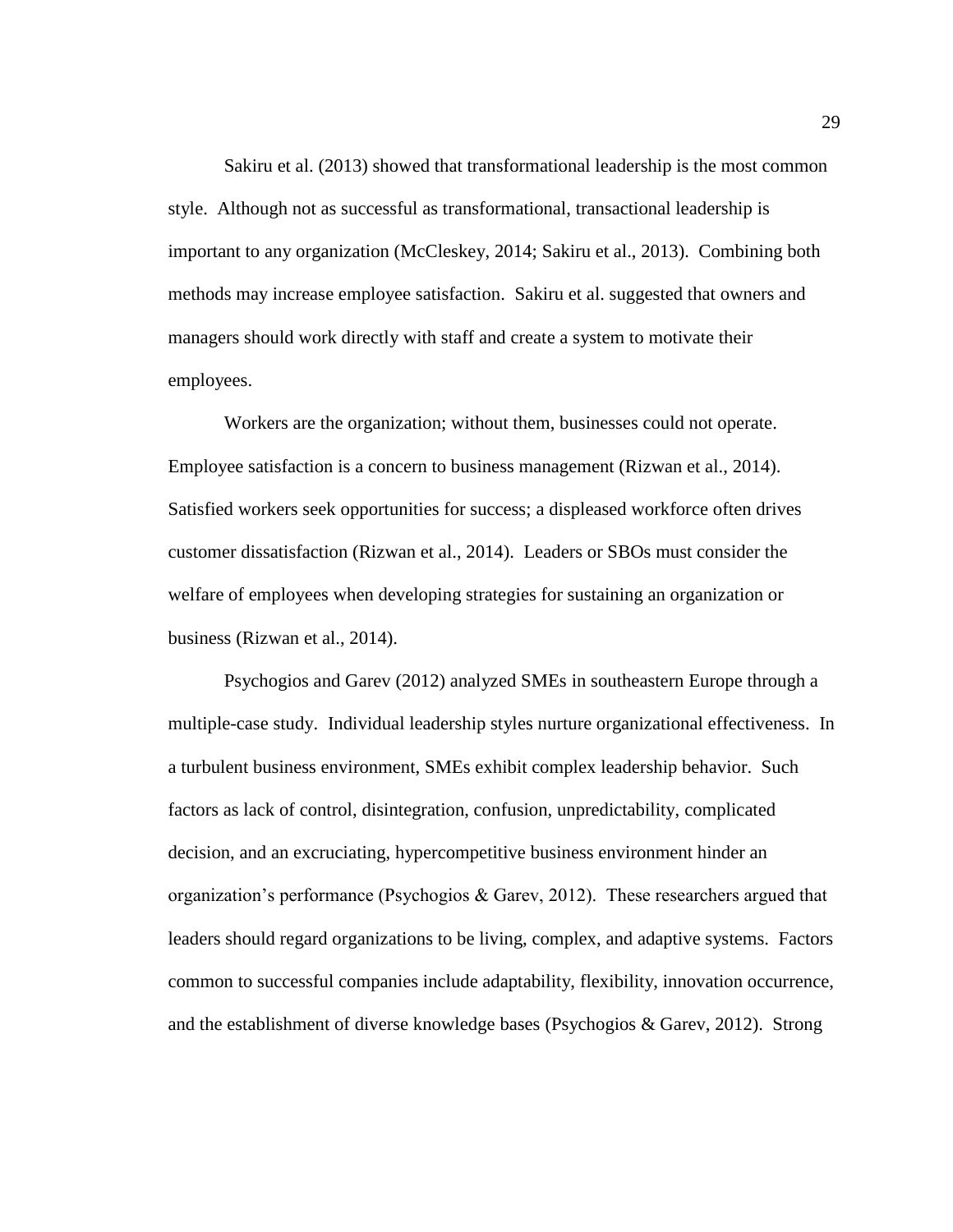Sakiru et al. (2013) showed that transformational leadership is the most common style. Although not as successful as transformational, transactional leadership is important to any organization (McCleskey, 2014; Sakiru et al., 2013). Combining both methods may increase employee satisfaction. Sakiru et al. suggested that owners and managers should work directly with staff and create a system to motivate their employees.

Workers are the organization; without them, businesses could not operate. Employee satisfaction is a concern to business management (Rizwan et al., 2014). Satisfied workers seek opportunities for success; a displeased workforce often drives customer dissatisfaction (Rizwan et al., 2014). Leaders or SBOs must consider the welfare of employees when developing strategies for sustaining an organization or business (Rizwan et al., 2014).

Psychogios and Garev (2012) analyzed SMEs in southeastern Europe through a multiple-case study. Individual leadership styles nurture organizational effectiveness. In a turbulent business environment, SMEs exhibit complex leadership behavior. Such factors as lack of control, disintegration, confusion, unpredictability, complicated decision, and an excruciating, hypercompetitive business environment hinder an organization's performance (Psychogios & Garev, 2012). These researchers argued that leaders should regard organizations to be living, complex, and adaptive systems. Factors common to successful companies include adaptability, flexibility, innovation occurrence, and the establishment of diverse knowledge bases (Psychogios & Garev, 2012). Strong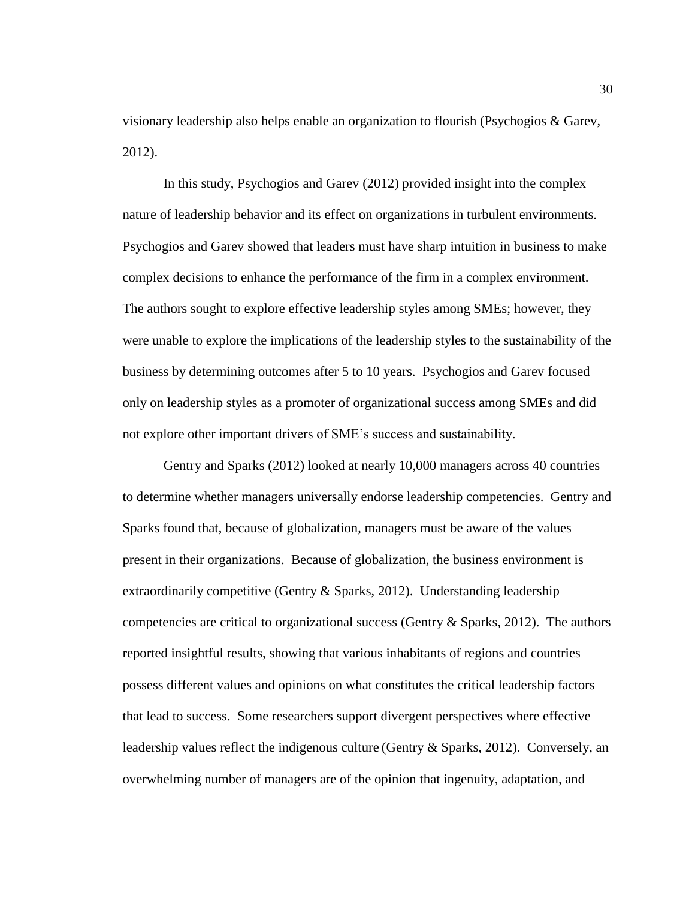visionary leadership also helps enable an organization to flourish (Psychogios & Garev, 2012).

In this study, Psychogios and Garev (2012) provided insight into the complex nature of leadership behavior and its effect on organizations in turbulent environments. Psychogios and Garev showed that leaders must have sharp intuition in business to make complex decisions to enhance the performance of the firm in a complex environment. The authors sought to explore effective leadership styles among SMEs; however, they were unable to explore the implications of the leadership styles to the sustainability of the business by determining outcomes after 5 to 10 years. Psychogios and Garev focused only on leadership styles as a promoter of organizational success among SMEs and did not explore other important drivers of SME's success and sustainability.

Gentry and Sparks (2012) looked at nearly 10,000 managers across 40 countries to determine whether managers universally endorse leadership competencies. Gentry and Sparks found that, because of globalization, managers must be aware of the values present in their organizations. Because of globalization, the business environment is extraordinarily competitive (Gentry & Sparks, 2012). Understanding leadership competencies are critical to organizational success (Gentry & Sparks, 2012). The authors reported insightful results, showing that various inhabitants of regions and countries possess different values and opinions on what constitutes the critical leadership factors that lead to success. Some researchers support divergent perspectives where effective leadership values reflect the indigenous culture (Gentry & Sparks, 2012). Conversely, an overwhelming number of managers are of the opinion that ingenuity, adaptation, and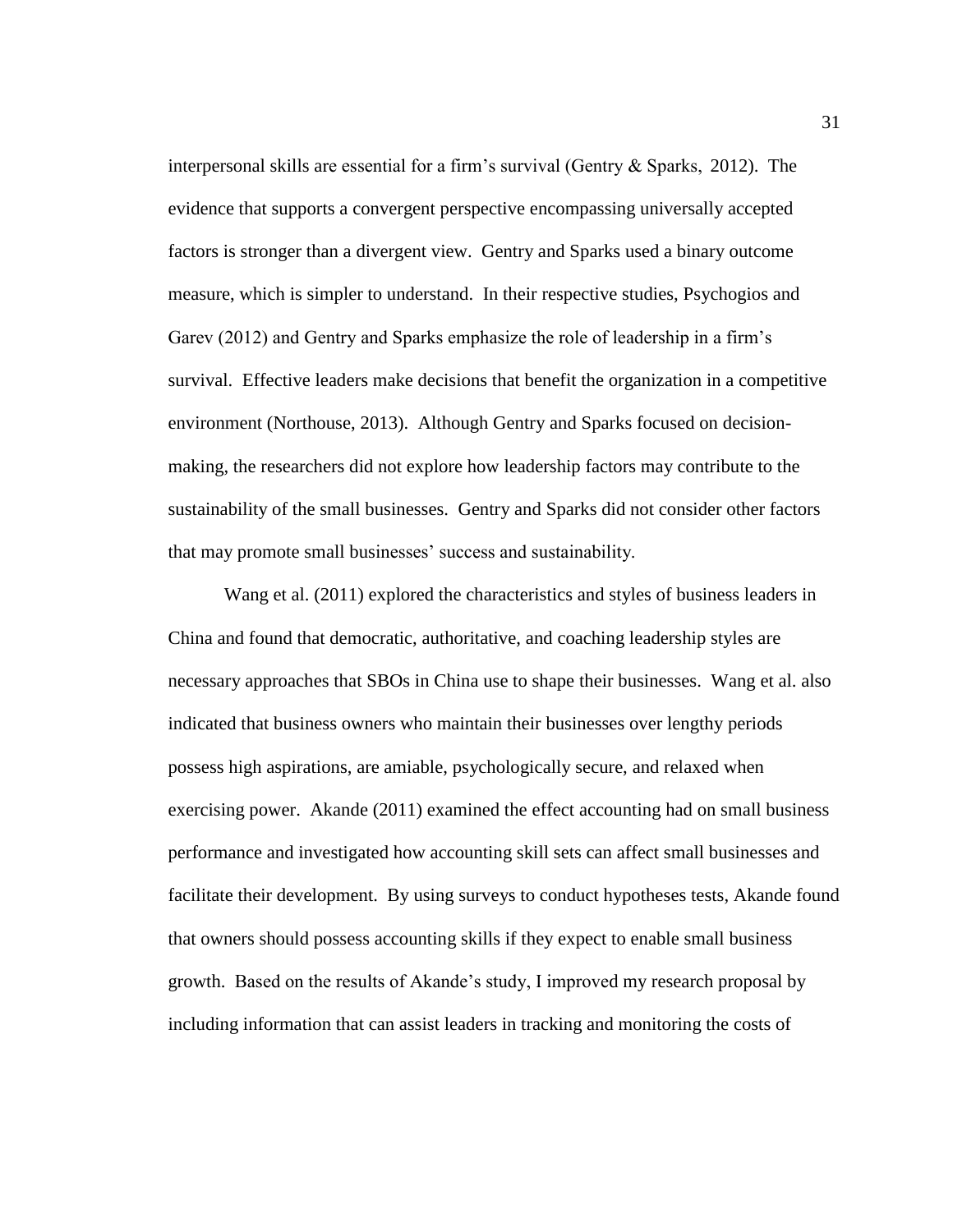interpersonal skills are essential for a firm's survival (Gentry & Sparks, 2012). The evidence that supports a convergent perspective encompassing universally accepted factors is stronger than a divergent view. Gentry and Sparks used a binary outcome measure, which is simpler to understand. In their respective studies, Psychogios and Garev (2012) and Gentry and Sparks emphasize the role of leadership in a firm's survival. Effective leaders make decisions that benefit the organization in a competitive environment (Northouse, 2013). Although Gentry and Sparks focused on decision-making, the researchers did not explore how leadership factors may contribute to the sustainability of the small businesses. Gentry and Sparks did not consider other factors that may promote small businesses' success and sustainability.

Wang et al. (2011) explored the characteristics and styles of business leaders in China and found that democratic, authoritative, and coaching leadership styles are necessary approaches that SBOs in China use to shape their businesses. Wang et al. also indicated that business owners who maintain their businesses over lengthy periods possess high aspirations, are amiable, psychologically secure, and relaxed when exercising power. Akande (2011) examined the effect accounting had on small business performance and investigated how accounting skill sets can affect small businesses and facilitate their development. By using surveys to conduct hypotheses tests, Akande found that owners should possess accounting skills if they expect to enable small business growth. Based on the results of Akande's study, I improved my research proposal by including information that can assist leaders in tracking and monitoring the costs of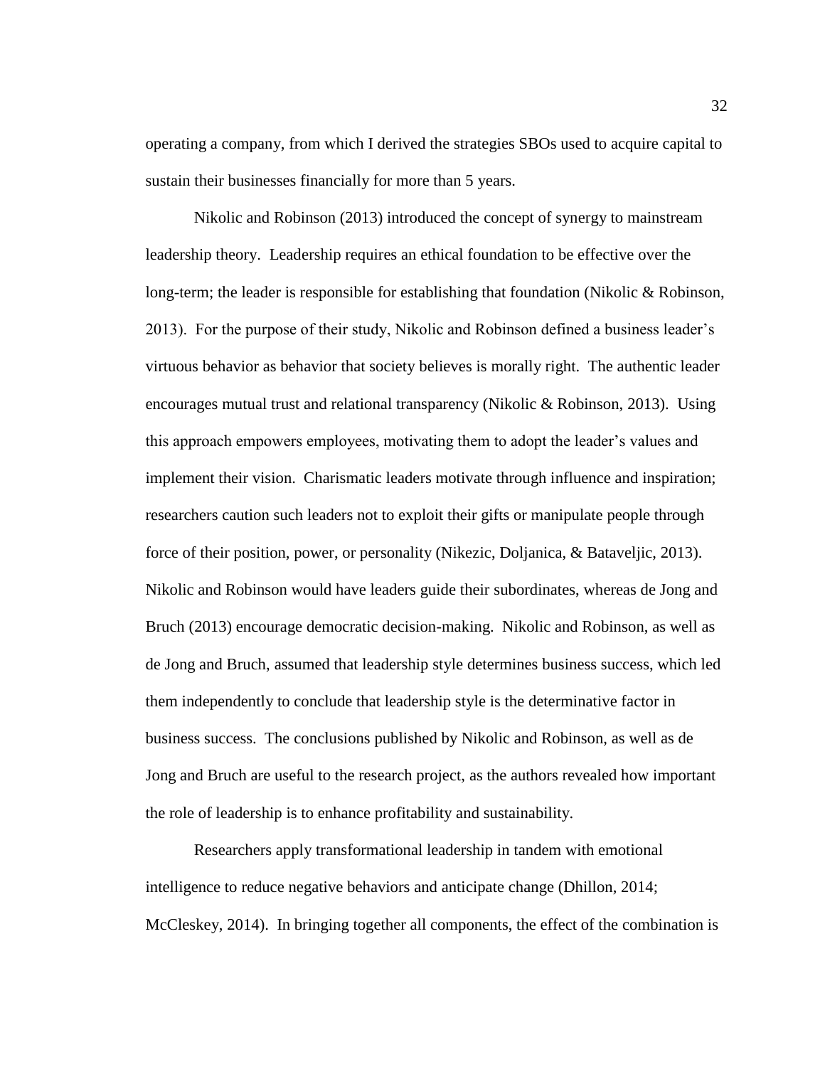operating a company, from which I derived the strategies SBOs used to acquire capital to sustain their businesses financially for more than 5 years.

Nikolic and Robinson (2013) introduced the concept of synergy to mainstream leadership theory. Leadership requires an ethical foundation to be effective over the long-term; the leader is responsible for establishing that foundation (Nikolic & Robinson, 2013). For the purpose of their study, Nikolic and Robinson defined a business leader's virtuous behavior as behavior that society believes is morally right. The authentic leader encourages mutual trust and relational transparency (Nikolic & Robinson, 2013). Using this approach empowers employees, motivating them to adopt the leader's values and implement their vision. Charismatic leaders motivate through influence and inspiration; researchers caution such leaders not to exploit their gifts or manipulate people through force of their position, power, or personality (Nikezic, Doljanica, & Bataveljic, 2013). Nikolic and Robinson would have leaders guide their subordinates, whereas de Jong and Bruch (2013) encourage democratic decision-making. Nikolic and Robinson, as well as de Jong and Bruch, assumed that leadership style determines business success, which led them independently to conclude that leadership style is the determinative factor in business success. The conclusions published by Nikolic and Robinson, as well as de Jong and Bruch are useful to the research project, as the authors revealed how important the role of leadership is to enhance profitability and sustainability.

Researchers apply transformational leadership in tandem with emotional intelligence to reduce negative behaviors and anticipate change (Dhillon, 2014; McCleskey, 2014). In bringing together all components, the effect of the combination is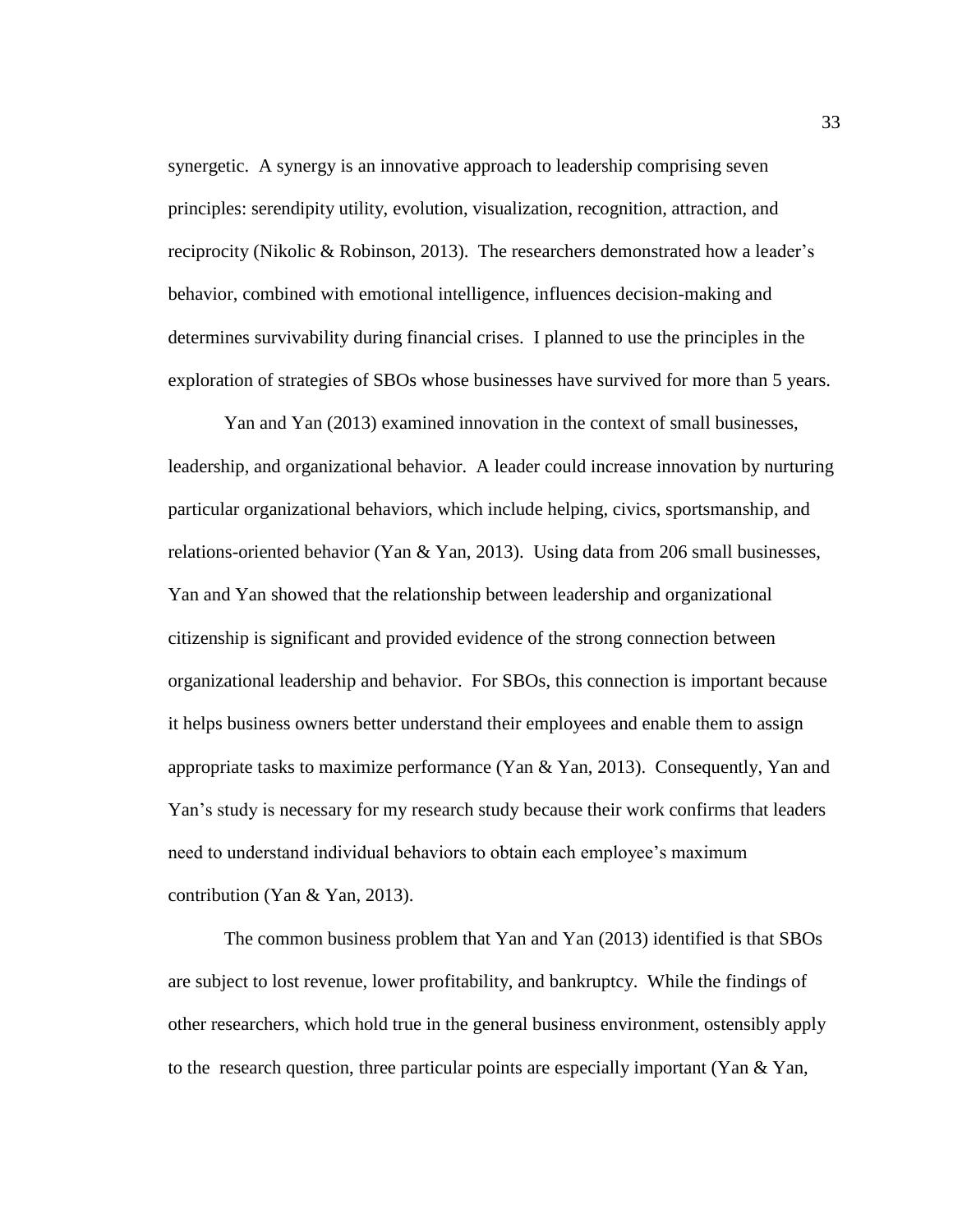synergetic. A synergy is an innovative approach to leadership comprising seven principles: serendipity utility, evolution, visualization, recognition, attraction, and reciprocity (Nikolic & Robinson, 2013). The researchers demonstrated how a leader's behavior, combined with emotional intelligence, influences decision-making and determines survivability during financial crises. I planned to use the principles in the exploration of strategies of SBOs whose businesses have survived for more than 5 years.

Yan and Yan (2013) examined innovation in the context of small businesses, leadership, and organizational behavior. A leader could increase innovation by nurturing particular organizational behaviors, which include helping, civics, sportsmanship, and relations-oriented behavior (Yan & Yan, 2013). Using data from 206 small businesses, Yan and Yan showed that the relationship between leadership and organizational citizenship is significant and provided evidence of the strong connection between organizational leadership and behavior. For SBOs, this connection is important because it helps business owners better understand their employees and enable them to assign appropriate tasks to maximize performance (Yan & Yan, 2013). Consequently, Yan and Yan's study is necessary for my research study because their work confirms that leaders need to understand individual behaviors to obtain each employee's maximum contribution (Yan & Yan, 2013).

The common business problem that Yan and Yan (2013) identified is that SBOs are subject to lost revenue, lower profitability, and bankruptcy. While the findings of other researchers, which hold true in the general business environment, ostensibly apply to the research question, three particular points are especially important (Yan & Yan,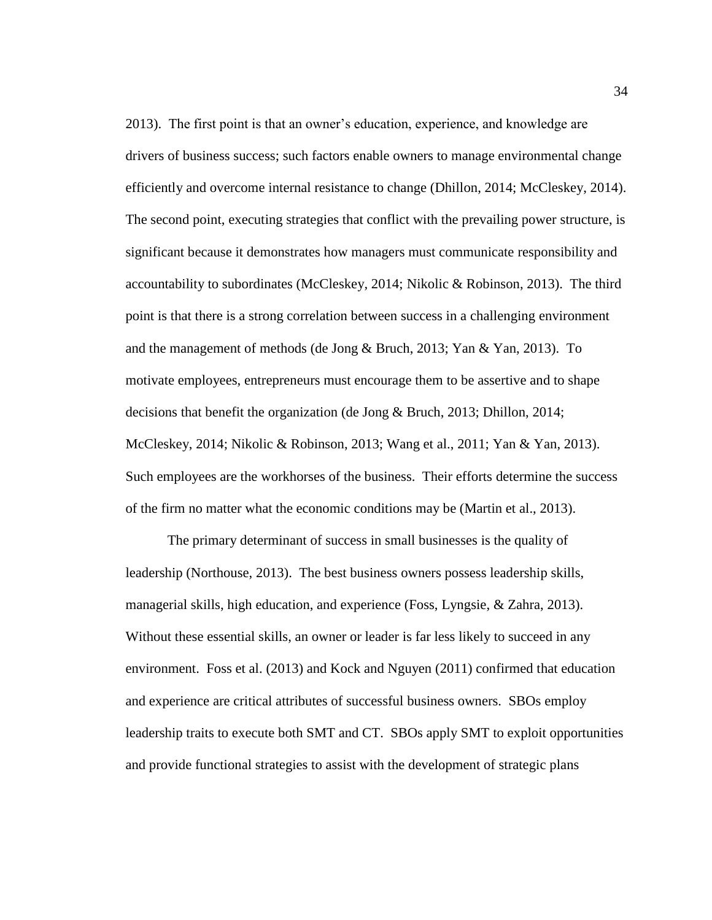2013). The first point is that an owner's education, experience, and knowledge are drivers of business success; such factors enable owners to manage environmental change efficiently and overcome internal resistance to change (Dhillon, 2014; McCleskey, 2014). The second point, executing strategies that conflict with the prevailing power structure, is significant because it demonstrates how managers must communicate responsibility and accountability to subordinates (McCleskey, 2014; Nikolic & Robinson, 2013). The third point is that there is a strong correlation between success in a challenging environment and the management of methods (de Jong & Bruch, 2013; Yan & Yan, 2013). To motivate employees, entrepreneurs must encourage them to be assertive and to shape decisions that benefit the organization (de Jong & Bruch, 2013; Dhillon, 2014; McCleskey, 2014; Nikolic & Robinson, 2013; Wang et al., 2011; Yan & Yan, 2013). Such employees are the workhorses of the business. Their efforts determine the success of the firm no matter what the economic conditions may be (Martin et al., 2013).

The primary determinant of success in small businesses is the quality of leadership (Northouse, 2013). The best business owners possess leadership skills, managerial skills, high education, and experience (Foss, Lyngsie, & Zahra, 2013). Without these essential skills, an owner or leader is far less likely to succeed in any environment. Foss et al. (2013) and Kock and Nguyen (2011) confirmed that education and experience are critical attributes of successful business owners. SBOs employ leadership traits to execute both SMT and CT. SBOs apply SMT to exploit opportunities and provide functional strategies to assist with the development of strategic plans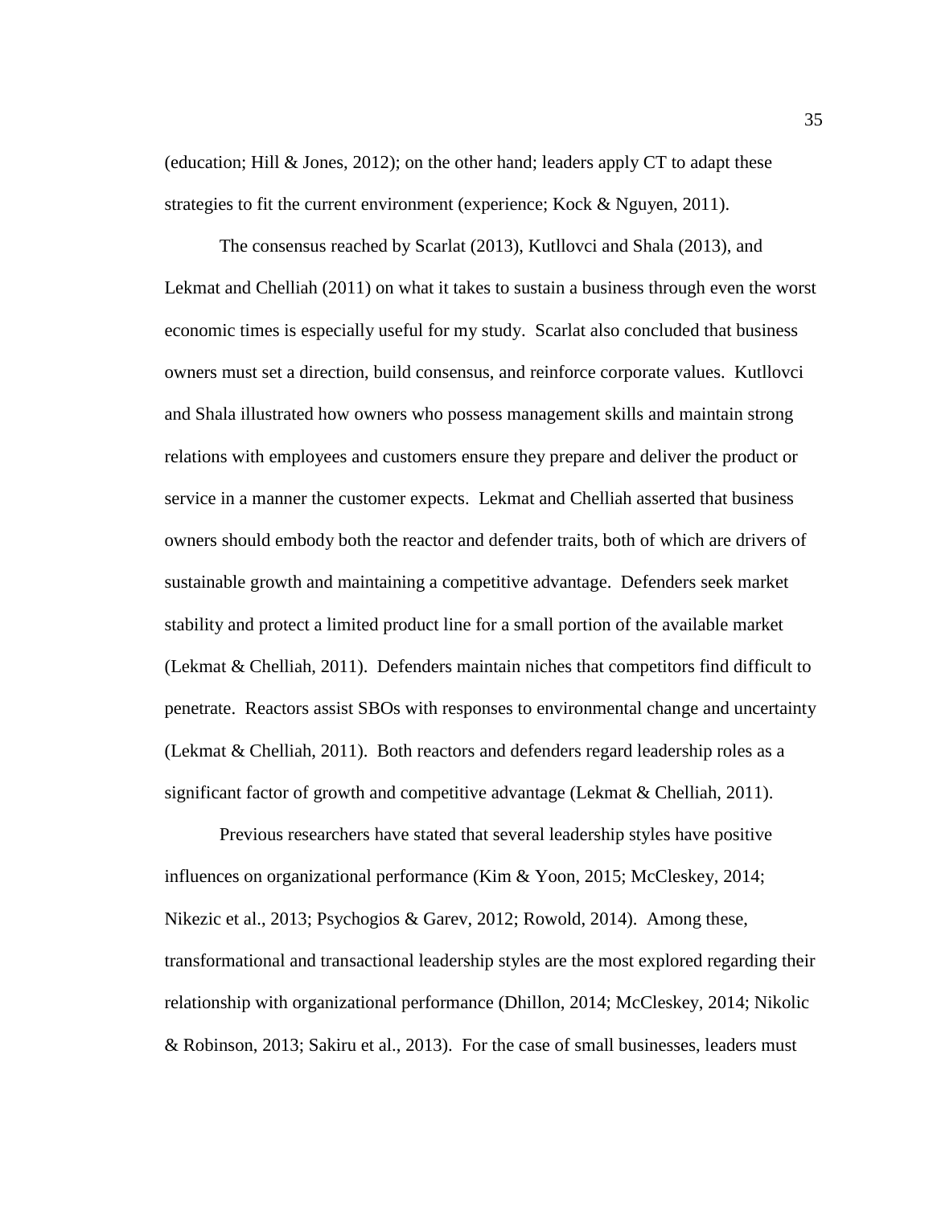(education; Hill & Jones, 2012); on the other hand; leaders apply CT to adapt these strategies to fit the current environment (experience; Kock & Nguyen, 2011).

The consensus reached by Scarlat (2013), Kutllovci and Shala (2013), and Lekmat and Chelliah (2011) on what it takes to sustain a business through even the worst economic times is especially useful for my study. Scarlat also concluded that business owners must set a direction, build consensus, and reinforce corporate values. Kutllovci and Shala illustrated how owners who possess management skills and maintain strong relations with employees and customers ensure they prepare and deliver the product or service in a manner the customer expects. Lekmat and Chelliah asserted that business owners should embody both the reactor and defender traits, both of which are drivers of sustainable growth and maintaining a competitive advantage. Defenders seek market stability and protect a limited product line for a small portion of the available market (Lekmat & Chelliah, 2011). Defenders maintain niches that competitors find difficult to penetrate. Reactors assist SBOs with responses to environmental change and uncertainty (Lekmat & Chelliah, 2011). Both reactors and defenders regard leadership roles as a significant factor of growth and competitive advantage (Lekmat & Chelliah, 2011).

Previous researchers have stated that several leadership styles have positive influences on organizational performance (Kim & Yoon, 2015; McCleskey, 2014; Nikezic et al., 2013; Psychogios & Garev, 2012; Rowold, 2014). Among these, transformational and transactional leadership styles are the most explored regarding their relationship with organizational performance (Dhillon, 2014; McCleskey, 2014; Nikolic & Robinson, 2013; Sakiru et al., 2013). For the case of small businesses, leaders must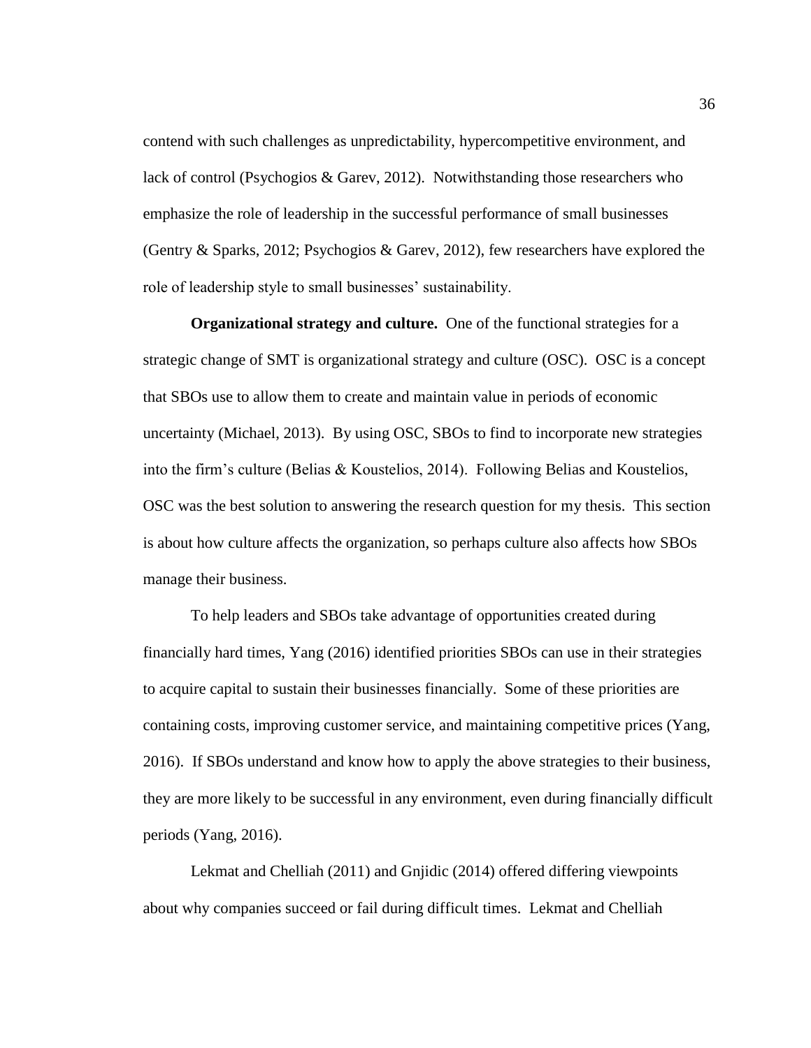contend with such challenges as unpredictability, hypercompetitive environment, and lack of control (Psychogios & Garev, 2012). Notwithstanding those researchers who emphasize the role of leadership in the successful performance of small businesses (Gentry & Sparks, 2012; Psychogios & Garev, 2012), few researchers have explored the role of leadership style to small businesses' sustainability.

**Organizational strategy and culture.** One of the functional strategies for a strategic change of SMT is organizational strategy and culture (OSC). OSC is a concept that SBOs use to allow them to create and maintain value in periods of economic uncertainty (Michael, 2013). By using OSC, SBOs to find to incorporate new strategies into the firm's culture (Belias & Koustelios, 2014). Following Belias and Koustelios, OSC was the best solution to answering the research question for my thesis. This section is about how culture affects the organization, so perhaps culture also affects how SBOs manage their business.

To help leaders and SBOs take advantage of opportunities created during financially hard times, Yang (2016) identified priorities SBOs can use in their strategies to acquire capital to sustain their businesses financially. Some of these priorities are containing costs, improving customer service, and maintaining competitive prices (Yang, 2016). If SBOs understand and know how to apply the above strategies to their business, they are more likely to be successful in any environment, even during financially difficult periods (Yang, 2016).

Lekmat and Chelliah (2011) and Gnjidic (2014) offered differing viewpoints about why companies succeed or fail during difficult times. Lekmat and Chelliah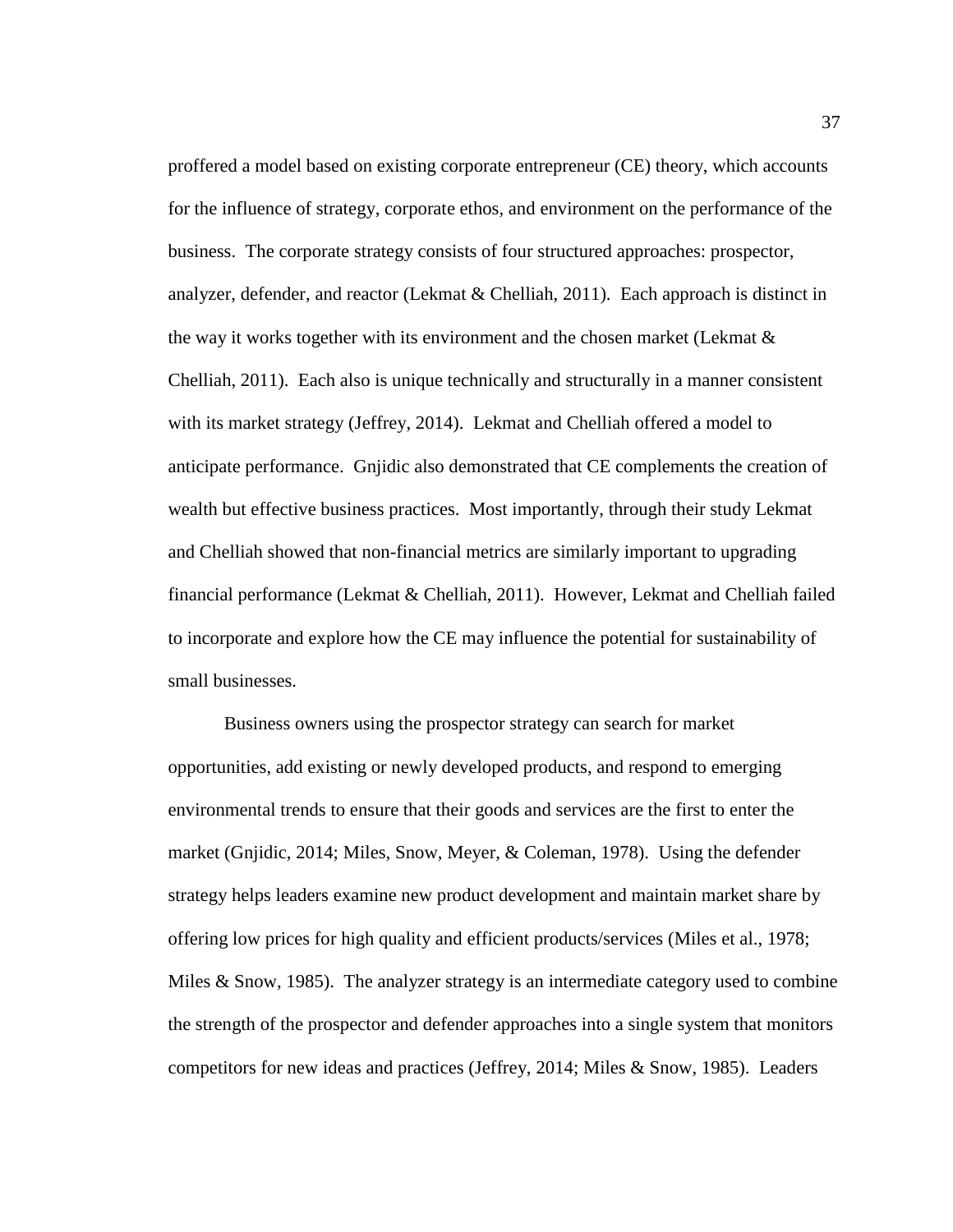proffered a model based on existing corporate entrepreneur (CE) theory, which accounts for the influence of strategy, corporate ethos, and environment on the performance of the business. The corporate strategy consists of four structured approaches: prospector, analyzer, defender, and reactor (Lekmat & Chelliah, 2011). Each approach is distinct in the way it works together with its environment and the chosen market (Lekmat & Chelliah, 2011). Each also is unique technically and structurally in a manner consistent with its market strategy (Jeffrey, 2014). Lekmat and Chelliah offered a model to anticipate performance. Gnjidic also demonstrated that CE complements the creation of wealth but effective business practices. Most importantly, through their study Lekmat and Chelliah showed that non-financial metrics are similarly important to upgrading financial performance (Lekmat & Chelliah, 2011). However, Lekmat and Chelliah failed to incorporate and explore how the CE may influence the potential for sustainability of small businesses.

Business owners using the prospector strategy can search for market opportunities, add existing or newly developed products, and respond to emerging environmental trends to ensure that their goods and services are the first to enter the market (Gnjidic, 2014; Miles, Snow, Meyer, & Coleman, 1978). Using the defender strategy helps leaders examine new product development and maintain market share by offering low prices for high quality and efficient products/services (Miles et al., 1978; Miles & Snow, 1985). The analyzer strategy is an intermediate category used to combine the strength of the prospector and defender approaches into a single system that monitors competitors for new ideas and practices (Jeffrey, 2014; Miles & Snow, 1985). Leaders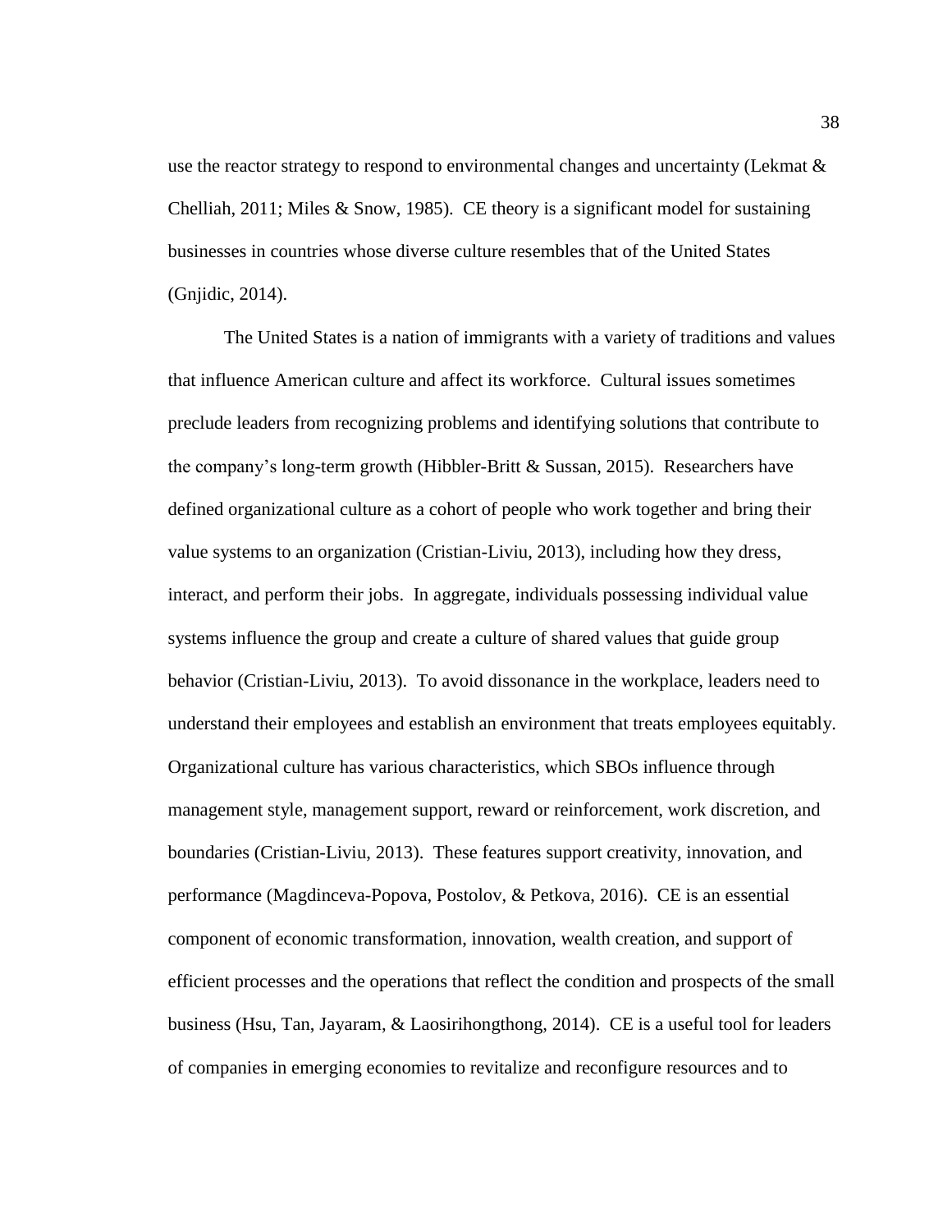use the reactor strategy to respond to environmental changes and uncertainty (Lekmat & Chelliah, 2011; Miles & Snow, 1985). CE theory is a significant model for sustaining businesses in countries whose diverse culture resembles that of the United States (Gnjidic, 2014).

The United States is a nation of immigrants with a variety of traditions and values that influence American culture and affect its workforce. Cultural issues sometimes preclude leaders from recognizing problems and identifying solutions that contribute to the company's long-term growth (Hibbler-Britt & Sussan, 2015). Researchers have defined organizational culture as a cohort of people who work together and bring their value systems to an organization (Cristian-Liviu, 2013), including how they dress, interact, and perform their jobs. In aggregate, individuals possessing individual value systems influence the group and create a culture of shared values that guide group behavior (Cristian-Liviu, 2013). To avoid dissonance in the workplace, leaders need to understand their employees and establish an environment that treats employees equitably. Organizational culture has various characteristics, which SBOs influence through management style, management support, reward or reinforcement, work discretion, and boundaries (Cristian-Liviu, 2013). These features support creativity, innovation, and performance (Magdinceva-Popova, Postolov, & Petkova, 2016). CE is an essential component of economic transformation, innovation, wealth creation, and support of efficient processes and the operations that reflect the condition and prospects of the small business (Hsu, Tan, Jayaram, & Laosirihongthong, 2014). CE is a useful tool for leaders of companies in emerging economies to revitalize and reconfigure resources and to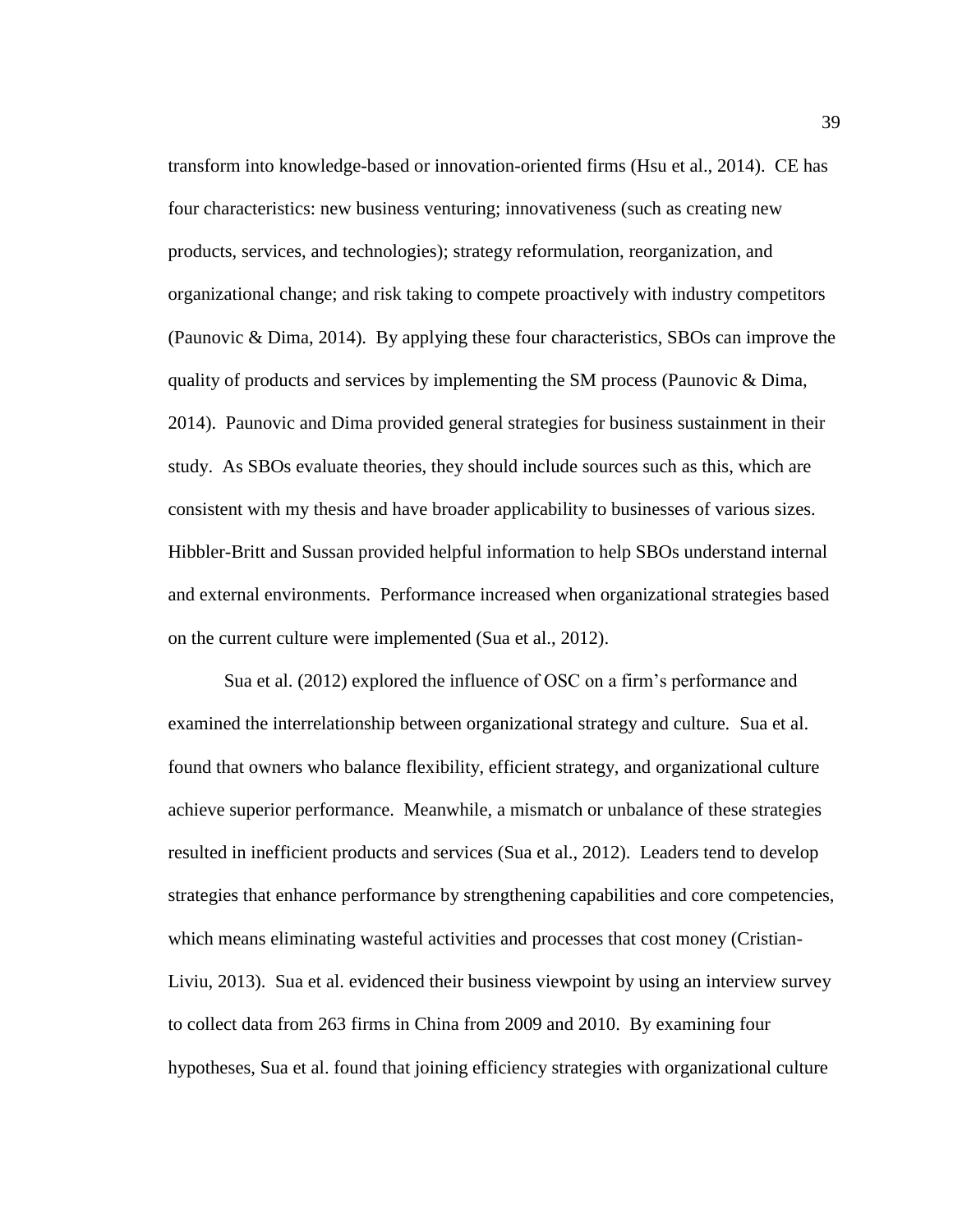transform into knowledge-based or innovation-oriented firms (Hsu et al., 2014). CE has four characteristics: new business venturing; innovativeness (such as creating new products, services, and technologies); strategy reformulation, reorganization, and organizational change; and risk taking to compete proactively with industry competitors (Paunovic & Dima, 2014). By applying these four characteristics, SBOs can improve the quality of products and services by implementing the SM process (Paunovic & Dima, 2014). Paunovic and Dima provided general strategies for business sustainment in their study. As SBOs evaluate theories, they should include sources such as this, which are consistent with my thesis and have broader applicability to businesses of various sizes. Hibbler-Britt and Sussan provided helpful information to help SBOs understand internal and external environments. Performance increased when organizational strategies based on the current culture were implemented (Sua et al., 2012).

Sua et al. (2012) explored the influence of OSC on a firm's performance and examined the interrelationship between organizational strategy and culture. Sua et al. found that owners who balance flexibility, efficient strategy, and organizational culture achieve superior performance. Meanwhile, a mismatch or unbalance of these strategies resulted in inefficient products and services (Sua et al., 2012). Leaders tend to develop strategies that enhance performance by strengthening capabilities and core competencies, which means eliminating wasteful activities and processes that cost money (Cristian-Liviu, 2013). Sua et al. evidenced their business viewpoint by using an interview survey to collect data from 263 firms in China from 2009 and 2010. By examining four hypotheses, Sua et al. found that joining efficiency strategies with organizational culture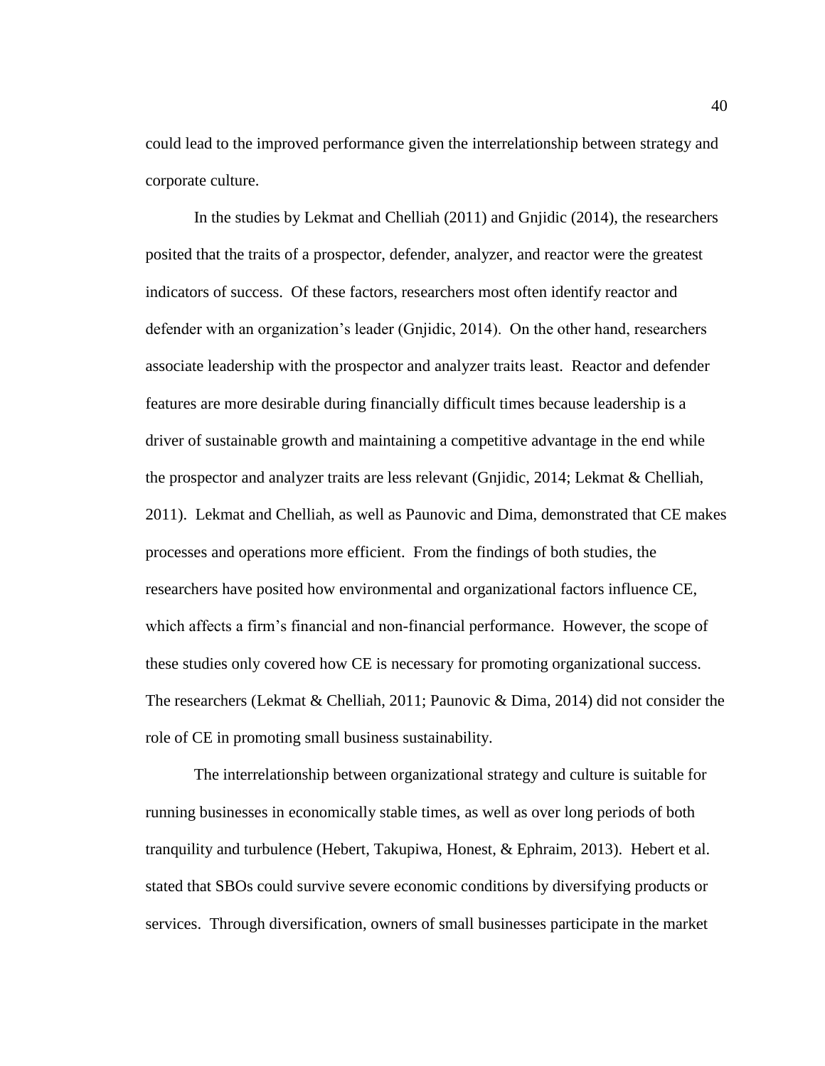could lead to the improved performance given the interrelationship between strategy and corporate culture.

In the studies by Lekmat and Chelliah (2011) and Gnjidic (2014), the researchers posited that the traits of a prospector, defender, analyzer, and reactor were the greatest indicators of success. Of these factors, researchers most often identify reactor and defender with an organization's leader (Gnjidic, 2014). On the other hand, researchers associate leadership with the prospector and analyzer traits least. Reactor and defender features are more desirable during financially difficult times because leadership is a driver of sustainable growth and maintaining a competitive advantage in the end while the prospector and analyzer traits are less relevant (Gnjidic, 2014; Lekmat & Chelliah, 2011). Lekmat and Chelliah, as well as Paunovic and Dima, demonstrated that CE makes processes and operations more efficient. From the findings of both studies, the researchers have posited how environmental and organizational factors influence CE, which affects a firm's financial and non-financial performance. However, the scope of these studies only covered how CE is necessary for promoting organizational success. The researchers (Lekmat & Chelliah, 2011; Paunovic & Dima, 2014) did not consider the role of CE in promoting small business sustainability.

The interrelationship between organizational strategy and culture is suitable for running businesses in economically stable times, as well as over long periods of both tranquility and turbulence (Hebert, Takupiwa, Honest, & Ephraim, 2013). Hebert et al. stated that SBOs could survive severe economic conditions by diversifying products or services. Through diversification, owners of small businesses participate in the market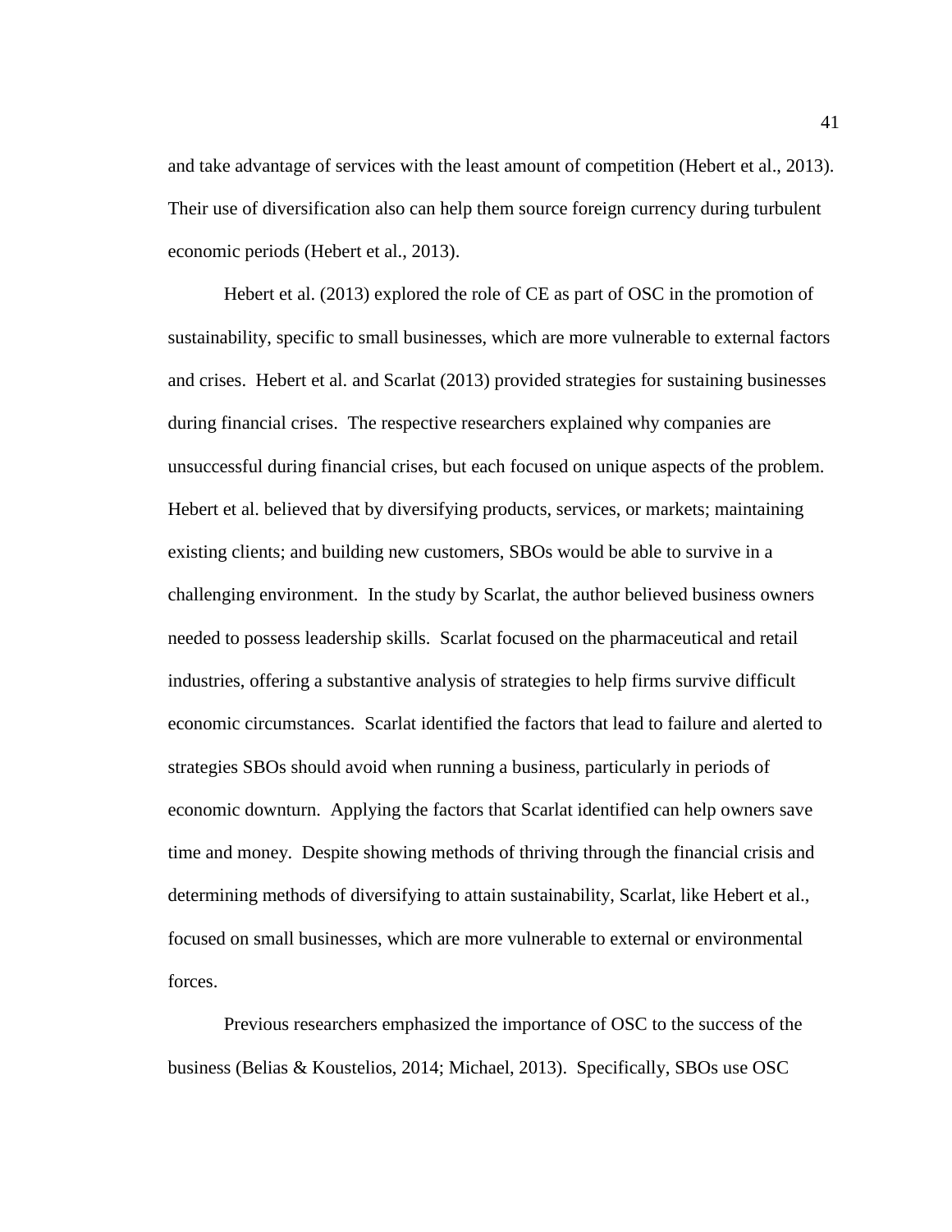and take advantage of services with the least amount of competition (Hebert et al., 2013). Their use of diversification also can help them source foreign currency during turbulent economic periods (Hebert et al., 2013).

Hebert et al. (2013) explored the role of CE as part of OSC in the promotion of sustainability, specific to small businesses, which are more vulnerable to external factors and crises. Hebert et al. and Scarlat (2013) provided strategies for sustaining businesses during financial crises. The respective researchers explained why companies are unsuccessful during financial crises, but each focused on unique aspects of the problem. Hebert et al. believed that by diversifying products, services, or markets; maintaining existing clients; and building new customers, SBOs would be able to survive in a challenging environment. In the study by Scarlat, the author believed business owners needed to possess leadership skills. Scarlat focused on the pharmaceutical and retail industries, offering a substantive analysis of strategies to help firms survive difficult economic circumstances. Scarlat identified the factors that lead to failure and alerted to strategies SBOs should avoid when running a business, particularly in periods of economic downturn. Applying the factors that Scarlat identified can help owners save time and money. Despite showing methods of thriving through the financial crisis and determining methods of diversifying to attain sustainability, Scarlat, like Hebert et al., focused on small businesses, which are more vulnerable to external or environmental forces.

Previous researchers emphasized the importance of OSC to the success of the business (Belias & Koustelios, 2014; Michael, 2013). Specifically, SBOs use OSC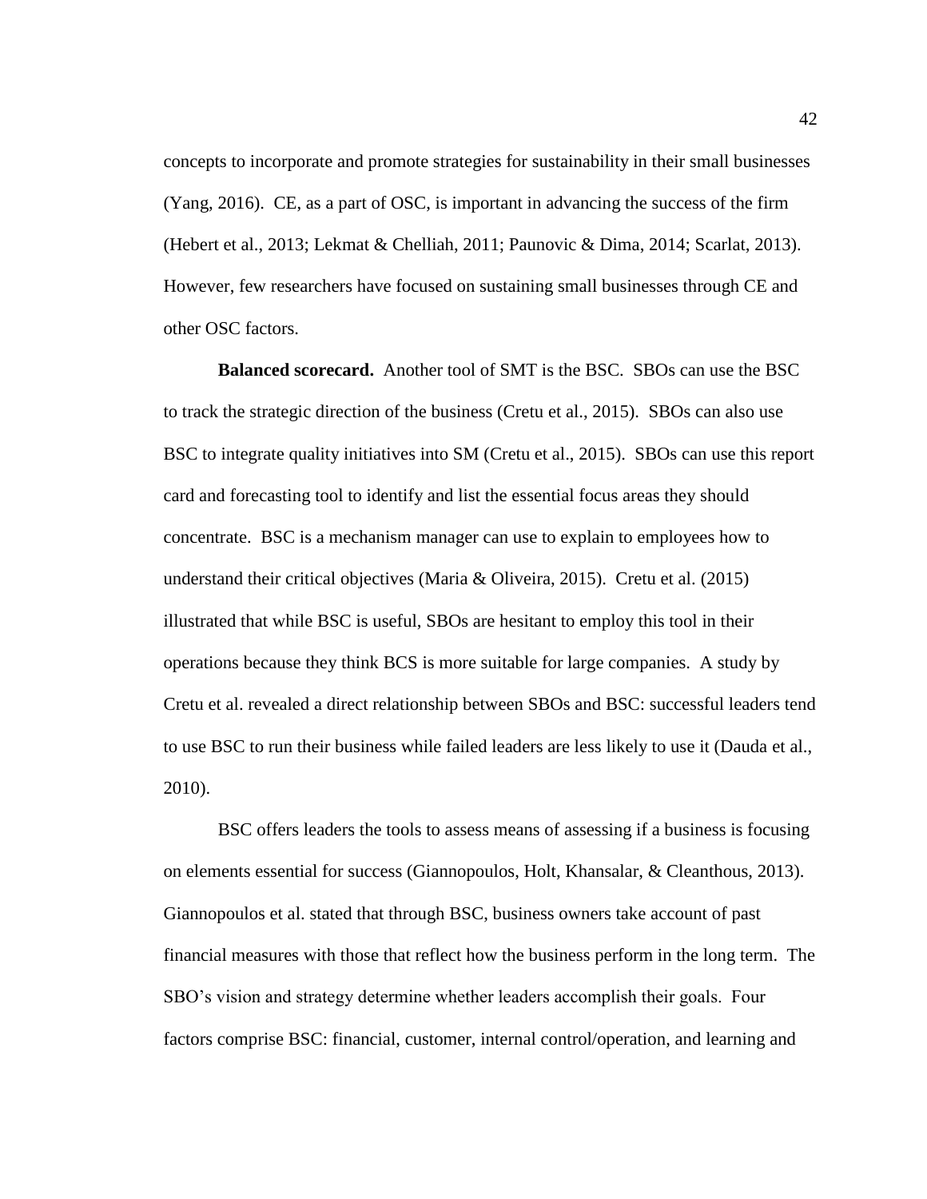concepts to incorporate and promote strategies for sustainability in their small businesses (Yang, 2016). CE, as a part of OSC, is important in advancing the success of the firm (Hebert et al., 2013; Lekmat & Chelliah, 2011; Paunovic & Dima, 2014; Scarlat, 2013). However, few researchers have focused on sustaining small businesses through CE and other OSC factors.

**Balanced scorecard.** Another tool of SMT is the BSC. SBOs can use the BSC to track the strategic direction of the business (Cretu et al., 2015). SBOs can also use BSC to integrate quality initiatives into SM (Cretu et al., 2015). SBOs can use this report card and forecasting tool to identify and list the essential focus areas they should concentrate. BSC is a mechanism manager can use to explain to employees how to understand their critical objectives (Maria & Oliveira, 2015). Cretu et al. (2015) illustrated that while BSC is useful, SBOs are hesitant to employ this tool in their operations because they think BCS is more suitable for large companies. A study by Cretu et al. revealed a direct relationship between SBOs and BSC: successful leaders tend to use BSC to run their business while failed leaders are less likely to use it (Dauda et al., 2010).

BSC offers leaders the tools to assess means of assessing if a business is focusing on elements essential for success (Giannopoulos, Holt, Khansalar, & Cleanthous, 2013). Giannopoulos et al. stated that through BSC, business owners take account of past financial measures with those that reflect how the business perform in the long term. The SBO's vision and strategy determine whether leaders accomplish their goals. Four factors comprise BSC: financial, customer, internal control/operation, and learning and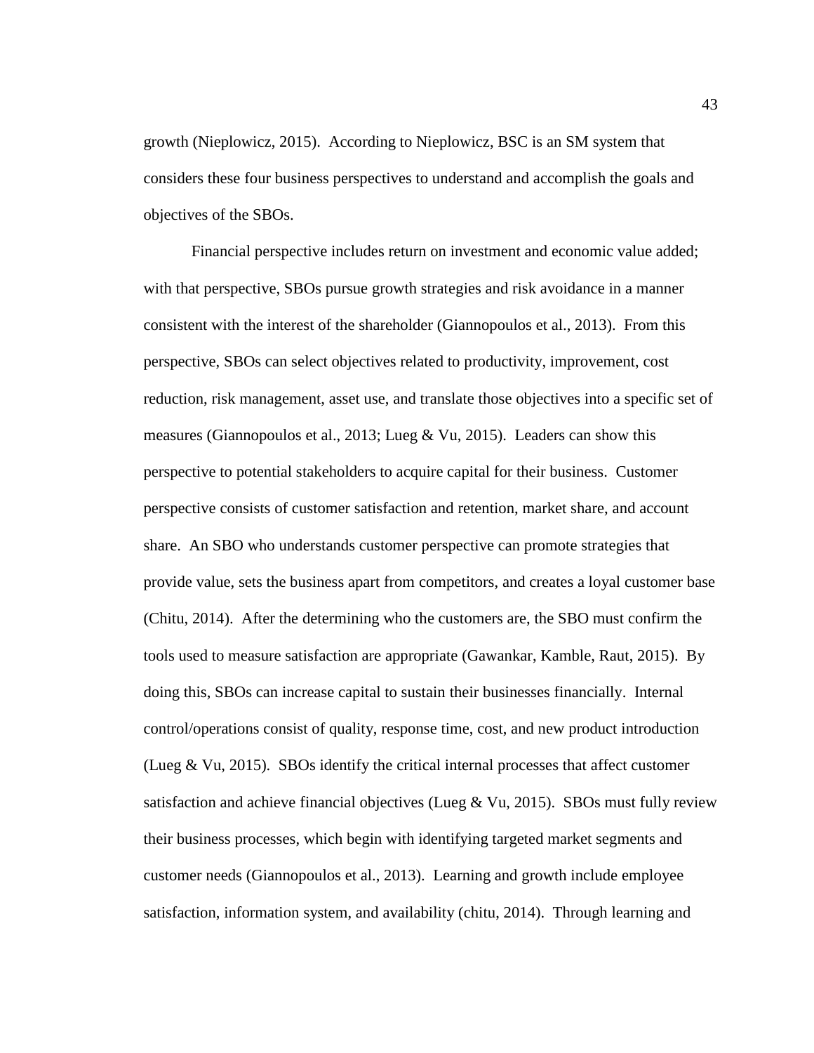growth (Nieplowicz, 2015). According to Nieplowicz, BSC is an SM system that considers these four business perspectives to understand and accomplish the goals and objectives of the SBOs.

Financial perspective includes return on investment and economic value added; with that perspective, SBOs pursue growth strategies and risk avoidance in a manner consistent with the interest of the shareholder (Giannopoulos et al., 2013). From this perspective, SBOs can select objectives related to productivity, improvement, cost reduction, risk management, asset use, and translate those objectives into a specific set of measures (Giannopoulos et al., 2013; Lueg & Vu, 2015). Leaders can show this perspective to potential stakeholders to acquire capital for their business. Customer perspective consists of customer satisfaction and retention, market share, and account share. An SBO who understands customer perspective can promote strategies that provide value, sets the business apart from competitors, and creates a loyal customer base (Chitu, 2014). After the determining who the customers are, the SBO must confirm the tools used to measure satisfaction are appropriate (Gawankar, Kamble, Raut, 2015). By doing this, SBOs can increase capital to sustain their businesses financially. Internal control/operations consist of quality, response time, cost, and new product introduction (Lueg & Vu, 2015). SBOs identify the critical internal processes that affect customer satisfaction and achieve financial objectives (Lueg & Vu, 2015). SBOs must fully review their business processes, which begin with identifying targeted market segments and customer needs (Giannopoulos et al., 2013). Learning and growth include employee satisfaction, information system, and availability (chitu, 2014). Through learning and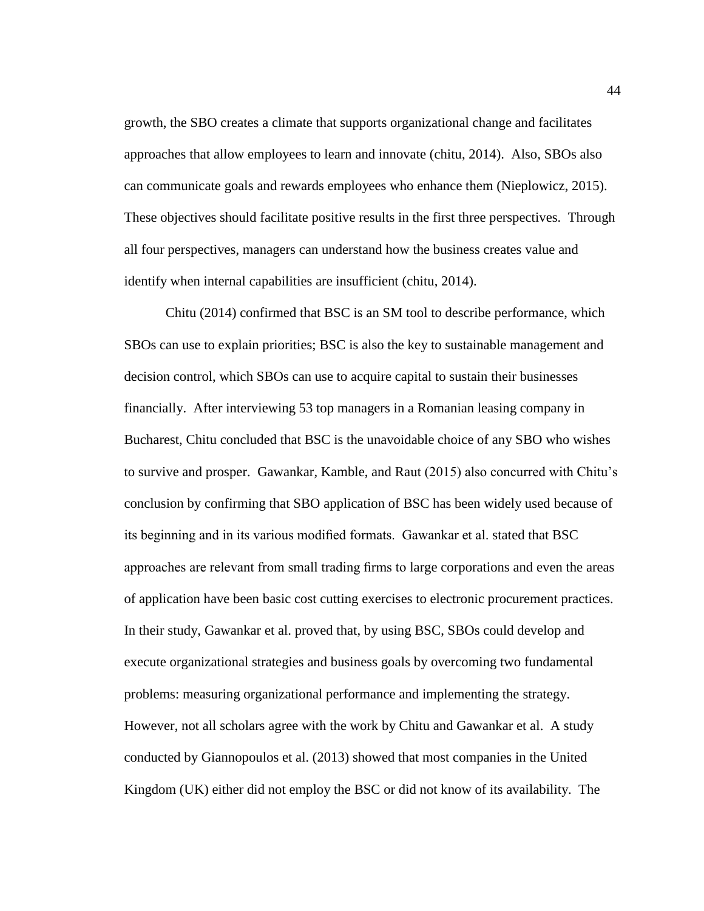growth, the SBO creates a climate that supports organizational change and facilitates approaches that allow employees to learn and innovate (chitu, 2014). Also, SBOs also can communicate goals and rewards employees who enhance them (Nieplowicz, 2015). These objectives should facilitate positive results in the first three perspectives. Through all four perspectives, managers can understand how the business creates value and identify when internal capabilities are insufficient (chitu, 2014).

Chitu (2014) confirmed that BSC is an SM tool to describe performance, which SBOs can use to explain priorities; BSC is also the key to sustainable management and decision control, which SBOs can use to acquire capital to sustain their businesses financially. After interviewing 53 top managers in a Romanian leasing company in Bucharest, Chitu concluded that BSC is the unavoidable choice of any SBO who wishes to survive and prosper. Gawankar, Kamble, and Raut (2015) also concurred with Chitu's conclusion by confirming that SBO application of BSC has been widely used because of its beginning and in its various modified formats. Gawankar et al. stated that BSC approaches are relevant from small trading firms to large corporations and even the areas of application have been basic cost cutting exercises to electronic procurement practices. In their study, Gawankar et al. proved that, by using BSC, SBOs could develop and execute organizational strategies and business goals by overcoming two fundamental problems: measuring organizational performance and implementing the strategy. However, not all scholars agree with the work by Chitu and Gawankar et al. A study conducted by Giannopoulos et al. (2013) showed that most companies in the United Kingdom (UK) either did not employ the BSC or did not know of its availability. The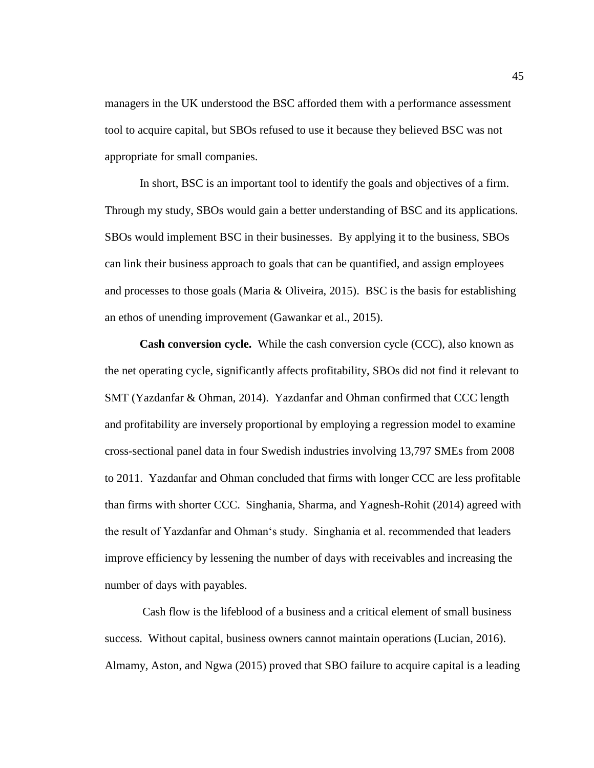managers in the UK understood the BSC afforded them with a performance assessment tool to acquire capital, but SBOs refused to use it because they believed BSC was not appropriate for small companies.

In short, BSC is an important tool to identify the goals and objectives of a firm. Through my study, SBOs would gain a better understanding of BSC and its applications. SBOs would implement BSC in their businesses. By applying it to the business, SBOs can link their business approach to goals that can be quantified, and assign employees and processes to those goals (Maria & Oliveira, 2015). BSC is the basis for establishing an ethos of unending improvement (Gawankar et al., 2015).

**Cash conversion cycle.** While the cash conversion cycle (CCC), also known as the net operating cycle, significantly affects profitability, SBOs did not find it relevant to SMT (Yazdanfar & Ohman, 2014). Yazdanfar and Ohman confirmed that CCC length and profitability are inversely proportional by employing a regression model to examine cross-sectional panel data in four Swedish industries involving 13,797 SMEs from 2008 to 2011. Yazdanfar and Ohman concluded that firms with longer CCC are less profitable than firms with shorter CCC. Singhania, Sharma, and Yagnesh-Rohit (2014) agreed with the result of Yazdanfar and Ohman's study. Singhania et al. recommended that leaders improve efficiency by lessening the number of days with receivables and increasing the number of days with payables.

Cash flow is the lifeblood of a business and a critical element of small business success. Without capital, business owners cannot maintain operations (Lucian, 2016). Almamy, Aston, and Ngwa (2015) proved that SBO failure to acquire capital is a leading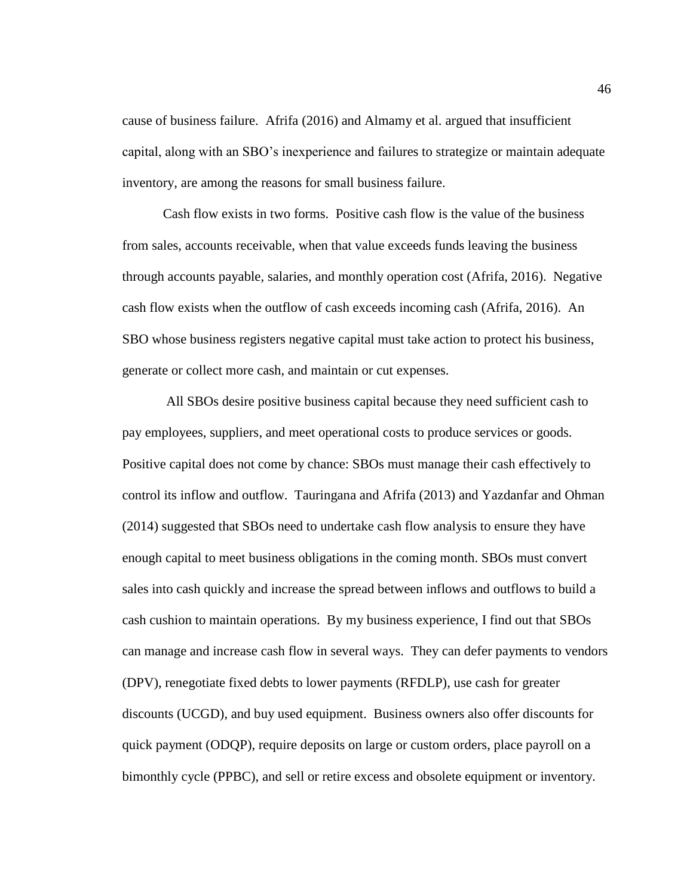cause of business failure. Afrifa (2016) and Almamy et al. argued that insufficient capital, along with an SBO's inexperience and failures to strategize or maintain adequate inventory, are among the reasons for small business failure.

Cash flow exists in two forms. Positive cash flow is the value of the business from sales, accounts receivable, when that value exceeds funds leaving the business through accounts payable, salaries, and monthly operation cost (Afrifa, 2016). Negative cash flow exists when the outflow of cash exceeds incoming cash (Afrifa, 2016). An SBO whose business registers negative capital must take action to protect his business, generate or collect more cash, and maintain or cut expenses.

All SBOs desire positive business capital because they need sufficient cash to pay employees, suppliers, and meet operational costs to produce services or goods. Positive capital does not come by chance: SBOs must manage their cash effectively to control its inflow and outflow. Tauringana and Afrifa (2013) and Yazdanfar and Ohman (2014) suggested that SBOs need to undertake cash flow analysis to ensure they have enough capital to meet business obligations in the coming month. SBOs must convert sales into cash quickly and increase the spread between inflows and outflows to build a cash cushion to maintain operations. By my business experience, I find out that SBOs can manage and increase cash flow in several ways. They can defer payments to vendors (DPV), renegotiate fixed debts to lower payments (RFDLP), use cash for greater discounts (UCGD), and buy used equipment. Business owners also offer discounts for quick payment (ODQP), require deposits on large or custom orders, place payroll on a bimonthly cycle (PPBC), and sell or retire excess and obsolete equipment or inventory.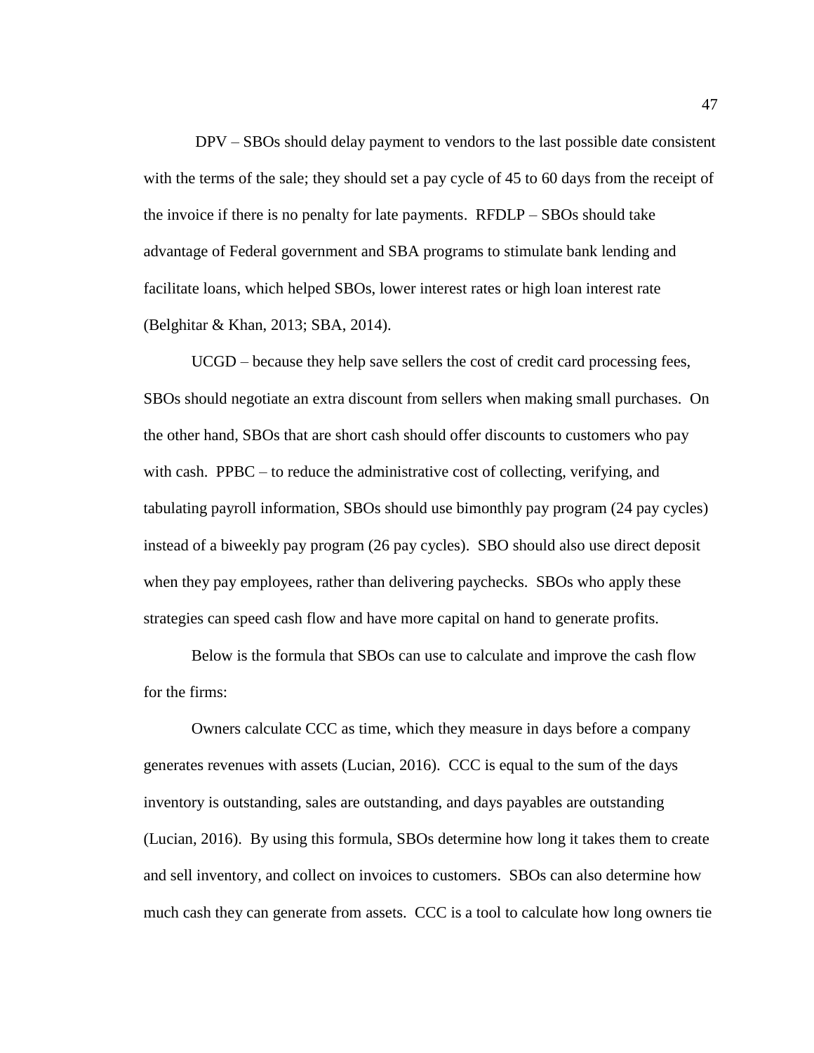DPV – SBOs should delay payment to vendors to the last possible date consistent with the terms of the sale; they should set a pay cycle of 45 to 60 days from the receipt of the invoice if there is no penalty for late payments. RFDLP – SBOs should take advantage of Federal government and SBA programs to stimulate bank lending and facilitate loans, which helped SBOs, lower interest rates or high loan interest rate (Belghitar & Khan, 2013; SBA, 2014).

UCGD – because they help save sellers the cost of credit card processing fees, SBOs should negotiate an extra discount from sellers when making small purchases. On the other hand, SBOs that are short cash should offer discounts to customers who pay with cash. PPBC – to reduce the administrative cost of collecting, verifying, and tabulating payroll information, SBOs should use bimonthly pay program (24 pay cycles) instead of a biweekly pay program (26 pay cycles). SBO should also use direct deposit when they pay employees, rather than delivering paychecks. SBOs who apply these strategies can speed cash flow and have more capital on hand to generate profits.

Below is the formula that SBOs can use to calculate and improve the cash flow for the firms:

Owners calculate CCC as time, which they measure in days before a company generates revenues with assets (Lucian, 2016). CCC is equal to the sum of the days inventory is outstanding, sales are outstanding, and days payables are outstanding (Lucian, 2016). By using this formula, SBOs determine how long it takes them to create and sell inventory, and collect on invoices to customers. SBOs can also determine how much cash they can generate from assets. CCC is a tool to calculate how long owners tie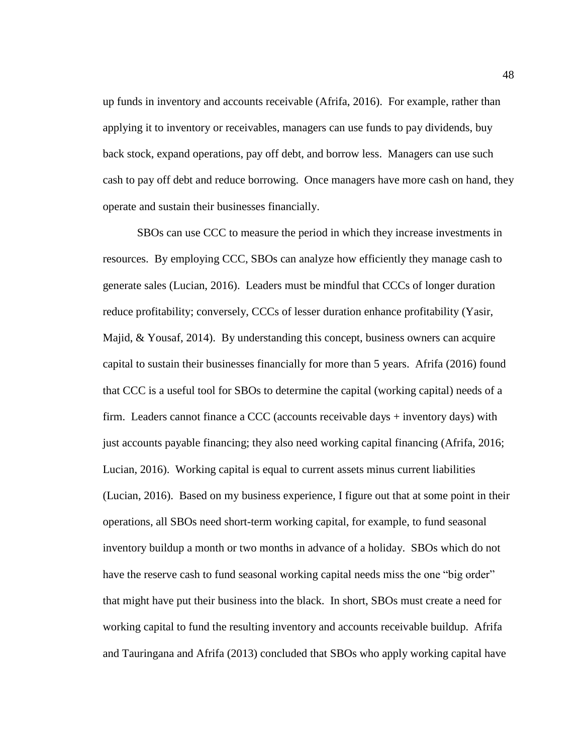up funds in inventory and accounts receivable (Afrifa, 2016). For example, rather than applying it to inventory or receivables, managers can use funds to pay dividends, buy back stock, expand operations, pay off debt, and borrow less. Managers can use such cash to pay off debt and reduce borrowing. Once managers have more cash on hand, they operate and sustain their businesses financially.

SBOs can use CCC to measure the period in which they increase investments in resources. By employing CCC, SBOs can analyze how efficiently they manage cash to generate sales (Lucian, 2016). Leaders must be mindful that CCCs of longer duration reduce profitability; conversely, CCCs of lesser duration enhance profitability (Yasir, Majid, & Yousaf, 2014). By understanding this concept, business owners can acquire capital to sustain their businesses financially for more than 5 years. Afrifa (2016) found that CCC is a useful tool for SBOs to determine the capital (working capital) needs of a firm. Leaders cannot finance a CCC (accounts receivable days + inventory days) with just accounts payable financing; they also need working capital financing (Afrifa, 2016; Lucian, 2016). Working capital is equal to current assets minus current liabilities (Lucian, 2016). Based on my business experience, I figure out that at some point in their operations, all SBOs need short-term working capital, for example, to fund seasonal inventory buildup a month or two months in advance of a holiday. SBOs which do not have the reserve cash to fund seasonal working capital needs miss the one "big order" that might have put their business into the black. In short, SBOs must create a need for working capital to fund the resulting inventory and accounts receivable buildup. Afrifa and Tauringana and Afrifa (2013) concluded that SBOs who apply working capital have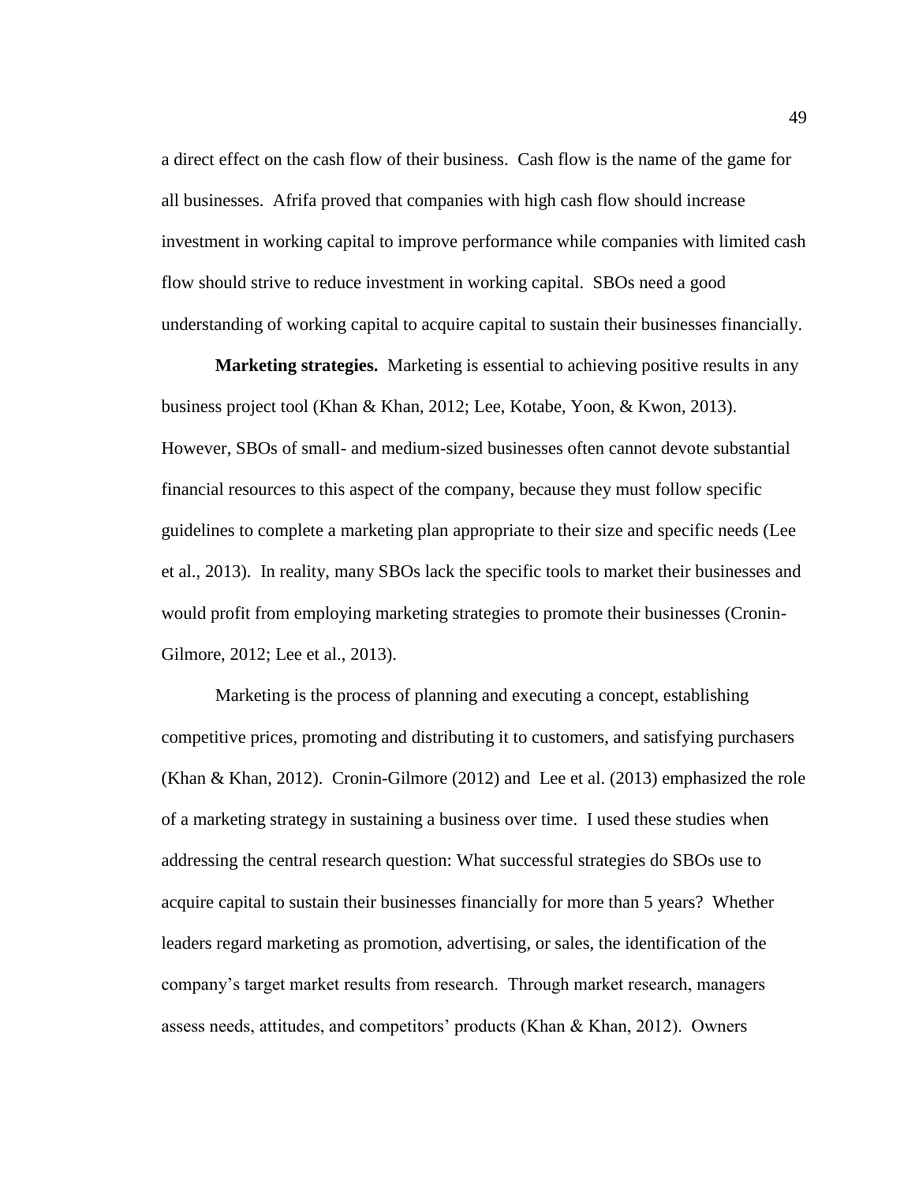a direct effect on the cash flow of their business. Cash flow is the name of the game for all businesses. Afrifa proved that companies with high cash flow should increase investment in working capital to improve performance while companies with limited cash flow should strive to reduce investment in working capital. SBOs need a good understanding of working capital to acquire capital to sustain their businesses financially.

**Marketing strategies.** Marketing is essential to achieving positive results in any business project tool (Khan & Khan, 2012; Lee, Kotabe, Yoon, & Kwon, 2013). However, SBOs of small- and medium-sized businesses often cannot devote substantial financial resources to this aspect of the company, because they must follow specific guidelines to complete a marketing plan appropriate to their size and specific needs (Lee et al., 2013). In reality, many SBOs lack the specific tools to market their businesses and would profit from employing marketing strategies to promote their businesses (Cronin-Gilmore, 2012; Lee et al., 2013).

Marketing is the process of planning and executing a concept, establishing competitive prices, promoting and distributing it to customers, and satisfying purchasers (Khan & Khan, 2012). Cronin-Gilmore (2012) and Lee et al. (2013) emphasized the role of a marketing strategy in sustaining a business over time. I used these studies when addressing the central research question: What successful strategies do SBOs use to acquire capital to sustain their businesses financially for more than 5 years? Whether leaders regard marketing as promotion, advertising, or sales, the identification of the company's target market results from research. Through market research, managers assess needs, attitudes, and competitors' products (Khan & Khan, 2012). Owners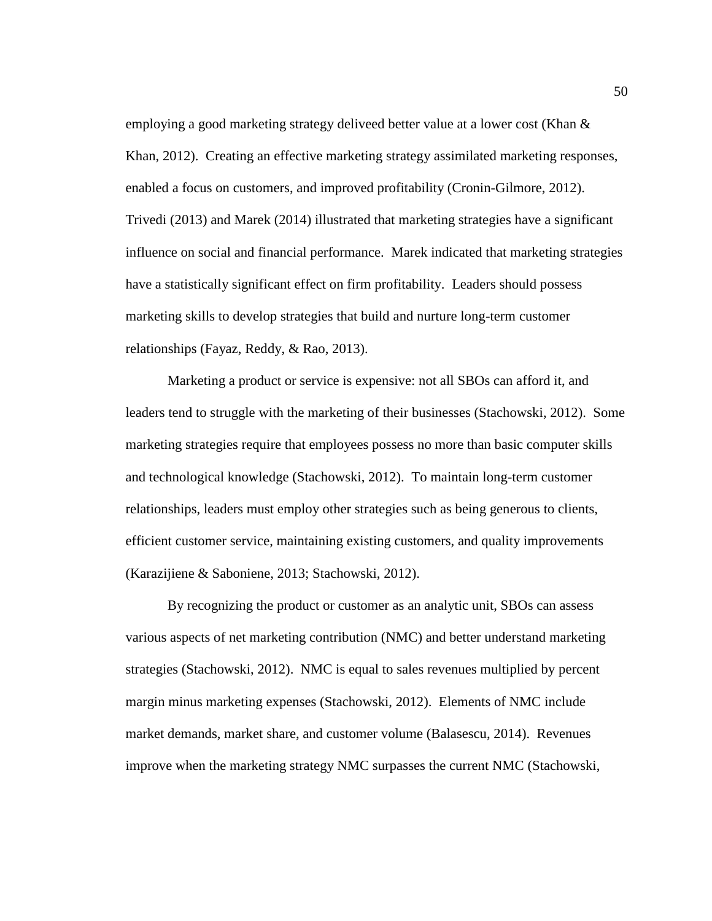employing a good marketing strategy deliveed better value at a lower cost (Khan & Khan, 2012). Creating an effective marketing strategy assimilated marketing responses, enabled a focus on customers, and improved profitability (Cronin-Gilmore, 2012). Trivedi (2013) and Marek (2014) illustrated that marketing strategies have a significant influence on social and financial performance. Marek indicated that marketing strategies have a statistically significant effect on firm profitability. Leaders should possess marketing skills to develop strategies that build and nurture long-term customer relationships (Fayaz, Reddy, & Rao, 2013).

Marketing a product or service is expensive: not all SBOs can afford it, and leaders tend to struggle with the marketing of their businesses (Stachowski, 2012). Some marketing strategies require that employees possess no more than basic computer skills and technological knowledge (Stachowski, 2012). To maintain long-term customer relationships, leaders must employ other strategies such as being generous to clients, efficient customer service, maintaining existing customers, and quality improvements (Karazijiene & Saboniene, 2013; Stachowski, 2012).

By recognizing the product or customer as an analytic unit, SBOs can assess various aspects of net marketing contribution (NMC) and better understand marketing strategies (Stachowski, 2012). NMC is equal to sales revenues multiplied by percent margin minus marketing expenses (Stachowski, 2012). Elements of NMC include market demands, market share, and customer volume (Balasescu, 2014). Revenues improve when the marketing strategy NMC surpasses the current NMC (Stachowski,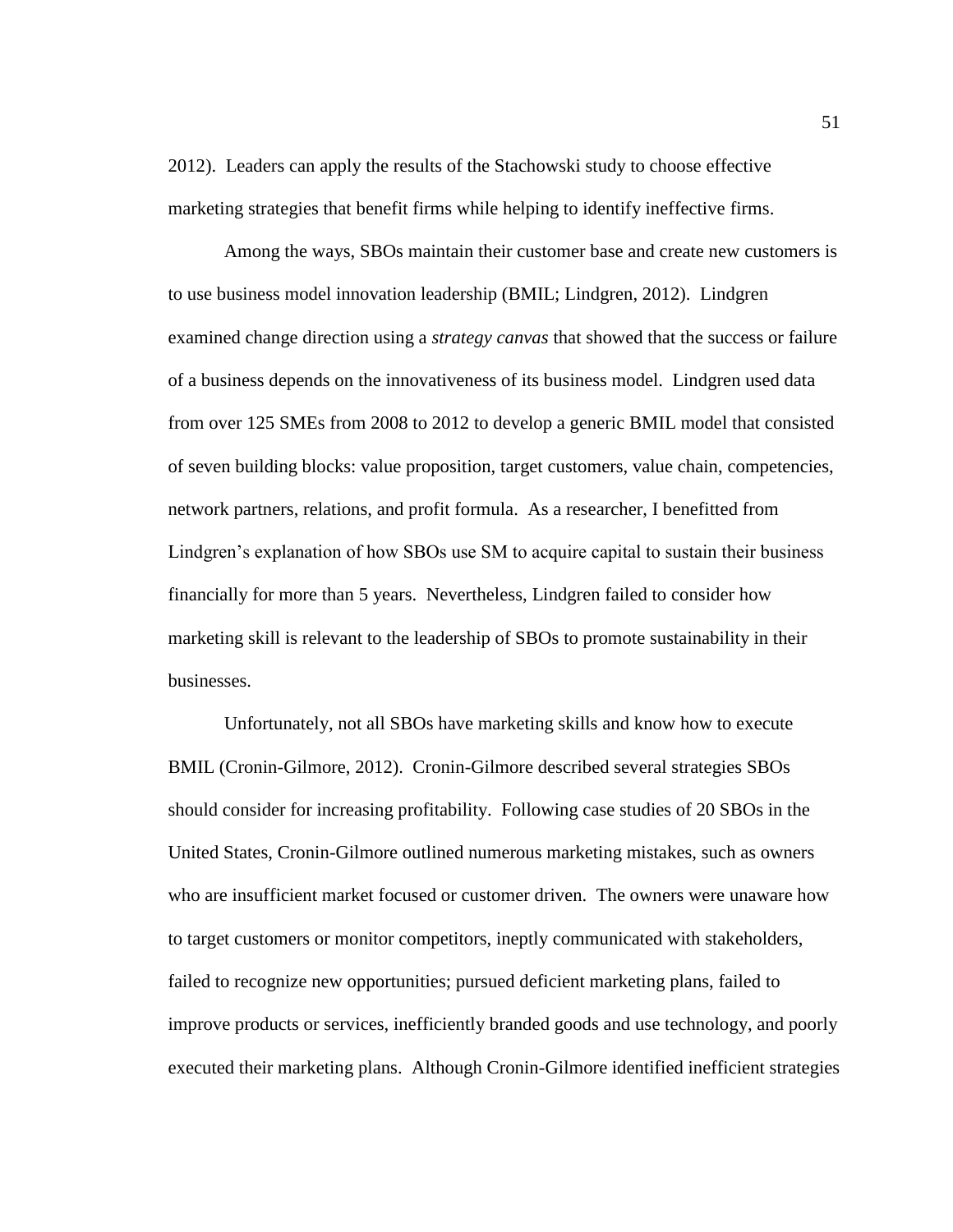2012). Leaders can apply the results of the Stachowski study to choose effective marketing strategies that benefit firms while helping to identify ineffective firms.

Among the ways, SBOs maintain their customer base and create new customers is to use business model innovation leadership (BMIL; Lindgren, 2012). Lindgren examined change direction using a *strategy canvas* that showed that the success or failure of a business depends on the innovativeness of its business model. Lindgren used data from over 125 SMEs from 2008 to 2012 to develop a generic BMIL model that consisted of seven building blocks: value proposition, target customers, value chain, competencies, network partners, relations, and profit formula. As a researcher, I benefitted from Lindgren's explanation of how SBOs use SM to acquire capital to sustain their business financially for more than 5 years. Nevertheless, Lindgren failed to consider how marketing skill is relevant to the leadership of SBOs to promote sustainability in their businesses.

Unfortunately, not all SBOs have marketing skills and know how to execute BMIL (Cronin-Gilmore, 2012). Cronin-Gilmore described several strategies SBOs should consider for increasing profitability. Following case studies of 20 SBOs in the United States, Cronin-Gilmore outlined numerous marketing mistakes, such as owners who are insufficient market focused or customer driven. The owners were unaware how to target customers or monitor competitors, ineptly communicated with stakeholders, failed to recognize new opportunities; pursued deficient marketing plans, failed to improve products or services, inefficiently branded goods and use technology, and poorly executed their marketing plans. Although Cronin-Gilmore identified inefficient strategies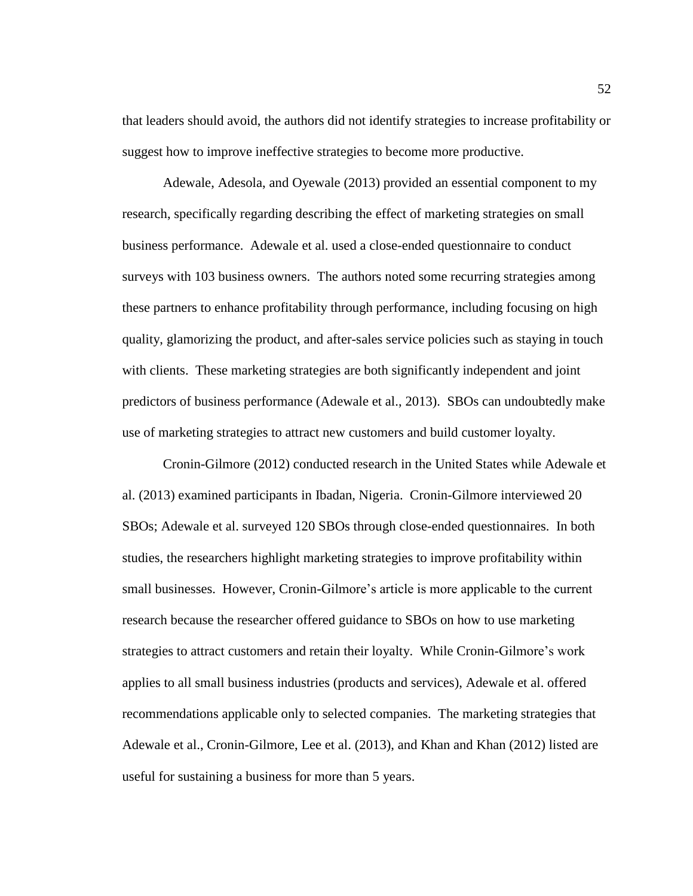that leaders should avoid, the authors did not identify strategies to increase profitability or suggest how to improve ineffective strategies to become more productive.

Adewale, Adesola, and Oyewale (2013) provided an essential component to my research, specifically regarding describing the effect of marketing strategies on small business performance. Adewale et al. used a close-ended questionnaire to conduct surveys with 103 business owners. The authors noted some recurring strategies among these partners to enhance profitability through performance, including focusing on high quality, glamorizing the product, and after-sales service policies such as staying in touch with clients. These marketing strategies are both significantly independent and joint predictors of business performance (Adewale et al., 2013). SBOs can undoubtedly make use of marketing strategies to attract new customers and build customer loyalty.

Cronin-Gilmore (2012) conducted research in the United States while Adewale et al. (2013) examined participants in Ibadan, Nigeria. Cronin-Gilmore interviewed 20 SBOs; Adewale et al. surveyed 120 SBOs through close-ended questionnaires. In both studies, the researchers highlight marketing strategies to improve profitability within small businesses. However, Cronin-Gilmore's article is more applicable to the current research because the researcher offered guidance to SBOs on how to use marketing strategies to attract customers and retain their loyalty. While Cronin-Gilmore's work applies to all small business industries (products and services), Adewale et al. offered recommendations applicable only to selected companies. The marketing strategies that Adewale et al., Cronin-Gilmore, Lee et al. (2013), and Khan and Khan (2012) listed are useful for sustaining a business for more than 5 years.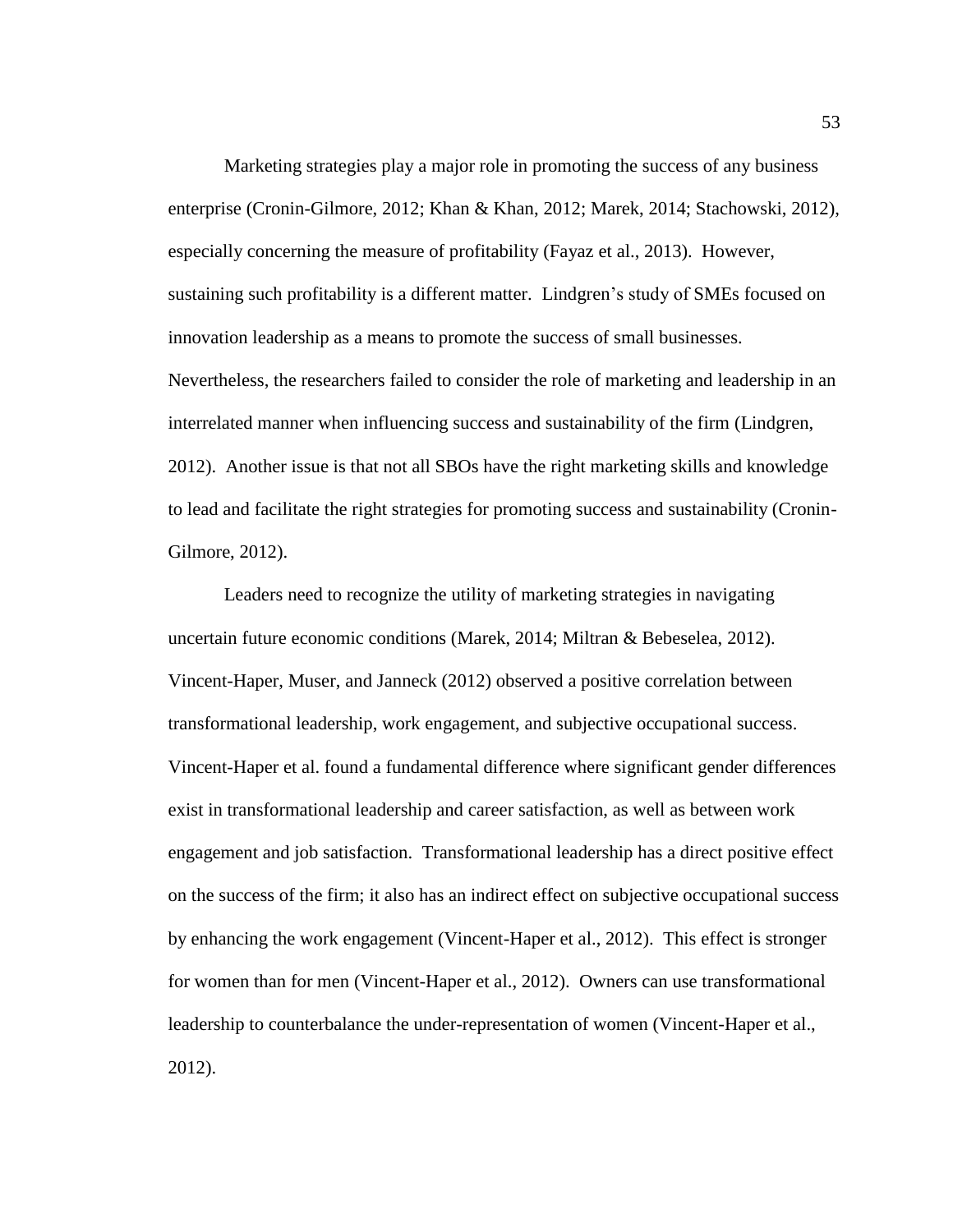Marketing strategies play a major role in promoting the success of any business enterprise (Cronin-Gilmore, 2012; Khan & Khan, 2012; Marek, 2014; Stachowski, 2012), especially concerning the measure of profitability (Fayaz et al., 2013). However, sustaining such profitability is a different matter. Lindgren's study of SMEs focused on innovation leadership as a means to promote the success of small businesses. Nevertheless, the researchers failed to consider the role of marketing and leadership in an interrelated manner when influencing success and sustainability of the firm (Lindgren, 2012). Another issue is that not all SBOs have the right marketing skills and knowledge to lead and facilitate the right strategies for promoting success and sustainability (Cronin-Gilmore, 2012).

Leaders need to recognize the utility of marketing strategies in navigating uncertain future economic conditions (Marek, 2014; Miltran & Bebeselea, 2012). Vincent-Haper, Muser, and Janneck (2012) observed a positive correlation between transformational leadership, work engagement, and subjective occupational success. Vincent-Haper et al. found a fundamental difference where significant gender differences exist in transformational leadership and career satisfaction, as well as between work engagement and job satisfaction. Transformational leadership has a direct positive effect on the success of the firm; it also has an indirect effect on subjective occupational success by enhancing the work engagement (Vincent-Haper et al., 2012). This effect is stronger for women than for men (Vincent-Haper et al., 2012). Owners can use transformational leadership to counterbalance the under-representation of women (Vincent-Haper et al., 2012).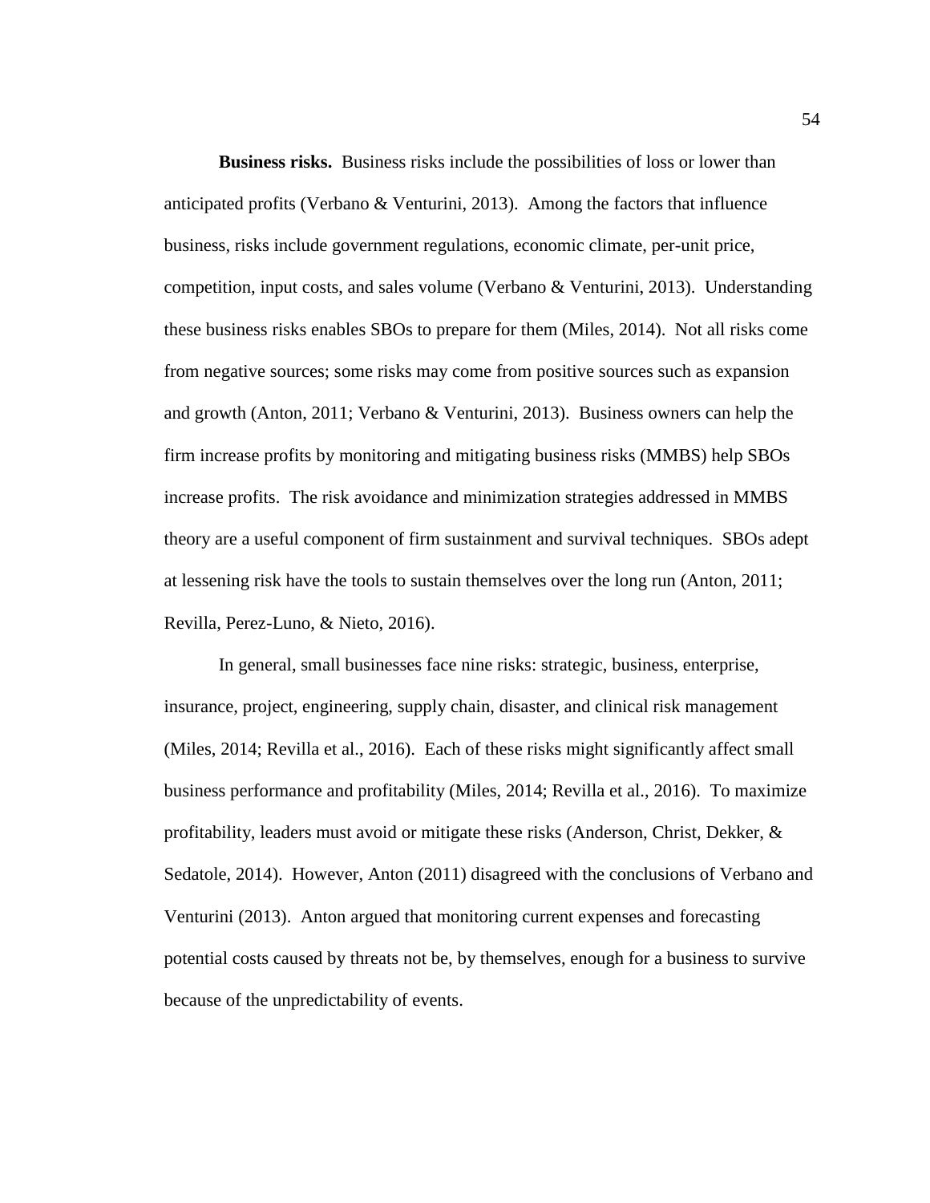**Business risks.** Business risks include the possibilities of loss or lower than anticipated profits (Verbano & Venturini, 2013). Among the factors that influence business, risks include government regulations, economic climate, per-unit price, competition, input costs, and sales volume (Verbano & Venturini, 2013). Understanding these business risks enables SBOs to prepare for them (Miles, 2014). Not all risks come from negative sources; some risks may come from positive sources such as expansion and growth (Anton, 2011; Verbano & Venturini, 2013). Business owners can help the firm increase profits by monitoring and mitigating business risks (MMBS) help SBOs increase profits. The risk avoidance and minimization strategies addressed in MMBS theory are a useful component of firm sustainment and survival techniques. SBOs adept at lessening risk have the tools to sustain themselves over the long run (Anton, 2011; Revilla, Perez-Luno, & Nieto, 2016).

In general, small businesses face nine risks: strategic, business, enterprise, insurance, project, engineering, supply chain, disaster, and clinical risk management (Miles, 2014; Revilla et al., 2016). Each of these risks might significantly affect small business performance and profitability (Miles, 2014; Revilla et al., 2016). To maximize profitability, leaders must avoid or mitigate these risks (Anderson, Christ, Dekker, & Sedatole, 2014). However, Anton (2011) disagreed with the conclusions of Verbano and Venturini (2013). Anton argued that monitoring current expenses and forecasting potential costs caused by threats not be, by themselves, enough for a business to survive because of the unpredictability of events.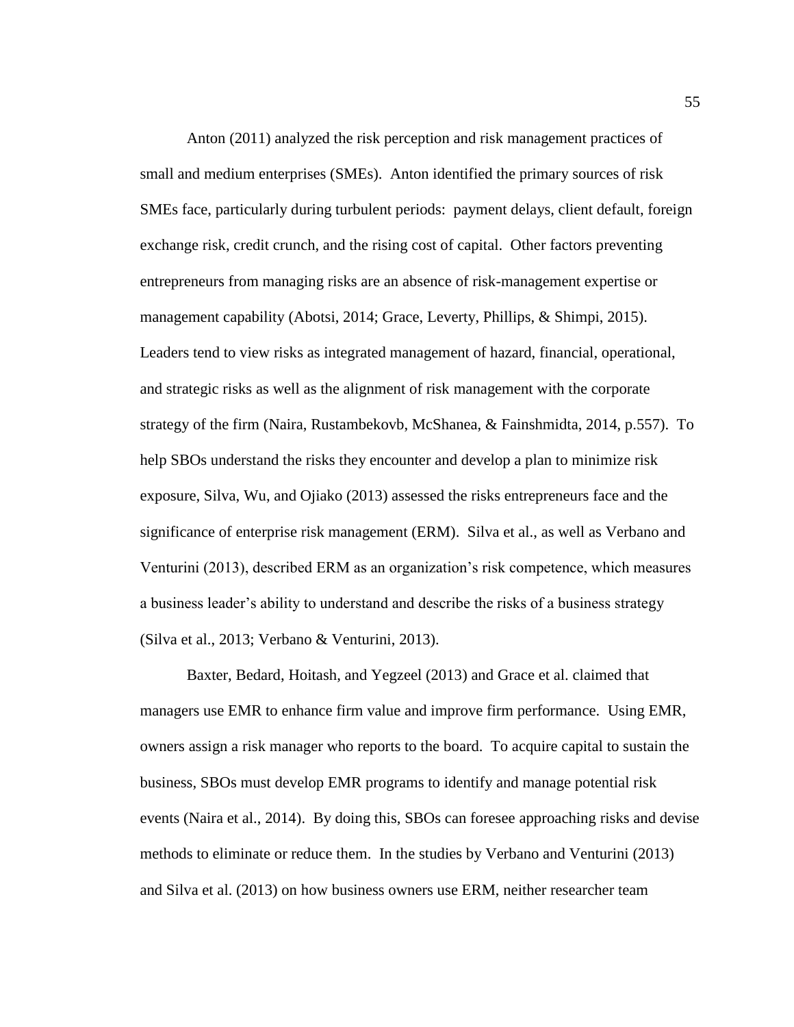Anton (2011) analyzed the risk perception and risk management practices of small and medium enterprises (SMEs). Anton identified the primary sources of risk SMEs face, particularly during turbulent periods: payment delays, client default, foreign exchange risk, credit crunch, and the rising cost of capital. Other factors preventing entrepreneurs from managing risks are an absence of risk-management expertise or management capability (Abotsi, 2014; Grace, Leverty, Phillips, & Shimpi, 2015). Leaders tend to view risks as integrated management of hazard, financial, operational, and strategic risks as well as the alignment of risk management with the corporate strategy of the firm (Naira, Rustambekovb, McShanea, & Fainshmidta, 2014, p.557). To help SBOs understand the risks they encounter and develop a plan to minimize risk exposure, Silva, Wu, and Ojiako (2013) assessed the risks entrepreneurs face and the significance of enterprise risk management (ERM). Silva et al., as well as Verbano and Venturini (2013), described ERM as an organization's risk competence, which measures a business leader's ability to understand and describe the risks of a business strategy (Silva et al., 2013; Verbano & Venturini, 2013).

Baxter, Bedard, Hoitash, and Yegzeel (2013) and Grace et al. claimed that managers use EMR to enhance firm value and improve firm performance. Using EMR, owners assign a risk manager who reports to the board. To acquire capital to sustain the business, SBOs must develop EMR programs to identify and manage potential risk events (Naira et al., 2014). By doing this, SBOs can foresee approaching risks and devise methods to eliminate or reduce them. In the studies by Verbano and Venturini (2013) and Silva et al. (2013) on how business owners use ERM, neither researcher team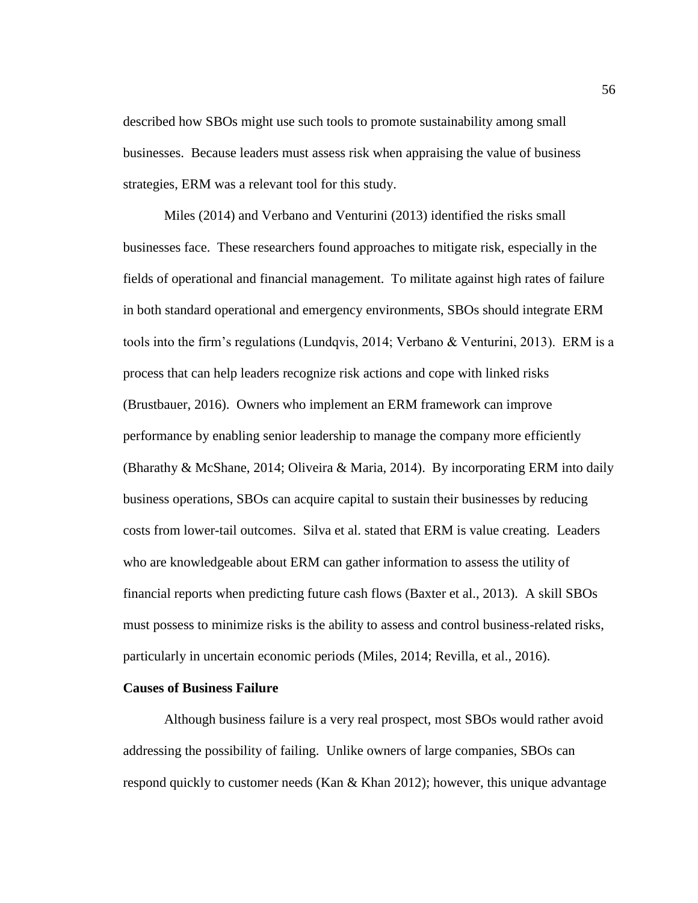described how SBOs might use such tools to promote sustainability among small businesses. Because leaders must assess risk when appraising the value of business strategies, ERM was a relevant tool for this study.

Miles (2014) and Verbano and Venturini (2013) identified the risks small businesses face. These researchers found approaches to mitigate risk, especially in the fields of operational and financial management. To militate against high rates of failure in both standard operational and emergency environments, SBOs should integrate ERM tools into the firm's regulations (Lundqvis, 2014; Verbano & Venturini, 2013). ERM is a process that can help leaders recognize risk actions and cope with linked risks (Brustbauer, 2016). Owners who implement an ERM framework can improve performance by enabling senior leadership to manage the company more efficiently (Bharathy & McShane, 2014; Oliveira & Maria, 2014). By incorporating ERM into daily business operations, SBOs can acquire capital to sustain their businesses by reducing costs from lower-tail outcomes. Silva et al. stated that ERM is value creating. Leaders who are knowledgeable about ERM can gather information to assess the utility of financial reports when predicting future cash flows (Baxter et al., 2013). A skill SBOs must possess to minimize risks is the ability to assess and control business-related risks, particularly in uncertain economic periods (Miles, 2014; Revilla, et al., 2016).

**Causes of Business Failure**

Although business failure is a very real prospect, most SBOs would rather avoid addressing the possibility of failing. Unlike owners of large companies, SBOs can respond quickly to customer needs (Kan & Khan 2012); however, this unique advantage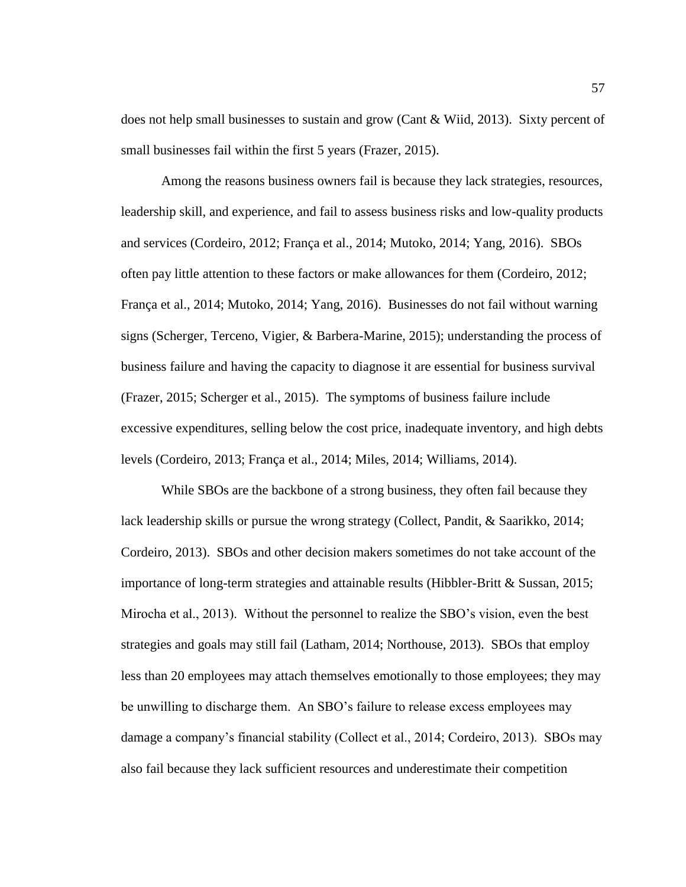does not help small businesses to sustain and grow (Cant & Wiid, 2013). Sixty percent of small businesses fail within the first 5 years (Frazer, 2015).

Among the reasons business owners fail is because they lack strategies, resources, leadership skill, and experience, and fail to assess business risks and low-quality products and services (Cordeiro, 2012; França et al., 2014; Mutoko, 2014; Yang, 2016). SBOs often pay little attention to these factors or make allowances for them (Cordeiro, 2012; França et al., 2014; Mutoko, 2014; Yang, 2016). Businesses do not fail without warning signs (Scherger, Terceno, Vigier, & Barbera-Marine, 2015); understanding the process of business failure and having the capacity to diagnose it are essential for business survival (Frazer, 2015; Scherger et al., 2015). The symptoms of business failure include excessive expenditures, selling below the cost price, inadequate inventory, and high debts levels (Cordeiro, 2013; França et al., 2014; Miles, 2014; Williams, 2014).

While SBOs are the backbone of a strong business, they often fail because they lack leadership skills or pursue the wrong strategy (Collect, Pandit, & Saarikko, 2014; Cordeiro, 2013). SBOs and other decision makers sometimes do not take account of the importance of long-term strategies and attainable results (Hibbler-Britt & Sussan, 2015; Mirocha et al., 2013). Without the personnel to realize the SBO's vision, even the best strategies and goals may still fail (Latham, 2014; Northouse, 2013). SBOs that employ less than 20 employees may attach themselves emotionally to those employees; they may be unwilling to discharge them. An SBO's failure to release excess employees may damage a company's financial stability (Collect et al., 2014; Cordeiro, 2013). SBOs may also fail because they lack sufficient resources and underestimate their competition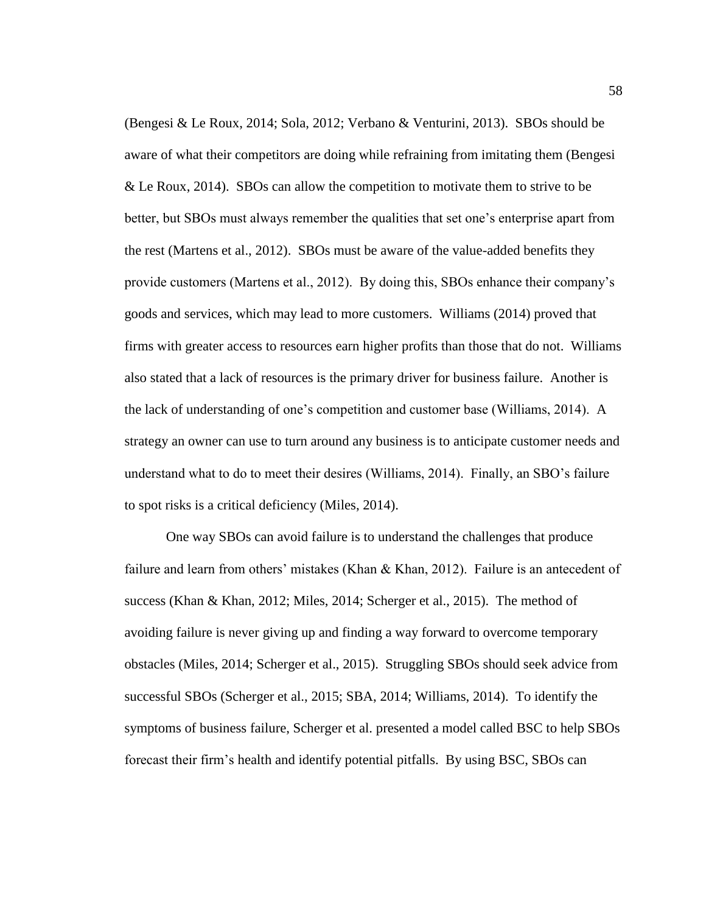(Bengesi & Le Roux, 2014; Sola, 2012; Verbano & Venturini, 2013). SBOs should be aware of what their competitors are doing while refraining from imitating them (Bengesi & Le Roux, 2014). SBOs can allow the competition to motivate them to strive to be better, but SBOs must always remember the qualities that set one's enterprise apart from the rest (Martens et al., 2012). SBOs must be aware of the value-added benefits they provide customers (Martens et al., 2012). By doing this, SBOs enhance their company's goods and services, which may lead to more customers. Williams (2014) proved that firms with greater access to resources earn higher profits than those that do not. Williams also stated that a lack of resources is the primary driver for business failure. Another is the lack of understanding of one's competition and customer base (Williams, 2014). A strategy an owner can use to turn around any business is to anticipate customer needs and understand what to do to meet their desires (Williams, 2014). Finally, an SBO's failure to spot risks is a critical deficiency (Miles, 2014).

One way SBOs can avoid failure is to understand the challenges that produce failure and learn from others' mistakes (Khan & Khan, 2012). Failure is an antecedent of success (Khan & Khan, 2012; Miles, 2014; Scherger et al., 2015). The method of avoiding failure is never giving up and finding a way forward to overcome temporary obstacles (Miles, 2014; Scherger et al., 2015). Struggling SBOs should seek advice from successful SBOs (Scherger et al., 2015; SBA, 2014; Williams, 2014). To identify the symptoms of business failure, Scherger et al. presented a model called BSC to help SBOs forecast their firm's health and identify potential pitfalls. By using BSC, SBOs can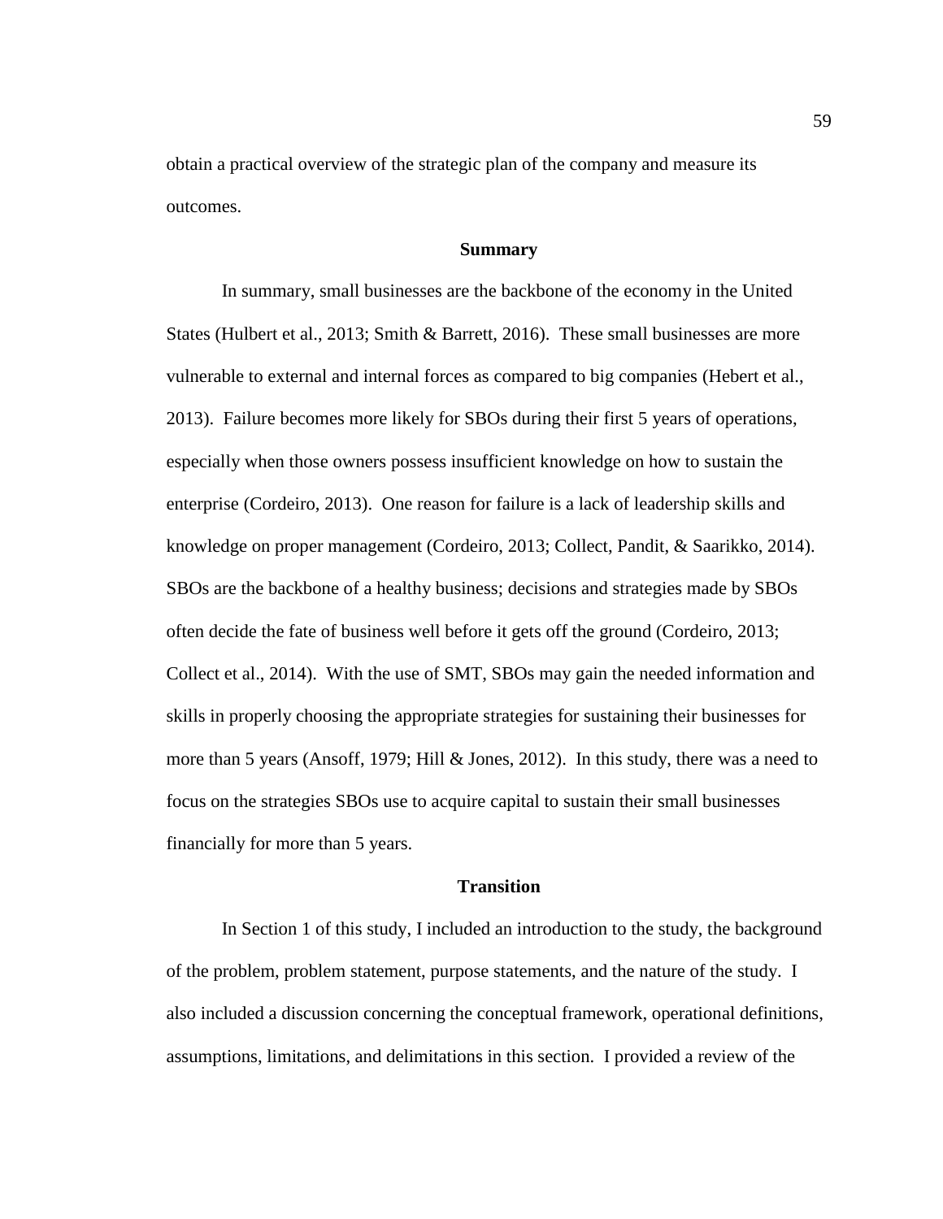obtain a practical overview of the strategic plan of the company and measure its outcomes.

## Summary

In summary, small businesses are the backbone of the economy in the United States (Hulbert et al., 2013; Smith & Barrett, 2016). These small businesses are more vulnerable to external and internal forces as compared to big companies (Hebert et al., 2013). Failure becomes more likely for SBOs during their first 5 years of operations, especially when those owners possess insufficient knowledge on how to sustain the enterprise (Cordeiro, 2013). One reason for failure is a lack of leadership skills and knowledge on proper management (Cordeiro, 2013; Collect, Pandit, & Saarikko, 2014). SBOs are the backbone of a healthy business; decisions and strategies made by SBOs often decide the fate of business well before it gets off the ground (Cordeiro, 2013; Collect et al., 2014). With the use of SMT, SBOs may gain the needed information and skills in properly choosing the appropriate strategies for sustaining their businesses for more than 5 years (Ansoff, 1979; Hill & Jones, 2012). In this study, there was a need to focus on the strategies SBOs use to acquire capital to sustain their small businesses financially for more than 5 years.

## Transition

In Section 1 of this study, I included an introduction to the study, the background of the problem, problem statement, purpose statements, and the nature of the study. I also included a discussion concerning the conceptual framework, operational definitions, assumptions, limitations, and delimitations in this section. I provided a review of the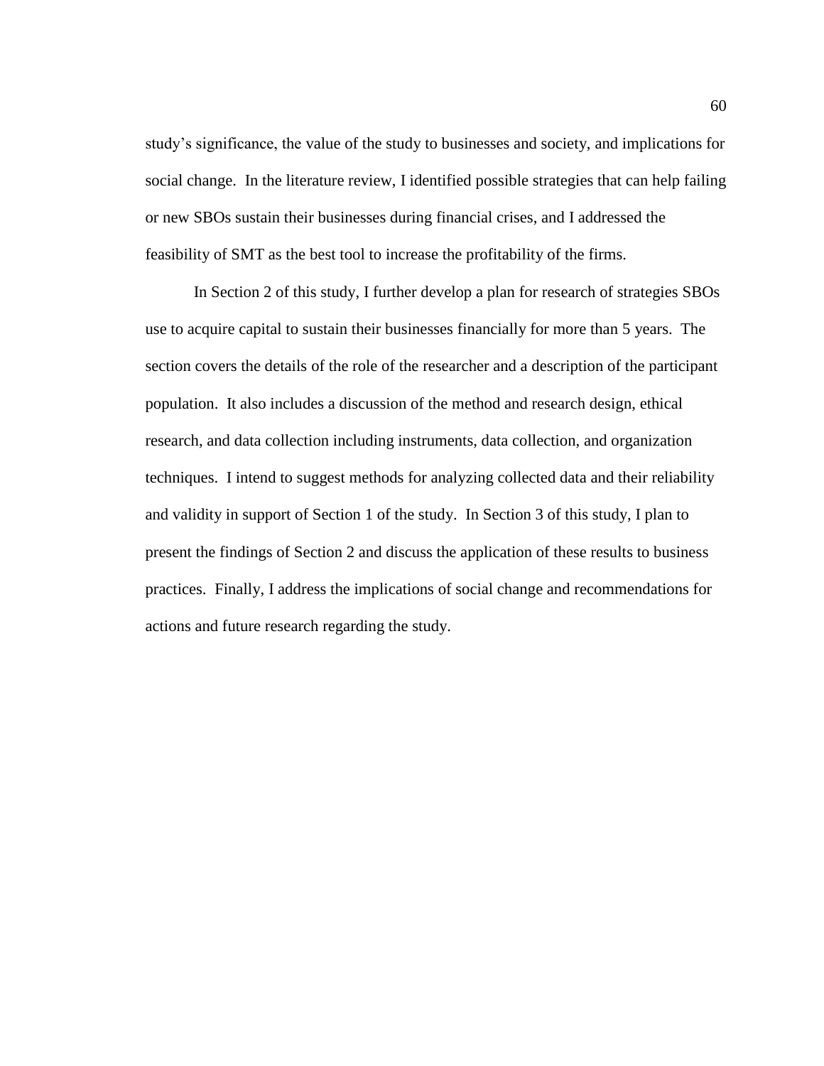study's significance, the value of the study to businesses and society, and implications for social change. In the literature review, I identified possible strategies that can help failing or new SBOs sustain their businesses during financial crises, and I addressed the feasibility of SMT as the best tool to increase the profitability of the firms.

In Section 2 of this study, I further develop a plan for research of strategies SBOs use to acquire capital to sustain their businesses financially for more than 5 years. The section covers the details of the role of the researcher and a description of the participant population. It also includes a discussion of the method and research design, ethical research, and data collection including instruments, data collection, and organization techniques. I intend to suggest methods for analyzing collected data and their reliability and validity in support of Section 1 of the study. In Section 3 of this study, I plan to present the findings of Section 2 and discuss the application of these results to business practices. Finally, I address the implications of social change and recommendations for actions and future research regarding the study.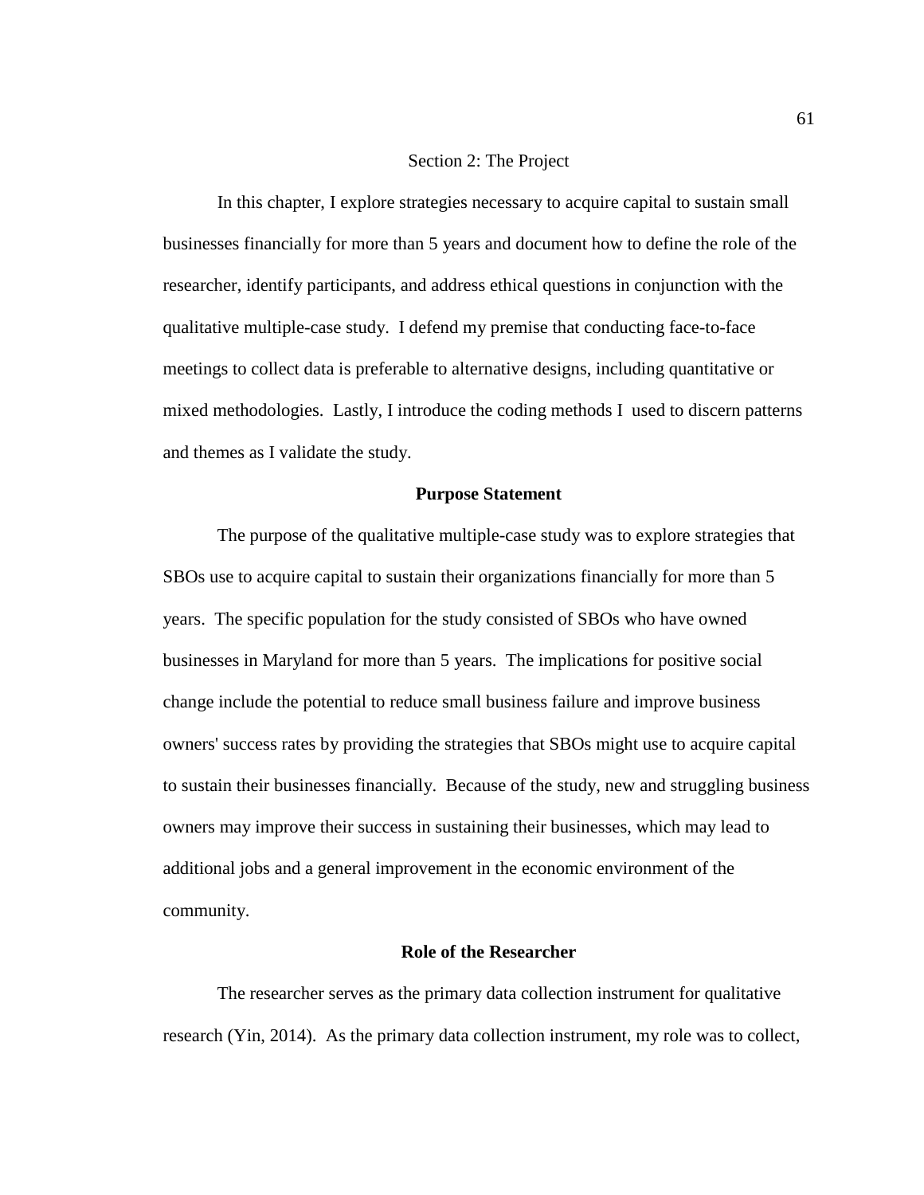# Section 2: The Project

In this chapter, I explore strategies necessary to acquire capital to sustain small businesses financially for more than 5 years and document how to define the role of the researcher, identify participants, and address ethical questions in conjunction with the qualitative multiple-case study. I defend my premise that conducting face-to-face meetings to collect data is preferable to alternative designs, including quantitative or mixed methodologies. Lastly, I introduce the coding methods I used to discern patterns and themes as I validate the study.

## Purpose Statement

The purpose of the qualitative multiple-case study was to explore strategies that SBOs use to acquire capital to sustain their organizations financially for more than 5 years. The specific population for the study consisted of SBOs who have owned businesses in Maryland for more than 5 years. The implications for positive social change include the potential to reduce small business failure and improve business owners' success rates by providing the strategies that SBOs might use to acquire capital to sustain their businesses financially. Because of the study, new and struggling business owners may improve their success in sustaining their businesses, which may lead to additional jobs and a general improvement in the economic environment of the community.

## Role of the Researcher

The researcher serves as the primary data collection instrument for qualitative research (Yin, 2014). As the primary data collection instrument, my role was to collect,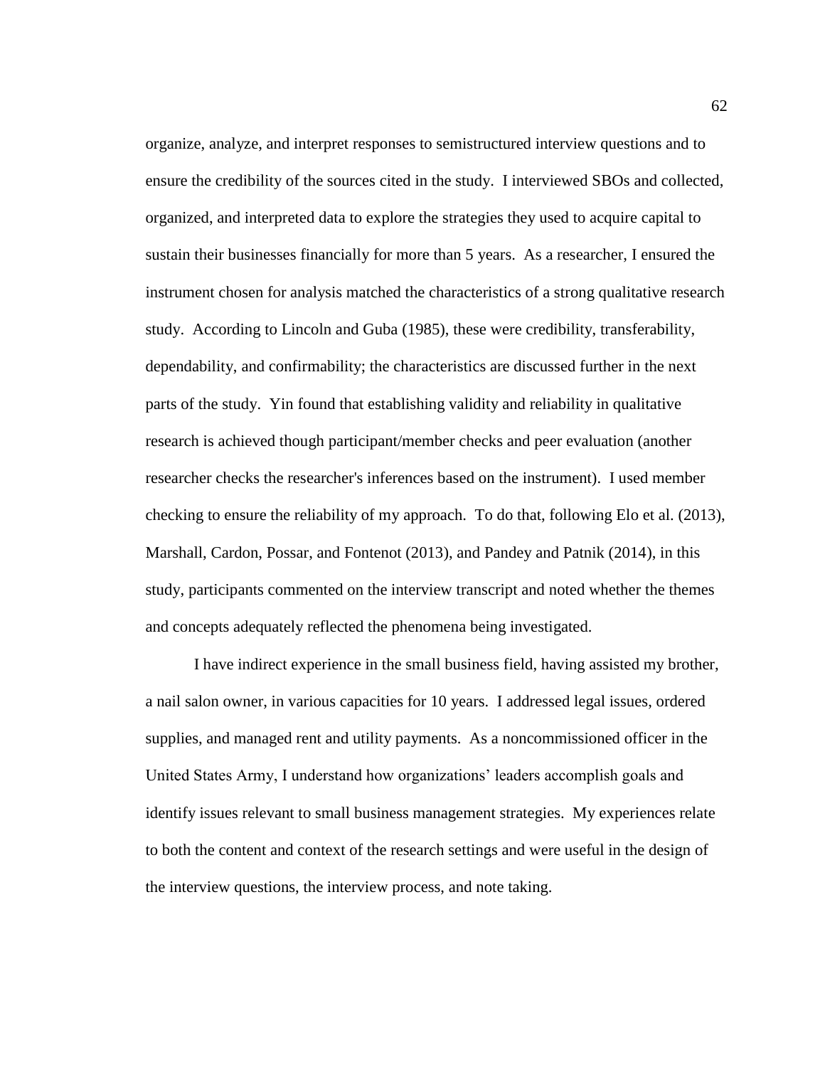organize, analyze, and interpret responses to semistructured interview questions and to ensure the credibility of the sources cited in the study. I interviewed SBOs and collected, organized, and interpreted data to explore the strategies they used to acquire capital to sustain their businesses financially for more than 5 years. As a researcher, I ensured the instrument chosen for analysis matched the characteristics of a strong qualitative research study. According to Lincoln and Guba (1985), these were credibility, transferability, dependability, and confirmability; the characteristics are discussed further in the next parts of the study. Yin found that establishing validity and reliability in qualitative research is achieved though participant/member checks and peer evaluation (another researcher checks the researcher's inferences based on the instrument). I used member checking to ensure the reliability of my approach. To do that, following Elo et al. (2013), Marshall, Cardon, Possar, and Fontenot (2013), and Pandey and Patnik (2014), in this study, participants commented on the interview transcript and noted whether the themes and concepts adequately reflected the phenomena being investigated.

I have indirect experience in the small business field, having assisted my brother, a nail salon owner, in various capacities for 10 years. I addressed legal issues, ordered supplies, and managed rent and utility payments. As a noncommissioned officer in the United States Army, I understand how organizations' leaders accomplish goals and identify issues relevant to small business management strategies. My experiences relate to both the content and context of the research settings and were useful in the design of the interview questions, the interview process, and note taking.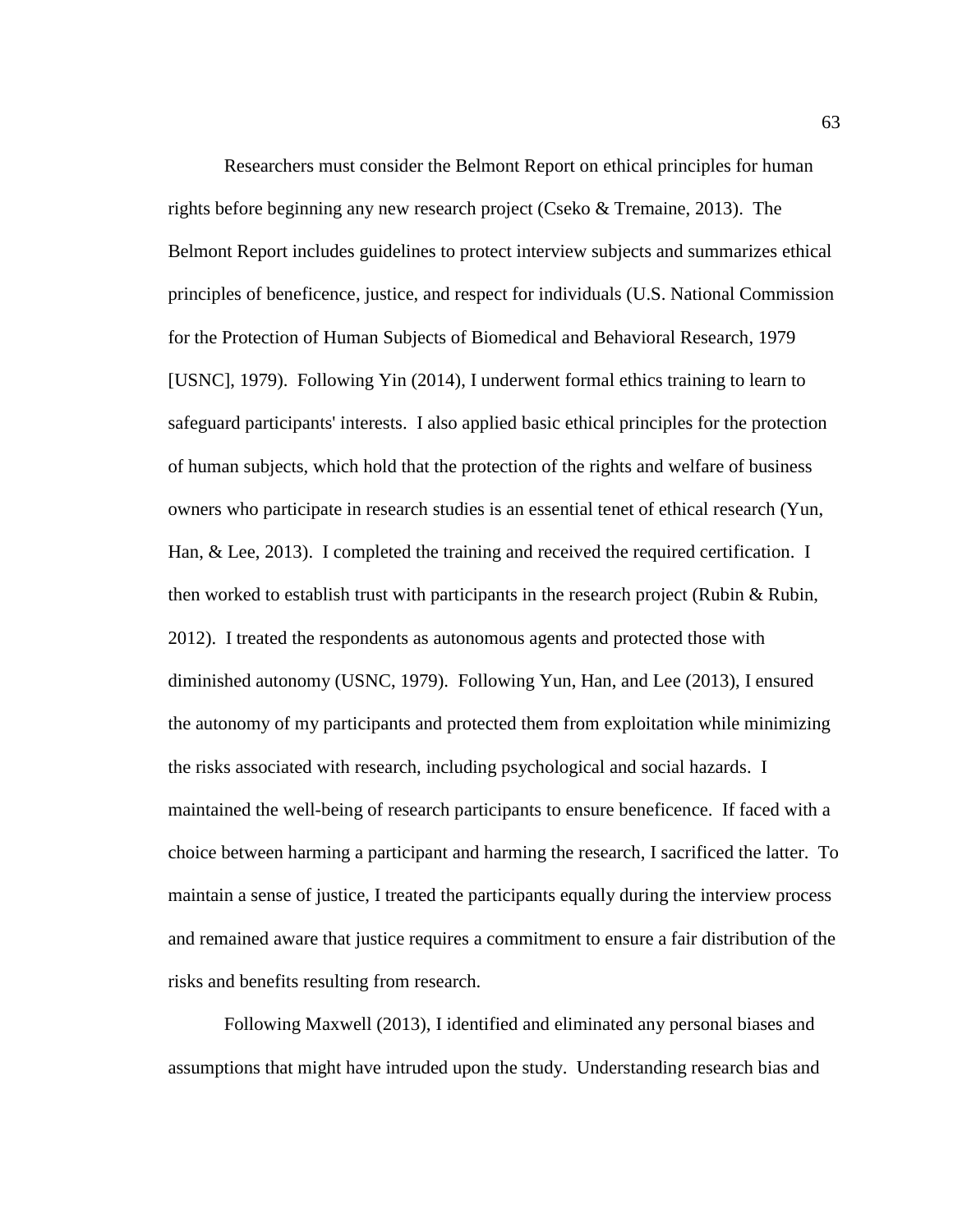Researchers must consider the Belmont Report on ethical principles for human rights before beginning any new research project (Cseko & Tremaine, 2013). The Belmont Report includes guidelines to protect interview subjects and summarizes ethical principles of beneficence, justice, and respect for individuals (U.S. National Commission for the Protection of Human Subjects of Biomedical and Behavioral Research, 1979 [USNC], 1979). Following Yin (2014), I underwent formal ethics training to learn to safeguard participants' interests. I also applied basic ethical principles for the protection of human subjects, which hold that the protection of the rights and welfare of business owners who participate in research studies is an essential tenet of ethical research (Yun, Han, & Lee, 2013). I completed the training and received the required certification. I then worked to establish trust with participants in the research project (Rubin & Rubin, 2012). I treated the respondents as autonomous agents and protected those with diminished autonomy (USNC, 1979). Following Yun, Han, and Lee (2013), I ensured the autonomy of my participants and protected them from exploitation while minimizing the risks associated with research, including psychological and social hazards. I maintained the well-being of research participants to ensure beneficence. If faced with a choice between harming a participant and harming the research, I sacrificed the latter. To maintain a sense of justice, I treated the participants equally during the interview process and remained aware that justice requires a commitment to ensure a fair distribution of the risks and benefits resulting from research.

Following Maxwell (2013), I identified and eliminated any personal biases and assumptions that might have intruded upon the study. Understanding research bias and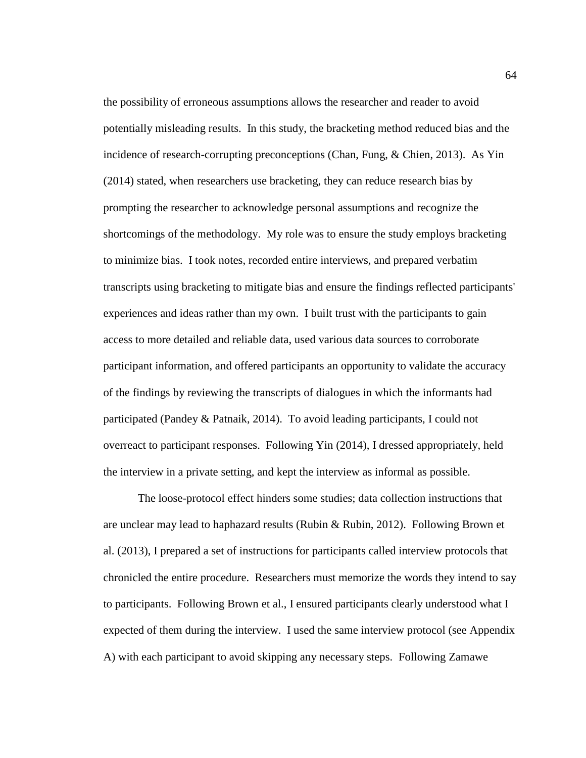the possibility of erroneous assumptions allows the researcher and reader to avoid potentially misleading results. In this study, the bracketing method reduced bias and the incidence of research-corrupting preconceptions (Chan, Fung, & Chien, 2013). As Yin (2014) stated, when researchers use bracketing, they can reduce research bias by prompting the researcher to acknowledge personal assumptions and recognize the shortcomings of the methodology. My role was to ensure the study employs bracketing to minimize bias. I took notes, recorded entire interviews, and prepared verbatim transcripts using bracketing to mitigate bias and ensure the findings reflected participants' experiences and ideas rather than my own. I built trust with the participants to gain access to more detailed and reliable data, used various data sources to corroborate participant information, and offered participants an opportunity to validate the accuracy of the findings by reviewing the transcripts of dialogues in which the informants had participated (Pandey & Patnaik, 2014). To avoid leading participants, I could not overreact to participant responses. Following Yin (2014), I dressed appropriately, held the interview in a private setting, and kept the interview as informal as possible.

The loose-protocol effect hinders some studies; data collection instructions that are unclear may lead to haphazard results (Rubin & Rubin, 2012). Following Brown et al. (2013), I prepared a set of instructions for participants called interview protocols that chronicled the entire procedure. Researchers must memorize the words they intend to say to participants. Following Brown et al., I ensured participants clearly understood what I expected of them during the interview. I used the same interview protocol (see Appendix A) with each participant to avoid skipping any necessary steps. Following Zamawe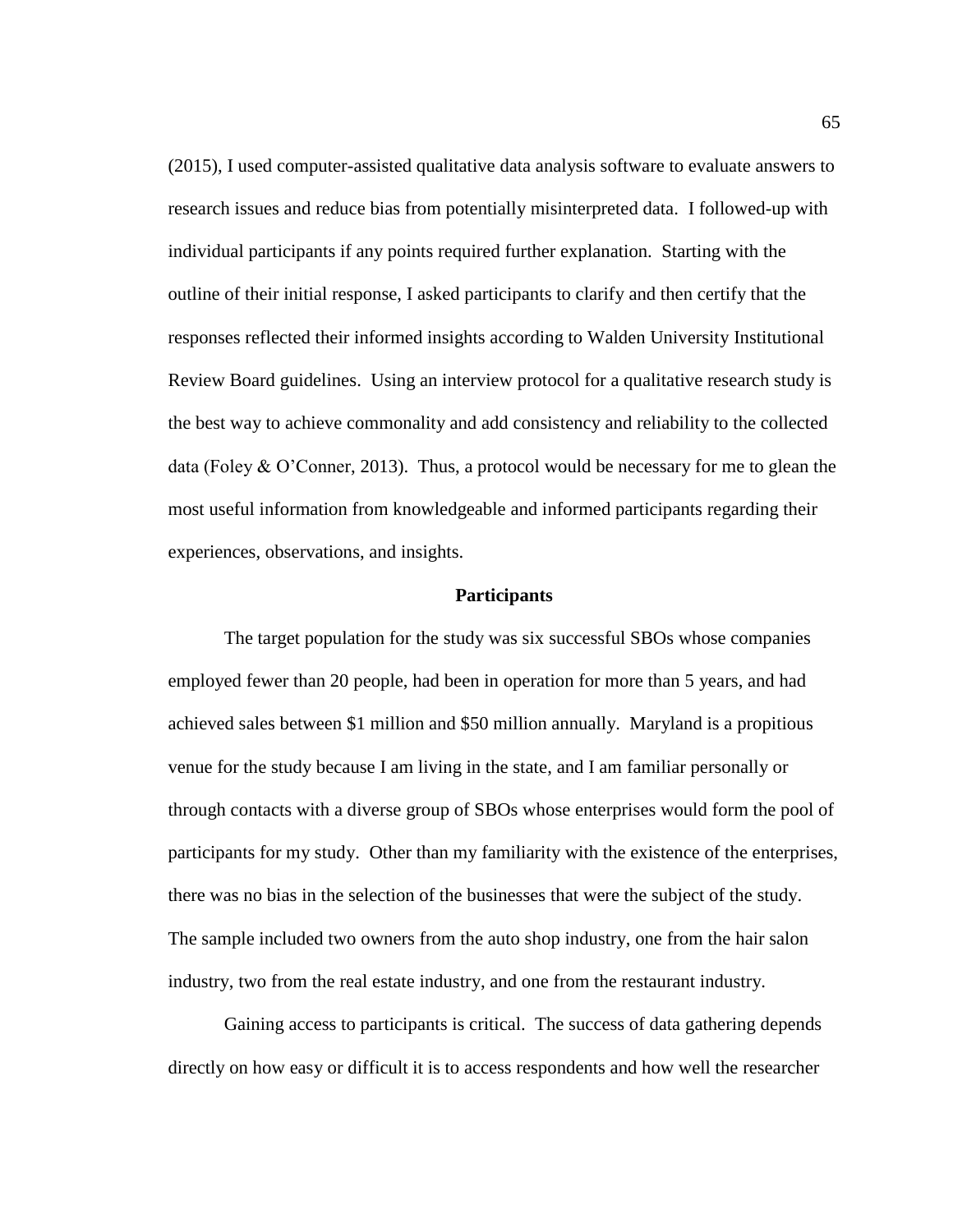(2015), I used computer-assisted qualitative data analysis software to evaluate answers to research issues and reduce bias from potentially misinterpreted data. I followed-up with individual participants if any points required further explanation. Starting with the outline of their initial response, I asked participants to clarify and then certify that the responses reflected their informed insights according to Walden University Institutional Review Board guidelines. Using an interview protocol for a qualitative research study is the best way to achieve commonality and add consistency and reliability to the collected data (Foley & O'Conner, 2013). Thus, a protocol would be necessary for me to glean the most useful information from knowledgeable and informed participants regarding their experiences, observations, and insights.

## Participants

The target population for the study was six successful SBOs whose companies employed fewer than 20 people, had been in operation for more than 5 years, and had achieved sales between $1 million and $50 million annually. Maryland is a propitious venue for the study because I am living in the state, and I am familiar personally or through contacts with a diverse group of SBOs whose enterprises would form the pool of participants for my study. Other than my familiarity with the existence of the enterprises, there was no bias in the selection of the businesses that were the subject of the study. The sample included two owners from the auto shop industry, one from the hair salon industry, two from the real estate industry, and one from the restaurant industry.

Gaining access to participants is critical. The success of data gathering depends directly on how easy or difficult it is to access respondents and how well the researcher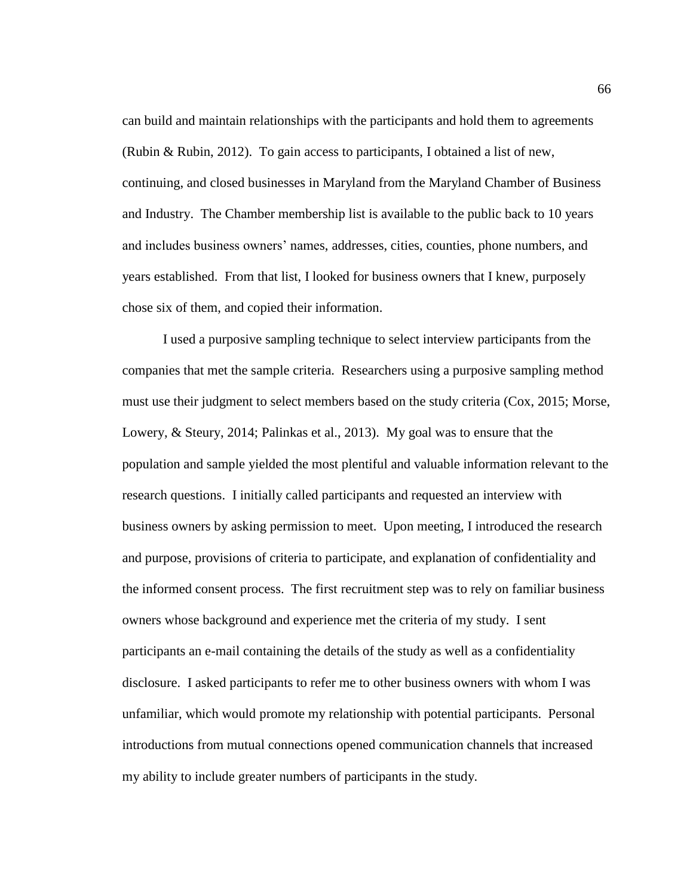can build and maintain relationships with the participants and hold them to agreements (Rubin & Rubin, 2012). To gain access to participants, I obtained a list of new, continuing, and closed businesses in Maryland from the Maryland Chamber of Business and Industry. The Chamber membership list is available to the public back to 10 years and includes business owners' names, addresses, cities, counties, phone numbers, and years established. From that list, I looked for business owners that I knew, purposely chose six of them, and copied their information.

I used a purposive sampling technique to select interview participants from the companies that met the sample criteria. Researchers using a purposive sampling method must use their judgment to select members based on the study criteria (Cox, 2015; Morse, Lowery, & Steury, 2014; Palinkas et al., 2013). My goal was to ensure that the population and sample yielded the most plentiful and valuable information relevant to the research questions. I initially called participants and requested an interview with business owners by asking permission to meet. Upon meeting, I introduced the research and purpose, provisions of criteria to participate, and explanation of confidentiality and the informed consent process. The first recruitment step was to rely on familiar business owners whose background and experience met the criteria of my study. I sent participants an e-mail containing the details of the study as well as a confidentiality disclosure. I asked participants to refer me to other business owners with whom I was unfamiliar, which would promote my relationship with potential participants. Personal introductions from mutual connections opened communication channels that increased my ability to include greater numbers of participants in the study.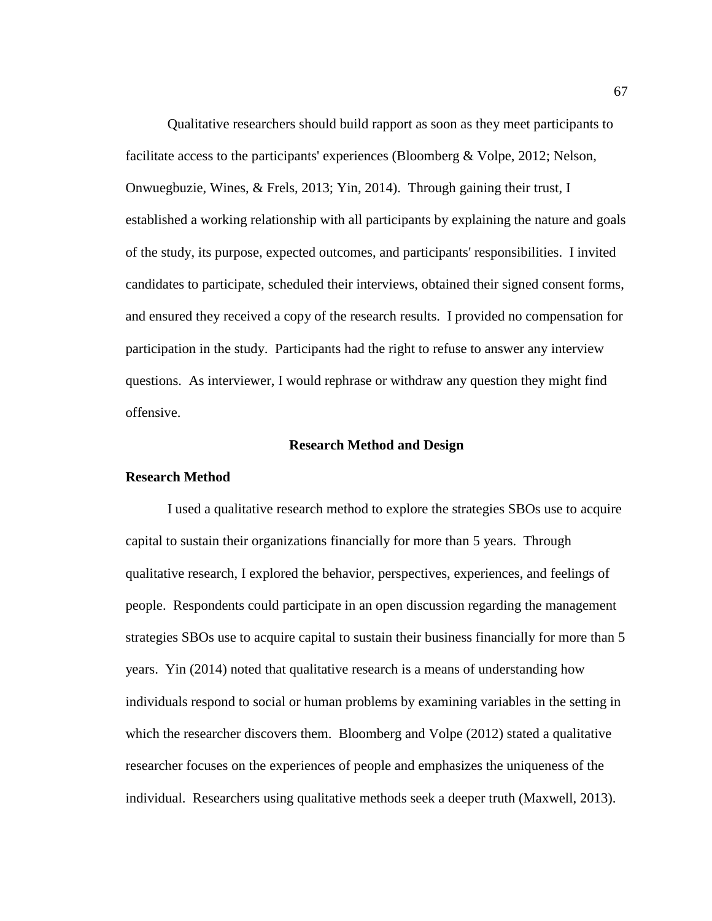Qualitative researchers should build rapport as soon as they meet participants to facilitate access to the participants' experiences (Bloomberg & Volpe, 2012; Nelson, Onwuegbuzie, Wines, & Frels, 2013; Yin, 2014). Through gaining their trust, I established a working relationship with all participants by explaining the nature and goals of the study, its purpose, expected outcomes, and participants' responsibilities. I invited candidates to participate, scheduled their interviews, obtained their signed consent forms, and ensured they received a copy of the research results. I provided no compensation for participation in the study. Participants had the right to refuse to answer any interview questions. As interviewer, I would rephrase or withdraw any question they might find offensive.

## Research Method and Design

### Research Method

I used a qualitative research method to explore the strategies SBOs use to acquire capital to sustain their organizations financially for more than 5 years. Through qualitative research, I explored the behavior, perspectives, experiences, and feelings of people. Respondents could participate in an open discussion regarding the management strategies SBOs use to acquire capital to sustain their business financially for more than 5 years. Yin (2014) noted that qualitative research is a means of understanding how individuals respond to social or human problems by examining variables in the setting in which the researcher discovers them. Bloomberg and Volpe (2012) stated a qualitative researcher focuses on the experiences of people and emphasizes the uniqueness of the individual. Researchers using qualitative methods seek a deeper truth (Maxwell, 2013).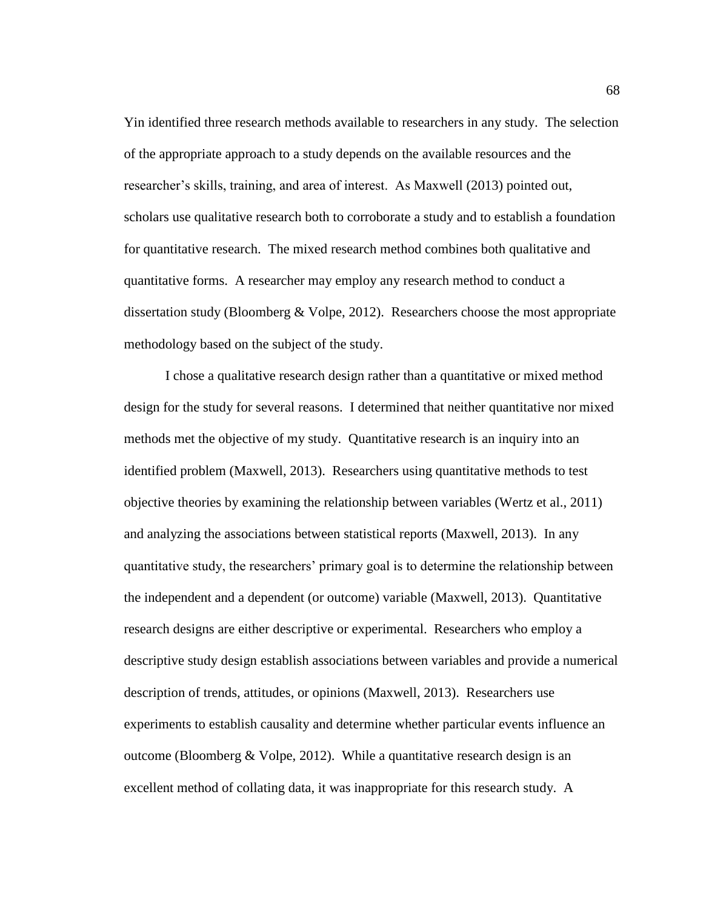Yin identified three research methods available to researchers in any study. The selection of the appropriate approach to a study depends on the available resources and the researcher's skills, training, and area of interest. As Maxwell (2013) pointed out, scholars use qualitative research both to corroborate a study and to establish a foundation for quantitative research. The mixed research method combines both qualitative and quantitative forms. A researcher may employ any research method to conduct a dissertation study (Bloomberg & Volpe, 2012). Researchers choose the most appropriate methodology based on the subject of the study.

I chose a qualitative research design rather than a quantitative or mixed method design for the study for several reasons. I determined that neither quantitative nor mixed methods met the objective of my study. Quantitative research is an inquiry into an identified problem (Maxwell, 2013). Researchers using quantitative methods to test objective theories by examining the relationship between variables (Wertz et al., 2011) and analyzing the associations between statistical reports (Maxwell, 2013). In any quantitative study, the researchers' primary goal is to determine the relationship between the independent and a dependent (or outcome) variable (Maxwell, 2013). Quantitative research designs are either descriptive or experimental. Researchers who employ a descriptive study design establish associations between variables and provide a numerical description of trends, attitudes, or opinions (Maxwell, 2013). Researchers use experiments to establish causality and determine whether particular events influence an outcome (Bloomberg & Volpe, 2012). While a quantitative research design is an excellent method of collating data, it was inappropriate for this research study. A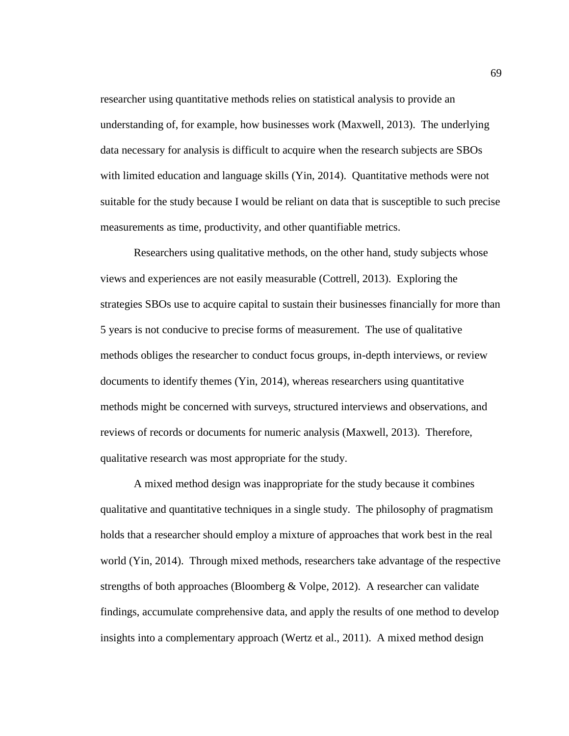researcher using quantitative methods relies on statistical analysis to provide an understanding of, for example, how businesses work (Maxwell, 2013). The underlying data necessary for analysis is difficult to acquire when the research subjects are SBOs with limited education and language skills (Yin, 2014). Quantitative methods were not suitable for the study because I would be reliant on data that is susceptible to such precise measurements as time, productivity, and other quantifiable metrics.

Researchers using qualitative methods, on the other hand, study subjects whose views and experiences are not easily measurable (Cottrell, 2013). Exploring the strategies SBOs use to acquire capital to sustain their businesses financially for more than 5 years is not conducive to precise forms of measurement. The use of qualitative methods obliges the researcher to conduct focus groups, in-depth interviews, or review documents to identify themes (Yin, 2014), whereas researchers using quantitative methods might be concerned with surveys, structured interviews and observations, and reviews of records or documents for numeric analysis (Maxwell, 2013). Therefore, qualitative research was most appropriate for the study.

A mixed method design was inappropriate for the study because it combines qualitative and quantitative techniques in a single study. The philosophy of pragmatism holds that a researcher should employ a mixture of approaches that work best in the real world (Yin, 2014). Through mixed methods, researchers take advantage of the respective strengths of both approaches (Bloomberg & Volpe, 2012). A researcher can validate findings, accumulate comprehensive data, and apply the results of one method to develop insights into a complementary approach (Wertz et al., 2011). A mixed method design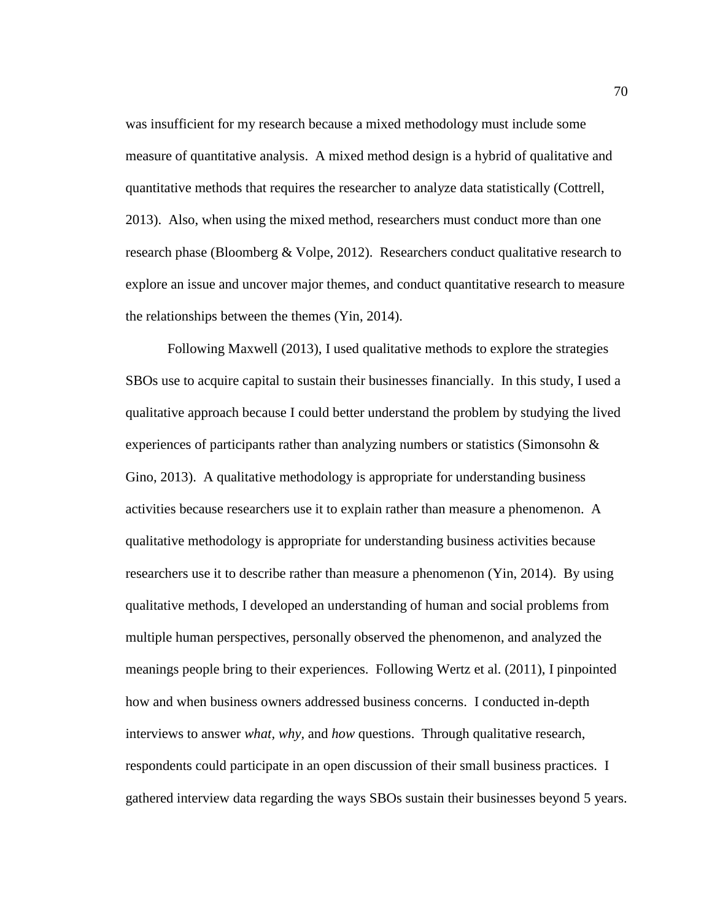was insufficient for my research because a mixed methodology must include some measure of quantitative analysis. A mixed method design is a hybrid of qualitative and quantitative methods that requires the researcher to analyze data statistically (Cottrell, 2013). Also, when using the mixed method, researchers must conduct more than one research phase (Bloomberg & Volpe, 2012). Researchers conduct qualitative research to explore an issue and uncover major themes, and conduct quantitative research to measure the relationships between the themes (Yin, 2014).

Following Maxwell (2013), I used qualitative methods to explore the strategies SBOs use to acquire capital to sustain their businesses financially. In this study, I used a qualitative approach because I could better understand the problem by studying the lived experiences of participants rather than analyzing numbers or statistics (Simonsohn & Gino, 2013). A qualitative methodology is appropriate for understanding business activities because researchers use it to explain rather than measure a phenomenon. A qualitative methodology is appropriate for understanding business activities because researchers use it to describe rather than measure a phenomenon (Yin, 2014). By using qualitative methods, I developed an understanding of human and social problems from multiple human perspectives, personally observed the phenomenon, and analyzed the meanings people bring to their experiences. Following Wertz et al. (2011), I pinpointed how and when business owners addressed business concerns. I conducted in-depth interviews to answer *what*, *why*, and *how* questions. Through qualitative research, respondents could participate in an open discussion of their small business practices. I gathered interview data regarding the ways SBOs sustain their businesses beyond 5 years.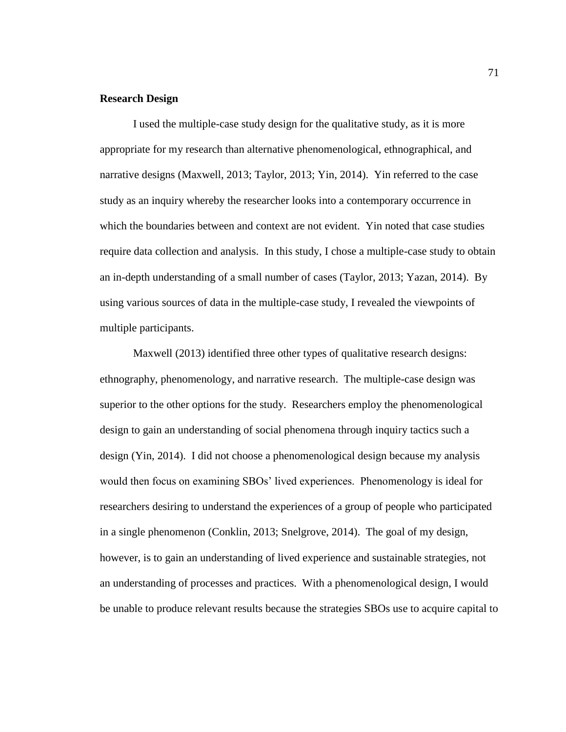**Research Design**

I used the multiple-case study design for the qualitative study, as it is more appropriate for my research than alternative phenomenological, ethnographical, and narrative designs (Maxwell, 2013; Taylor, 2013; Yin, 2014). Yin referred to the case study as an inquiry whereby the researcher looks into a contemporary occurrence in which the boundaries between and context are not evident. Yin noted that case studies require data collection and analysis. In this study, I chose a multiple-case study to obtain an in-depth understanding of a small number of cases (Taylor, 2013; Yazan, 2014). By using various sources of data in the multiple-case study, I revealed the viewpoints of multiple participants.

Maxwell (2013) identified three other types of qualitative research designs: ethnography, phenomenology, and narrative research. The multiple-case design was superior to the other options for the study. Researchers employ the phenomenological design to gain an understanding of social phenomena through inquiry tactics such a design (Yin, 2014). I did not choose a phenomenological design because my analysis would then focus on examining SBOs' lived experiences. Phenomenology is ideal for researchers desiring to understand the experiences of a group of people who participated in a single phenomenon (Conklin, 2013; Snelgrove, 2014). The goal of my design, however, is to gain an understanding of lived experience and sustainable strategies, not an understanding of processes and practices. With a phenomenological design, I would be unable to produce relevant results because the strategies SBOs use to acquire capital to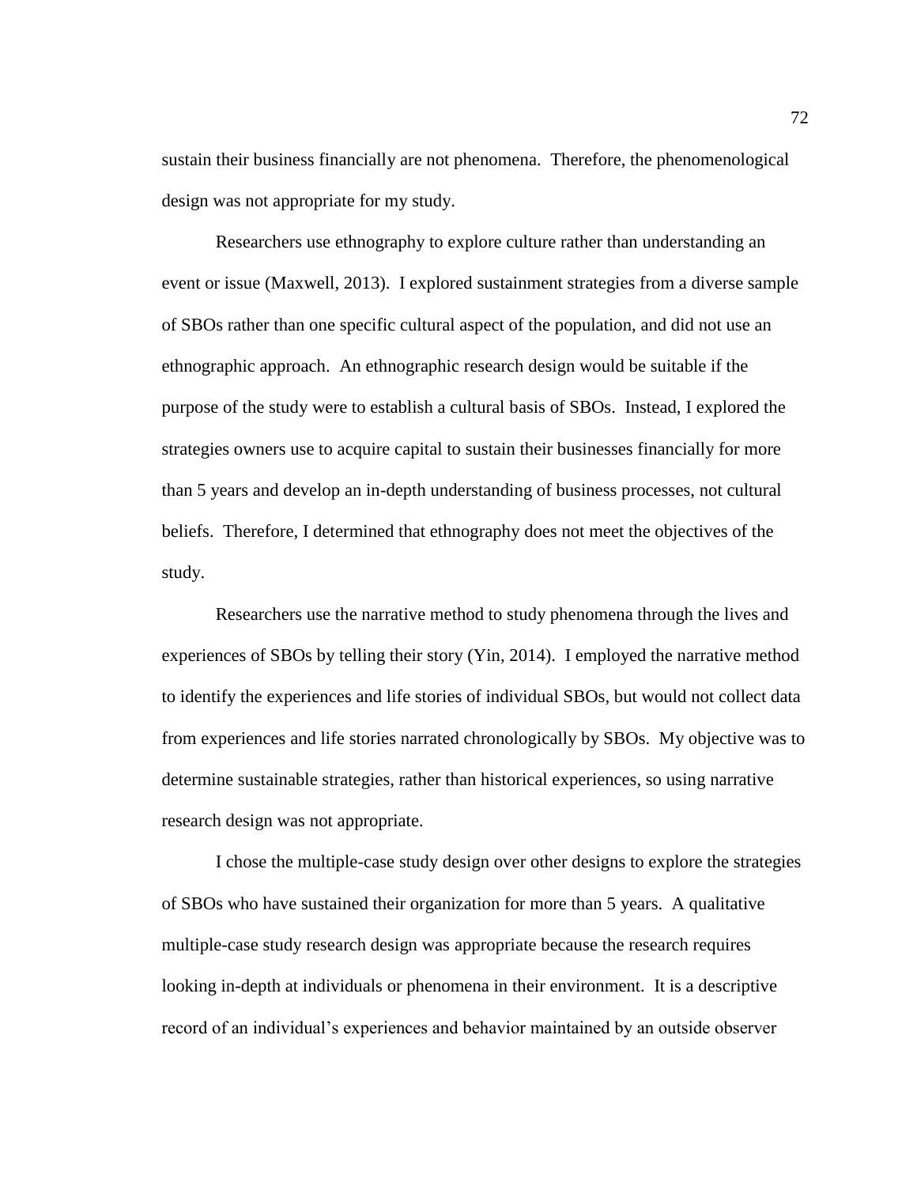sustain their business financially are not phenomena.  Therefore, the phenomenological design was not appropriate for my study.

Researchers use ethnography to explore culture rather than understanding an event or issue (Maxwell, 2013).  I explored sustainment strategies from a diverse sample of SBOs rather than one specific cultural aspect of the population, and did not use an ethnographic approach.  An ethnographic research design would be suitable if the purpose of the study were to establish a cultural basis of SBOs.  Instead, I explored the strategies owners use to acquire capital to sustain their businesses financially for more than 5 years and develop an in-depth understanding of business processes, not cultural beliefs.  Therefore, I determined that ethnography does not meet the objectives of the study.

Researchers use the narrative method to study phenomena through the lives and experiences of SBOs by telling their story (Yin, 2014).  I employed the narrative method to identify the experiences and life stories of individual SBOs, but would not collect data from experiences and life stories narrated chronologically by SBOs.  My objective was to determine sustainable strategies, rather than historical experiences, so using narrative research design was not appropriate.

I chose the multiple-case study design over other designs to explore the strategies of SBOs who have sustained their organization for more than 5 years.  A qualitative multiple-case study research design was appropriate because the research requires looking in-depth at individuals or phenomena in their environment.  It is a descriptive record of an individual's experiences and behavior maintained by an outside observer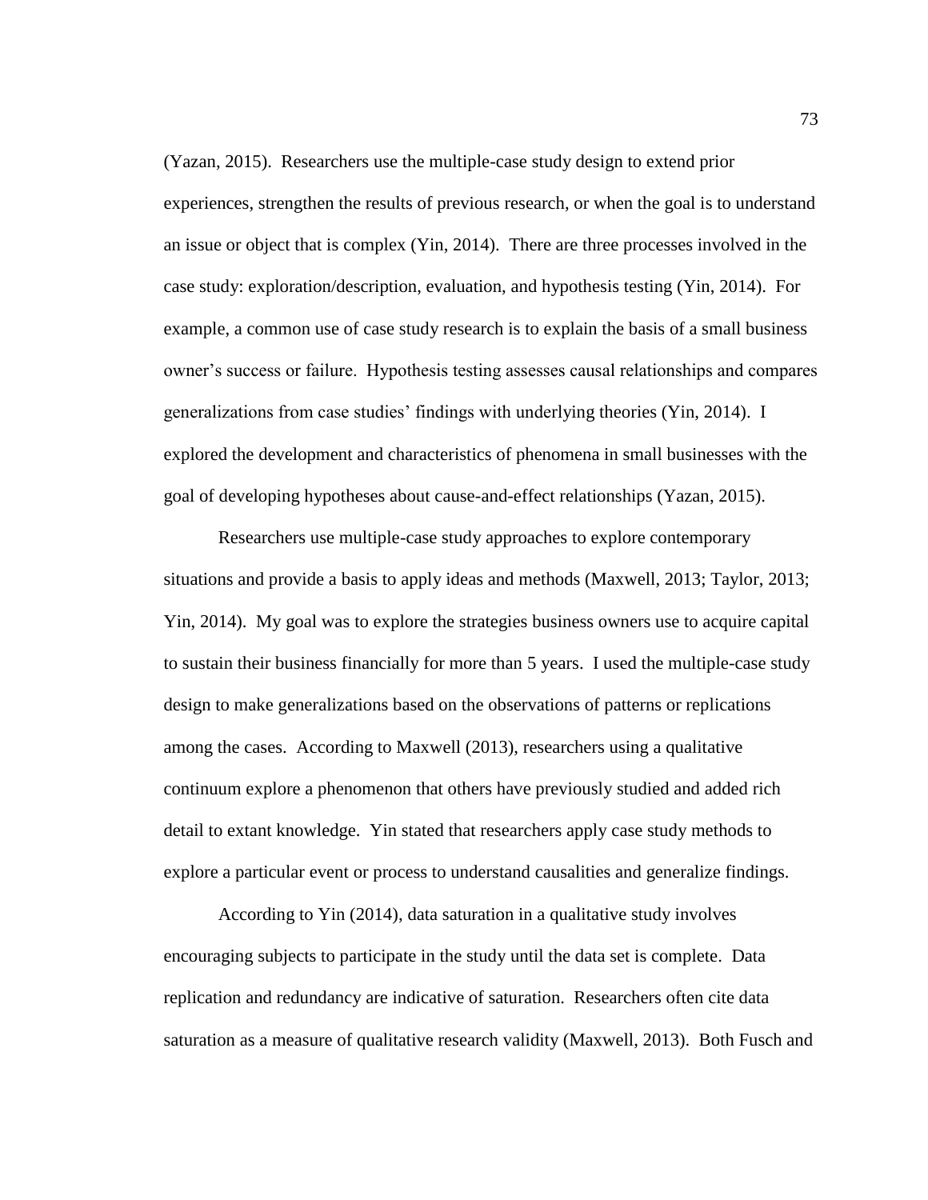(Yazan, 2015). Researchers use the multiple-case study design to extend prior experiences, strengthen the results of previous research, or when the goal is to understand an issue or object that is complex (Yin, 2014). There are three processes involved in the case study: exploration/description, evaluation, and hypothesis testing (Yin, 2014). For example, a common use of case study research is to explain the basis of a small business owner's success or failure. Hypothesis testing assesses causal relationships and compares generalizations from case studies' findings with underlying theories (Yin, 2014). I explored the development and characteristics of phenomena in small businesses with the goal of developing hypotheses about cause-and-effect relationships (Yazan, 2015).

Researchers use multiple-case study approaches to explore contemporary situations and provide a basis to apply ideas and methods (Maxwell, 2013; Taylor, 2013; Yin, 2014). My goal was to explore the strategies business owners use to acquire capital to sustain their business financially for more than 5 years. I used the multiple-case study design to make generalizations based on the observations of patterns or replications among the cases. According to Maxwell (2013), researchers using a qualitative continuum explore a phenomenon that others have previously studied and added rich detail to extant knowledge. Yin stated that researchers apply case study methods to explore a particular event or process to understand causalities and generalize findings.

According to Yin (2014), data saturation in a qualitative study involves encouraging subjects to participate in the study until the data set is complete. Data replication and redundancy are indicative of saturation. Researchers often cite data saturation as a measure of qualitative research validity (Maxwell, 2013). Both Fusch and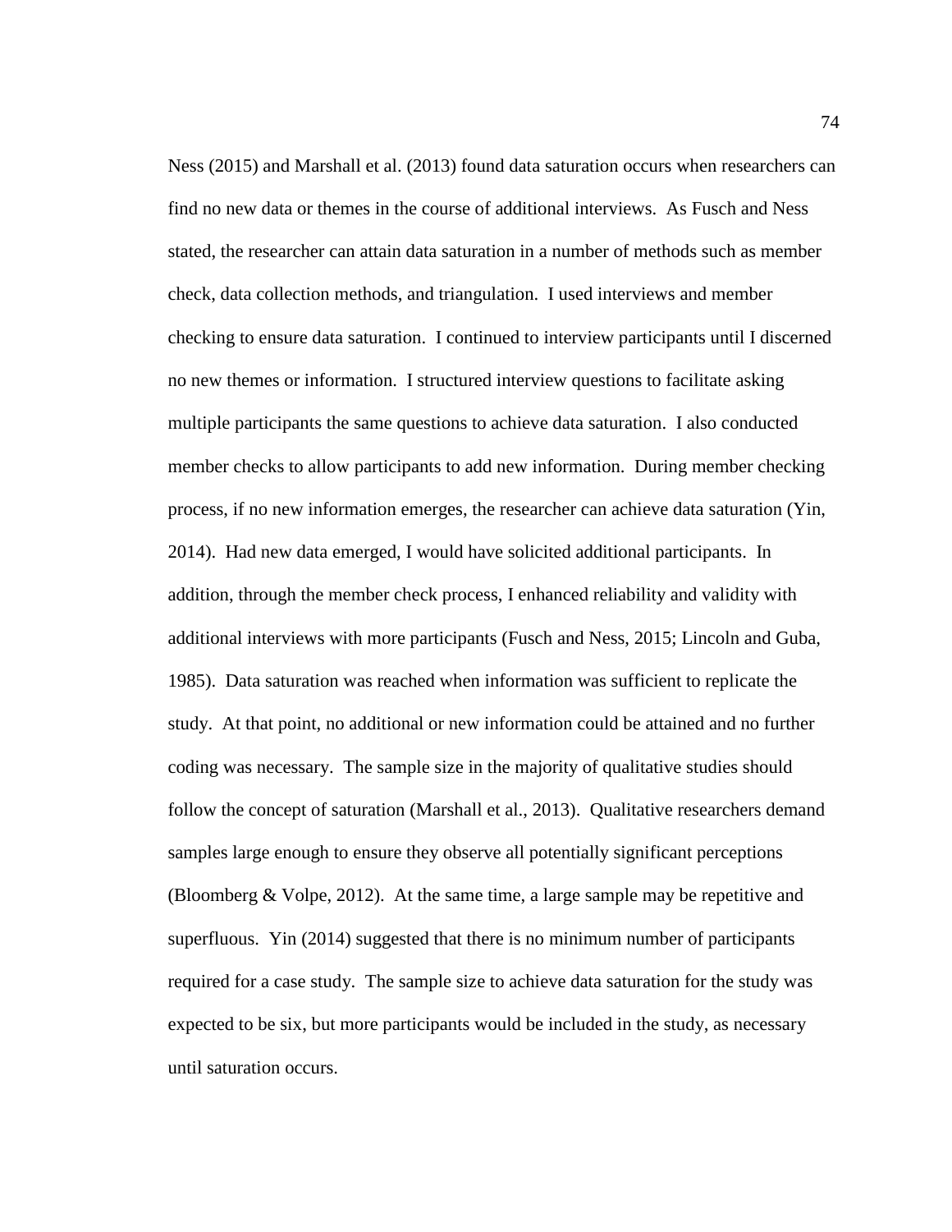Ness (2015) and Marshall et al. (2013) found data saturation occurs when researchers can find no new data or themes in the course of additional interviews. As Fusch and Ness stated, the researcher can attain data saturation in a number of methods such as member check, data collection methods, and triangulation. I used interviews and member checking to ensure data saturation. I continued to interview participants until I discerned no new themes or information. I structured interview questions to facilitate asking multiple participants the same questions to achieve data saturation. I also conducted member checks to allow participants to add new information. During member checking process, if no new information emerges, the researcher can achieve data saturation (Yin, 2014). Had new data emerged, I would have solicited additional participants. In addition, through the member check process, I enhanced reliability and validity with additional interviews with more participants (Fusch and Ness, 2015; Lincoln and Guba, 1985). Data saturation was reached when information was sufficient to replicate the study. At that point, no additional or new information could be attained and no further coding was necessary. The sample size in the majority of qualitative studies should follow the concept of saturation (Marshall et al., 2013). Qualitative researchers demand samples large enough to ensure they observe all potentially significant perceptions (Bloomberg & Volpe, 2012). At the same time, a large sample may be repetitive and superfluous. Yin (2014) suggested that there is no minimum number of participants required for a case study. The sample size to achieve data saturation for the study was expected to be six, but more participants would be included in the study, as necessary until saturation occurs.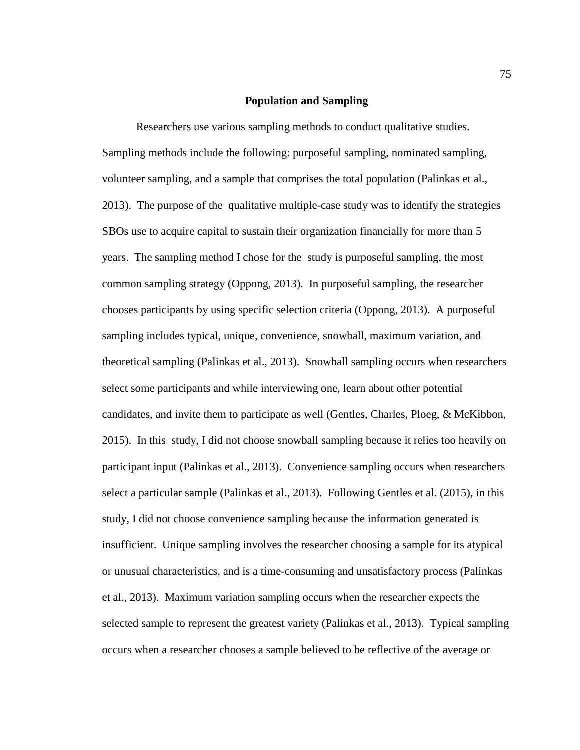## Population and Sampling

Researchers use various sampling methods to conduct qualitative studies. Sampling methods include the following: purposeful sampling, nominated sampling, volunteer sampling, and a sample that comprises the total population (Palinkas et al., 2013). The purpose of the qualitative multiple-case study was to identify the strategies SBOs use to acquire capital to sustain their organization financially for more than 5 years. The sampling method I chose for the study is purposeful sampling, the most common sampling strategy (Oppong, 2013). In purposeful sampling, the researcher chooses participants by using specific selection criteria (Oppong, 2013). A purposeful sampling includes typical, unique, convenience, snowball, maximum variation, and theoretical sampling (Palinkas et al., 2013). Snowball sampling occurs when researchers select some participants and while interviewing one, learn about other potential candidates, and invite them to participate as well (Gentles, Charles, Ploeg, & McKibbon, 2015). In this study, I did not choose snowball sampling because it relies too heavily on participant input (Palinkas et al., 2013). Convenience sampling occurs when researchers select a particular sample (Palinkas et al., 2013). Following Gentles et al. (2015), in this study, I did not choose convenience sampling because the information generated is insufficient. Unique sampling involves the researcher choosing a sample for its atypical or unusual characteristics, and is a time-consuming and unsatisfactory process (Palinkas et al., 2013). Maximum variation sampling occurs when the researcher expects the selected sample to represent the greatest variety (Palinkas et al., 2013). Typical sampling occurs when a researcher chooses a sample believed to be reflective of the average or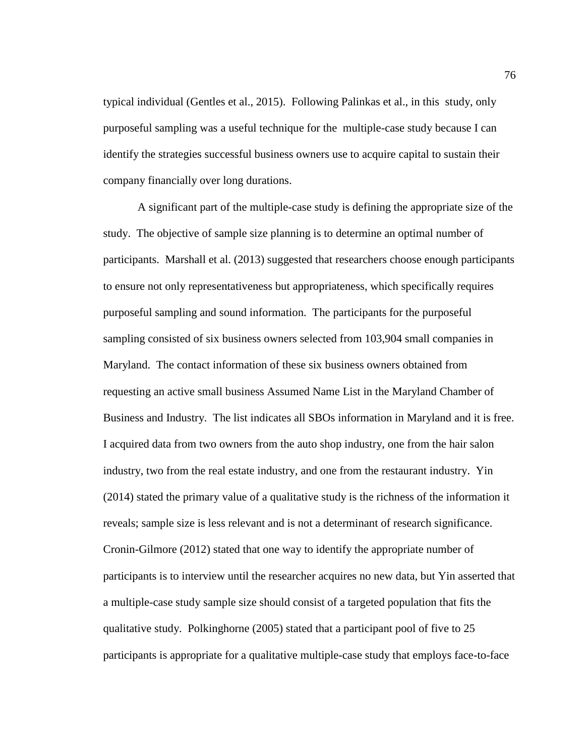typical individual (Gentles et al., 2015). Following Palinkas et al., in this study, only purposeful sampling was a useful technique for the multiple-case study because I can identify the strategies successful business owners use to acquire capital to sustain their company financially over long durations.

A significant part of the multiple-case study is defining the appropriate size of the study. The objective of sample size planning is to determine an optimal number of participants. Marshall et al. (2013) suggested that researchers choose enough participants to ensure not only representativeness but appropriateness, which specifically requires purposeful sampling and sound information. The participants for the purposeful sampling consisted of six business owners selected from 103,904 small companies in Maryland. The contact information of these six business owners obtained from requesting an active small business Assumed Name List in the Maryland Chamber of Business and Industry. The list indicates all SBOs information in Maryland and it is free. I acquired data from two owners from the auto shop industry, one from the hair salon industry, two from the real estate industry, and one from the restaurant industry. Yin (2014) stated the primary value of a qualitative study is the richness of the information it reveals; sample size is less relevant and is not a determinant of research significance. Cronin-Gilmore (2012) stated that one way to identify the appropriate number of participants is to interview until the researcher acquires no new data, but Yin asserted that a multiple-case study sample size should consist of a targeted population that fits the qualitative study. Polkinghorne (2005) stated that a participant pool of five to 25 participants is appropriate for a qualitative multiple-case study that employs face-to-face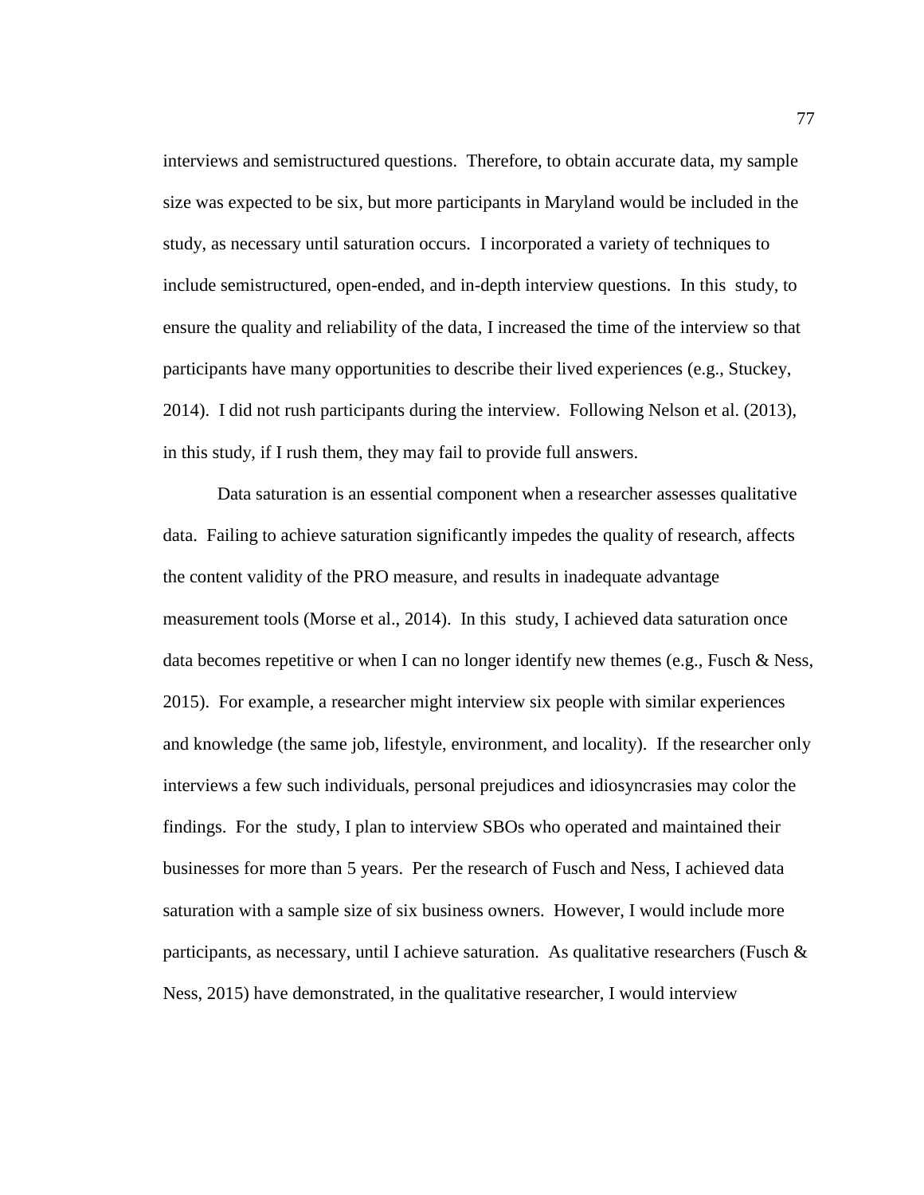interviews and semistructured questions. Therefore, to obtain accurate data, my sample size was expected to be six, but more participants in Maryland would be included in the study, as necessary until saturation occurs. I incorporated a variety of techniques to include semistructured, open-ended, and in-depth interview questions. In this study, to ensure the quality and reliability of the data, I increased the time of the interview so that participants have many opportunities to describe their lived experiences (e.g., Stuckey, 2014). I did not rush participants during the interview. Following Nelson et al. (2013), in this study, if I rush them, they may fail to provide full answers.

Data saturation is an essential component when a researcher assesses qualitative data. Failing to achieve saturation significantly impedes the quality of research, affects the content validity of the PRO measure, and results in inadequate advantage measurement tools (Morse et al., 2014). In this study, I achieved data saturation once data becomes repetitive or when I can no longer identify new themes (e.g., Fusch & Ness, 2015). For example, a researcher might interview six people with similar experiences and knowledge (the same job, lifestyle, environment, and locality). If the researcher only interviews a few such individuals, personal prejudices and idiosyncrasies may color the findings. For the study, I plan to interview SBOs who operated and maintained their businesses for more than 5 years. Per the research of Fusch and Ness, I achieved data saturation with a sample size of six business owners. However, I would include more participants, as necessary, until I achieve saturation. As qualitative researchers (Fusch & Ness, 2015) have demonstrated, in the qualitative researcher, I would interview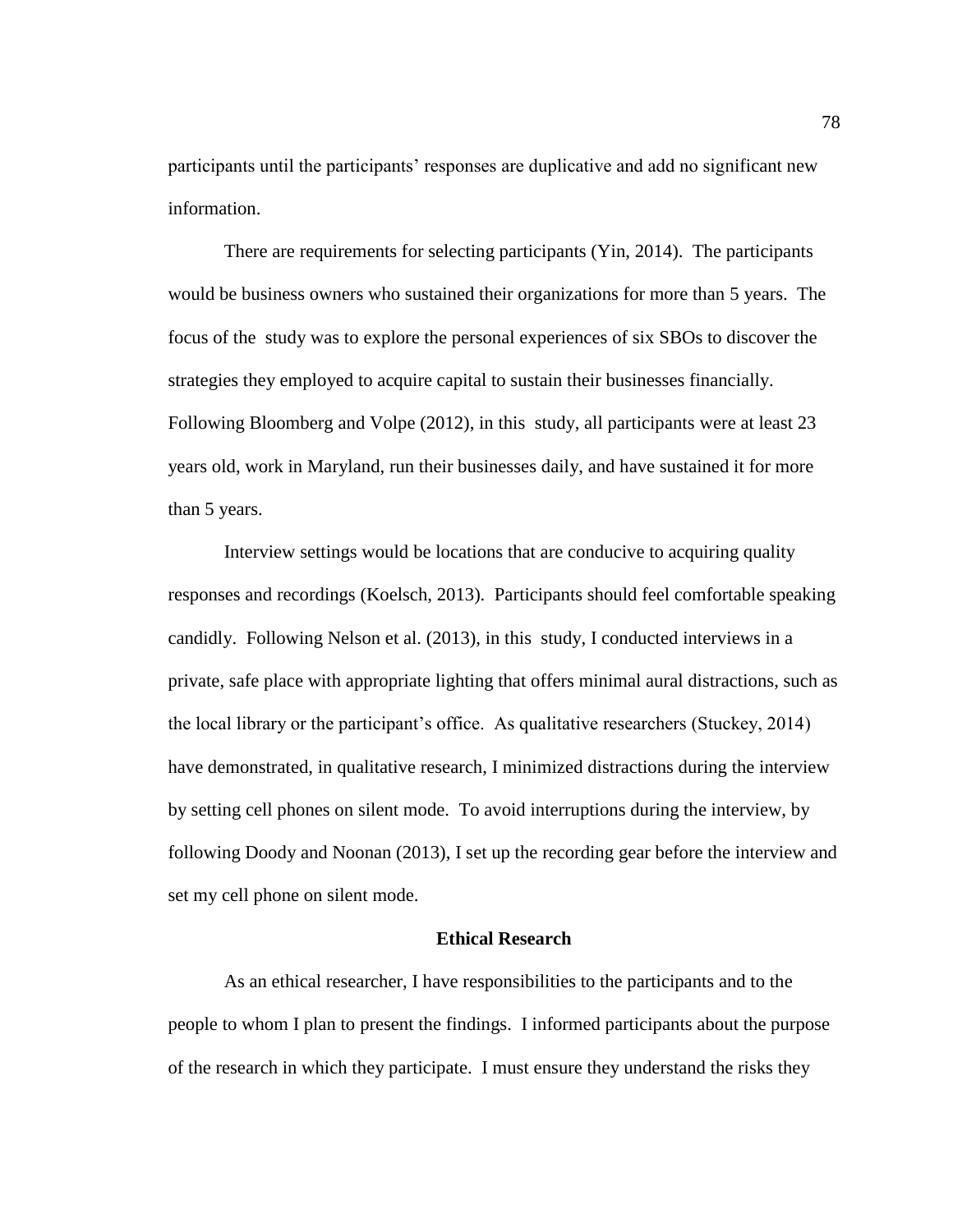participants until the participants' responses are duplicative and add no significant new information.

There are requirements for selecting participants (Yin, 2014). The participants would be business owners who sustained their organizations for more than 5 years. The focus of the study was to explore the personal experiences of six SBOs to discover the strategies they employed to acquire capital to sustain their businesses financially. Following Bloomberg and Volpe (2012), in this study, all participants were at least 23 years old, work in Maryland, run their businesses daily, and have sustained it for more than 5 years.

Interview settings would be locations that are conducive to acquiring quality responses and recordings (Koelsch, 2013). Participants should feel comfortable speaking candidly. Following Nelson et al. (2013), in this study, I conducted interviews in a private, safe place with appropriate lighting that offers minimal aural distractions, such as the local library or the participant's office. As qualitative researchers (Stuckey, 2014) have demonstrated, in qualitative research, I minimized distractions during the interview by setting cell phones on silent mode. To avoid interruptions during the interview, by following Doody and Noonan (2013), I set up the recording gear before the interview and set my cell phone on silent mode.

## Ethical Research

As an ethical researcher, I have responsibilities to the participants and to the people to whom I plan to present the findings. I informed participants about the purpose of the research in which they participate. I must ensure they understand the risks they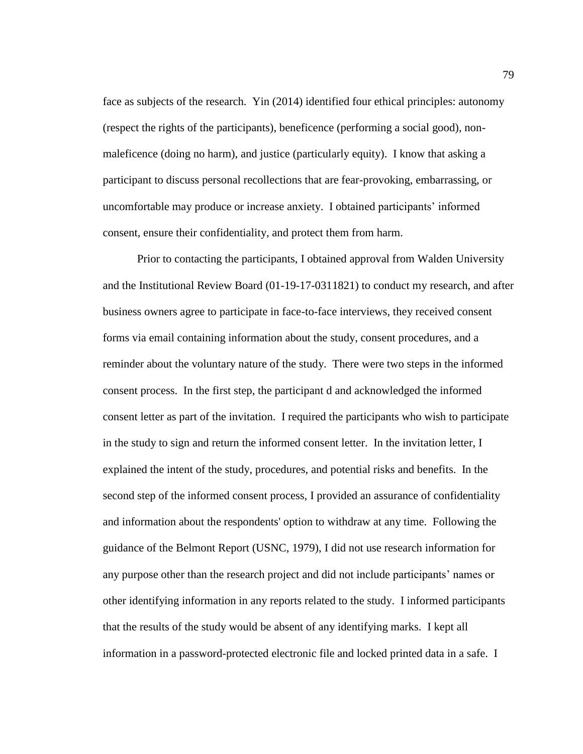face as subjects of the research. Yin (2014) identified four ethical principles: autonomy (respect the rights of the participants), beneficence (performing a social good), non-maleficence (doing no harm), and justice (particularly equity). I know that asking a participant to discuss personal recollections that are fear-provoking, embarrassing, or uncomfortable may produce or increase anxiety. I obtained participants' informed consent, ensure their confidentiality, and protect them from harm.

Prior to contacting the participants, I obtained approval from Walden University and the Institutional Review Board (01-19-17-0311821) to conduct my research, and after business owners agree to participate in face-to-face interviews, they received consent forms via email containing information about the study, consent procedures, and a reminder about the voluntary nature of the study. There were two steps in the informed consent process. In the first step, the participant d and acknowledged the informed consent letter as part of the invitation. I required the participants who wish to participate in the study to sign and return the informed consent letter. In the invitation letter, I explained the intent of the study, procedures, and potential risks and benefits. In the second step of the informed consent process, I provided an assurance of confidentiality and information about the respondents' option to withdraw at any time. Following the guidance of the Belmont Report (USNC, 1979), I did not use research information for any purpose other than the research project and did not include participants' names or other identifying information in any reports related to the study. I informed participants that the results of the study would be absent of any identifying marks. I kept all information in a password-protected electronic file and locked printed data in a safe. I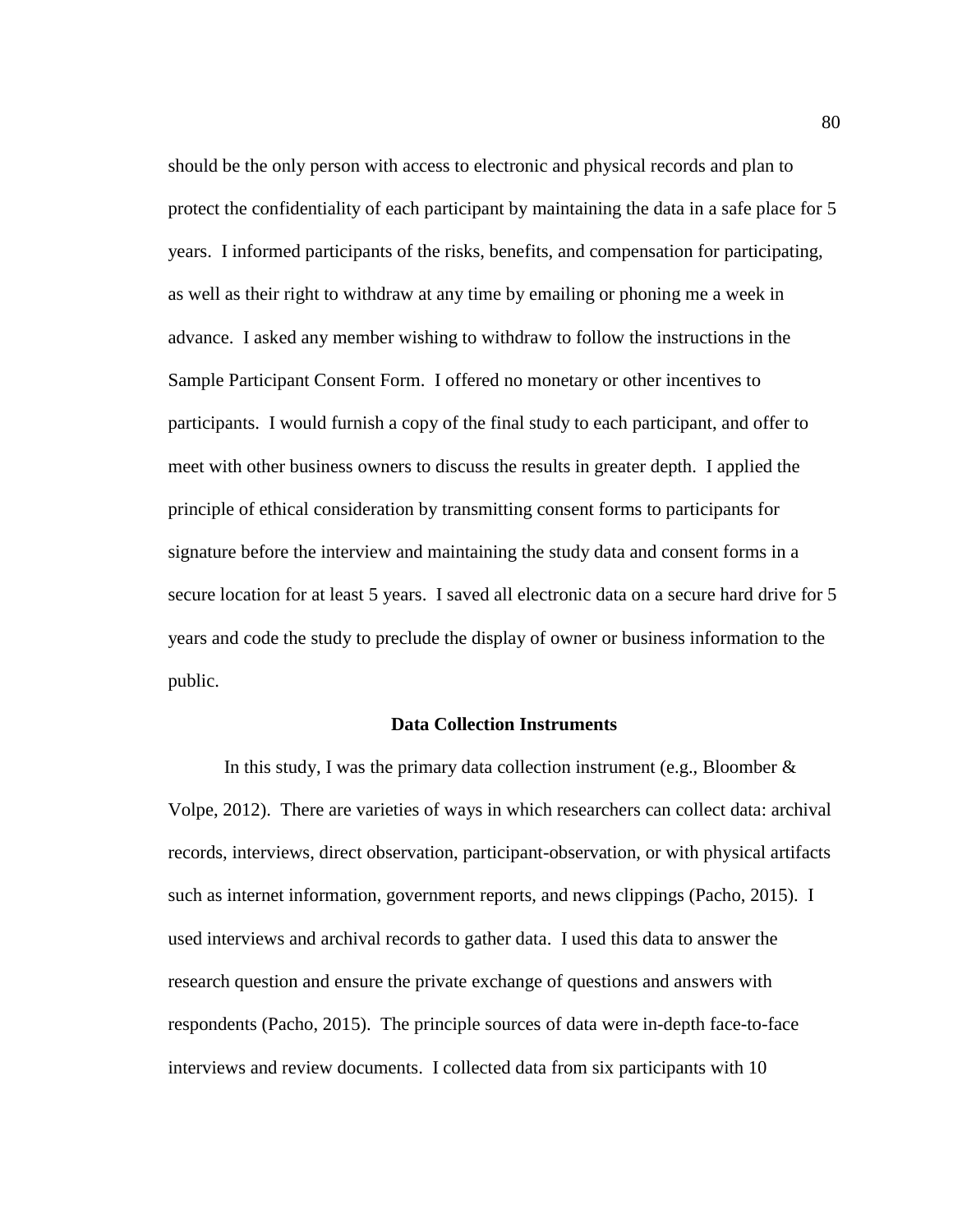should be the only person with access to electronic and physical records and plan to protect the confidentiality of each participant by maintaining the data in a safe place for 5 years. I informed participants of the risks, benefits, and compensation for participating, as well as their right to withdraw at any time by emailing or phoning me a week in advance. I asked any member wishing to withdraw to follow the instructions in the Sample Participant Consent Form. I offered no monetary or other incentives to participants. I would furnish a copy of the final study to each participant, and offer to meet with other business owners to discuss the results in greater depth. I applied the principle of ethical consideration by transmitting consent forms to participants for signature before the interview and maintaining the study data and consent forms in a secure location for at least 5 years. I saved all electronic data on a secure hard drive for 5 years and code the study to preclude the display of owner or business information to the public.

## Data Collection Instruments

In this study, I was the primary data collection instrument (e.g., Bloomber & Volpe, 2012). There are varieties of ways in which researchers can collect data: archival records, interviews, direct observation, participant-observation, or with physical artifacts such as internet information, government reports, and news clippings (Pacho, 2015). I used interviews and archival records to gather data. I used this data to answer the research question and ensure the private exchange of questions and answers with respondents (Pacho, 2015). The principle sources of data were in-depth face-to-face interviews and review documents. I collected data from six participants with 10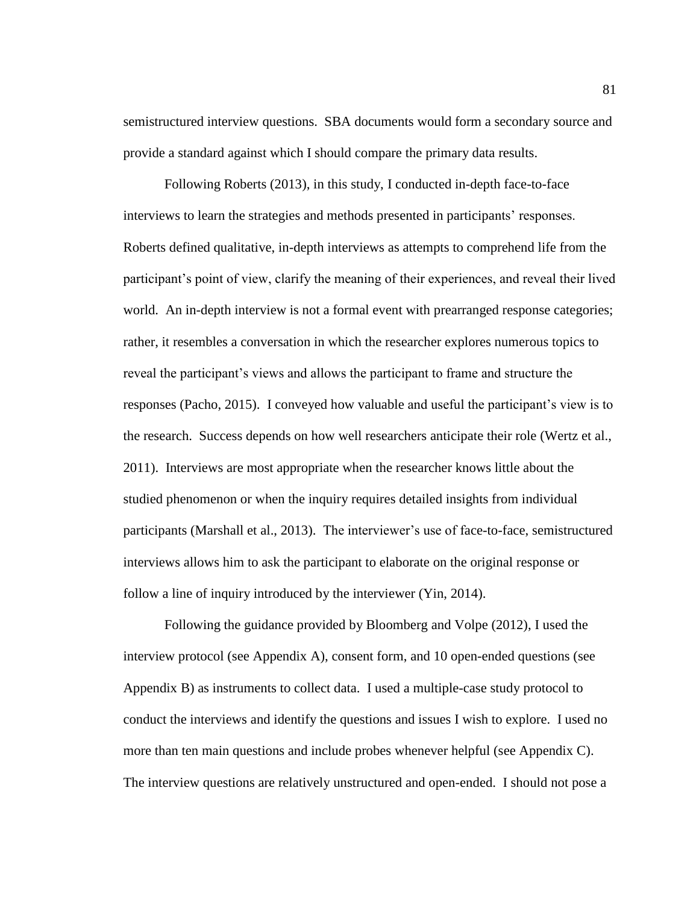semistructured interview questions. SBA documents would form a secondary source and provide a standard against which I should compare the primary data results.

Following Roberts (2013), in this study, I conducted in-depth face-to-face interviews to learn the strategies and methods presented in participants' responses. Roberts defined qualitative, in-depth interviews as attempts to comprehend life from the participant's point of view, clarify the meaning of their experiences, and reveal their lived world. An in-depth interview is not a formal event with prearranged response categories; rather, it resembles a conversation in which the researcher explores numerous topics to reveal the participant's views and allows the participant to frame and structure the responses (Pacho, 2015). I conveyed how valuable and useful the participant's view is to the research. Success depends on how well researchers anticipate their role (Wertz et al., 2011). Interviews are most appropriate when the researcher knows little about the studied phenomenon or when the inquiry requires detailed insights from individual participants (Marshall et al., 2013). The interviewer's use of face-to-face, semistructured interviews allows him to ask the participant to elaborate on the original response or follow a line of inquiry introduced by the interviewer (Yin, 2014).

Following the guidance provided by Bloomberg and Volpe (2012), I used the interview protocol (see Appendix A), consent form, and 10 open-ended questions (see Appendix B) as instruments to collect data. I used a multiple-case study protocol to conduct the interviews and identify the questions and issues I wish to explore. I used no more than ten main questions and include probes whenever helpful (see Appendix C). The interview questions are relatively unstructured and open-ended. I should not pose a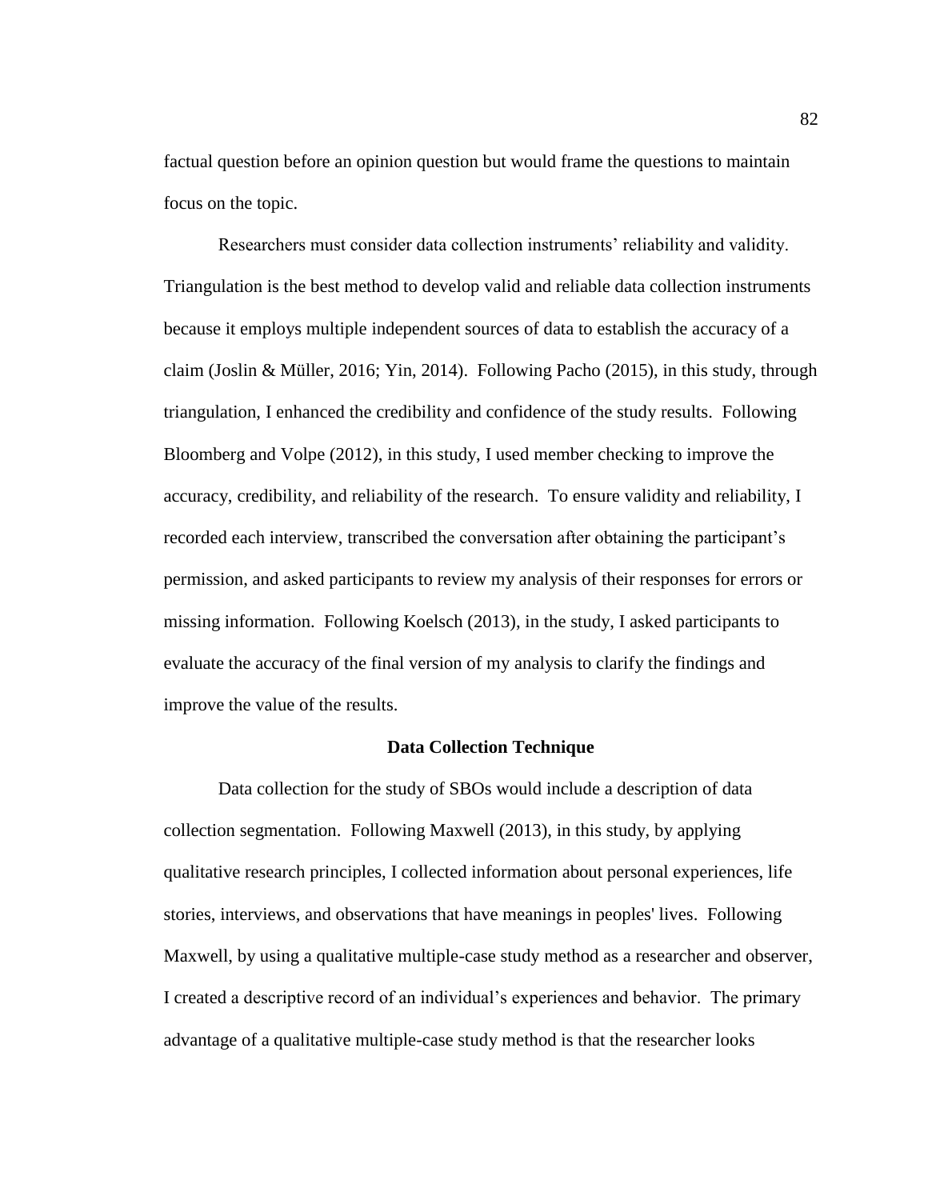factual question before an opinion question but would frame the questions to maintain focus on the topic.

Researchers must consider data collection instruments' reliability and validity. Triangulation is the best method to develop valid and reliable data collection instruments because it employs multiple independent sources of data to establish the accuracy of a claim (Joslin & Müller, 2016; Yin, 2014). Following Pacho (2015), in this study, through triangulation, I enhanced the credibility and confidence of the study results. Following Bloomberg and Volpe (2012), in this study, I used member checking to improve the accuracy, credibility, and reliability of the research. To ensure validity and reliability, I recorded each interview, transcribed the conversation after obtaining the participant's permission, and asked participants to review my analysis of their responses for errors or missing information. Following Koelsch (2013), in the study, I asked participants to evaluate the accuracy of the final version of my analysis to clarify the findings and improve the value of the results.

## Data Collection Technique

Data collection for the study of SBOs would include a description of data collection segmentation. Following Maxwell (2013), in this study, by applying qualitative research principles, I collected information about personal experiences, life stories, interviews, and observations that have meanings in peoples' lives. Following Maxwell, by using a qualitative multiple-case study method as a researcher and observer, I created a descriptive record of an individual's experiences and behavior. The primary advantage of a qualitative multiple-case study method is that the researcher looks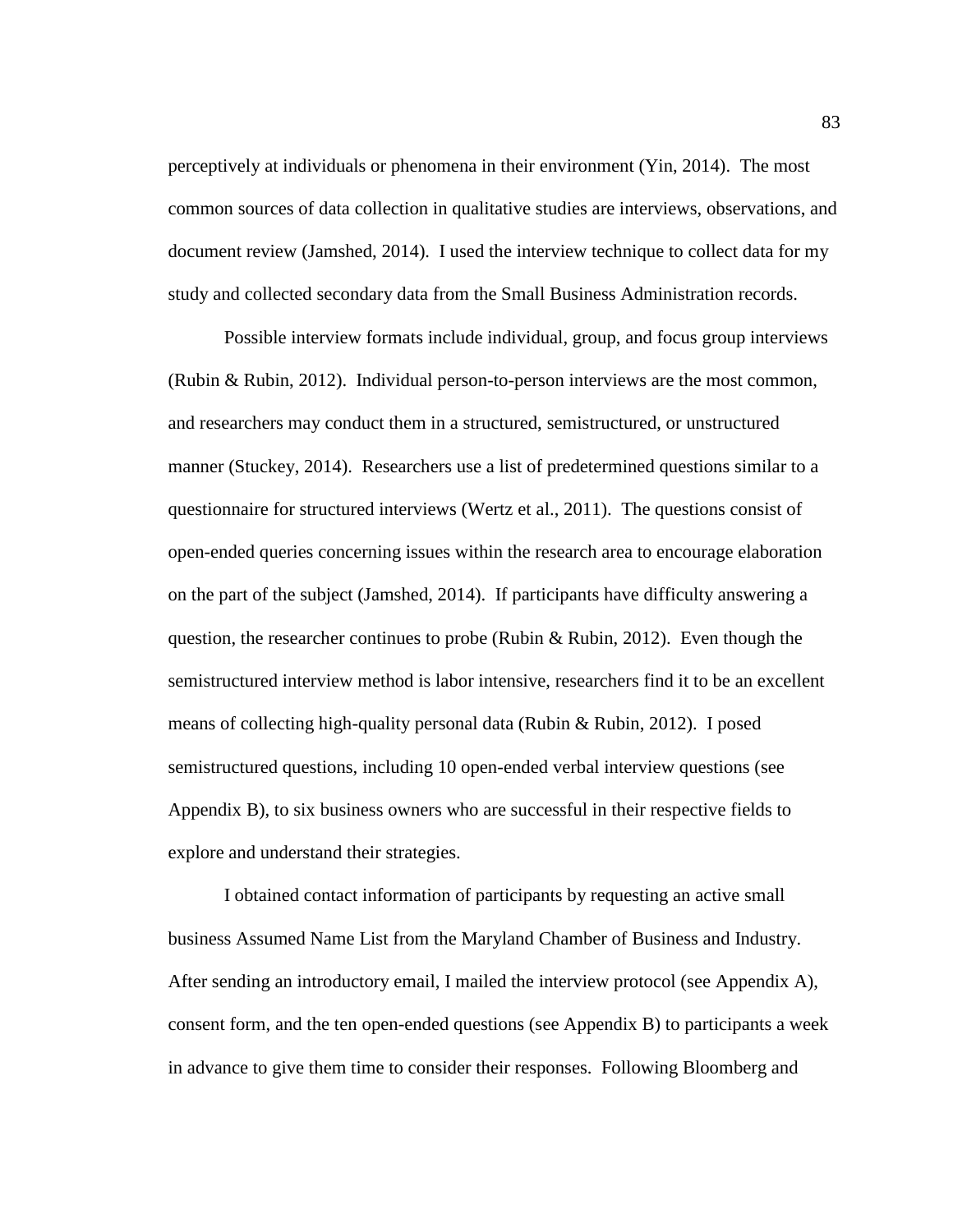perceptively at individuals or phenomena in their environment (Yin, 2014). The most common sources of data collection in qualitative studies are interviews, observations, and document review (Jamshed, 2014). I used the interview technique to collect data for my study and collected secondary data from the Small Business Administration records.

Possible interview formats include individual, group, and focus group interviews (Rubin & Rubin, 2012). Individual person-to-person interviews are the most common, and researchers may conduct them in a structured, semistructured, or unstructured manner (Stuckey, 2014). Researchers use a list of predetermined questions similar to a questionnaire for structured interviews (Wertz et al., 2011). The questions consist of open-ended queries concerning issues within the research area to encourage elaboration on the part of the subject (Jamshed, 2014). If participants have difficulty answering a question, the researcher continues to probe (Rubin & Rubin, 2012). Even though the semistructured interview method is labor intensive, researchers find it to be an excellent means of collecting high-quality personal data (Rubin & Rubin, 2012). I posed semistructured questions, including 10 open-ended verbal interview questions (see Appendix B), to six business owners who are successful in their respective fields to explore and understand their strategies.

I obtained contact information of participants by requesting an active small business Assumed Name List from the Maryland Chamber of Business and Industry. After sending an introductory email, I mailed the interview protocol (see Appendix A), consent form, and the ten open-ended questions (see Appendix B) to participants a week in advance to give them time to consider their responses. Following Bloomberg and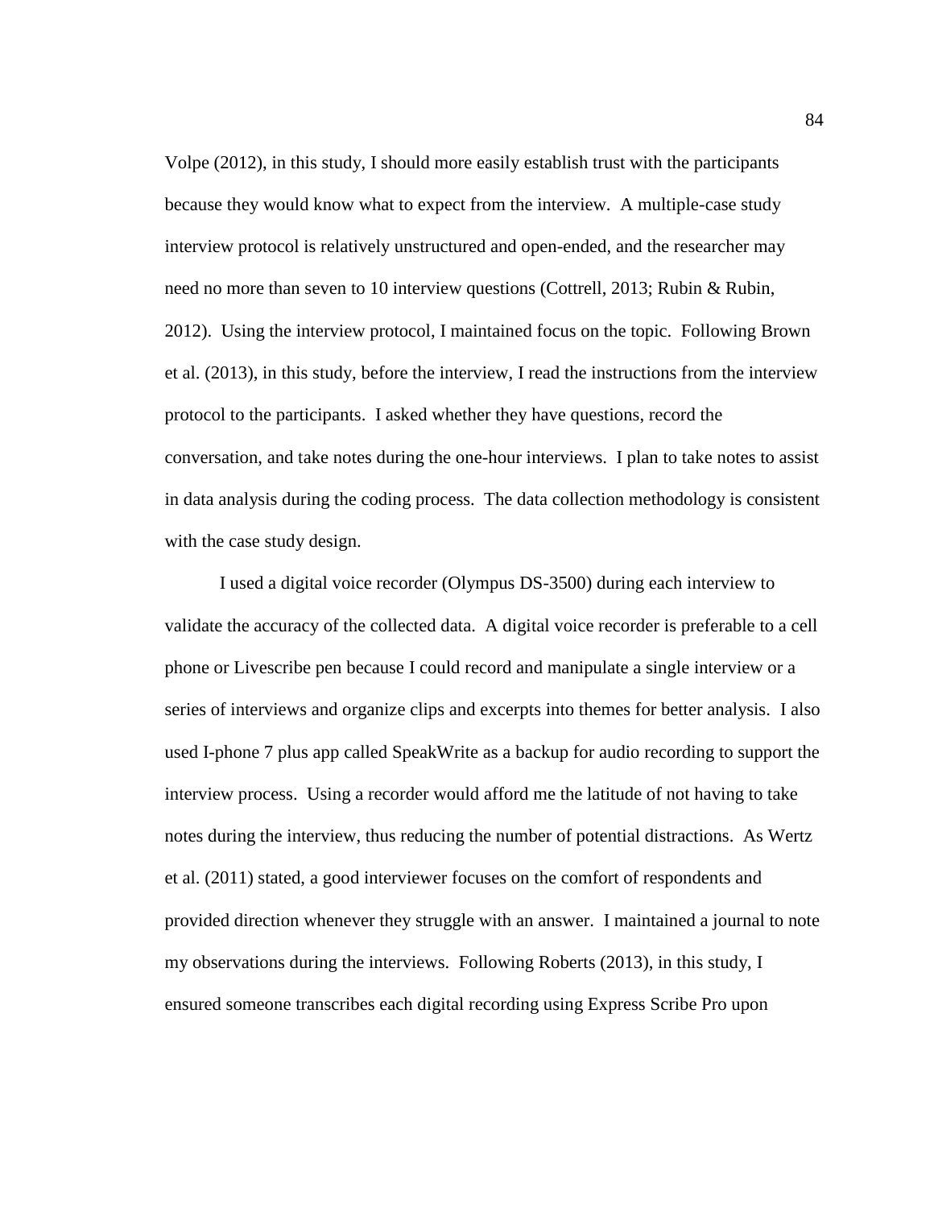Volpe (2012), in this study, I should more easily establish trust with the participants because they would know what to expect from the interview. A multiple-case study interview protocol is relatively unstructured and open-ended, and the researcher may need no more than seven to 10 interview questions (Cottrell, 2013; Rubin & Rubin, 2012). Using the interview protocol, I maintained focus on the topic. Following Brown et al. (2013), in this study, before the interview, I read the instructions from the interview protocol to the participants. I asked whether they have questions, record the conversation, and take notes during the one-hour interviews. I plan to take notes to assist in data analysis during the coding process. The data collection methodology is consistent with the case study design.

I used a digital voice recorder (Olympus DS-3500) during each interview to validate the accuracy of the collected data. A digital voice recorder is preferable to a cell phone or Livescribe pen because I could record and manipulate a single interview or a series of interviews and organize clips and excerpts into themes for better analysis. I also used I-phone 7 plus app called SpeakWrite as a backup for audio recording to support the interview process. Using a recorder would afford me the latitude of not having to take notes during the interview, thus reducing the number of potential distractions. As Wertz et al. (2011) stated, a good interviewer focuses on the comfort of respondents and provided direction whenever they struggle with an answer. I maintained a journal to note my observations during the interviews. Following Roberts (2013), in this study, I ensured someone transcribes each digital recording using Express Scribe Pro upon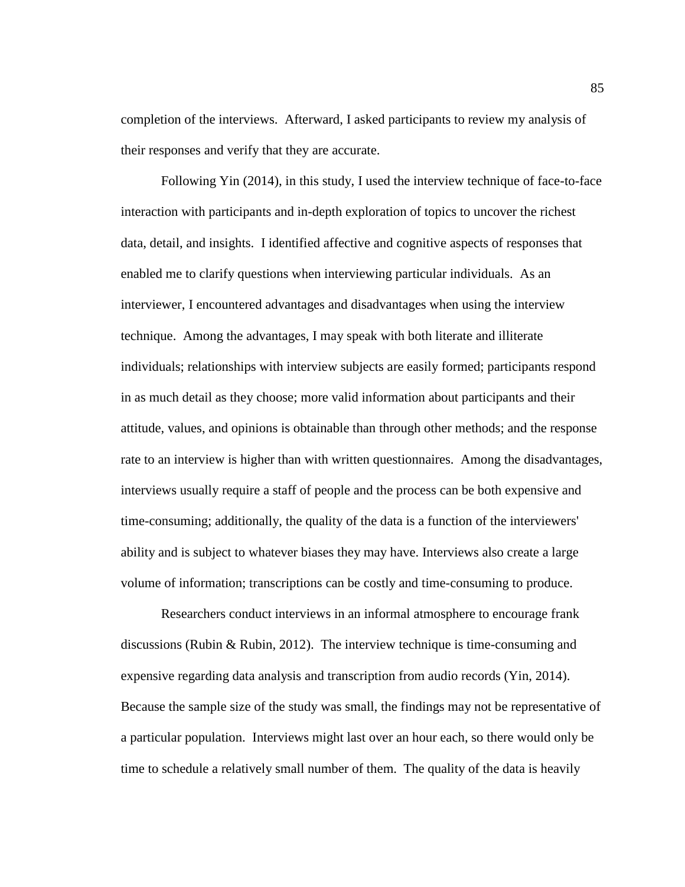completion of the interviews. Afterward, I asked participants to review my analysis of their responses and verify that they are accurate.

Following Yin (2014), in this study, I used the interview technique of face-to-face interaction with participants and in-depth exploration of topics to uncover the richest data, detail, and insights. I identified affective and cognitive aspects of responses that enabled me to clarify questions when interviewing particular individuals. As an interviewer, I encountered advantages and disadvantages when using the interview technique. Among the advantages, I may speak with both literate and illiterate individuals; relationships with interview subjects are easily formed; participants respond in as much detail as they choose; more valid information about participants and their attitude, values, and opinions is obtainable than through other methods; and the response rate to an interview is higher than with written questionnaires. Among the disadvantages, interviews usually require a staff of people and the process can be both expensive and time-consuming; additionally, the quality of the data is a function of the interviewers' ability and is subject to whatever biases they may have. Interviews also create a large volume of information; transcriptions can be costly and time-consuming to produce.

Researchers conduct interviews in an informal atmosphere to encourage frank discussions (Rubin & Rubin, 2012). The interview technique is time-consuming and expensive regarding data analysis and transcription from audio records (Yin, 2014). Because the sample size of the study was small, the findings may not be representative of a particular population. Interviews might last over an hour each, so there would only be time to schedule a relatively small number of them. The quality of the data is heavily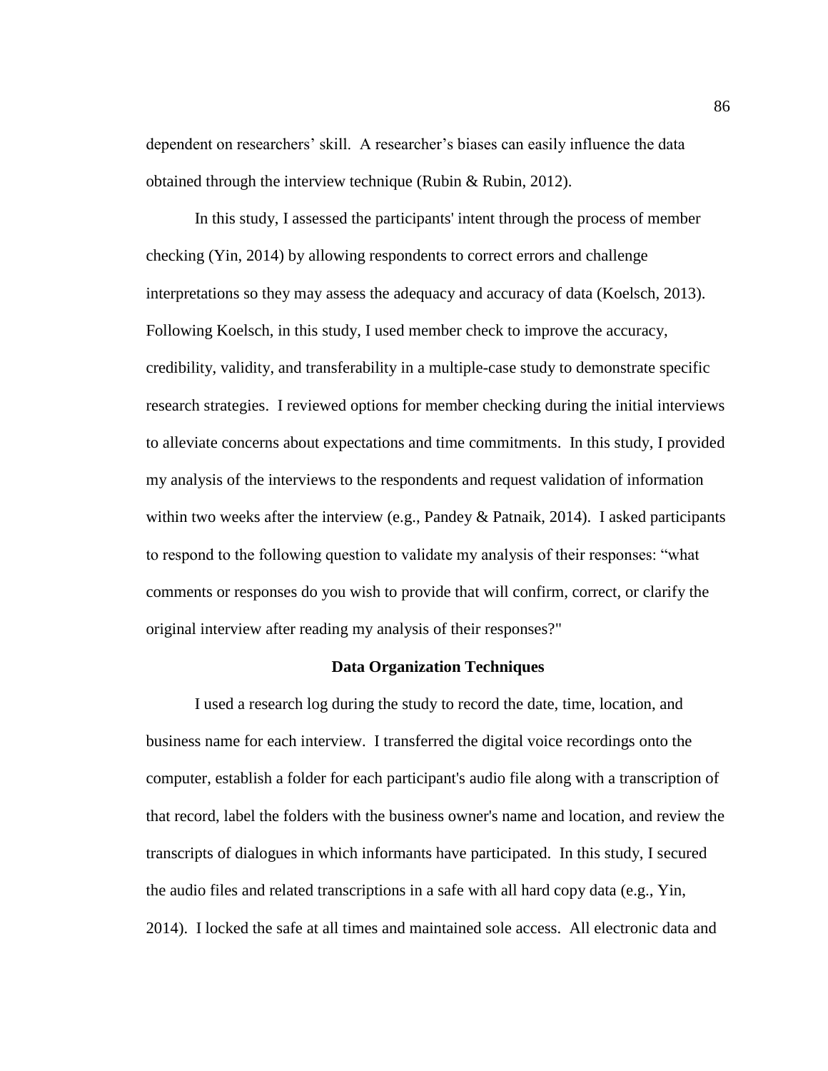dependent on researchers' skill. A researcher's biases can easily influence the data obtained through the interview technique (Rubin & Rubin, 2012).

In this study, I assessed the participants' intent through the process of member checking (Yin, 2014) by allowing respondents to correct errors and challenge interpretations so they may assess the adequacy and accuracy of data (Koelsch, 2013). Following Koelsch, in this study, I used member check to improve the accuracy, credibility, validity, and transferability in a multiple-case study to demonstrate specific research strategies. I reviewed options for member checking during the initial interviews to alleviate concerns about expectations and time commitments. In this study, I provided my analysis of the interviews to the respondents and request validation of information within two weeks after the interview (e.g., Pandey & Patnaik, 2014). I asked participants to respond to the following question to validate my analysis of their responses: "what comments or responses do you wish to provide that will confirm, correct, or clarify the original interview after reading my analysis of their responses?"

## Data Organization Techniques

I used a research log during the study to record the date, time, location, and business name for each interview. I transferred the digital voice recordings onto the computer, establish a folder for each participant's audio file along with a transcription of that record, label the folders with the business owner's name and location, and review the transcripts of dialogues in which informants have participated. In this study, I secured the audio files and related transcriptions in a safe with all hard copy data (e.g., Yin, 2014). I locked the safe at all times and maintained sole access. All electronic data and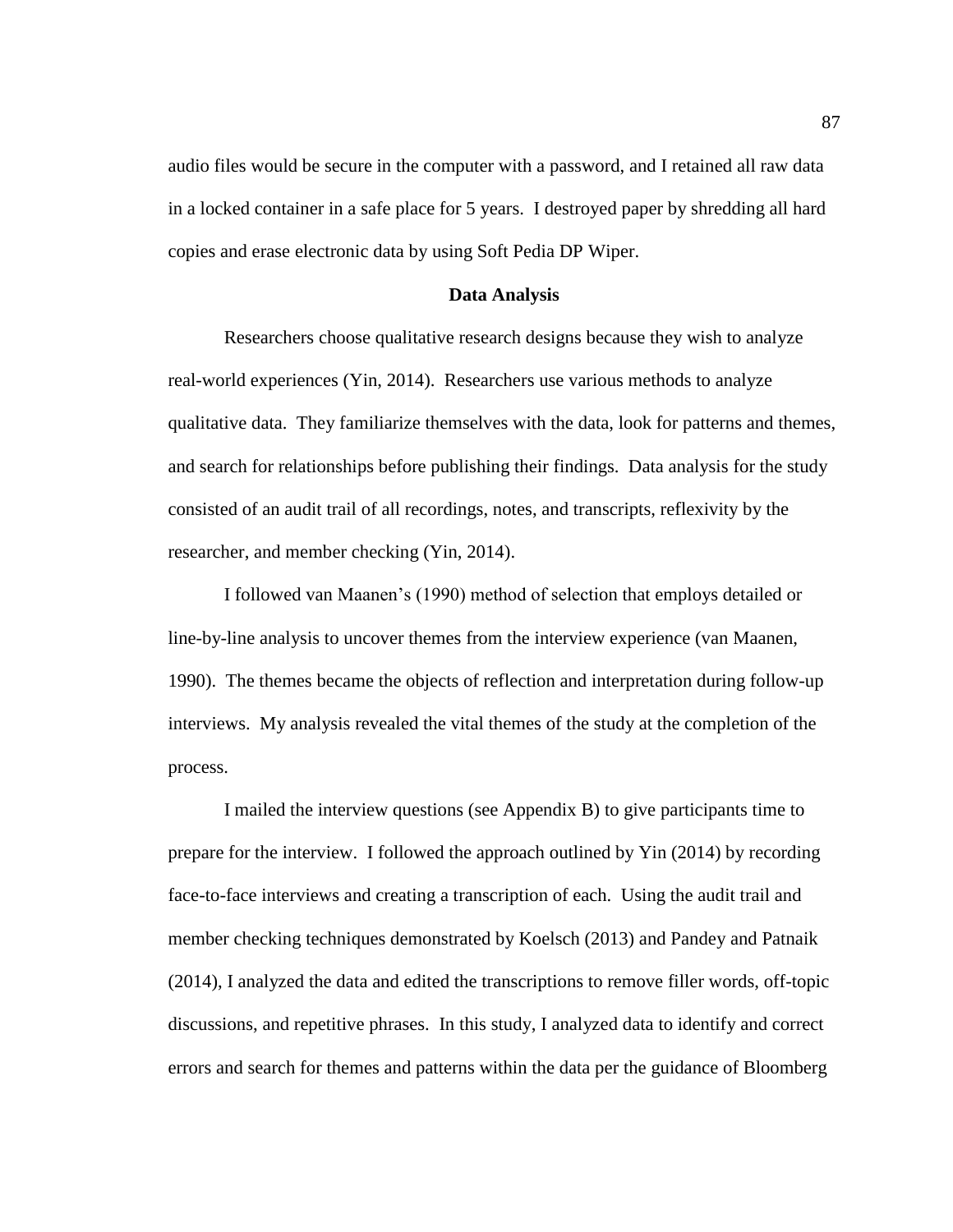audio files would be secure in the computer with a password, and I retained all raw data in a locked container in a safe place for 5 years. I destroyed paper by shredding all hard copies and erase electronic data by using Soft Pedia DP Wiper.

## Data Analysis

Researchers choose qualitative research designs because they wish to analyze real-world experiences (Yin, 2014). Researchers use various methods to analyze qualitative data. They familiarize themselves with the data, look for patterns and themes, and search for relationships before publishing their findings. Data analysis for the study consisted of an audit trail of all recordings, notes, and transcripts, reflexivity by the researcher, and member checking (Yin, 2014).

I followed van Maanen's (1990) method of selection that employs detailed or line-by-line analysis to uncover themes from the interview experience (van Maanen, 1990). The themes became the objects of reflection and interpretation during follow-up interviews. My analysis revealed the vital themes of the study at the completion of the process.

I mailed the interview questions (see Appendix B) to give participants time to prepare for the interview. I followed the approach outlined by Yin (2014) by recording face-to-face interviews and creating a transcription of each. Using the audit trail and member checking techniques demonstrated by Koelsch (2013) and Pandey and Patnaik (2014), I analyzed the data and edited the transcriptions to remove filler words, off-topic discussions, and repetitive phrases. In this study, I analyzed data to identify and correct errors and search for themes and patterns within the data per the guidance of Bloomberg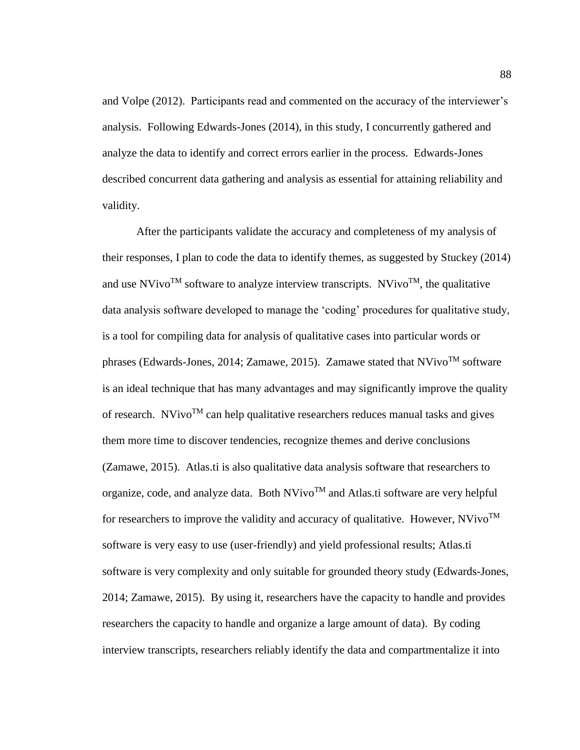and Volpe (2012). Participants read and commented on the accuracy of the interviewer's analysis. Following Edwards-Jones (2014), in this study, I concurrently gathered and analyze the data to identify and correct errors earlier in the process. Edwards-Jones described concurrent data gathering and analysis as essential for attaining reliability and validity.

After the participants validate the accuracy and completeness of my analysis of their responses, I plan to code the data to identify themes, as suggested by Stuckey (2014) and use NVivo™ software to analyze interview transcripts. NVivo™, the qualitative data analysis software developed to manage the 'coding' procedures for qualitative study, is a tool for compiling data for analysis of qualitative cases into particular words or phrases (Edwards-Jones, 2014; Zamawe, 2015). Zamawe stated that NVivo™ software is an ideal technique that has many advantages and may significantly improve the quality of research. NVivo™ can help qualitative researchers reduces manual tasks and gives them more time to discover tendencies, recognize themes and derive conclusions (Zamawe, 2015). Atlas.ti is also qualitative data analysis software that researchers to organize, code, and analyze data. Both NVivo™ and Atlas.ti software are very helpful for researchers to improve the validity and accuracy of qualitative. However, NVivo™ software is very easy to use (user-friendly) and yield professional results; Atlas.ti software is very complexity and only suitable for grounded theory study (Edwards-Jones, 2014; Zamawe, 2015). By using it, researchers have the capacity to handle and provides researchers the capacity to handle and organize a large amount of data). By coding interview transcripts, researchers reliably identify the data and compartmentalize it into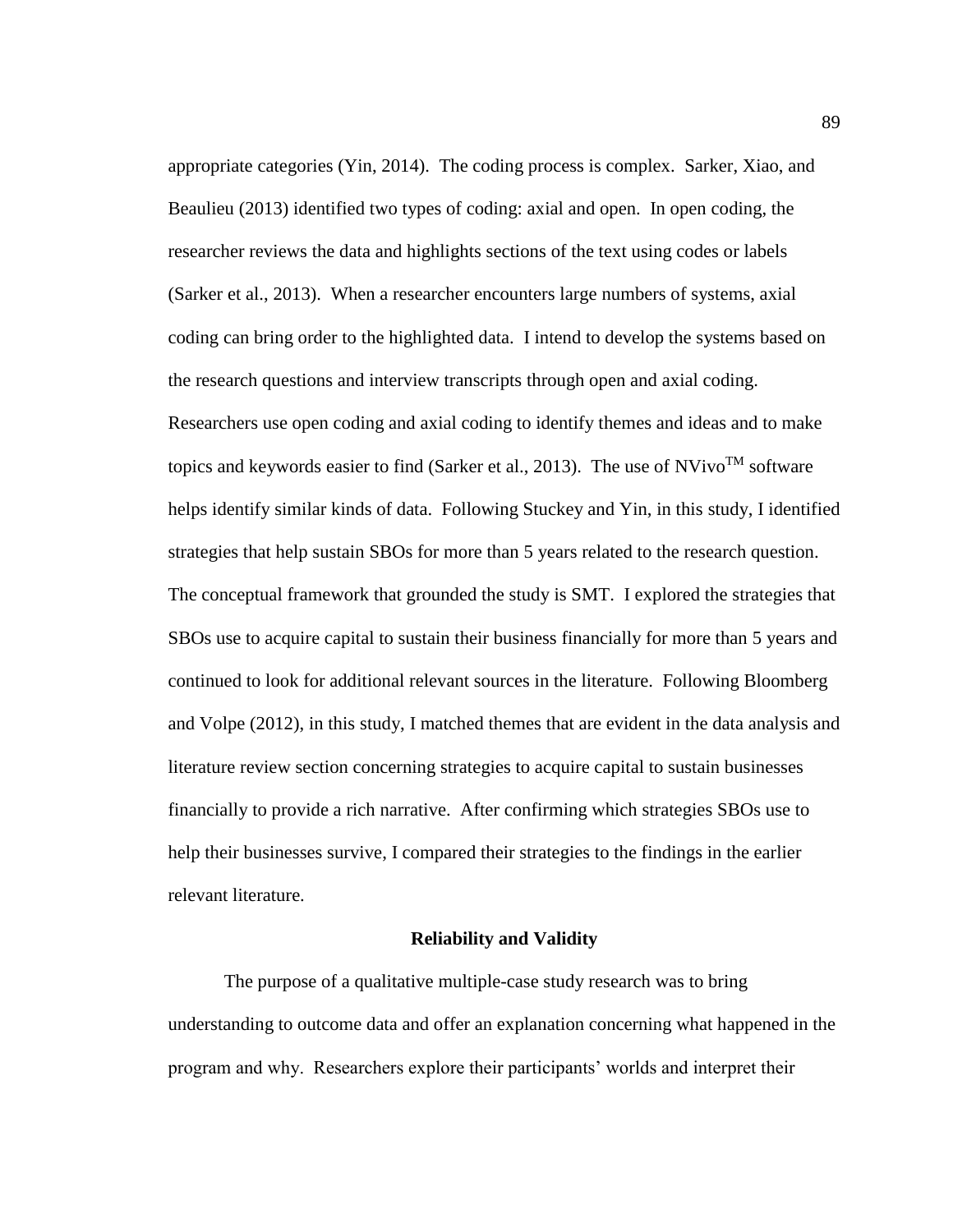appropriate categories (Yin, 2014). The coding process is complex. Sarker, Xiao, and Beaulieu (2013) identified two types of coding: axial and open. In open coding, the researcher reviews the data and highlights sections of the text using codes or labels (Sarker et al., 2013). When a researcher encounters large numbers of systems, axial coding can bring order to the highlighted data. I intend to develop the systems based on the research questions and interview transcripts through open and axial coding. Researchers use open coding and axial coding to identify themes and ideas and to make topics and keywords easier to find (Sarker et al., 2013). The use of NVivo™ software helps identify similar kinds of data. Following Stuckey and Yin, in this study, I identified strategies that help sustain SBOs for more than 5 years related to the research question. The conceptual framework that grounded the study is SMT. I explored the strategies that SBOs use to acquire capital to sustain their business financially for more than 5 years and continued to look for additional relevant sources in the literature. Following Bloomberg and Volpe (2012), in this study, I matched themes that are evident in the data analysis and literature review section concerning strategies to acquire capital to sustain businesses financially to provide a rich narrative. After confirming which strategies SBOs use to help their businesses survive, I compared their strategies to the findings in the earlier relevant literature.

## Reliability and Validity

The purpose of a qualitative multiple-case study research was to bring understanding to outcome data and offer an explanation concerning what happened in the program and why. Researchers explore their participants' worlds and interpret their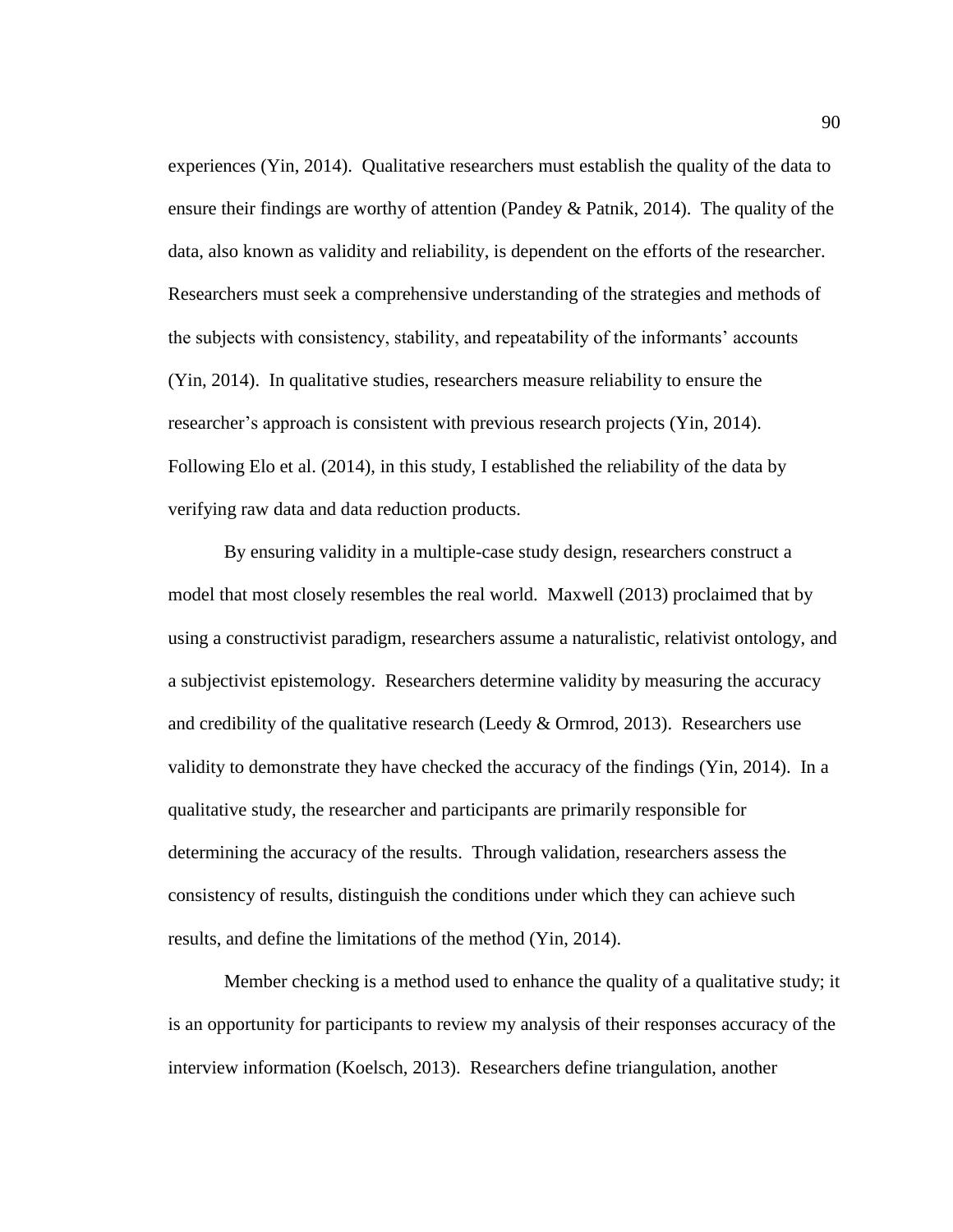experiences (Yin, 2014). Qualitative researchers must establish the quality of the data to ensure their findings are worthy of attention (Pandey & Patnik, 2014). The quality of the data, also known as validity and reliability, is dependent on the efforts of the researcher. Researchers must seek a comprehensive understanding of the strategies and methods of the subjects with consistency, stability, and repeatability of the informants' accounts (Yin, 2014). In qualitative studies, researchers measure reliability to ensure the researcher's approach is consistent with previous research projects (Yin, 2014). Following Elo et al. (2014), in this study, I established the reliability of the data by verifying raw data and data reduction products.

By ensuring validity in a multiple-case study design, researchers construct a model that most closely resembles the real world. Maxwell (2013) proclaimed that by using a constructivist paradigm, researchers assume a naturalistic, relativist ontology, and a subjectivist epistemology. Researchers determine validity by measuring the accuracy and credibility of the qualitative research (Leedy & Ormrod, 2013). Researchers use validity to demonstrate they have checked the accuracy of the findings (Yin, 2014). In a qualitative study, the researcher and participants are primarily responsible for determining the accuracy of the results. Through validation, researchers assess the consistency of results, distinguish the conditions under which they can achieve such results, and define the limitations of the method (Yin, 2014).

Member checking is a method used to enhance the quality of a qualitative study; it is an opportunity for participants to review my analysis of their responses accuracy of the interview information (Koelsch, 2013). Researchers define triangulation, another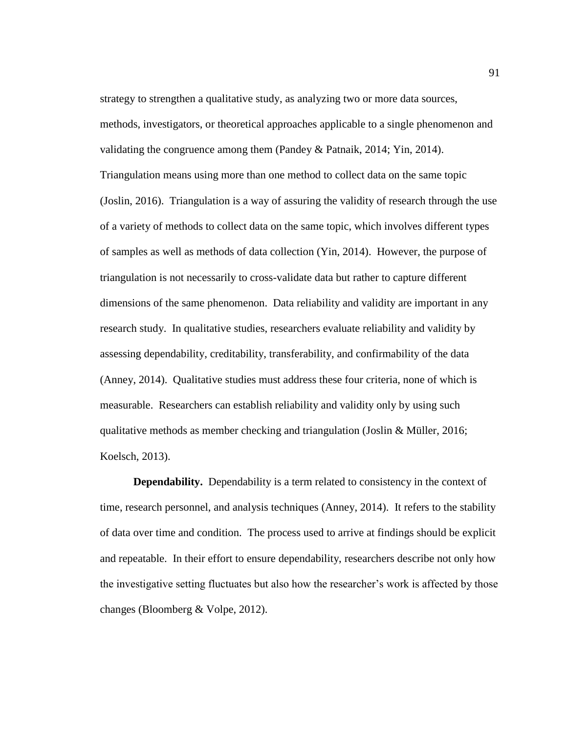strategy to strengthen a qualitative study, as analyzing two or more data sources, methods, investigators, or theoretical approaches applicable to a single phenomenon and validating the congruence among them (Pandey & Patnaik, 2014; Yin, 2014). Triangulation means using more than one method to collect data on the same topic (Joslin, 2016). Triangulation is a way of assuring the validity of research through the use of a variety of methods to collect data on the same topic, which involves different types of samples as well as methods of data collection (Yin, 2014). However, the purpose of triangulation is not necessarily to cross-validate data but rather to capture different dimensions of the same phenomenon. Data reliability and validity are important in any research study. In qualitative studies, researchers evaluate reliability and validity by assessing dependability, creditability, transferability, and confirmability of the data (Anney, 2014). Qualitative studies must address these four criteria, none of which is measurable. Researchers can establish reliability and validity only by using such qualitative methods as member checking and triangulation (Joslin & Müller, 2016; Koelsch, 2013).

**Dependability.** Dependability is a term related to consistency in the context of time, research personnel, and analysis techniques (Anney, 2014). It refers to the stability of data over time and condition. The process used to arrive at findings should be explicit and repeatable. In their effort to ensure dependability, researchers describe not only how the investigative setting fluctuates but also how the researcher's work is affected by those changes (Bloomberg & Volpe, 2012).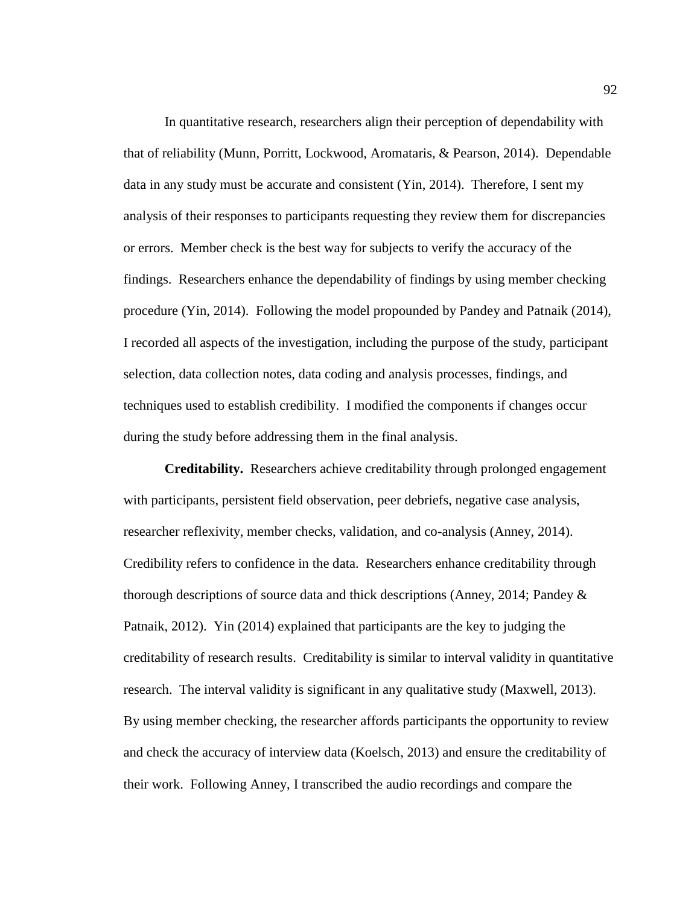In quantitative research, researchers align their perception of dependability with that of reliability (Munn, Porritt, Lockwood, Aromataris, & Pearson, 2014). Dependable data in any study must be accurate and consistent (Yin, 2014). Therefore, I sent my analysis of their responses to participants requesting they review them for discrepancies or errors. Member check is the best way for subjects to verify the accuracy of the findings. Researchers enhance the dependability of findings by using member checking procedure (Yin, 2014). Following the model propounded by Pandey and Patnaik (2014), I recorded all aspects of the investigation, including the purpose of the study, participant selection, data collection notes, data coding and analysis processes, findings, and techniques used to establish credibility. I modified the components if changes occur during the study before addressing them in the final analysis.

**Creditability.** Researchers achieve creditability through prolonged engagement with participants, persistent field observation, peer debriefs, negative case analysis, researcher reflexivity, member checks, validation, and co-analysis (Anney, 2014). Credibility refers to confidence in the data. Researchers enhance creditability through thorough descriptions of source data and thick descriptions (Anney, 2014; Pandey & Patnaik, 2012). Yin (2014) explained that participants are the key to judging the creditability of research results. Creditability is similar to interval validity in quantitative research. The interval validity is significant in any qualitative study (Maxwell, 2013). By using member checking, the researcher affords participants the opportunity to review and check the accuracy of interview data (Koelsch, 2013) and ensure the creditability of their work. Following Anney, I transcribed the audio recordings and compare the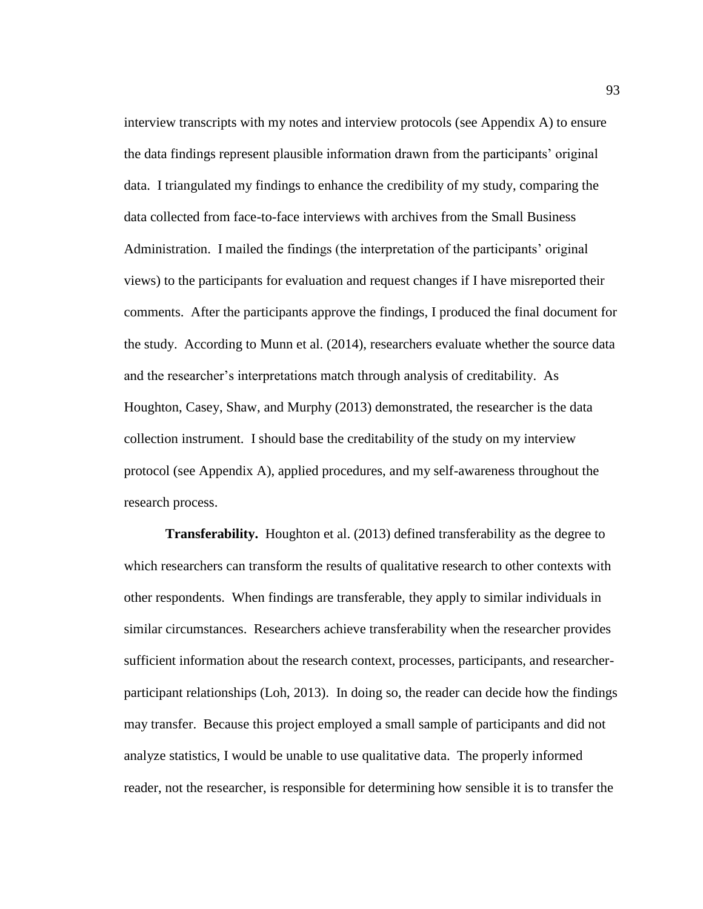interview transcripts with my notes and interview protocols (see Appendix A) to ensure the data findings represent plausible information drawn from the participants' original data. I triangulated my findings to enhance the credibility of my study, comparing the data collected from face-to-face interviews with archives from the Small Business Administration. I mailed the findings (the interpretation of the participants' original views) to the participants for evaluation and request changes if I have misreported their comments. After the participants approve the findings, I produced the final document for the study. According to Munn et al. (2014), researchers evaluate whether the source data and the researcher's interpretations match through analysis of creditability. As Houghton, Casey, Shaw, and Murphy (2013) demonstrated, the researcher is the data collection instrument. I should base the creditability of the study on my interview protocol (see Appendix A), applied procedures, and my self-awareness throughout the research process.

**Transferability.** Houghton et al. (2013) defined transferability as the degree to which researchers can transform the results of qualitative research to other contexts with other respondents. When findings are transferable, they apply to similar individuals in similar circumstances. Researchers achieve transferability when the researcher provides sufficient information about the research context, processes, participants, and researcher-participant relationships (Loh, 2013). In doing so, the reader can decide how the findings may transfer. Because this project employed a small sample of participants and did not analyze statistics, I would be unable to use qualitative data. The properly informed reader, not the researcher, is responsible for determining how sensible it is to transfer the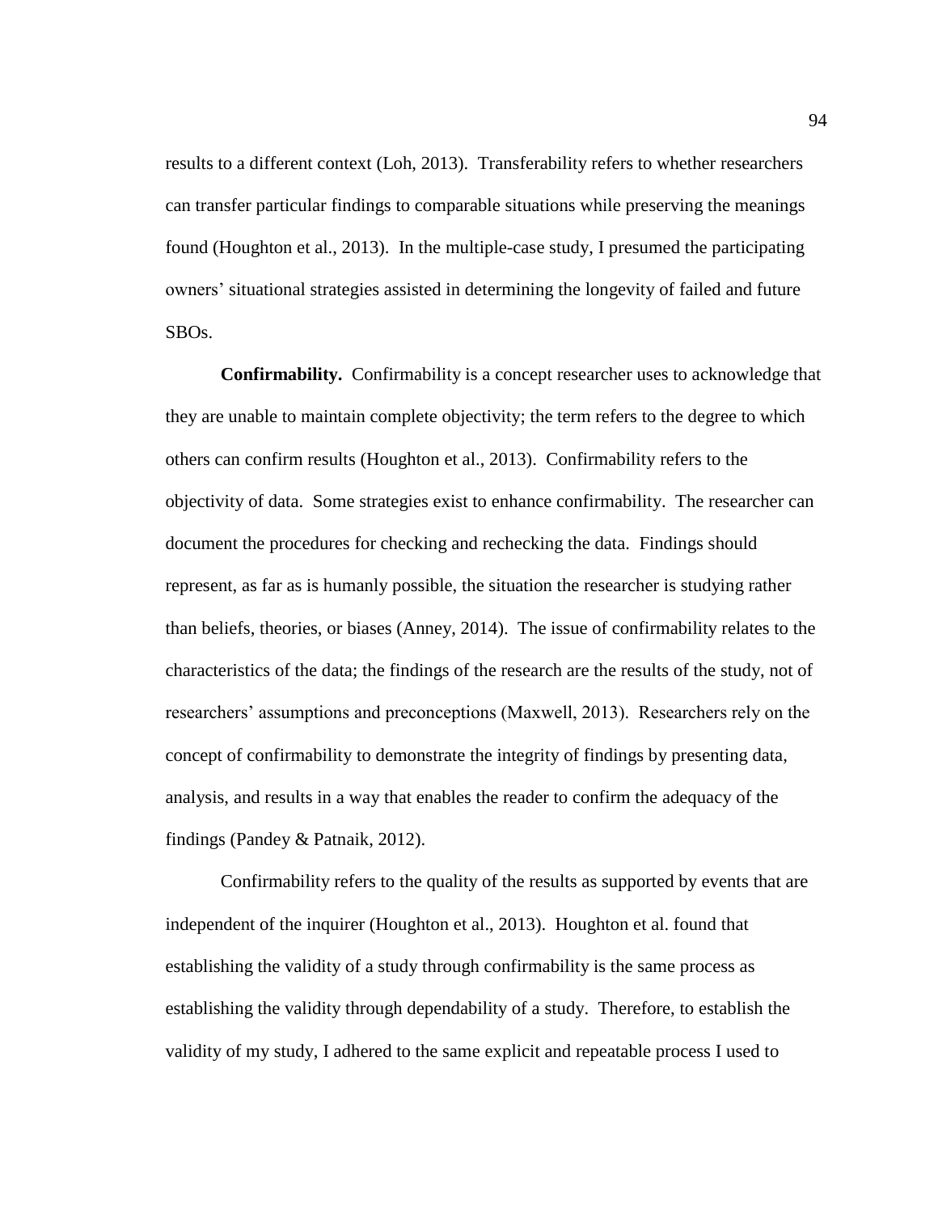results to a different context (Loh, 2013). Transferability refers to whether researchers can transfer particular findings to comparable situations while preserving the meanings found (Houghton et al., 2013). In the multiple-case study, I presumed the participating owners' situational strategies assisted in determining the longevity of failed and future SBOs.

**Confirmability.** Confirmability is a concept researcher uses to acknowledge that they are unable to maintain complete objectivity; the term refers to the degree to which others can confirm results (Houghton et al., 2013). Confirmability refers to the objectivity of data. Some strategies exist to enhance confirmability. The researcher can document the procedures for checking and rechecking the data. Findings should represent, as far as is humanly possible, the situation the researcher is studying rather than beliefs, theories, or biases (Anney, 2014). The issue of confirmability relates to the characteristics of the data; the findings of the research are the results of the study, not of researchers' assumptions and preconceptions (Maxwell, 2013). Researchers rely on the concept of confirmability to demonstrate the integrity of findings by presenting data, analysis, and results in a way that enables the reader to confirm the adequacy of the findings (Pandey & Patnaik, 2012).

Confirmability refers to the quality of the results as supported by events that are independent of the inquirer (Houghton et al., 2013). Houghton et al. found that establishing the validity of a study through confirmability is the same process as establishing the validity through dependability of a study. Therefore, to establish the validity of my study, I adhered to the same explicit and repeatable process I used to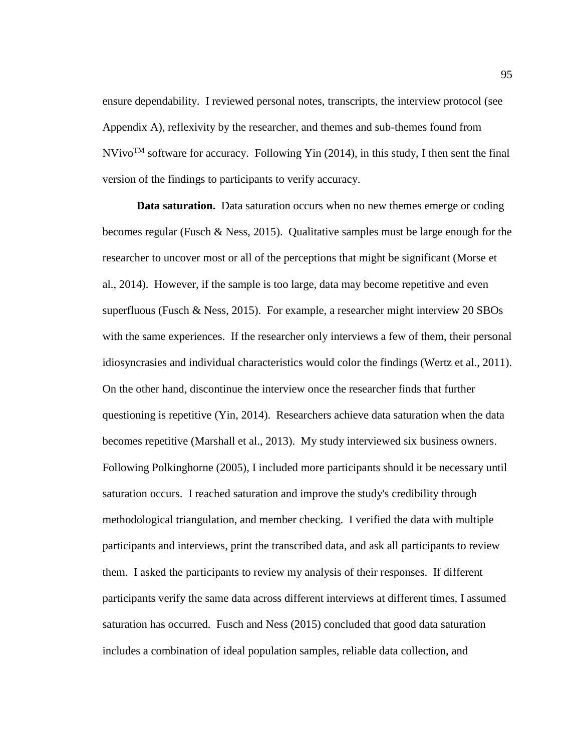ensure dependability. I reviewed personal notes, transcripts, the interview protocol (see Appendix A), reflexivity by the researcher, and themes and sub-themes found from NVivo[TM] software for accuracy. Following Yin (2014), in this study, I then sent the final version of the findings to participants to verify accuracy.

**Data saturation.** Data saturation occurs when no new themes emerge or coding becomes regular (Fusch & Ness, 2015). Qualitative samples must be large enough for the researcher to uncover most or all of the perceptions that might be significant (Morse et al., 2014). However, if the sample is too large, data may become repetitive and even superfluous (Fusch & Ness, 2015). For example, a researcher might interview 20 SBOs with the same experiences. If the researcher only interviews a few of them, their personal idiosyncrasies and individual characteristics would color the findings (Wertz et al., 2011). On the other hand, discontinue the interview once the researcher finds that further questioning is repetitive (Yin, 2014). Researchers achieve data saturation when the data becomes repetitive (Marshall et al., 2013). My study interviewed six business owners. Following Polkinghorne (2005), I included more participants should it be necessary until saturation occurs. I reached saturation and improve the study's credibility through methodological triangulation, and member checking. I verified the data with multiple participants and interviews, print the transcribed data, and ask all participants to review them. I asked the participants to review my analysis of their responses. If different participants verify the same data across different interviews at different times, I assumed saturation has occurred. Fusch and Ness (2015) concluded that good data saturation includes a combination of ideal population samples, reliable data collection, and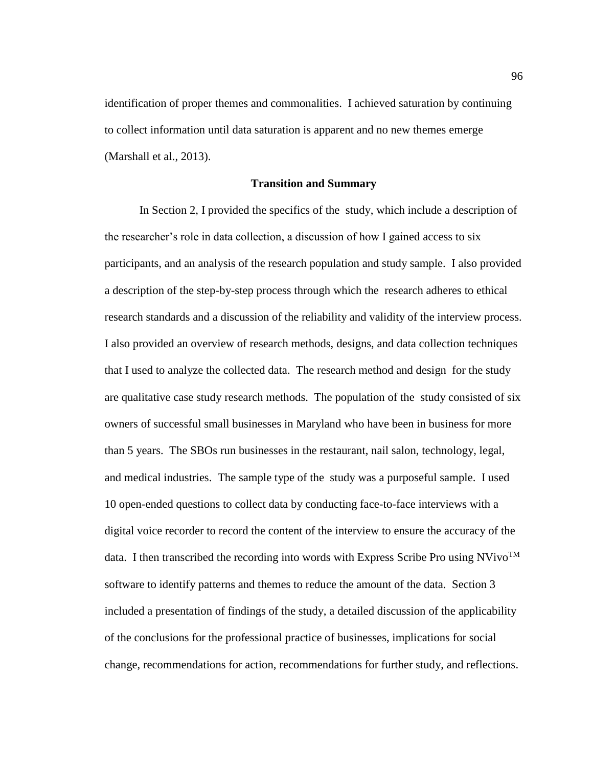identification of proper themes and commonalities. I achieved saturation by continuing to collect information until data saturation is apparent and no new themes emerge (Marshall et al., 2013).

### Transition and Summary

In Section 2, I provided the specifics of the study, which include a description of the researcher's role in data collection, a discussion of how I gained access to six participants, and an analysis of the research population and study sample. I also provided a description of the step-by-step process through which the research adheres to ethical research standards and a discussion of the reliability and validity of the interview process. I also provided an overview of research methods, designs, and data collection techniques that I used to analyze the collected data. The research method and design for the study are qualitative case study research methods. The population of the study consisted of six owners of successful small businesses in Maryland who have been in business for more than 5 years. The SBOs run businesses in the restaurant, nail salon, technology, legal, and medical industries. The sample type of the study was a purposeful sample. I used 10 open-ended questions to collect data by conducting face-to-face interviews with a digital voice recorder to record the content of the interview to ensure the accuracy of the data. I then transcribed the recording into words with Express Scribe Pro using NVivo™ software to identify patterns and themes to reduce the amount of the data. Section 3 included a presentation of findings of the study, a detailed discussion of the applicability of the conclusions for the professional practice of businesses, implications for social change, recommendations for action, recommendations for further study, and reflections.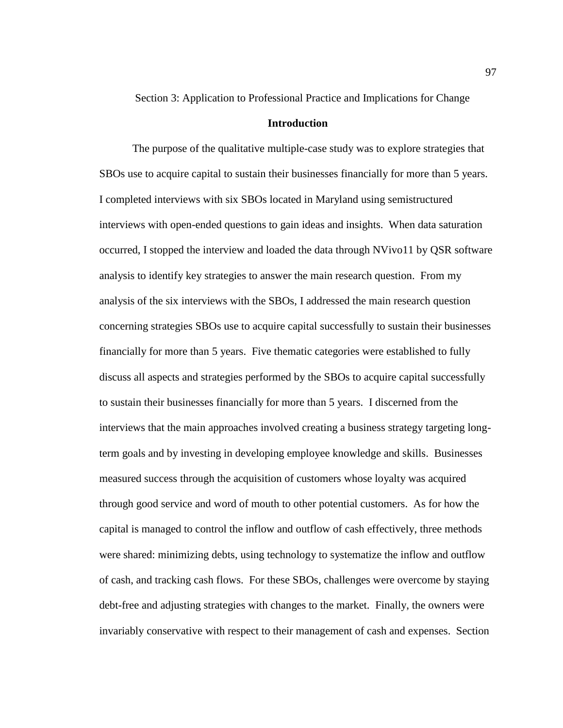# Section 3: Application to Professional Practice and Implications for Change

## Introduction

The purpose of the qualitative multiple-case study was to explore strategies that SBOs use to acquire capital to sustain their businesses financially for more than 5 years. I completed interviews with six SBOs located in Maryland using semistructured interviews with open-ended questions to gain ideas and insights. When data saturation occurred, I stopped the interview and loaded the data through NVivo11 by QSR software analysis to identify key strategies to answer the main research question. From my analysis of the six interviews with the SBOs, I addressed the main research question concerning strategies SBOs use to acquire capital successfully to sustain their businesses financially for more than 5 years. Five thematic categories were established to fully discuss all aspects and strategies performed by the SBOs to acquire capital successfully to sustain their businesses financially for more than 5 years. I discerned from the interviews that the main approaches involved creating a business strategy targeting long-term goals and by investing in developing employee knowledge and skills. Businesses measured success through the acquisition of customers whose loyalty was acquired through good service and word of mouth to other potential customers. As for how the capital is managed to control the inflow and outflow of cash effectively, three methods were shared: minimizing debts, using technology to systematize the inflow and outflow of cash, and tracking cash flows. For these SBOs, challenges were overcome by staying debt-free and adjusting strategies with changes to the market. Finally, the owners were invariably conservative with respect to their management of cash and expenses. Section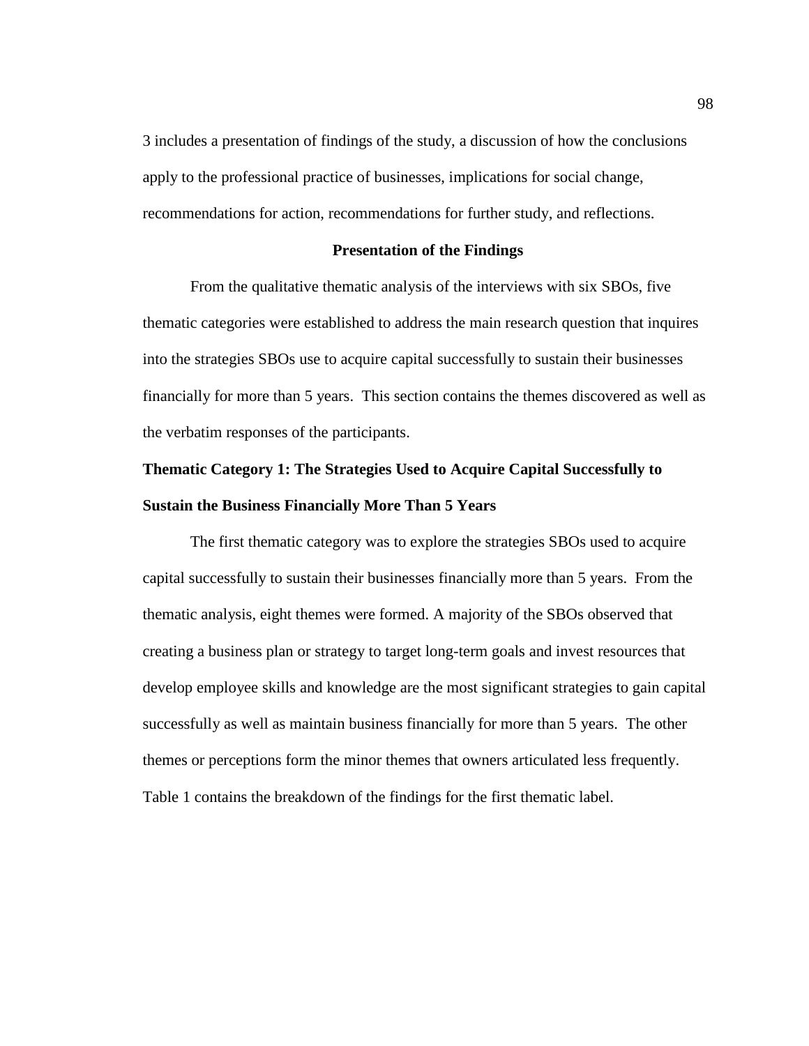3 includes a presentation of findings of the study, a discussion of how the conclusions apply to the professional practice of businesses, implications for social change, recommendations for action, recommendations for further study, and reflections.

## Presentation of the Findings

From the qualitative thematic analysis of the interviews with six SBOs, five thematic categories were established to address the main research question that inquires into the strategies SBOs use to acquire capital successfully to sustain their businesses financially for more than 5 years. This section contains the themes discovered as well as the verbatim responses of the participants.

### Thematic Category 1: The Strategies Used to Acquire Capital Successfully to Sustain the Business Financially More Than 5 Years

The first thematic category was to explore the strategies SBOs used to acquire capital successfully to sustain their businesses financially more than 5 years. From the thematic analysis, eight themes were formed. A majority of the SBOs observed that creating a business plan or strategy to target long-term goals and invest resources that develop employee skills and knowledge are the most significant strategies to gain capital successfully as well as maintain business financially for more than 5 years. The other themes or perceptions form the minor themes that owners articulated less frequently. Table 1 contains the breakdown of the findings for the first thematic label.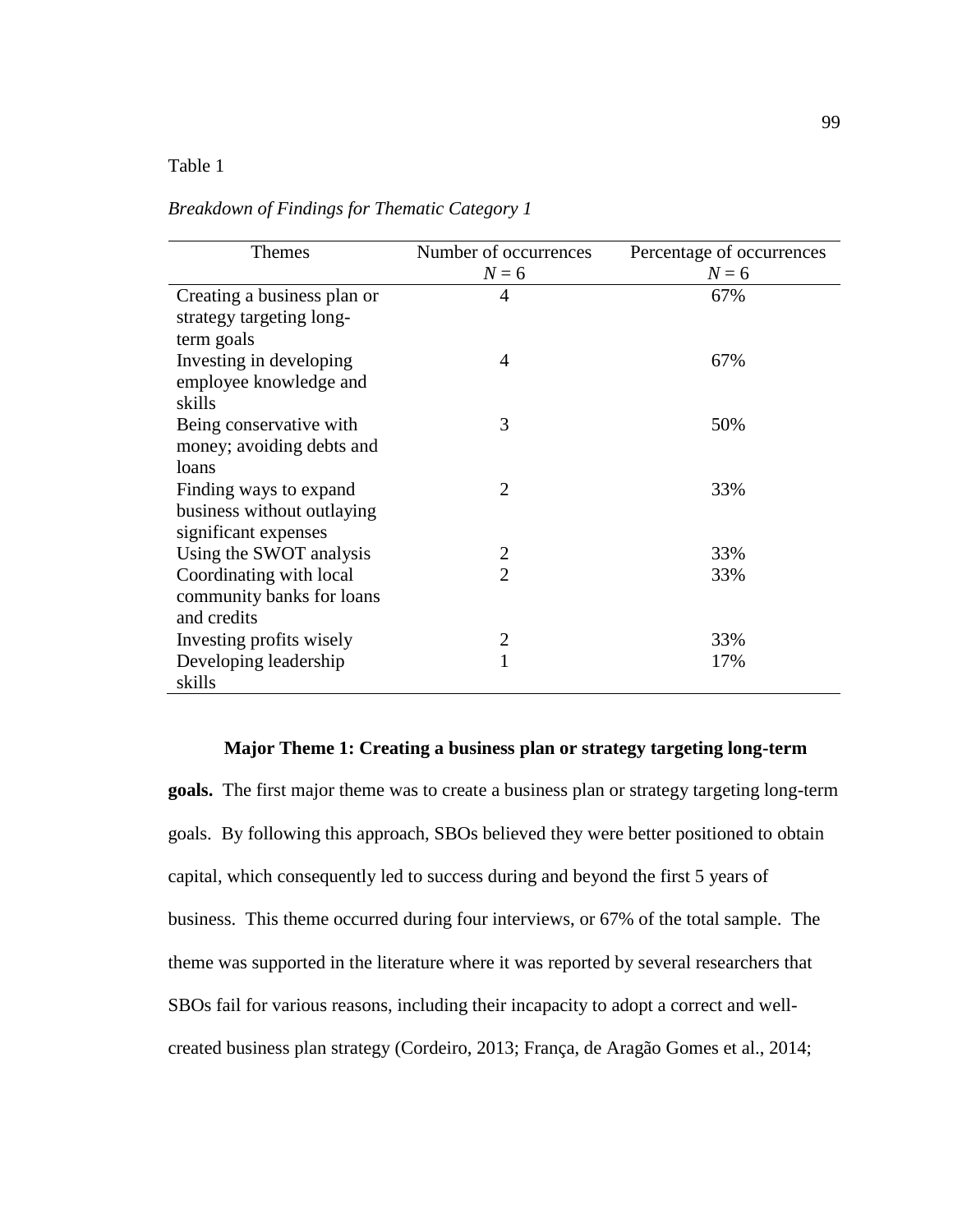Table 1

*Breakdown of Findings for Thematic Category 1*

| Themes | Number of occurrences *N* = 6 | Percentage of occurrences *N* = 6 |
|---|---|---|
| Creating a business plan or strategy targeting long-term goals | 4 | 67% |
| Investing in developing employee knowledge and skills | 4 | 67% |
| Being conservative with money; avoiding debts and loans | 3 | 50% |
| Finding ways to expand business without outlaying significant expenses | 2 | 33% |
| Using the SWOT analysis | 2 | 33% |
| Coordinating with local community banks for loans and credits | 2 | 33% |
| Investing profits wisely | 2 | 33% |
| Developing leadership skills | 1 | 17% |

**Major Theme 1: Creating a business plan or strategy targeting long-term goals.** The first major theme was to create a business plan or strategy targeting long-term goals. By following this approach, SBOs believed they were better positioned to obtain capital, which consequently led to success during and beyond the first 5 years of business. This theme occurred during four interviews, or 67% of the total sample. The theme was supported in the literature where it was reported by several researchers that SBOs fail for various reasons, including their incapacity to adopt a correct and well-created business plan strategy (Cordeiro, 2013; França, de Aragão Gomes et al., 2014;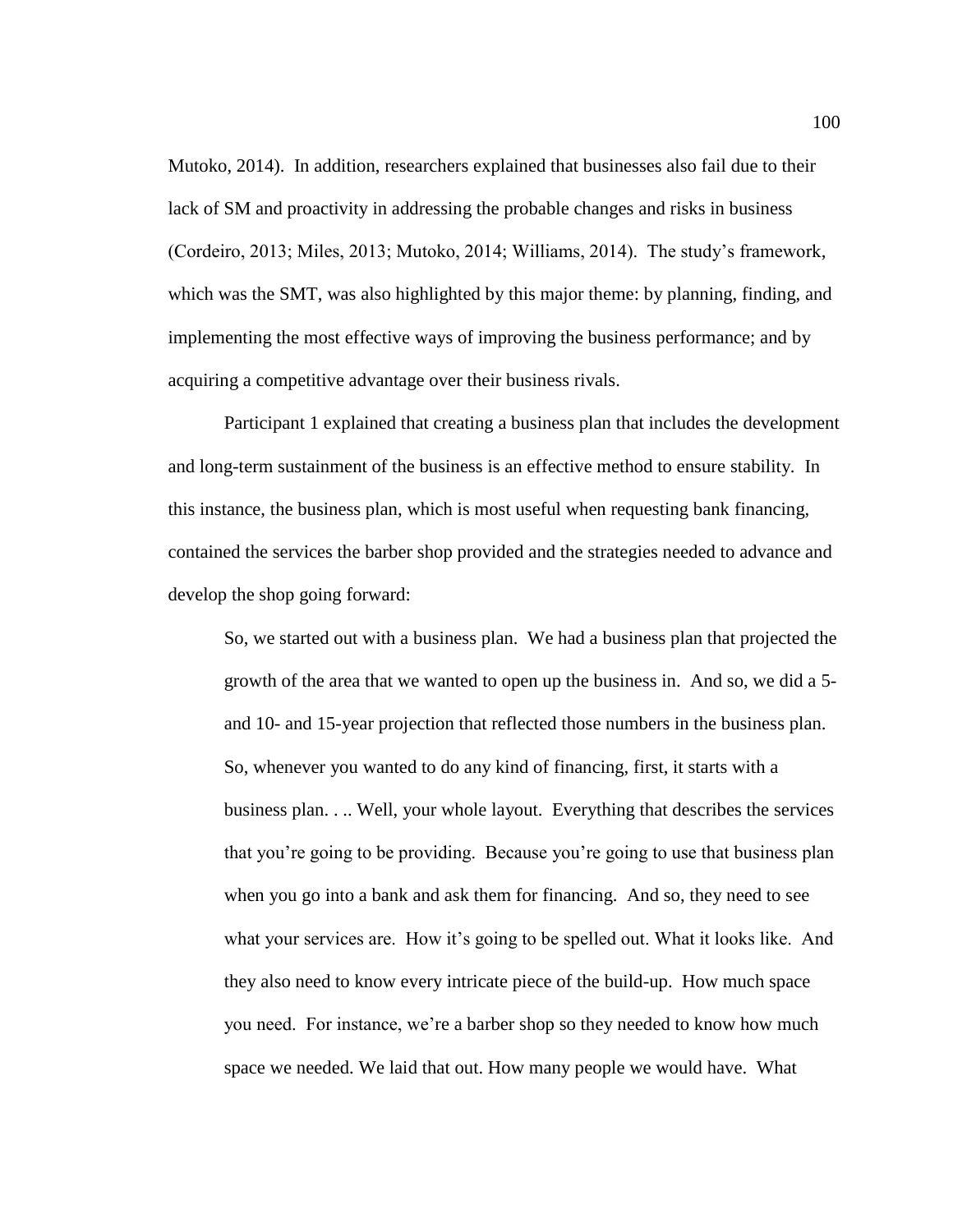Mutoko, 2014). In addition, researchers explained that businesses also fail due to their lack of SM and proactivity in addressing the probable changes and risks in business (Cordeiro, 2013; Miles, 2013; Mutoko, 2014; Williams, 2014). The study's framework, which was the SMT, was also highlighted by this major theme: by planning, finding, and implementing the most effective ways of improving the business performance; and by acquiring a competitive advantage over their business rivals.

Participant 1 explained that creating a business plan that includes the development and long-term sustainment of the business is an effective method to ensure stability. In this instance, the business plan, which is most useful when requesting bank financing, contained the services the barber shop provided and the strategies needed to advance and develop the shop going forward:

> So, we started out with a business plan. We had a business plan that projected the growth of the area that we wanted to open up the business in. And so, we did a 5- and 10- and 15-year projection that reflected those numbers in the business plan. So, whenever you wanted to do any kind of financing, first, it starts with a business plan. . .. Well, your whole layout. Everything that describes the services that you're going to be providing. Because you're going to use that business plan when you go into a bank and ask them for financing. And so, they need to see what your services are. How it's going to be spelled out. What it looks like. And they also need to know every intricate piece of the build-up. How much space you need. For instance, we're a barber shop so they needed to know how much space we needed. We laid that out. How many people we would have. What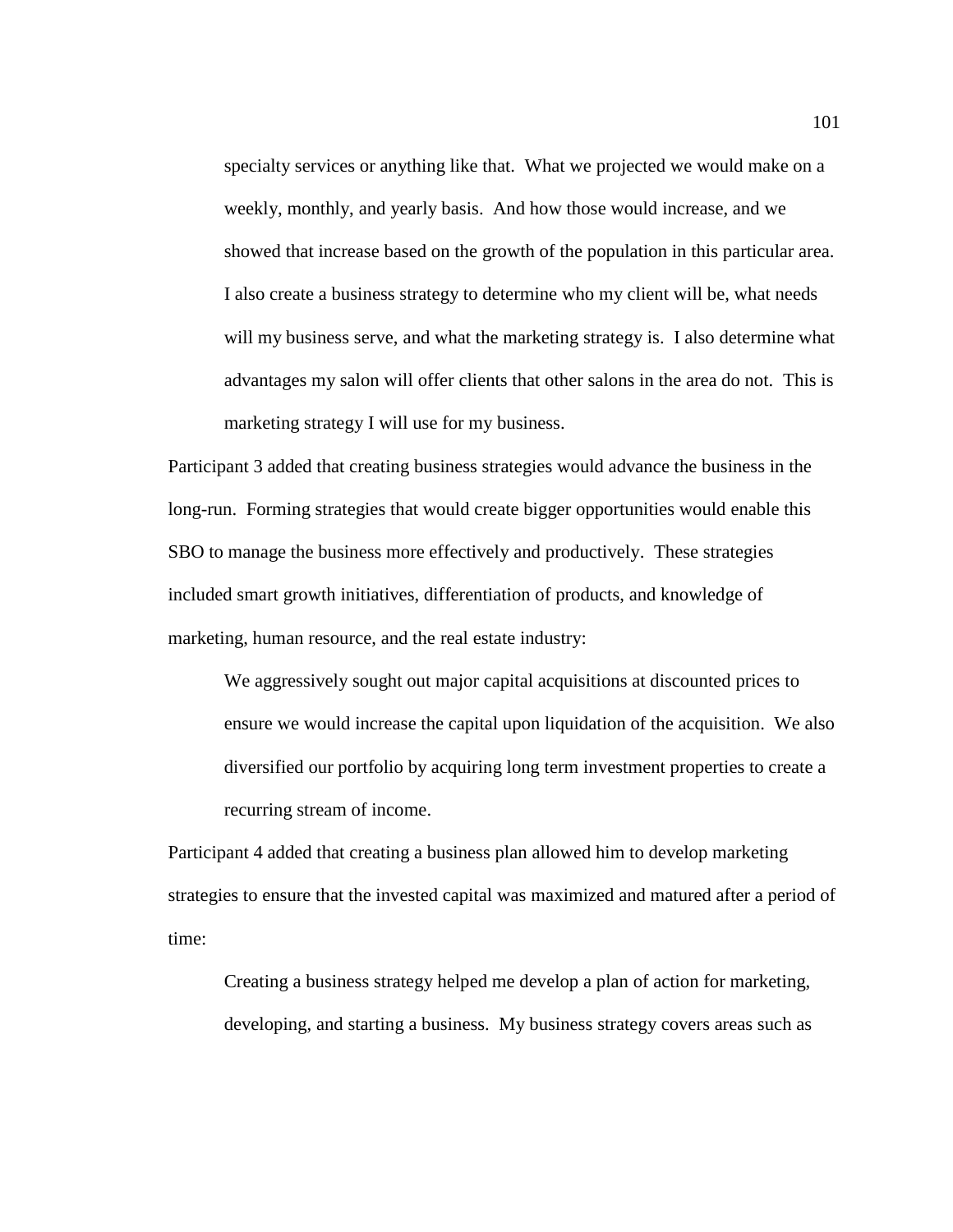specialty services or anything like that. What we projected we would make on a weekly, monthly, and yearly basis. And how those would increase, and we showed that increase based on the growth of the population in this particular area. I also create a business strategy to determine who my client will be, what needs will my business serve, and what the marketing strategy is. I also determine what advantages my salon will offer clients that other salons in the area do not. This is marketing strategy I will use for my business.

Participant 3 added that creating business strategies would advance the business in the long-run. Forming strategies that would create bigger opportunities would enable this SBO to manage the business more effectively and productively. These strategies included smart growth initiatives, differentiation of products, and knowledge of marketing, human resource, and the real estate industry:

> We aggressively sought out major capital acquisitions at discounted prices to ensure we would increase the capital upon liquidation of the acquisition. We also diversified our portfolio by acquiring long term investment properties to create a recurring stream of income.

Participant 4 added that creating a business plan allowed him to develop marketing strategies to ensure that the invested capital was maximized and matured after a period of time:

> Creating a business strategy helped me develop a plan of action for marketing, developing, and starting a business. My business strategy covers areas such as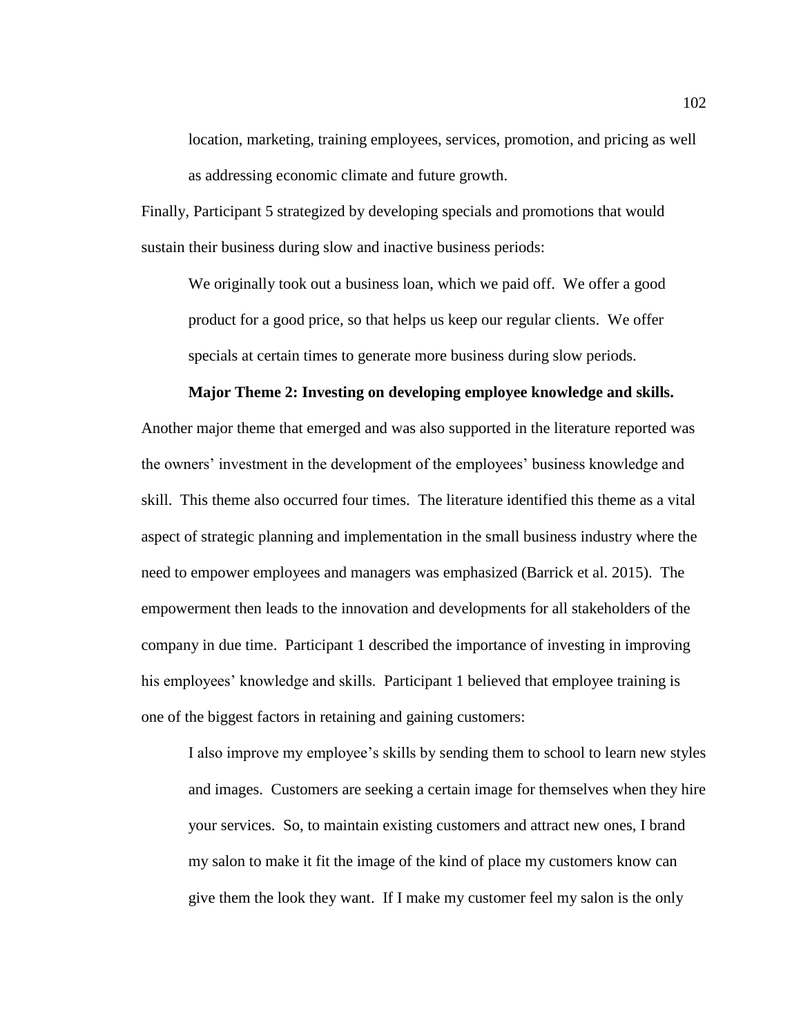location, marketing, training employees, services, promotion, and pricing as well as addressing economic climate and future growth.

Finally, Participant 5 strategized by developing specials and promotions that would sustain their business during slow and inactive business periods:

> We originally took out a business loan, which we paid off. We offer a good product for a good price, so that helps us keep our regular clients. We offer specials at certain times to generate more business during slow periods.

**Major Theme 2: Investing on developing employee knowledge and skills.** Another major theme that emerged and was also supported in the literature reported was the owners' investment in the development of the employees' business knowledge and skill. This theme also occurred four times. The literature identified this theme as a vital aspect of strategic planning and implementation in the small business industry where the need to empower employees and managers was emphasized (Barrick et al. 2015). The empowerment then leads to the innovation and developments for all stakeholders of the company in due time. Participant 1 described the importance of investing in improving his employees' knowledge and skills. Participant 1 believed that employee training is one of the biggest factors in retaining and gaining customers:

> I also improve my employee's skills by sending them to school to learn new styles and images. Customers are seeking a certain image for themselves when they hire your services. So, to maintain existing customers and attract new ones, I brand my salon to make it fit the image of the kind of place my customers know can give them the look they want. If I make my customer feel my salon is the only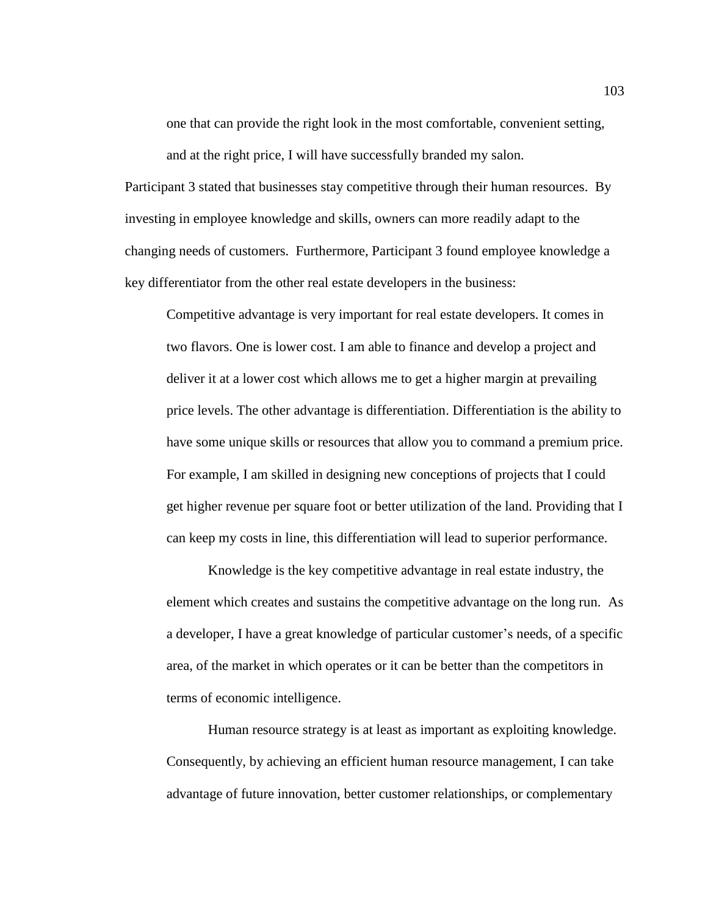> one that can provide the right look in the most comfortable, convenient setting, and at the right price, I will have successfully branded my salon.

Participant 3 stated that businesses stay competitive through their human resources. By investing in employee knowledge and skills, owners can more readily adapt to the changing needs of customers. Furthermore, Participant 3 found employee knowledge a key differentiator from the other real estate developers in the business:

> Competitive advantage is very important for real estate developers. It comes in two flavors. One is lower cost. I am able to finance and develop a project and deliver it at a lower cost which allows me to get a higher margin at prevailing price levels. The other advantage is differentiation. Differentiation is the ability to have some unique skills or resources that allow you to command a premium price. For example, I am skilled in designing new conceptions of projects that I could get higher revenue per square foot or better utilization of the land. Providing that I can keep my costs in line, this differentiation will lead to superior performance.
>
> Knowledge is the key competitive advantage in real estate industry, the element which creates and sustains the competitive advantage on the long run. As a developer, I have a great knowledge of particular customer's needs, of a specific area, of the market in which operates or it can be better than the competitors in terms of economic intelligence.
>
> Human resource strategy is at least as important as exploiting knowledge. Consequently, by achieving an efficient human resource management, I can take advantage of future innovation, better customer relationships, or complementary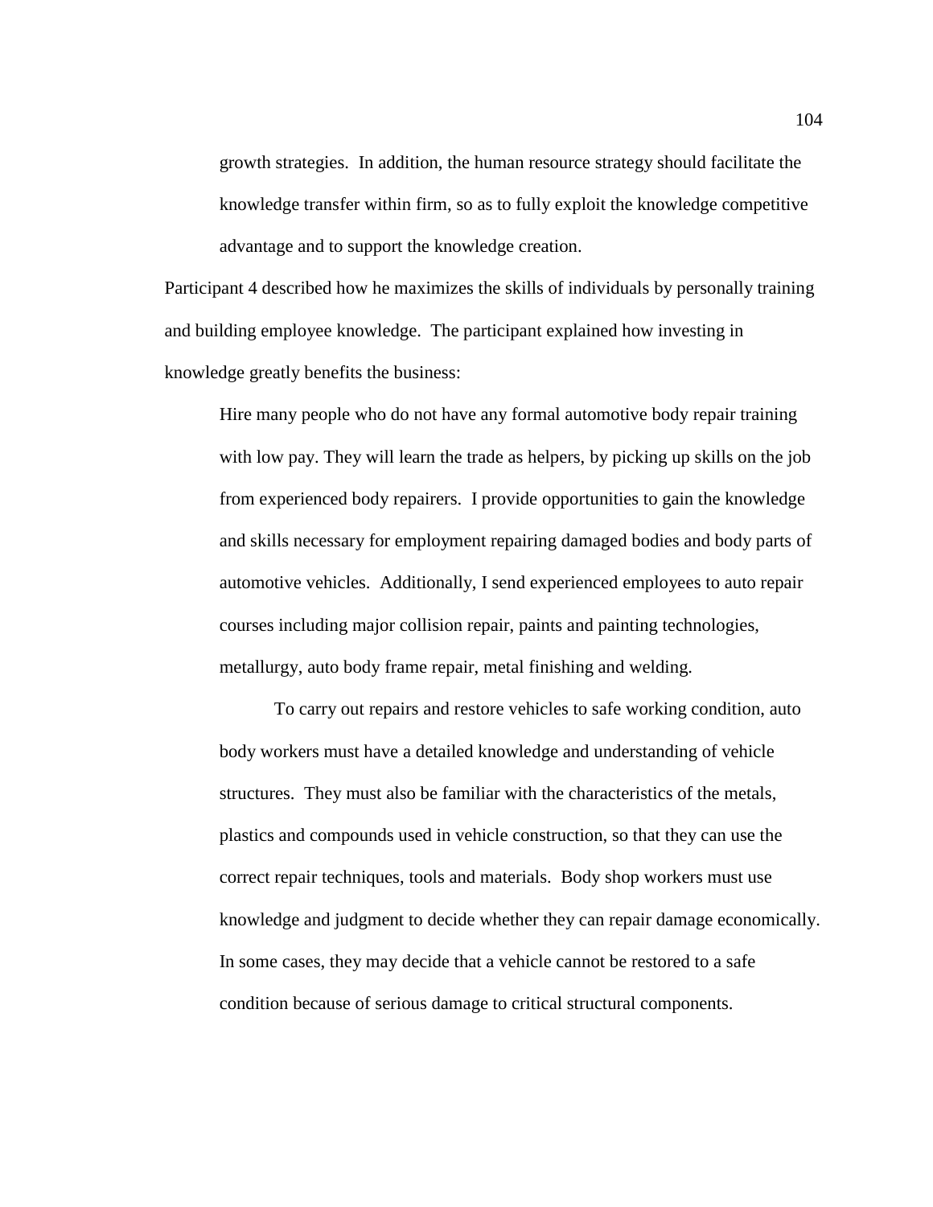> growth strategies. In addition, the human resource strategy should facilitate the knowledge transfer within firm, so as to fully exploit the knowledge competitive advantage and to support the knowledge creation.

Participant 4 described how he maximizes the skills of individuals by personally training and building employee knowledge. The participant explained how investing in knowledge greatly benefits the business:

> Hire many people who do not have any formal automotive body repair training with low pay. They will learn the trade as helpers, by picking up skills on the job from experienced body repairers. I provide opportunities to gain the knowledge and skills necessary for employment repairing damaged bodies and body parts of automotive vehicles. Additionally, I send experienced employees to auto repair courses including major collision repair, paints and painting technologies, metallurgy, auto body frame repair, metal finishing and welding.
>
> To carry out repairs and restore vehicles to safe working condition, auto body workers must have a detailed knowledge and understanding of vehicle structures. They must also be familiar with the characteristics of the metals, plastics and compounds used in vehicle construction, so that they can use the correct repair techniques, tools and materials. Body shop workers must use knowledge and judgment to decide whether they can repair damage economically. In some cases, they may decide that a vehicle cannot be restored to a safe condition because of serious damage to critical structural components.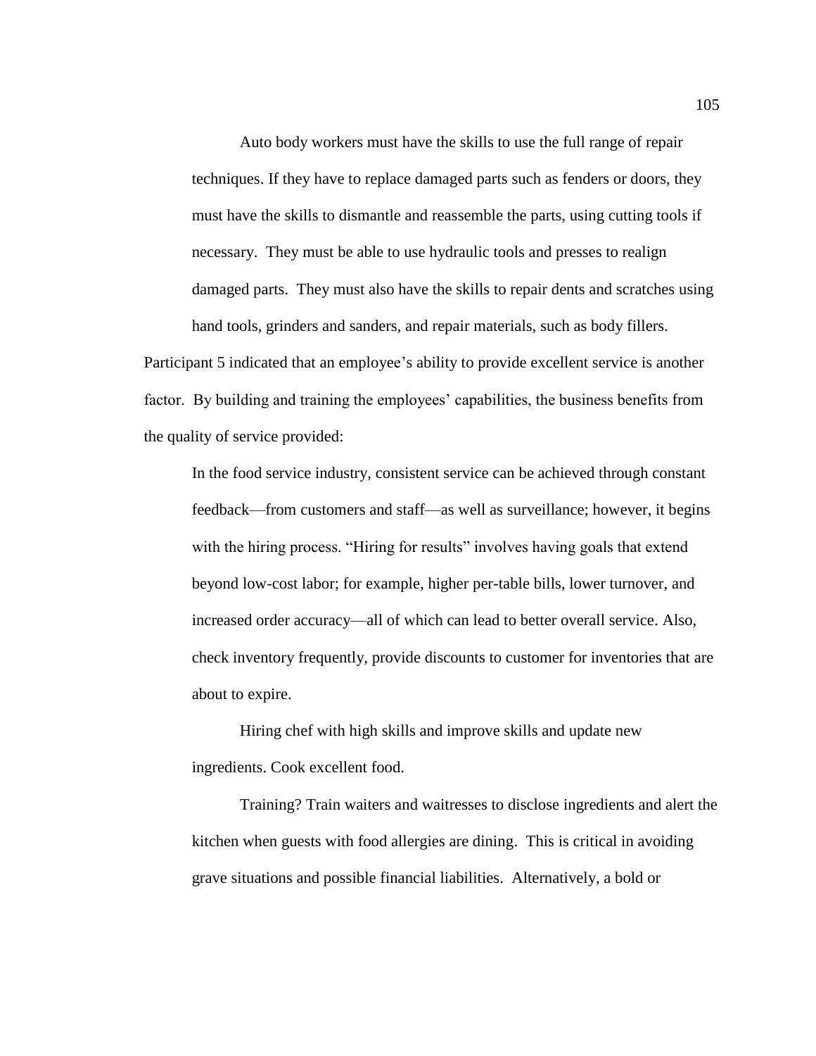> Auto body workers must have the skills to use the full range of repair techniques. If they have to replace damaged parts such as fenders or doors, they must have the skills to dismantle and reassemble the parts, using cutting tools if necessary. They must be able to use hydraulic tools and presses to realign damaged parts. They must also have the skills to repair dents and scratches using hand tools, grinders and sanders, and repair materials, such as body fillers.

Participant 5 indicated that an employee's ability to provide excellent service is another factor. By building and training the employees' capabilities, the business benefits from the quality of service provided:

> In the food service industry, consistent service can be achieved through constant feedback—from customers and staff—as well as surveillance; however, it begins with the hiring process. "Hiring for results" involves having goals that extend beyond low-cost labor; for example, higher per-table bills, lower turnover, and increased order accuracy—all of which can lead to better overall service. Also, check inventory frequently, provide discounts to customer for inventories that are about to expire.
>
> Hiring chef with high skills and improve skills and update new ingredients. Cook excellent food.
>
> Training? Train waiters and waitresses to disclose ingredients and alert the kitchen when guests with food allergies are dining. This is critical in avoiding grave situations and possible financial liabilities. Alternatively, a bold or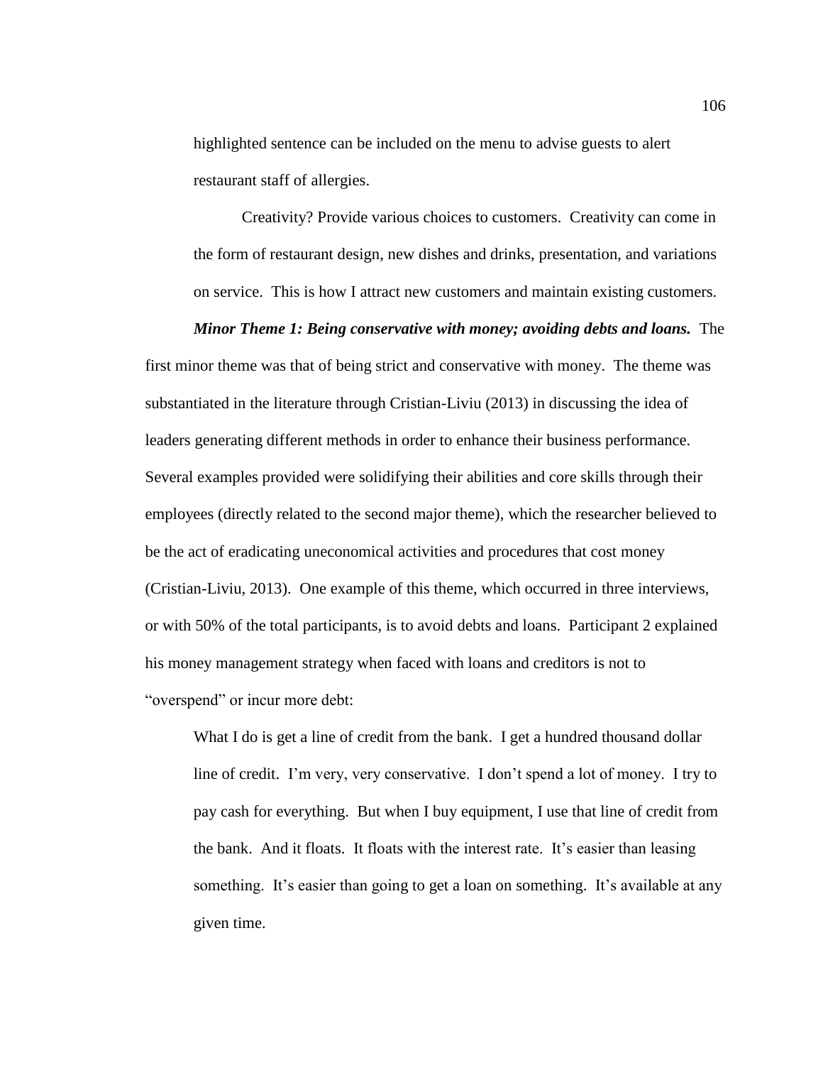highlighted sentence can be included on the menu to advise guests to alert restaurant staff of allergies.

> Creativity? Provide various choices to customers. Creativity can come in the form of restaurant design, new dishes and drinks, presentation, and variations on service. This is how I attract new customers and maintain existing customers.

***Minor Theme 1: Being conservative with money; avoiding debts and loans.*** The first minor theme was that of being strict and conservative with money. The theme was substantiated in the literature through Cristian-Liviu (2013) in discussing the idea of leaders generating different methods in order to enhance their business performance. Several examples provided were solidifying their abilities and core skills through their employees (directly related to the second major theme), which the researcher believed to be the act of eradicating uneconomical activities and procedures that cost money (Cristian-Liviu, 2013). One example of this theme, which occurred in three interviews, or with 50% of the total participants, is to avoid debts and loans. Participant 2 explained his money management strategy when faced with loans and creditors is not to "overspend" or incur more debt:

> What I do is get a line of credit from the bank. I get a hundred thousand dollar line of credit. I'm very, very conservative. I don't spend a lot of money. I try to pay cash for everything. But when I buy equipment, I use that line of credit from the bank. And it floats. It floats with the interest rate. It's easier than leasing something. It's easier than going to get a loan on something. It's available at any given time.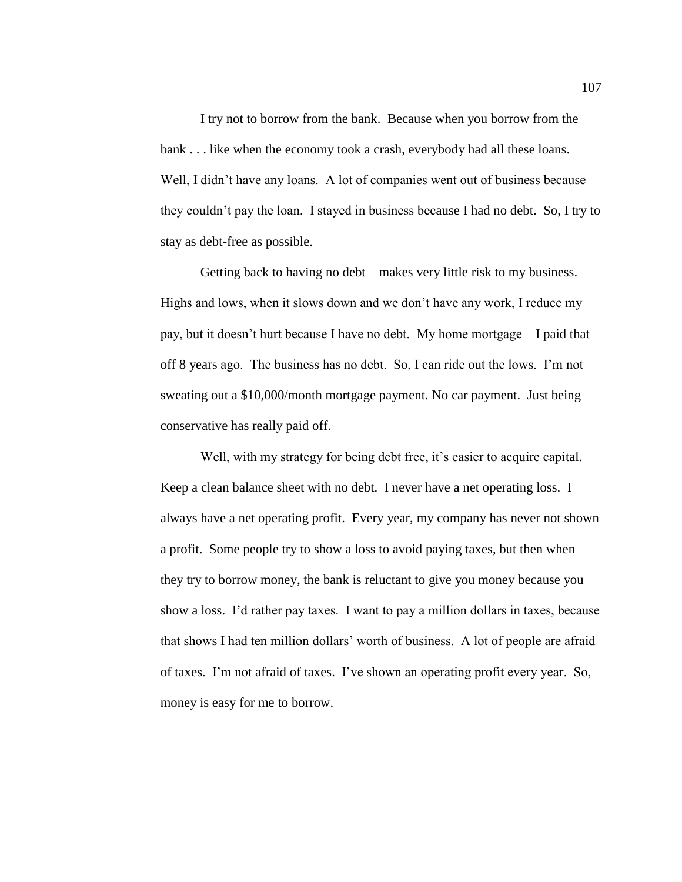I try not to borrow from the bank. Because when you borrow from the bank . . . like when the economy took a crash, everybody had all these loans. Well, I didn't have any loans. A lot of companies went out of business because they couldn't pay the loan. I stayed in business because I had no debt. So, I try to stay as debt-free as possible.

Getting back to having no debt—makes very little risk to my business. Highs and lows, when it slows down and we don't have any work, I reduce my pay, but it doesn't hurt because I have no debt. My home mortgage—I paid that off 8 years ago. The business has no debt. So, I can ride out the lows. I'm not sweating out a $10,000/month mortgage payment. No car payment. Just being conservative has really paid off.

Well, with my strategy for being debt free, it's easier to acquire capital. Keep a clean balance sheet with no debt. I never have a net operating loss. I always have a net operating profit. Every year, my company has never not shown a profit. Some people try to show a loss to avoid paying taxes, but then when they try to borrow money, the bank is reluctant to give you money because you show a loss. I'd rather pay taxes. I want to pay a million dollars in taxes, because that shows I had ten million dollars' worth of business. A lot of people are afraid of taxes. I'm not afraid of taxes. I've shown an operating profit every year. So, money is easy for me to borrow.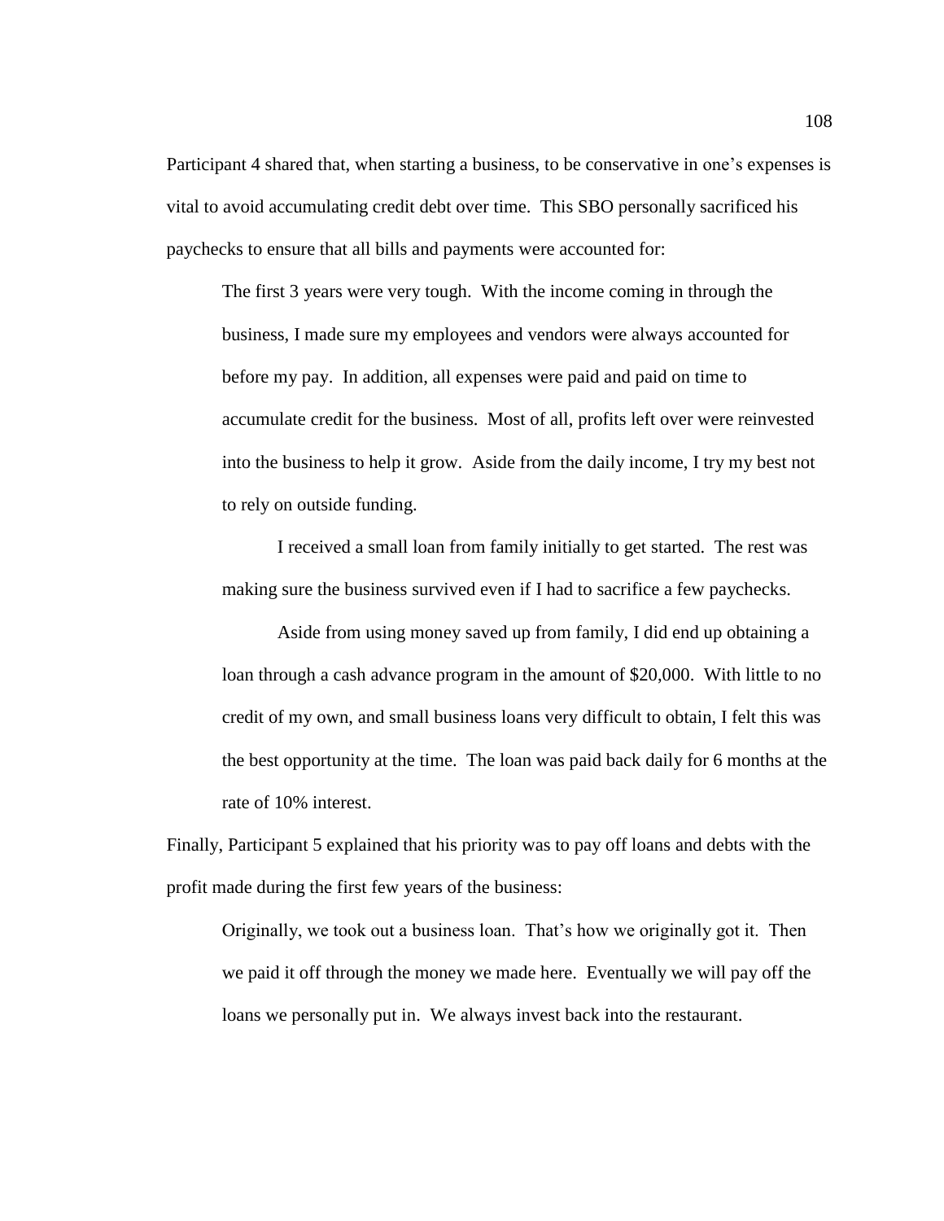Participant 4 shared that, when starting a business, to be conservative in one's expenses is vital to avoid accumulating credit debt over time. This SBO personally sacrificed his paychecks to ensure that all bills and payments were accounted for:

> The first 3 years were very tough. With the income coming in through the business, I made sure my employees and vendors were always accounted for before my pay. In addition, all expenses were paid and paid on time to accumulate credit for the business. Most of all, profits left over were reinvested into the business to help it grow. Aside from the daily income, I try my best not to rely on outside funding.
>
> I received a small loan from family initially to get started. The rest was making sure the business survived even if I had to sacrifice a few paychecks.
>
> Aside from using money saved up from family, I did end up obtaining a loan through a cash advance program in the amount of $20,000. With little to no credit of my own, and small business loans very difficult to obtain, I felt this was the best opportunity at the time. The loan was paid back daily for 6 months at the rate of 10% interest.

Finally, Participant 5 explained that his priority was to pay off loans and debts with the profit made during the first few years of the business:

> Originally, we took out a business loan. That's how we originally got it. Then we paid it off through the money we made here. Eventually we will pay off the loans we personally put in. We always invest back into the restaurant.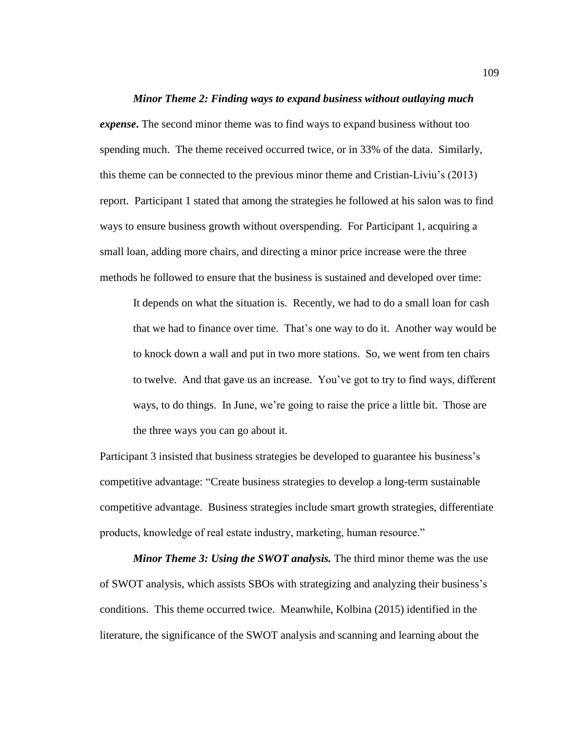***Minor Theme 2: Finding ways to expand business without outlaying much expense*.** The second minor theme was to find ways to expand business without too spending much. The theme received occurred twice, or in 33% of the data. Similarly, this theme can be connected to the previous minor theme and Cristian-Liviu's (2013) report. Participant 1 stated that among the strategies he followed at his salon was to find ways to ensure business growth without overspending. For Participant 1, acquiring a small loan, adding more chairs, and directing a minor price increase were the three methods he followed to ensure that the business is sustained and developed over time:

> It depends on what the situation is. Recently, we had to do a small loan for cash that we had to finance over time. That's one way to do it. Another way would be to knock down a wall and put in two more stations. So, we went from ten chairs to twelve. And that gave us an increase. You've got to try to find ways, different ways, to do things. In June, we're going to raise the price a little bit. Those are the three ways you can go about it.

Participant 3 insisted that business strategies be developed to guarantee his business's competitive advantage: "Create business strategies to develop a long-term sustainable competitive advantage. Business strategies include smart growth strategies, differentiate products, knowledge of real estate industry, marketing, human resource."

***Minor Theme 3: Using the SWOT analysis.*** The third minor theme was the use of SWOT analysis, which assists SBOs with strategizing and analyzing their business's conditions. This theme occurred twice. Meanwhile, Kolbina (2015) identified in the literature, the significance of the SWOT analysis and scanning and learning about the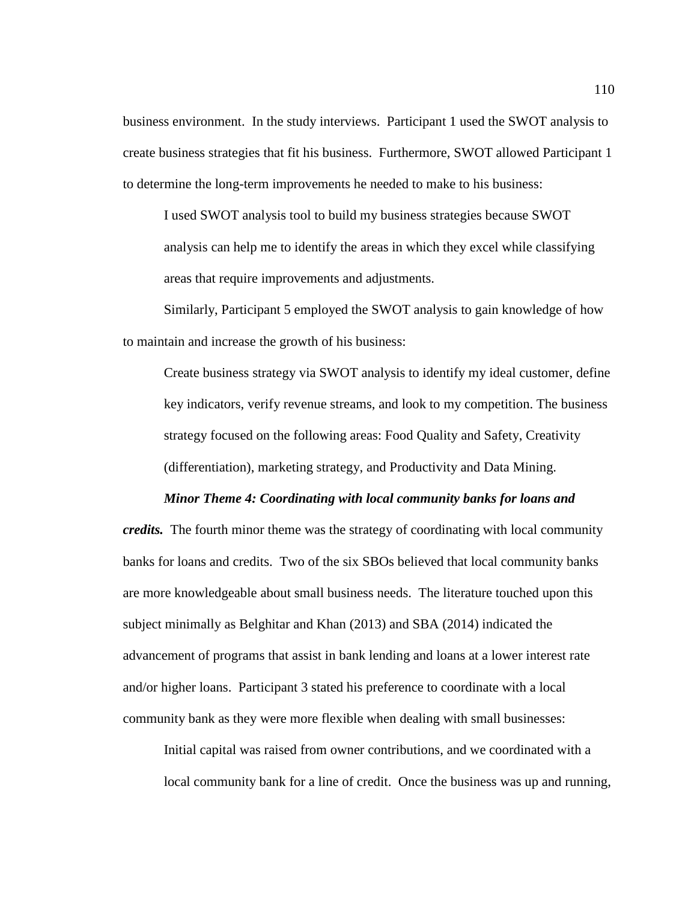business environment. In the study interviews. Participant 1 used the SWOT analysis to create business strategies that fit his business. Furthermore, SWOT allowed Participant 1 to determine the long-term improvements he needed to make to his business:

> I used SWOT analysis tool to build my business strategies because SWOT analysis can help me to identify the areas in which they excel while classifying areas that require improvements and adjustments.

Similarly, Participant 5 employed the SWOT analysis to gain knowledge of how to maintain and increase the growth of his business:

> Create business strategy via SWOT analysis to identify my ideal customer, define key indicators, verify revenue streams, and look to my competition. The business strategy focused on the following areas: Food Quality and Safety, Creativity (differentiation), marketing strategy, and Productivity and Data Mining.

***Minor Theme 4: Coordinating with local community banks for loans and credits.*** The fourth minor theme was the strategy of coordinating with local community banks for loans and credits. Two of the six SBOs believed that local community banks are more knowledgeable about small business needs. The literature touched upon this subject minimally as Belghitar and Khan (2013) and SBA (2014) indicated the advancement of programs that assist in bank lending and loans at a lower interest rate and/or higher loans. Participant 3 stated his preference to coordinate with a local community bank as they were more flexible when dealing with small businesses:

> Initial capital was raised from owner contributions, and we coordinated with a local community bank for a line of credit. Once the business was up and running,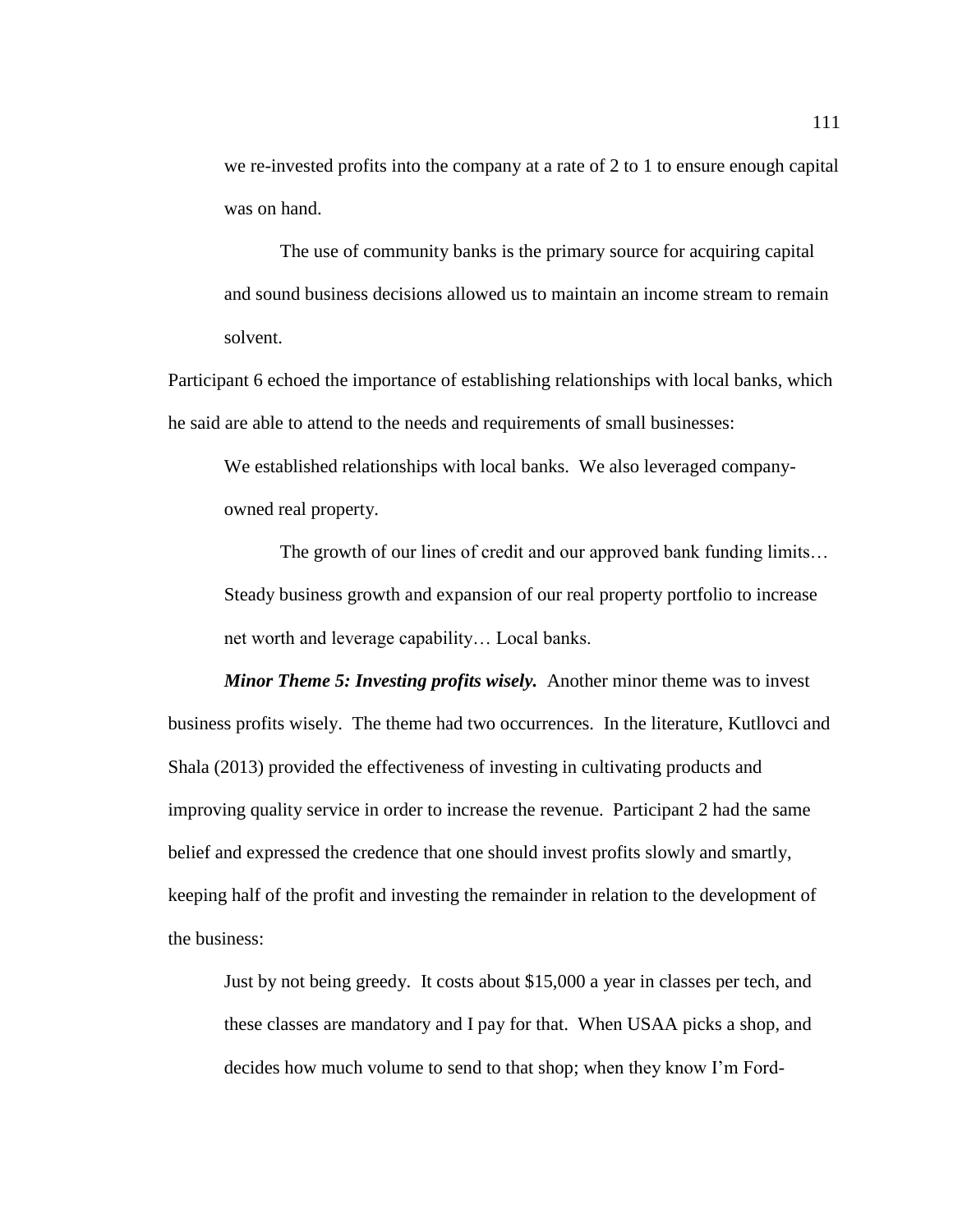> we re-invested profits into the company at a rate of 2 to 1 to ensure enough capital was on hand.
>
> The use of community banks is the primary source for acquiring capital and sound business decisions allowed us to maintain an income stream to remain solvent.

Participant 6 echoed the importance of establishing relationships with local banks, which he said are able to attend to the needs and requirements of small businesses:

> We established relationships with local banks. We also leveraged company-owned real property.
>
> The growth of our lines of credit and our approved bank funding limits… Steady business growth and expansion of our real property portfolio to increase net worth and leverage capability… Local banks.

***Minor Theme 5: Investing profits wisely.*** Another minor theme was to invest business profits wisely. The theme had two occurrences. In the literature, Kutllovci and Shala (2013) provided the effectiveness of investing in cultivating products and improving quality service in order to increase the revenue. Participant 2 had the same belief and expressed the credence that one should invest profits slowly and smartly, keeping half of the profit and investing the remainder in relation to the development of the business:

> Just by not being greedy. It costs about $15,000 a year in classes per tech, and these classes are mandatory and I pay for that. When USAA picks a shop, and decides how much volume to send to that shop; when they know I'm Ford-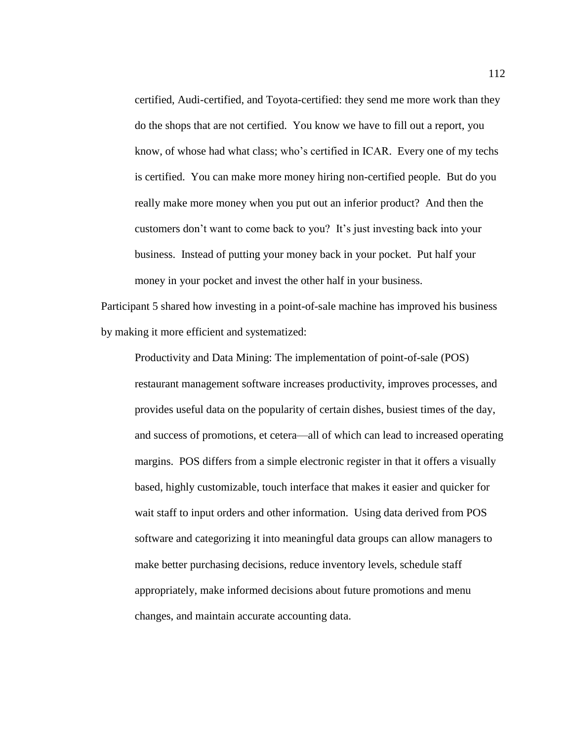> certified, Audi-certified, and Toyota-certified: they send me more work than they do the shops that are not certified. You know we have to fill out a report, you know, of whose had what class; who's certified in ICAR. Every one of my techs is certified. You can make more money hiring non-certified people. But do you really make more money when you put out an inferior product? And then the customers don't want to come back to you? It's just investing back into your business. Instead of putting your money back in your pocket. Put half your money in your pocket and invest the other half in your business.

Participant 5 shared how investing in a point-of-sale machine has improved his business by making it more efficient and systematized:

> Productivity and Data Mining: The implementation of point-of-sale (POS) restaurant management software increases productivity, improves processes, and provides useful data on the popularity of certain dishes, busiest times of the day, and success of promotions, et cetera—all of which can lead to increased operating margins. POS differs from a simple electronic register in that it offers a visually based, highly customizable, touch interface that makes it easier and quicker for wait staff to input orders and other information. Using data derived from POS software and categorizing it into meaningful data groups can allow managers to make better purchasing decisions, reduce inventory levels, schedule staff appropriately, make informed decisions about future promotions and menu changes, and maintain accurate accounting data.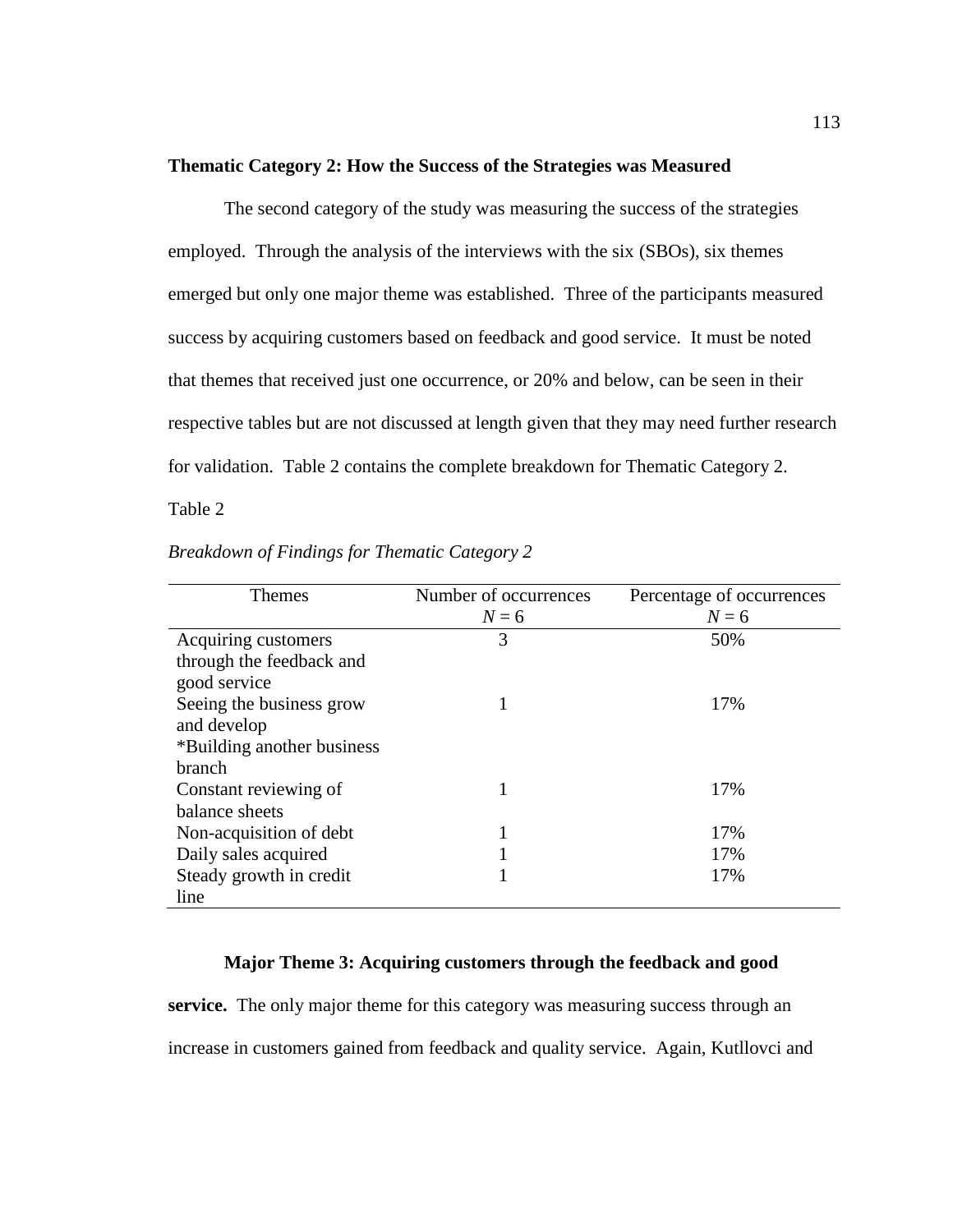### Thematic Category 2: How the Success of the Strategies was Measured

The second category of the study was measuring the success of the strategies employed. Through the analysis of the interviews with the six (SBOs), six themes emerged but only one major theme was established. Three of the participants measured success by acquiring customers based on feedback and good service. It must be noted that themes that received just one occurrence, or 20% and below, can be seen in their respective tables but are not discussed at length given that they may need further research for validation. Table 2 contains the complete breakdown for Thematic Category 2.

Table 2

*Breakdown of Findings for Thematic Category 2*

| Themes | Number of occurrences $N = 6$ | Percentage of occurrences $N = 6$ |
|---|---|---|
| Acquiring customers through the feedback and good service | 3 | 50% |
| Seeing the business grow and develop *Building another business branch | 1 | 17% |
| Constant reviewing of balance sheets | 1 | 17% |
| Non-acquisition of debt | 1 | 17% |
| Daily sales acquired | 1 | 17% |
| Steady growth in credit line | 1 | 17% |

**Major Theme 3: Acquiring customers through the feedback and good service.** The only major theme for this category was measuring success through an increase in customers gained from feedback and quality service. Again, Kutllovci and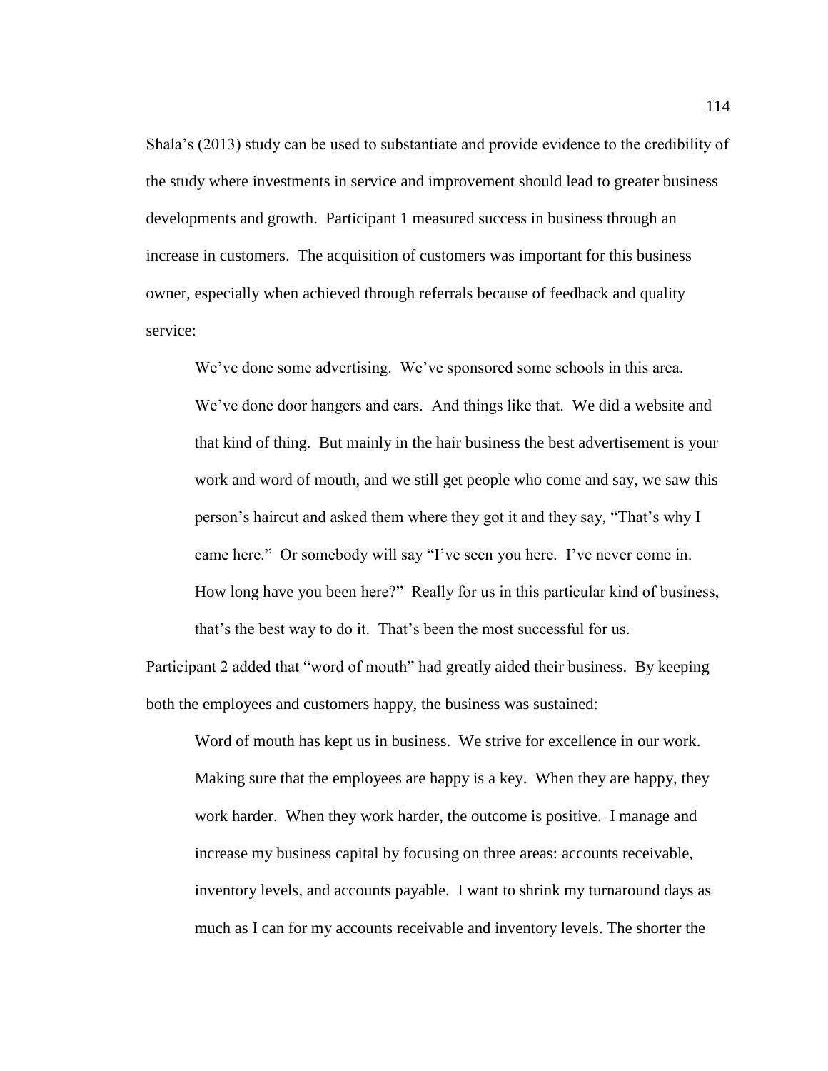Shala's (2013) study can be used to substantiate and provide evidence to the credibility of the study where investments in service and improvement should lead to greater business developments and growth. Participant 1 measured success in business through an increase in customers. The acquisition of customers was important for this business owner, especially when achieved through referrals because of feedback and quality service:

> We've done some advertising. We've sponsored some schools in this area. We've done door hangers and cars. And things like that. We did a website and that kind of thing. But mainly in the hair business the best advertisement is your work and word of mouth, and we still get people who come and say, we saw this person's haircut and asked them where they got it and they say, "That's why I came here." Or somebody will say "I've seen you here. I've never come in. How long have you been here?" Really for us in this particular kind of business, that's the best way to do it. That's been the most successful for us.

Participant 2 added that "word of mouth" had greatly aided their business. By keeping both the employees and customers happy, the business was sustained:

> Word of mouth has kept us in business. We strive for excellence in our work. Making sure that the employees are happy is a key. When they are happy, they work harder. When they work harder, the outcome is positive. I manage and increase my business capital by focusing on three areas: accounts receivable, inventory levels, and accounts payable. I want to shrink my turnaround days as much as I can for my accounts receivable and inventory levels. The shorter the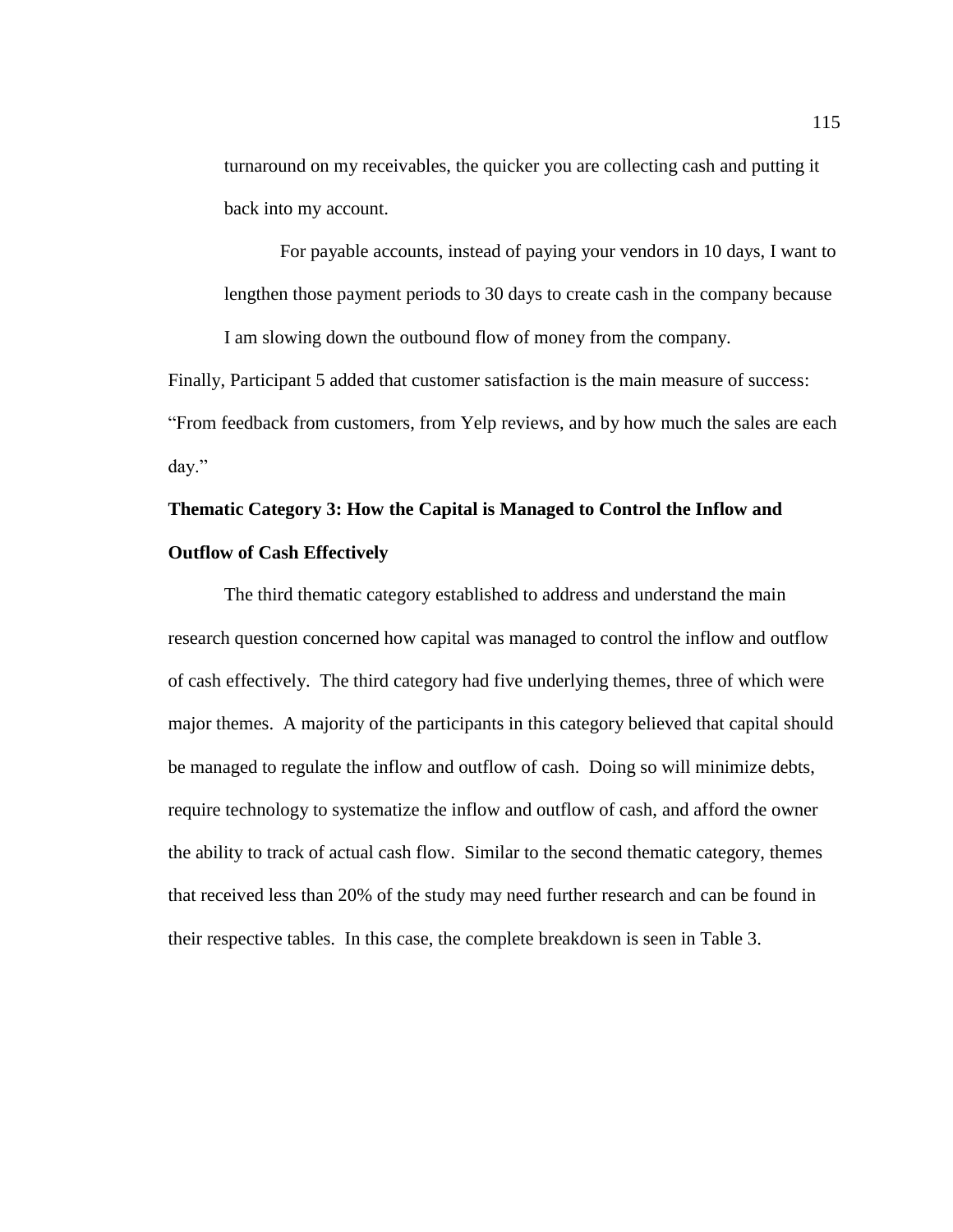turnaround on my receivables, the quicker you are collecting cash and putting it back into my account.

> For payable accounts, instead of paying your vendors in 10 days, I want to lengthen those payment periods to 30 days to create cash in the company because I am slowing down the outbound flow of money from the company.

Finally, Participant 5 added that customer satisfaction is the main measure of success: "From feedback from customers, from Yelp reviews, and by how much the sales are each day."

**Thematic Category 3: How the Capital is Managed to Control the Inflow and Outflow of Cash Effectively**

The third thematic category established to address and understand the main research question concerned how capital was managed to control the inflow and outflow of cash effectively. The third category had five underlying themes, three of which were major themes. A majority of the participants in this category believed that capital should be managed to regulate the inflow and outflow of cash. Doing so will minimize debts, require technology to systematize the inflow and outflow of cash, and afford the owner the ability to track of actual cash flow. Similar to the second thematic category, themes that received less than 20% of the study may need further research and can be found in their respective tables. In this case, the complete breakdown is seen in Table 3.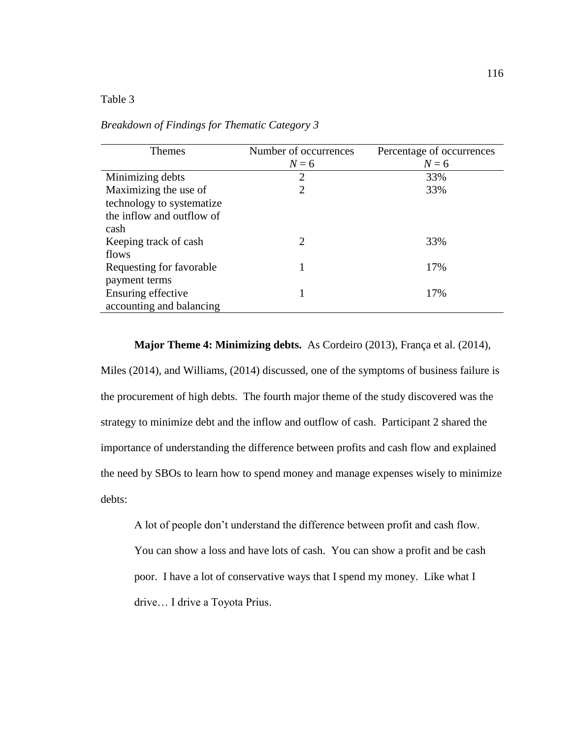Table 3

*Breakdown of Findings for Thematic Category 3*

| Themes | Number of occurrences $N = 6$ | Percentage of occurrences $N = 6$ |
|---|---|---|
| Minimizing debts | 2 | 33% |
| Maximizing the use of technology to systematize the inflow and outflow of cash | 2 | 33% |
| Keeping track of cash flows | 2 | 33% |
| Requesting for favorable payment terms | 1 | 17% |
| Ensuring effective accounting and balancing | 1 | 17% |

**Major Theme 4: Minimizing debts.** As Cordeiro (2013), França et al. (2014), Miles (2014), and Williams, (2014) discussed, one of the symptoms of business failure is the procurement of high debts. The fourth major theme of the study discovered was the strategy to minimize debt and the inflow and outflow of cash. Participant 2 shared the importance of understanding the difference between profits and cash flow and explained the need by SBOs to learn how to spend money and manage expenses wisely to minimize debts:

> A lot of people don't understand the difference between profit and cash flow. You can show a loss and have lots of cash. You can show a profit and be cash poor. I have a lot of conservative ways that I spend my money. Like what I drive… I drive a Toyota Prius.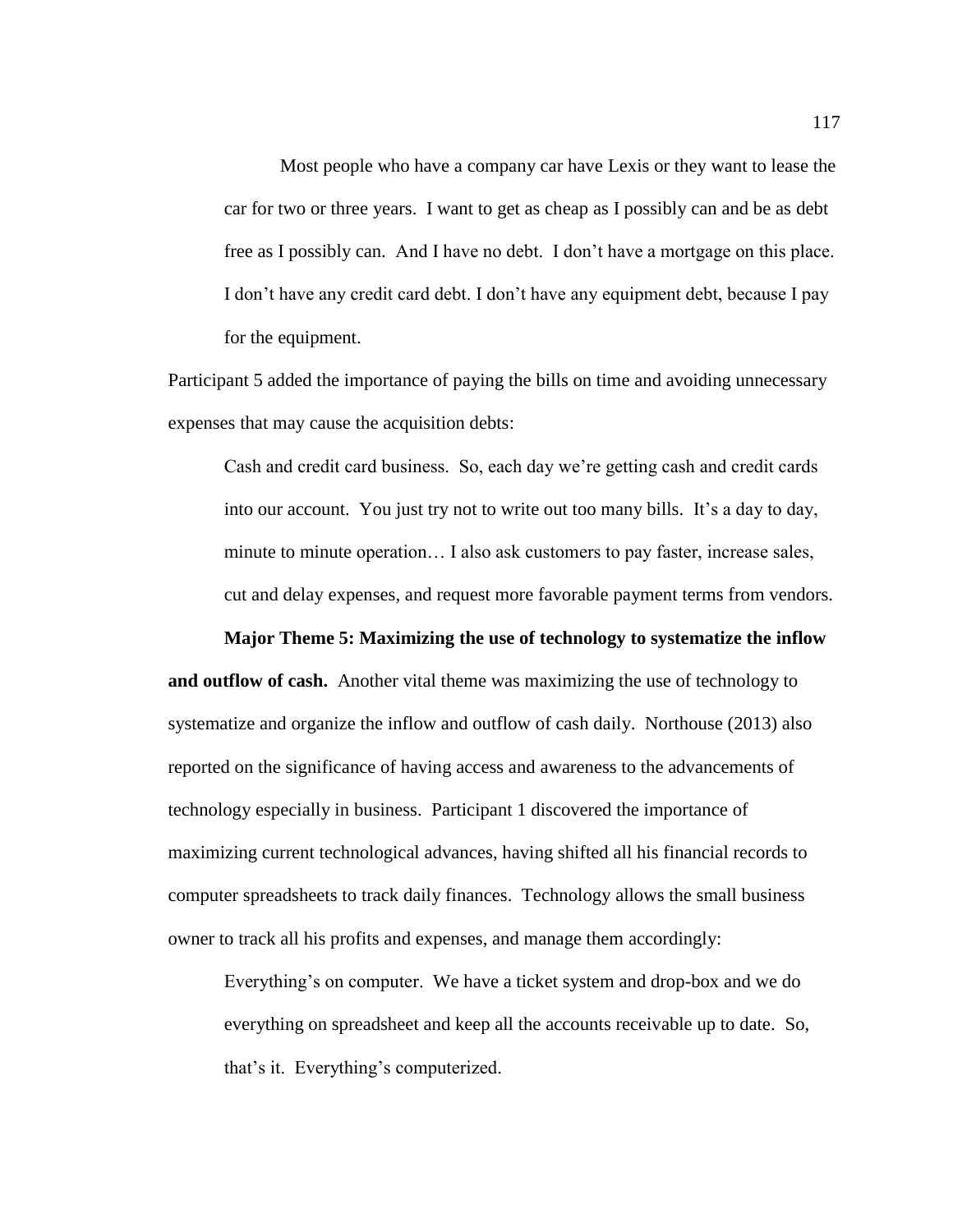> Most people who have a company car have Lexis or they want to lease the car for two or three years. I want to get as cheap as I possibly can and be as debt free as I possibly can. And I have no debt. I don't have a mortgage on this place. I don't have any credit card debt. I don't have any equipment debt, because I pay for the equipment.

Participant 5 added the importance of paying the bills on time and avoiding unnecessary expenses that may cause the acquisition debts:

> Cash and credit card business. So, each day we're getting cash and credit cards into our account. You just try not to write out too many bills. It's a day to day, minute to minute operation… I also ask customers to pay faster, increase sales, cut and delay expenses, and request more favorable payment terms from vendors.

**Major Theme 5: Maximizing the use of technology to systematize the inflow and outflow of cash.** Another vital theme was maximizing the use of technology to systematize and organize the inflow and outflow of cash daily. Northouse (2013) also reported on the significance of having access and awareness to the advancements of technology especially in business. Participant 1 discovered the importance of maximizing current technological advances, having shifted all his financial records to computer spreadsheets to track daily finances. Technology allows the small business owner to track all his profits and expenses, and manage them accordingly:

> Everything's on computer. We have a ticket system and drop-box and we do everything on spreadsheet and keep all the accounts receivable up to date. So, that's it. Everything's computerized.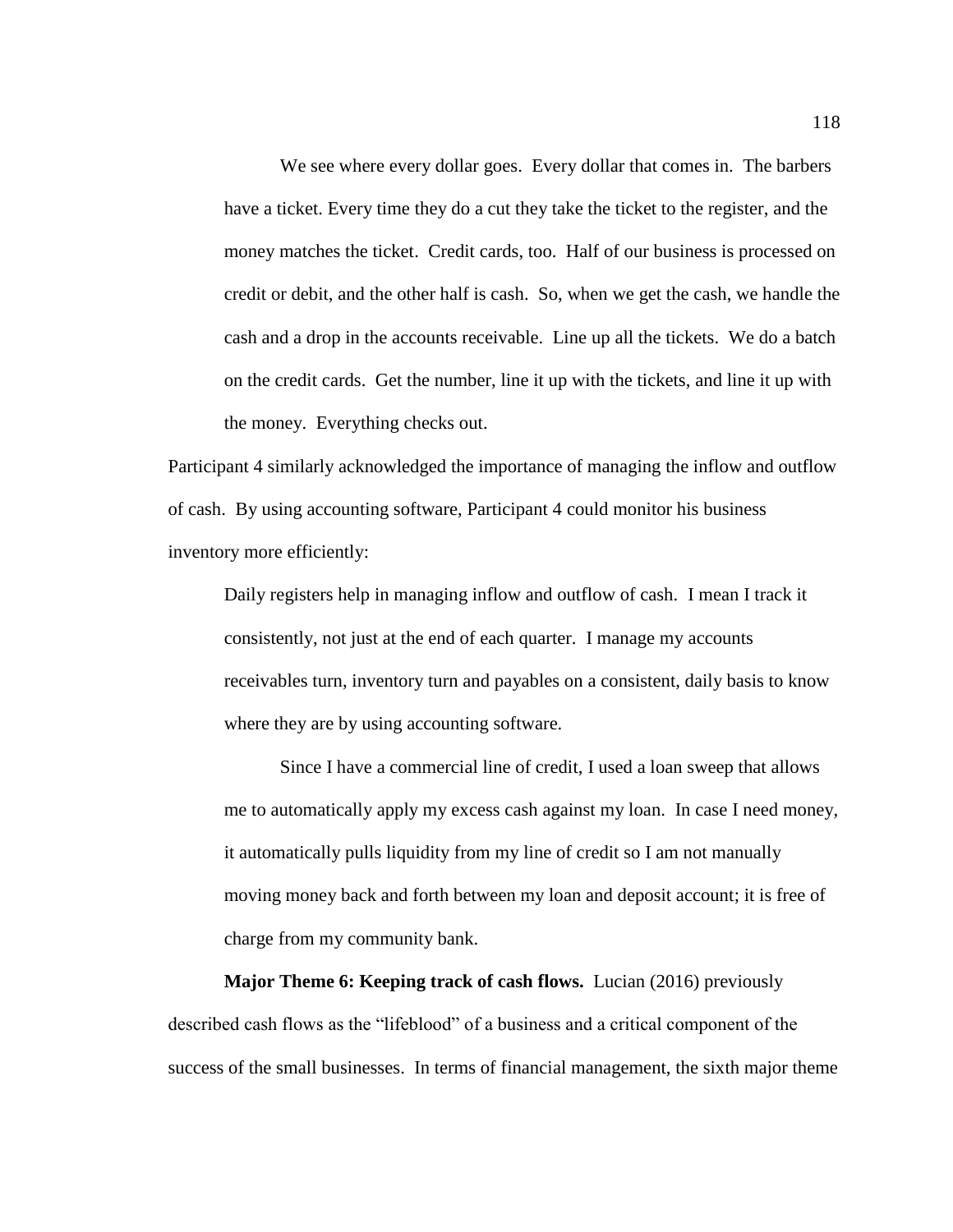We see where every dollar goes. Every dollar that comes in. The barbers have a ticket. Every time they do a cut they take the ticket to the register, and the money matches the ticket. Credit cards, too. Half of our business is processed on credit or debit, and the other half is cash. So, when we get the cash, we handle the cash and a drop in the accounts receivable. Line up all the tickets. We do a batch on the credit cards. Get the number, line it up with the tickets, and line it up with the money. Everything checks out.

Participant 4 similarly acknowledged the importance of managing the inflow and outflow of cash. By using accounting software, Participant 4 could monitor his business inventory more efficiently:

> Daily registers help in managing inflow and outflow of cash. I mean I track it consistently, not just at the end of each quarter. I manage my accounts receivables turn, inventory turn and payables on a consistent, daily basis to know where they are by using accounting software.
>
> Since I have a commercial line of credit, I used a loan sweep that allows me to automatically apply my excess cash against my loan. In case I need money, it automatically pulls liquidity from my line of credit so I am not manually moving money back and forth between my loan and deposit account; it is free of charge from my community bank.

**Major Theme 6: Keeping track of cash flows.** Lucian (2016) previously described cash flows as the "lifeblood" of a business and a critical component of the success of the small businesses. In terms of financial management, the sixth major theme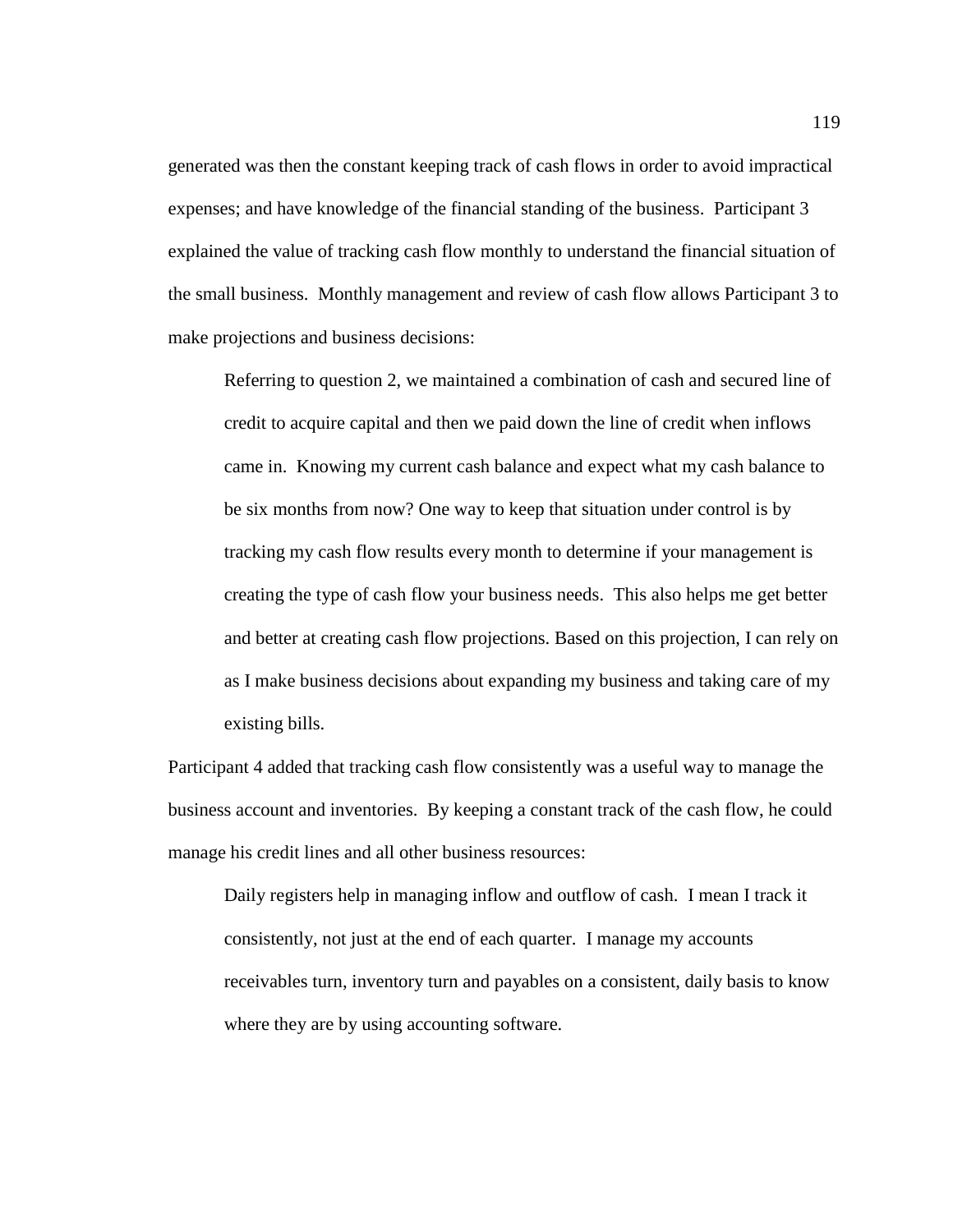generated was then the constant keeping track of cash flows in order to avoid impractical expenses; and have knowledge of the financial standing of the business. Participant 3 explained the value of tracking cash flow monthly to understand the financial situation of the small business. Monthly management and review of cash flow allows Participant 3 to make projections and business decisions:

> Referring to question 2, we maintained a combination of cash and secured line of credit to acquire capital and then we paid down the line of credit when inflows came in. Knowing my current cash balance and expect what my cash balance to be six months from now? One way to keep that situation under control is by tracking my cash flow results every month to determine if your management is creating the type of cash flow your business needs. This also helps me get better and better at creating cash flow projections. Based on this projection, I can rely on as I make business decisions about expanding my business and taking care of my existing bills.

Participant 4 added that tracking cash flow consistently was a useful way to manage the business account and inventories. By keeping a constant track of the cash flow, he could manage his credit lines and all other business resources:

> Daily registers help in managing inflow and outflow of cash. I mean I track it consistently, not just at the end of each quarter. I manage my accounts receivables turn, inventory turn and payables on a consistent, daily basis to know where they are by using accounting software.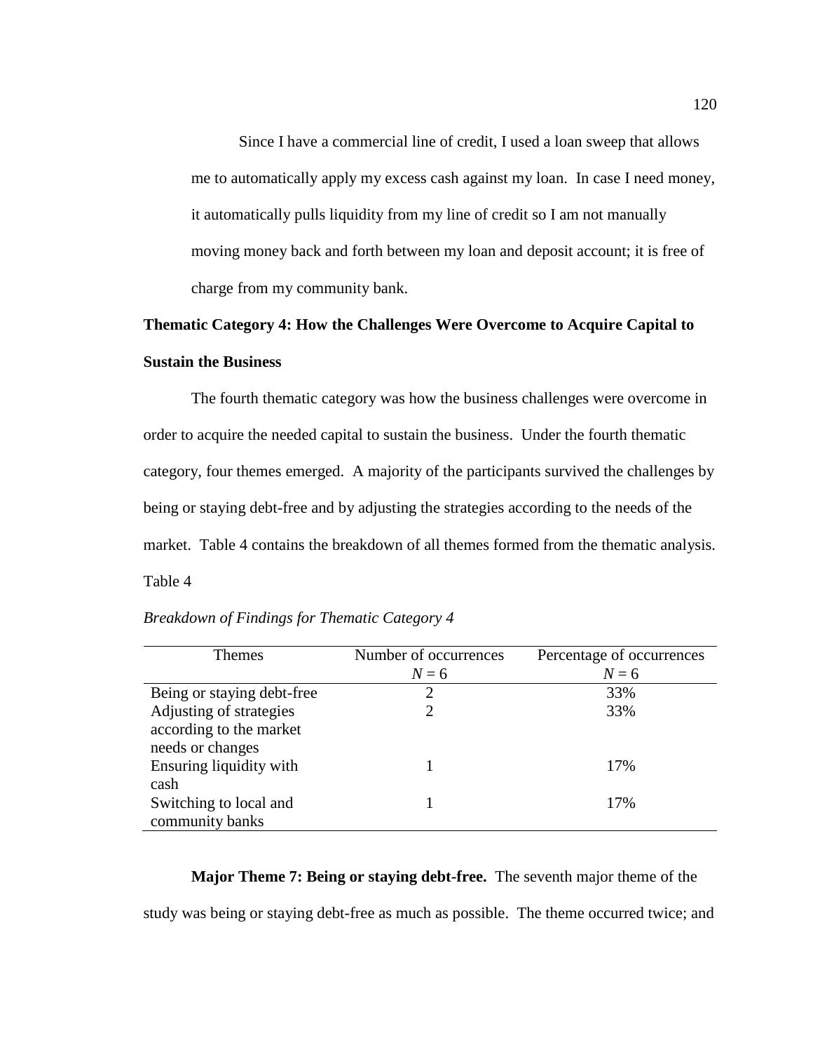> Since I have a commercial line of credit, I used a loan sweep that allows me to automatically apply my excess cash against my loan. In case I need money, it automatically pulls liquidity from my line of credit so I am not manually moving money back and forth between my loan and deposit account; it is free of charge from my community bank.

## Thematic Category 4: How the Challenges Were Overcome to Acquire Capital to Sustain the Business

The fourth thematic category was how the business challenges were overcome in order to acquire the needed capital to sustain the business. Under the fourth thematic category, four themes emerged. A majority of the participants survived the challenges by being or staying debt-free and by adjusting the strategies according to the needs of the market. Table 4 contains the breakdown of all themes formed from the thematic analysis.

Table 4

*Breakdown of Findings for Thematic Category 4*

| Themes | Number of occurrences $N = 6$ | Percentage of occurrences $N = 6$ |
|---|---|---|
| Being or staying debt-free | 2 | 33% |
| Adjusting of strategies according to the market needs or changes | 2 | 33% |
| Ensuring liquidity with cash | 1 | 17% |
| Switching to local and community banks | 1 | 17% |

**Major Theme 7: Being or staying debt-free.** The seventh major theme of the study was being or staying debt-free as much as possible. The theme occurred twice; and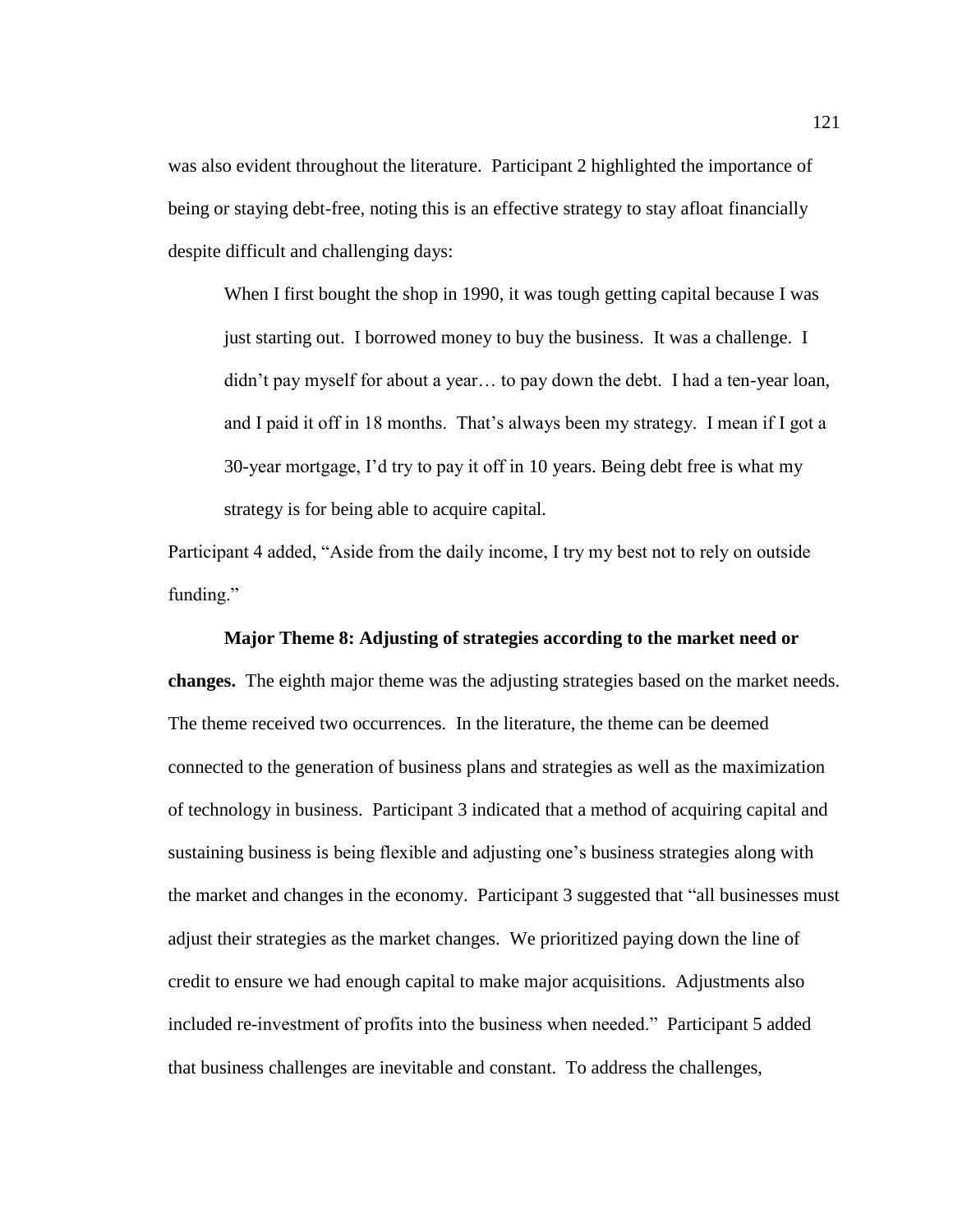was also evident throughout the literature. Participant 2 highlighted the importance of being or staying debt-free, noting this is an effective strategy to stay afloat financially despite difficult and challenging days:

> When I first bought the shop in 1990, it was tough getting capital because I was just starting out. I borrowed money to buy the business. It was a challenge. I didn't pay myself for about a year… to pay down the debt. I had a ten-year loan, and I paid it off in 18 months. That's always been my strategy. I mean if I got a 30-year mortgage, I'd try to pay it off in 10 years. Being debt free is what my strategy is for being able to acquire capital.

Participant 4 added, "Aside from the daily income, I try my best not to rely on outside funding."

**Major Theme 8: Adjusting of strategies according to the market need or changes.** The eighth major theme was the adjusting strategies based on the market needs. The theme received two occurrences. In the literature, the theme can be deemed connected to the generation of business plans and strategies as well as the maximization of technology in business. Participant 3 indicated that a method of acquiring capital and sustaining business is being flexible and adjusting one's business strategies along with the market and changes in the economy. Participant 3 suggested that "all businesses must adjust their strategies as the market changes. We prioritized paying down the line of credit to ensure we had enough capital to make major acquisitions. Adjustments also included re-investment of profits into the business when needed." Participant 5 added that business challenges are inevitable and constant. To address the challenges,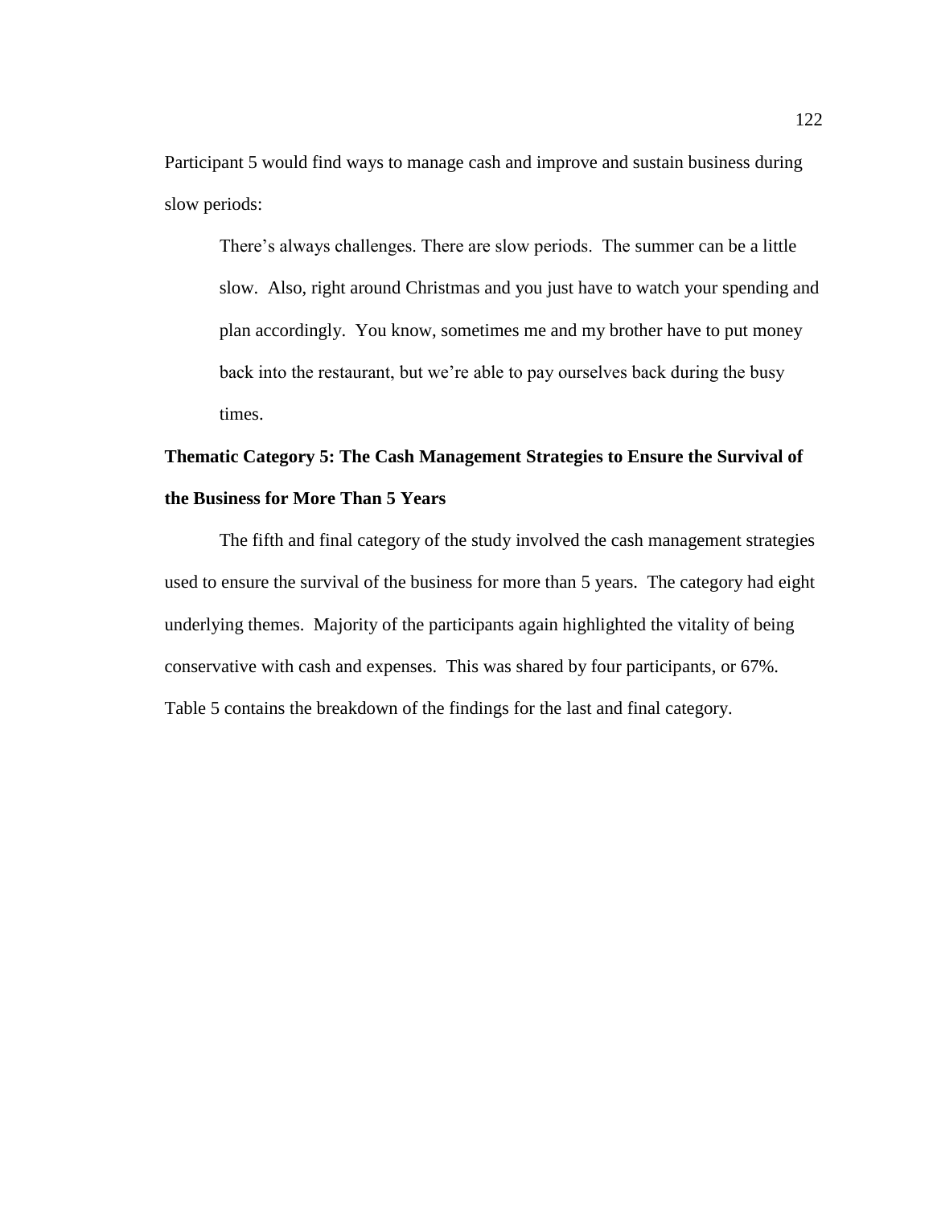Participant 5 would find ways to manage cash and improve and sustain business during slow periods:

> There's always challenges. There are slow periods. The summer can be a little slow. Also, right around Christmas and you just have to watch your spending and plan accordingly. You know, sometimes me and my brother have to put money back into the restaurant, but we're able to pay ourselves back during the busy times.

## Thematic Category 5: The Cash Management Strategies to Ensure the Survival of the Business for More Than 5 Years

The fifth and final category of the study involved the cash management strategies used to ensure the survival of the business for more than 5 years. The category had eight underlying themes. Majority of the participants again highlighted the vitality of being conservative with cash and expenses. This was shared by four participants, or 67%. Table 5 contains the breakdown of the findings for the last and final category.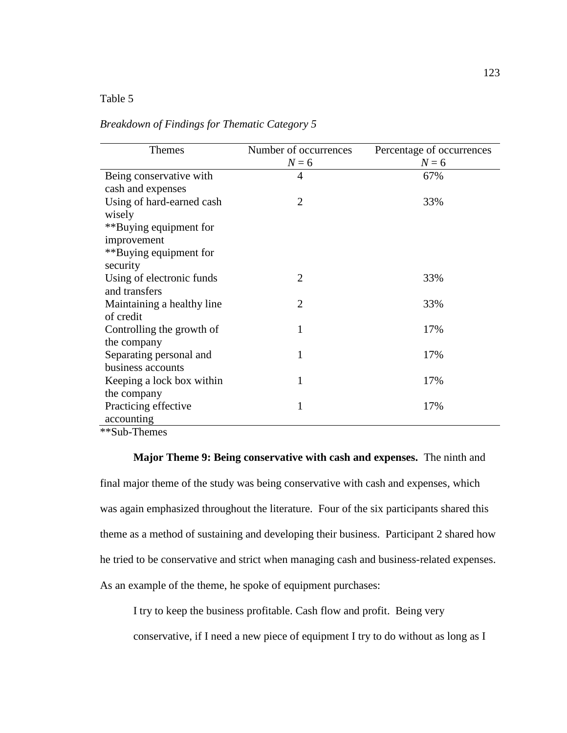Table 5

*Breakdown of Findings for Thematic Category 5*

| Themes | Number of occurrences $N = 6$ | Percentage of occurrences $N = 6$ |
|---|---|---|
| Being conservative with cash and expenses | 4 | 67% |
| Using of hard-earned cash wisely | 2 | 33% |
| **Buying equipment for improvement | | |
| **Buying equipment for security | | |
| Using of electronic funds and transfers | 2 | 33% |
| Maintaining a healthy line of credit | 2 | 33% |
| Controlling the growth of the company | 1 | 17% |
| Separating personal and business accounts | 1 | 17% |
| Keeping a lock box within the company | 1 | 17% |
| Practicing effective accounting | 1 | 17% |

**Sub-Themes

**Major Theme 9: Being conservative with cash and expenses.** The ninth and final major theme of the study was being conservative with cash and expenses, which was again emphasized throughout the literature. Four of the six participants shared this theme as a method of sustaining and developing their business. Participant 2 shared how he tried to be conservative and strict when managing cash and business-related expenses. As an example of the theme, he spoke of equipment purchases:

> I try to keep the business profitable. Cash flow and profit. Being very conservative, if I need a new piece of equipment I try to do without as long as I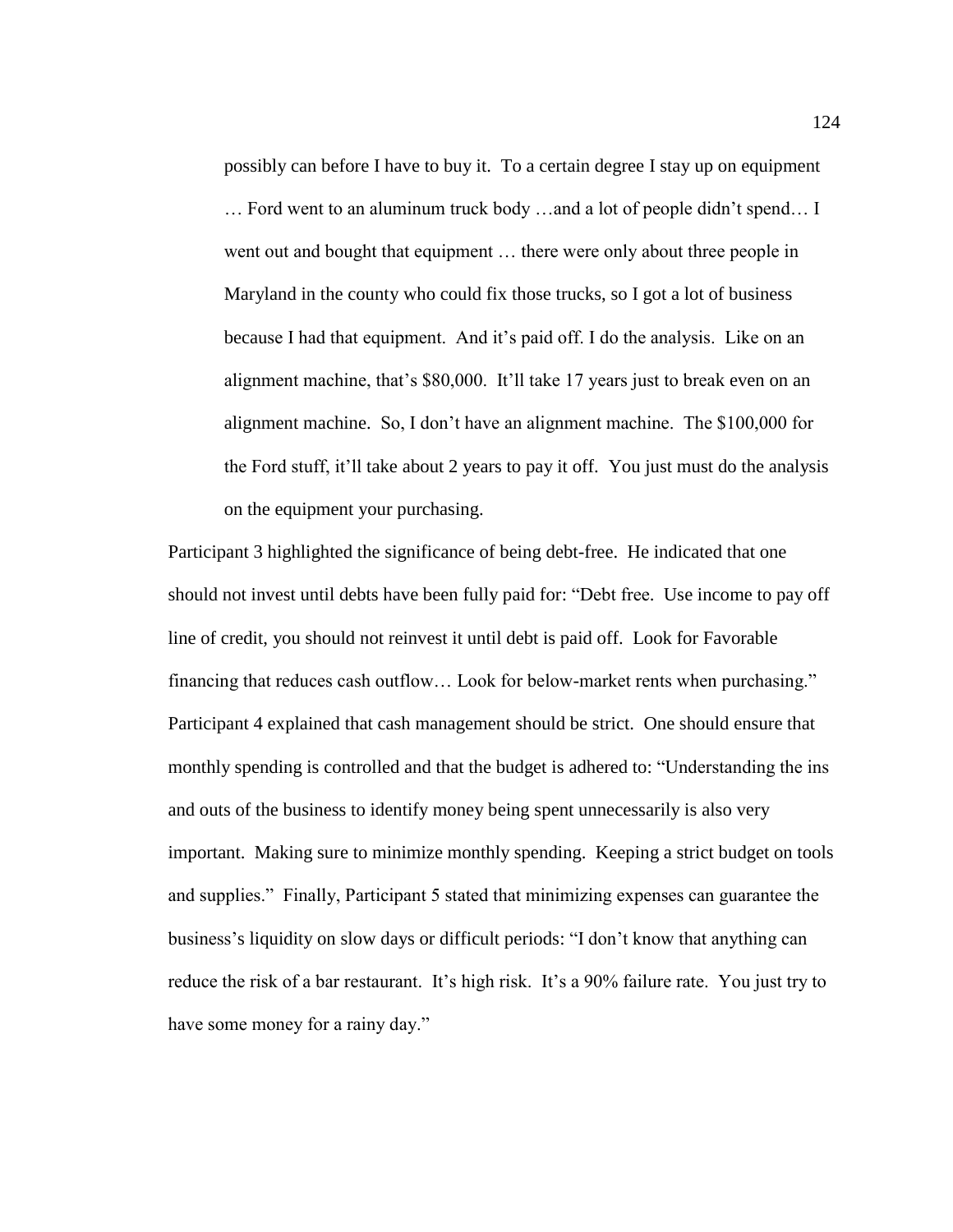> possibly can before I have to buy it. To a certain degree I stay up on equipment … Ford went to an aluminum truck body …and a lot of people didn't spend… I went out and bought that equipment … there were only about three people in Maryland in the county who could fix those trucks, so I got a lot of business because I had that equipment. And it's paid off. I do the analysis. Like on an alignment machine, that's $80,000. It'll take 17 years just to break even on an alignment machine. So, I don't have an alignment machine. The $100,000 for the Ford stuff, it'll take about 2 years to pay it off. You just must do the analysis on the equipment your purchasing.

Participant 3 highlighted the significance of being debt-free. He indicated that one should not invest until debts have been fully paid for: "Debt free. Use income to pay off line of credit, you should not reinvest it until debt is paid off. Look for Favorable financing that reduces cash outflow… Look for below-market rents when purchasing." Participant 4 explained that cash management should be strict. One should ensure that monthly spending is controlled and that the budget is adhered to: "Understanding the ins and outs of the business to identify money being spent unnecessarily is also very important. Making sure to minimize monthly spending. Keeping a strict budget on tools and supplies." Finally, Participant 5 stated that minimizing expenses can guarantee the business's liquidity on slow days or difficult periods: "I don't know that anything can reduce the risk of a bar restaurant. It's high risk. It's a 90% failure rate. You just try to have some money for a rainy day."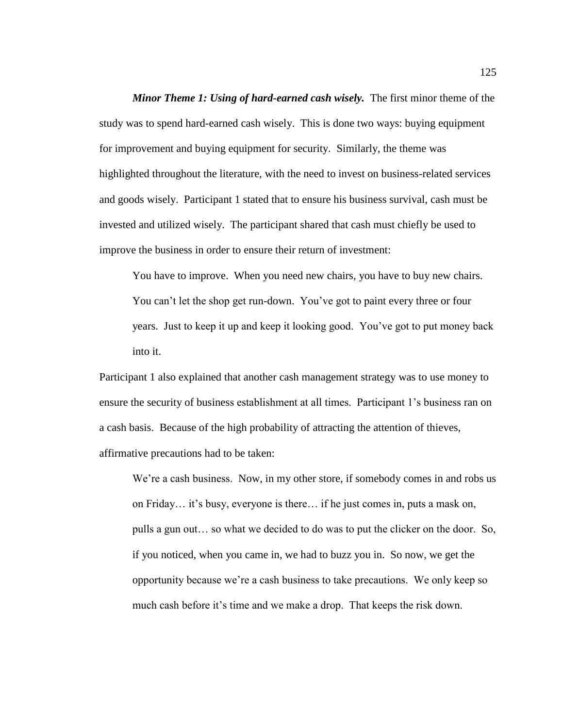***Minor Theme 1: Using of hard-earned cash wisely.*** The first minor theme of the study was to spend hard-earned cash wisely. This is done two ways: buying equipment for improvement and buying equipment for security. Similarly, the theme was highlighted throughout the literature, with the need to invest on business-related services and goods wisely. Participant 1 stated that to ensure his business survival, cash must be invested and utilized wisely. The participant shared that cash must chiefly be used to improve the business in order to ensure their return of investment:

> You have to improve. When you need new chairs, you have to buy new chairs. You can't let the shop get run-down. You've got to paint every three or four years. Just to keep it up and keep it looking good. You've got to put money back into it.

Participant 1 also explained that another cash management strategy was to use money to ensure the security of business establishment at all times. Participant 1's business ran on a cash basis. Because of the high probability of attracting the attention of thieves, affirmative precautions had to be taken:

> We're a cash business. Now, in my other store, if somebody comes in and robs us on Friday… it's busy, everyone is there… if he just comes in, puts a mask on, pulls a gun out… so what we decided to do was to put the clicker on the door. So, if you noticed, when you came in, we had to buzz you in. So now, we get the opportunity because we're a cash business to take precautions. We only keep so much cash before it's time and we make a drop. That keeps the risk down.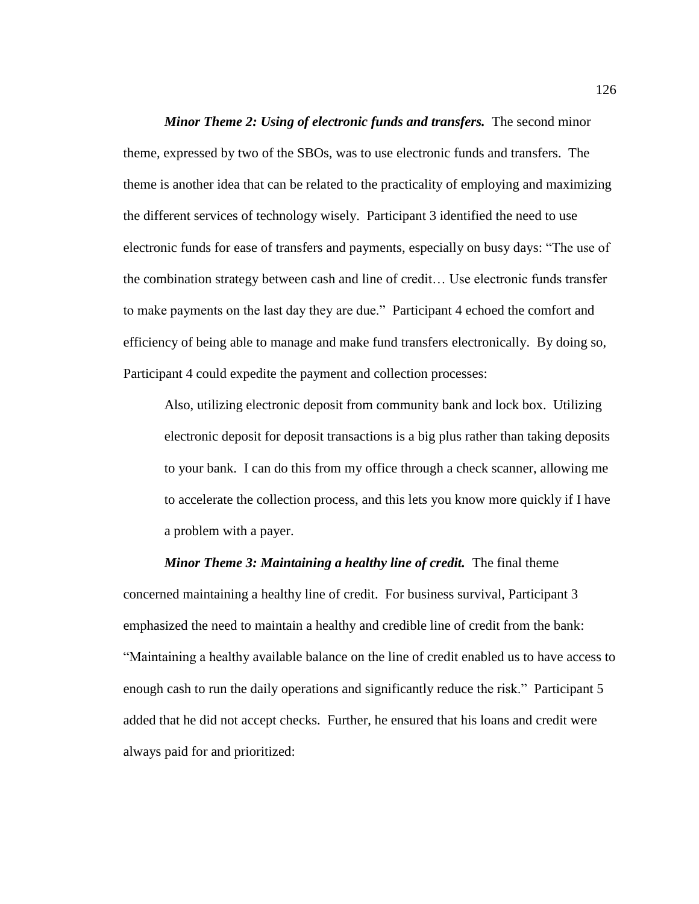***Minor Theme 2: Using of electronic funds and transfers.*** The second minor theme, expressed by two of the SBOs, was to use electronic funds and transfers. The theme is another idea that can be related to the practicality of employing and maximizing the different services of technology wisely. Participant 3 identified the need to use electronic funds for ease of transfers and payments, especially on busy days: "The use of the combination strategy between cash and line of credit… Use electronic funds transfer to make payments on the last day they are due." Participant 4 echoed the comfort and efficiency of being able to manage and make fund transfers electronically. By doing so, Participant 4 could expedite the payment and collection processes:

> Also, utilizing electronic deposit from community bank and lock box. Utilizing electronic deposit for deposit transactions is a big plus rather than taking deposits to your bank. I can do this from my office through a check scanner, allowing me to accelerate the collection process, and this lets you know more quickly if I have a problem with a payer.

***Minor Theme 3: Maintaining a healthy line of credit.*** The final theme concerned maintaining a healthy line of credit. For business survival, Participant 3 emphasized the need to maintain a healthy and credible line of credit from the bank: "Maintaining a healthy available balance on the line of credit enabled us to have access to enough cash to run the daily operations and significantly reduce the risk." Participant 5 added that he did not accept checks. Further, he ensured that his loans and credit were always paid for and prioritized: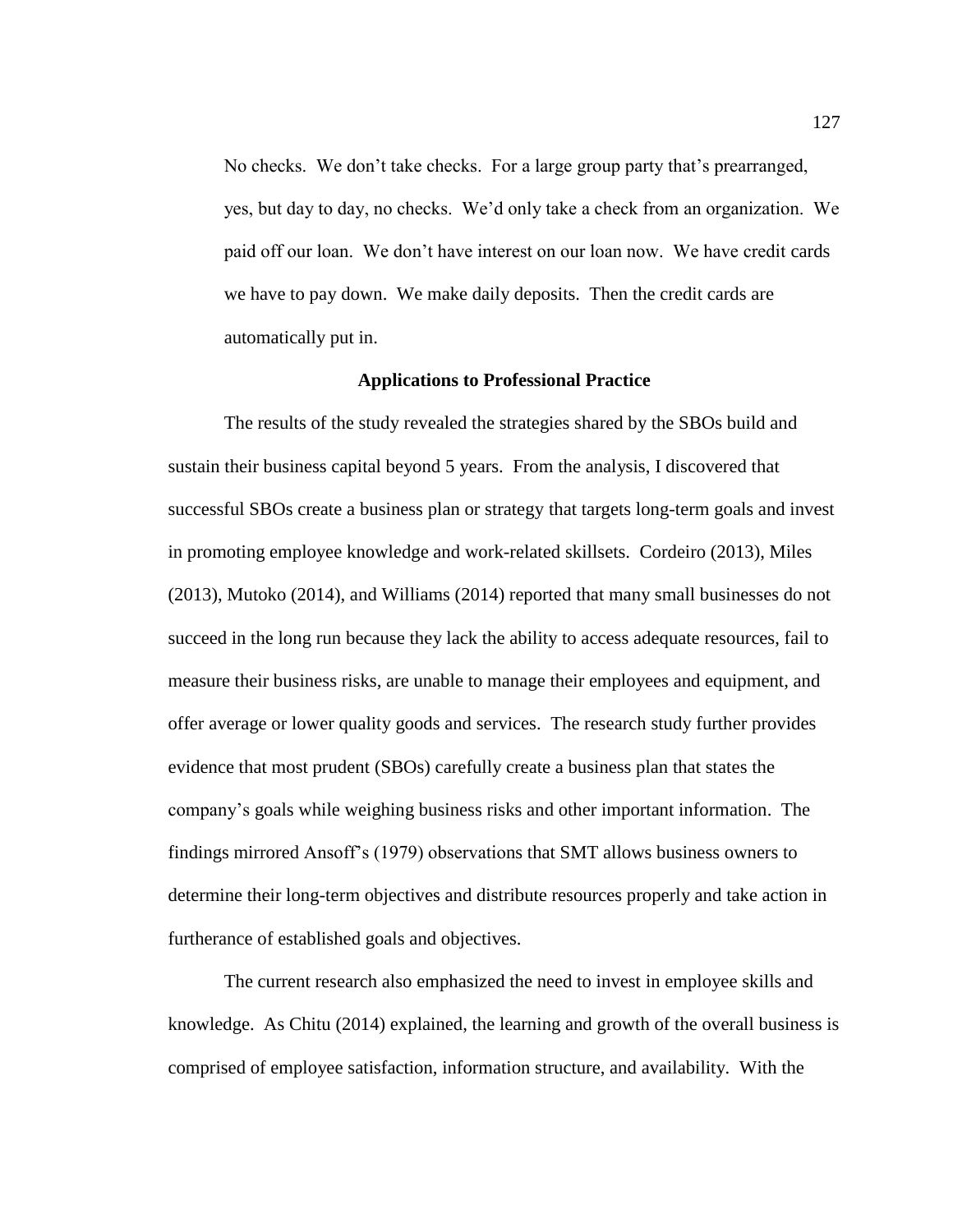> No checks. We don't take checks. For a large group party that's prearranged, yes, but day to day, no checks. We'd only take a check from an organization. We paid off our loan. We don't have interest on our loan now. We have credit cards we have to pay down. We make daily deposits. Then the credit cards are automatically put in.

## Applications to Professional Practice

The results of the study revealed the strategies shared by the SBOs build and sustain their business capital beyond 5 years. From the analysis, I discovered that successful SBOs create a business plan or strategy that targets long-term goals and invest in promoting employee knowledge and work-related skillsets. Cordeiro (2013), Miles (2013), Mutoko (2014), and Williams (2014) reported that many small businesses do not succeed in the long run because they lack the ability to access adequate resources, fail to measure their business risks, are unable to manage their employees and equipment, and offer average or lower quality goods and services. The research study further provides evidence that most prudent (SBOs) carefully create a business plan that states the company's goals while weighing business risks and other important information. The findings mirrored Ansoff's (1979) observations that SMT allows business owners to determine their long-term objectives and distribute resources properly and take action in furtherance of established goals and objectives.

The current research also emphasized the need to invest in employee skills and knowledge. As Chitu (2014) explained, the learning and growth of the overall business is comprised of employee satisfaction, information structure, and availability. With the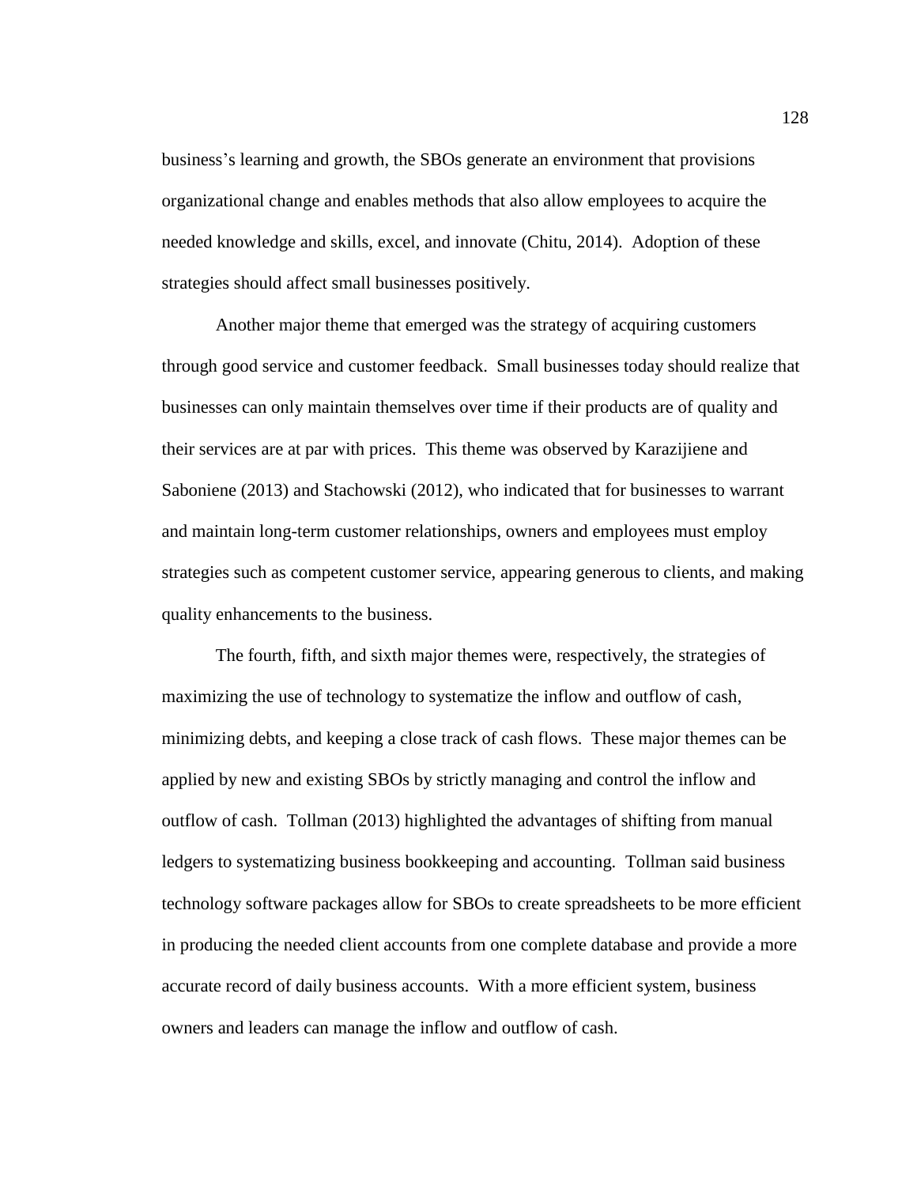business's learning and growth, the SBOs generate an environment that provisions organizational change and enables methods that also allow employees to acquire the needed knowledge and skills, excel, and innovate (Chitu, 2014). Adoption of these strategies should affect small businesses positively.

Another major theme that emerged was the strategy of acquiring customers through good service and customer feedback. Small businesses today should realize that businesses can only maintain themselves over time if their products are of quality and their services are at par with prices. This theme was observed by Karazijiene and Saboniene (2013) and Stachowski (2012), who indicated that for businesses to warrant and maintain long-term customer relationships, owners and employees must employ strategies such as competent customer service, appearing generous to clients, and making quality enhancements to the business.

The fourth, fifth, and sixth major themes were, respectively, the strategies of maximizing the use of technology to systematize the inflow and outflow of cash, minimizing debts, and keeping a close track of cash flows. These major themes can be applied by new and existing SBOs by strictly managing and control the inflow and outflow of cash. Tollman (2013) highlighted the advantages of shifting from manual ledgers to systematizing business bookkeeping and accounting. Tollman said business technology software packages allow for SBOs to create spreadsheets to be more efficient in producing the needed client accounts from one complete database and provide a more accurate record of daily business accounts. With a more efficient system, business owners and leaders can manage the inflow and outflow of cash.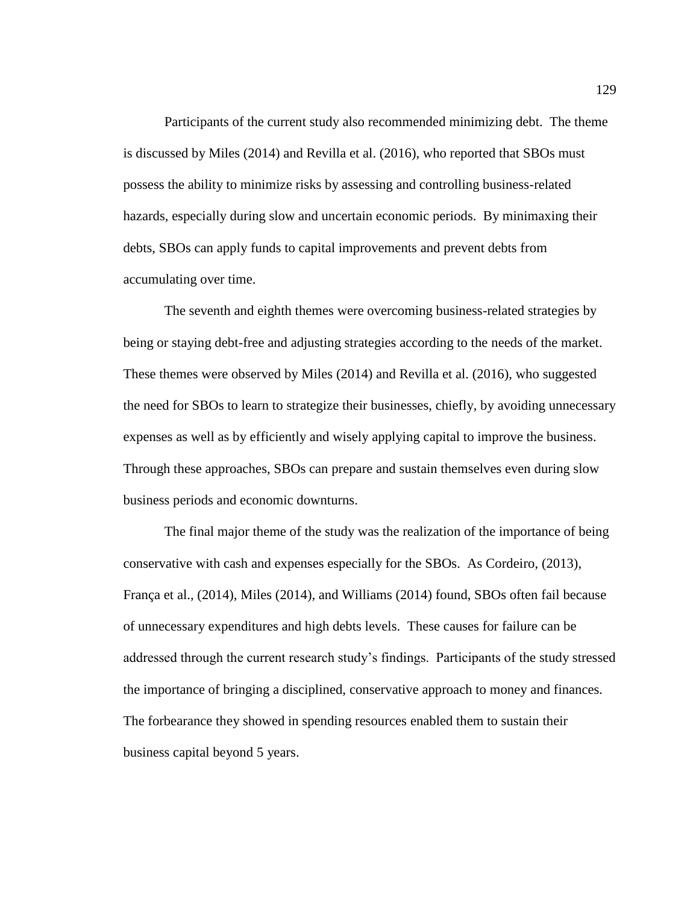Participants of the current study also recommended minimizing debt. The theme is discussed by Miles (2014) and Revilla et al. (2016), who reported that SBOs must possess the ability to minimize risks by assessing and controlling business-related hazards, especially during slow and uncertain economic periods. By minimaxing their debts, SBOs can apply funds to capital improvements and prevent debts from accumulating over time.

The seventh and eighth themes were overcoming business-related strategies by being or staying debt-free and adjusting strategies according to the needs of the market. These themes were observed by Miles (2014) and Revilla et al. (2016), who suggested the need for SBOs to learn to strategize their businesses, chiefly, by avoiding unnecessary expenses as well as by efficiently and wisely applying capital to improve the business. Through these approaches, SBOs can prepare and sustain themselves even during slow business periods and economic downturns.

The final major theme of the study was the realization of the importance of being conservative with cash and expenses especially for the SBOs. As Cordeiro, (2013), França et al., (2014), Miles (2014), and Williams (2014) found, SBOs often fail because of unnecessary expenditures and high debts levels. These causes for failure can be addressed through the current research study's findings. Participants of the study stressed the importance of bringing a disciplined, conservative approach to money and finances. The forbearance they showed in spending resources enabled them to sustain their business capital beyond 5 years.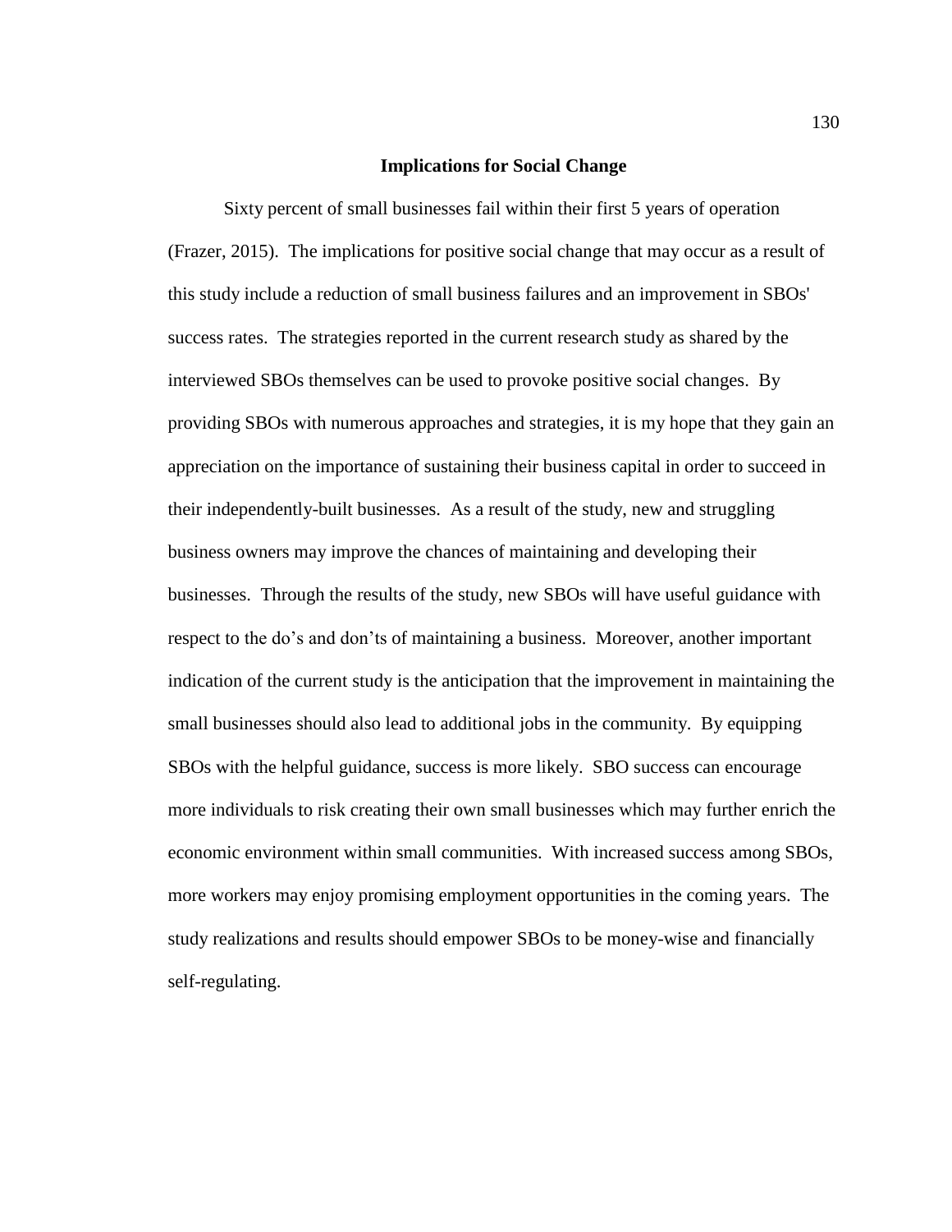## Implications for Social Change

Sixty percent of small businesses fail within their first 5 years of operation (Frazer, 2015). The implications for positive social change that may occur as a result of this study include a reduction of small business failures and an improvement in SBOs' success rates. The strategies reported in the current research study as shared by the interviewed SBOs themselves can be used to provoke positive social changes. By providing SBOs with numerous approaches and strategies, it is my hope that they gain an appreciation on the importance of sustaining their business capital in order to succeed in their independently-built businesses. As a result of the study, new and struggling business owners may improve the chances of maintaining and developing their businesses. Through the results of the study, new SBOs will have useful guidance with respect to the do's and don'ts of maintaining a business. Moreover, another important indication of the current study is the anticipation that the improvement in maintaining the small businesses should also lead to additional jobs in the community. By equipping SBOs with the helpful guidance, success is more likely. SBO success can encourage more individuals to risk creating their own small businesses which may further enrich the economic environment within small communities. With increased success among SBOs, more workers may enjoy promising employment opportunities in the coming years. The study realizations and results should empower SBOs to be money-wise and financially self-regulating.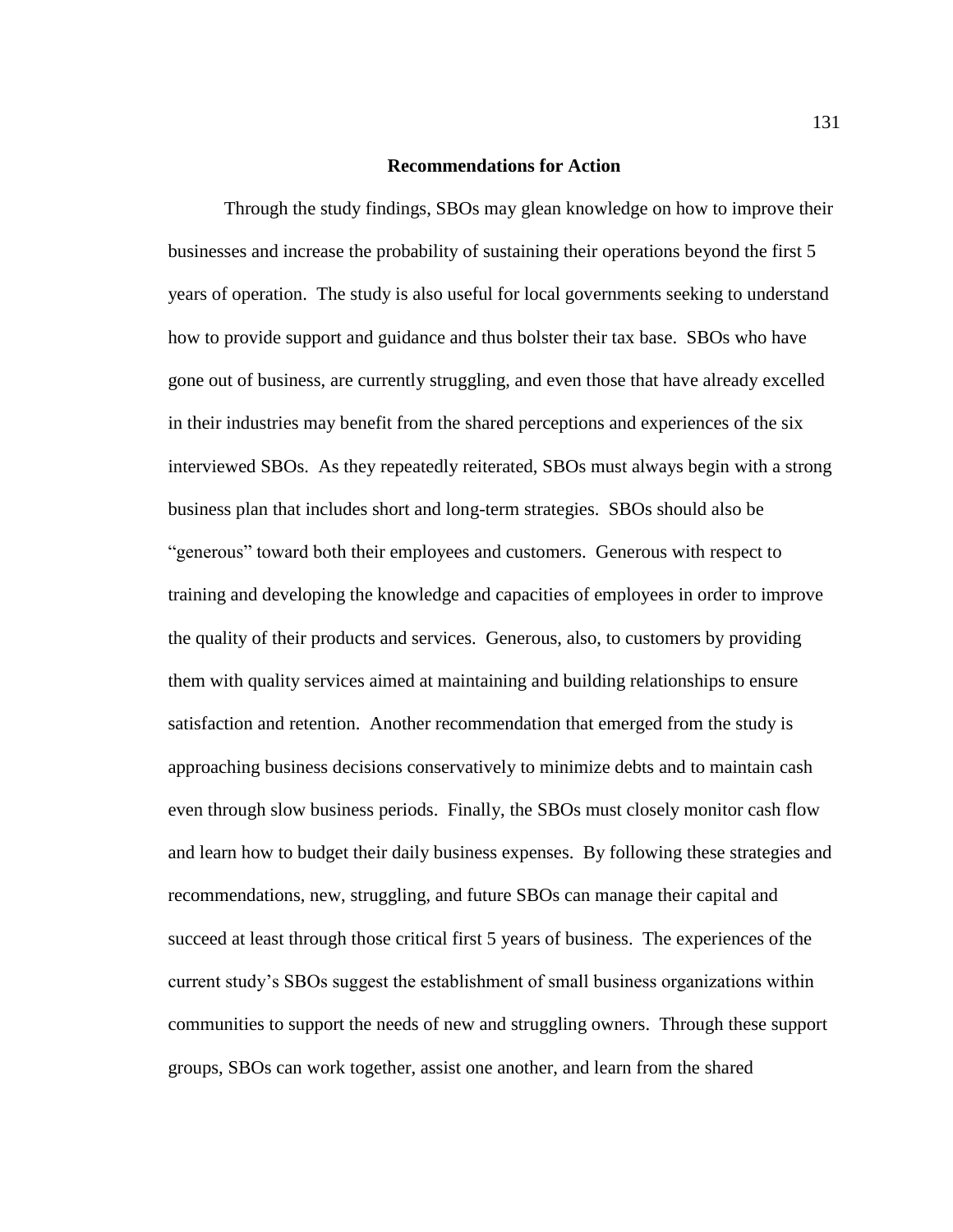## Recommendations for Action

Through the study findings, SBOs may glean knowledge on how to improve their businesses and increase the probability of sustaining their operations beyond the first 5 years of operation. The study is also useful for local governments seeking to understand how to provide support and guidance and thus bolster their tax base. SBOs who have gone out of business, are currently struggling, and even those that have already excelled in their industries may benefit from the shared perceptions and experiences of the six interviewed SBOs. As they repeatedly reiterated, SBOs must always begin with a strong business plan that includes short and long-term strategies. SBOs should also be "generous" toward both their employees and customers. Generous with respect to training and developing the knowledge and capacities of employees in order to improve the quality of their products and services. Generous, also, to customers by providing them with quality services aimed at maintaining and building relationships to ensure satisfaction and retention. Another recommendation that emerged from the study is approaching business decisions conservatively to minimize debts and to maintain cash even through slow business periods. Finally, the SBOs must closely monitor cash flow and learn how to budget their daily business expenses. By following these strategies and recommendations, new, struggling, and future SBOs can manage their capital and succeed at least through those critical first 5 years of business. The experiences of the current study's SBOs suggest the establishment of small business organizations within communities to support the needs of new and struggling owners. Through these support groups, SBOs can work together, assist one another, and learn from the shared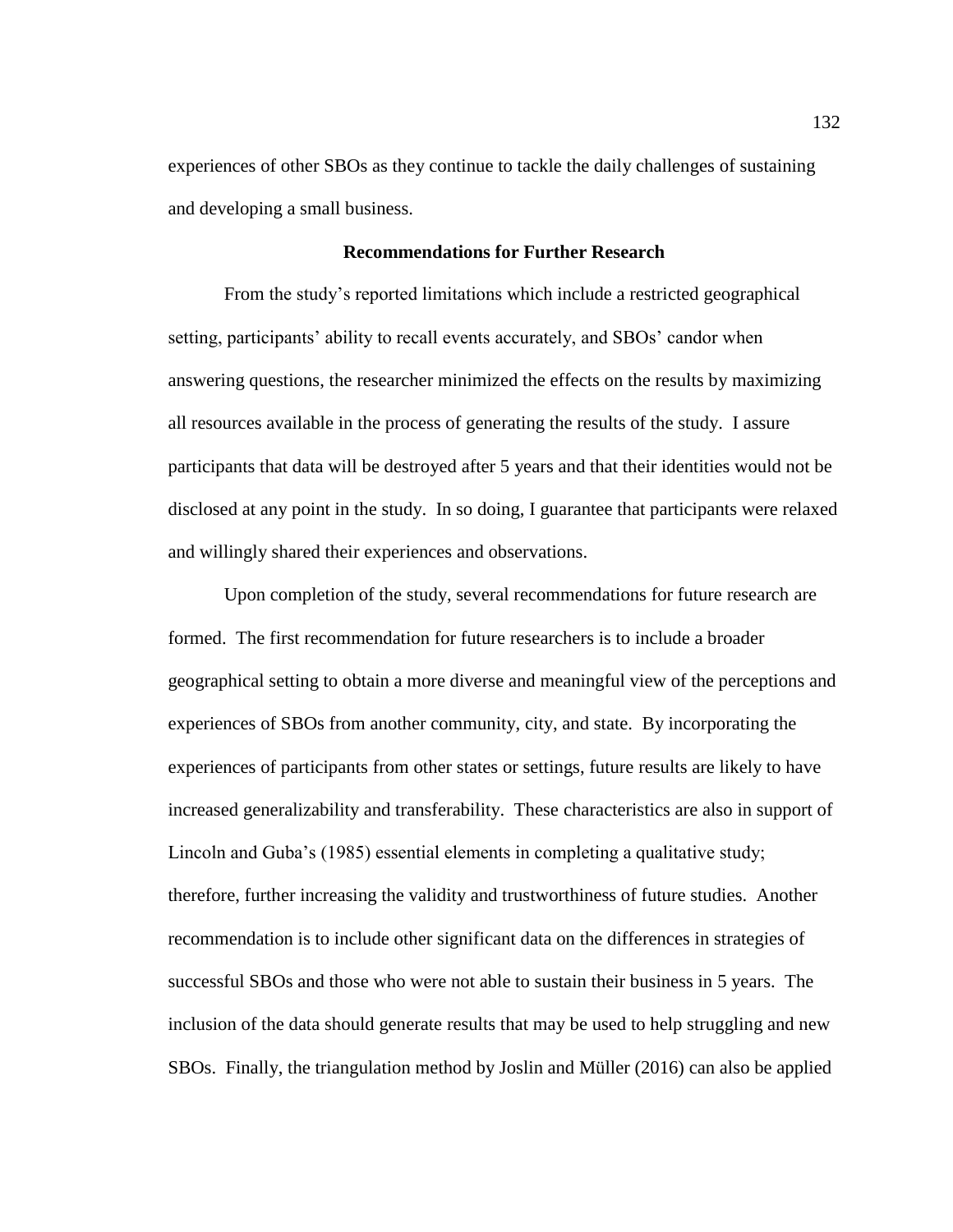experiences of other SBOs as they continue to tackle the daily challenges of sustaining and developing a small business.

## Recommendations for Further Research

From the study's reported limitations which include a restricted geographical setting, participants' ability to recall events accurately, and SBOs' candor when answering questions, the researcher minimized the effects on the results by maximizing all resources available in the process of generating the results of the study. I assure participants that data will be destroyed after 5 years and that their identities would not be disclosed at any point in the study. In so doing, I guarantee that participants were relaxed and willingly shared their experiences and observations.

Upon completion of the study, several recommendations for future research are formed. The first recommendation for future researchers is to include a broader geographical setting to obtain a more diverse and meaningful view of the perceptions and experiences of SBOs from another community, city, and state. By incorporating the experiences of participants from other states or settings, future results are likely to have increased generalizability and transferability. These characteristics are also in support of Lincoln and Guba's (1985) essential elements in completing a qualitative study; therefore, further increasing the validity and trustworthiness of future studies. Another recommendation is to include other significant data on the differences in strategies of successful SBOs and those who were not able to sustain their business in 5 years. The inclusion of the data should generate results that may be used to help struggling and new SBOs. Finally, the triangulation method by Joslin and Müller (2016) can also be applied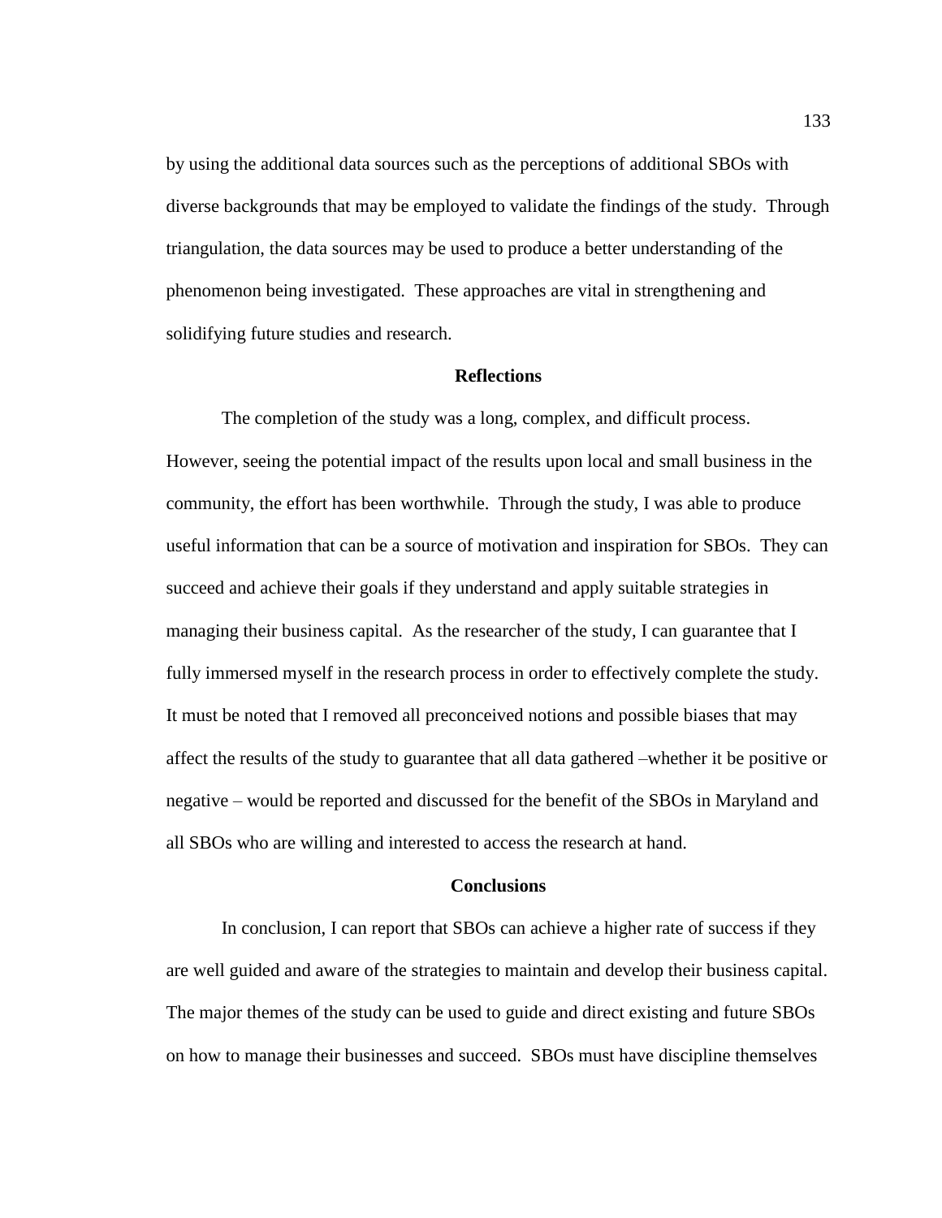by using the additional data sources such as the perceptions of additional SBOs with diverse backgrounds that may be employed to validate the findings of the study. Through triangulation, the data sources may be used to produce a better understanding of the phenomenon being investigated. These approaches are vital in strengthening and solidifying future studies and research.

## Reflections

The completion of the study was a long, complex, and difficult process. However, seeing the potential impact of the results upon local and small business in the community, the effort has been worthwhile. Through the study, I was able to produce useful information that can be a source of motivation and inspiration for SBOs. They can succeed and achieve their goals if they understand and apply suitable strategies in managing their business capital. As the researcher of the study, I can guarantee that I fully immersed myself in the research process in order to effectively complete the study. It must be noted that I removed all preconceived notions and possible biases that may affect the results of the study to guarantee that all data gathered –whether it be positive or negative – would be reported and discussed for the benefit of the SBOs in Maryland and all SBOs who are willing and interested to access the research at hand.

## Conclusions

In conclusion, I can report that SBOs can achieve a higher rate of success if they are well guided and aware of the strategies to maintain and develop their business capital. The major themes of the study can be used to guide and direct existing and future SBOs on how to manage their businesses and succeed. SBOs must have discipline themselves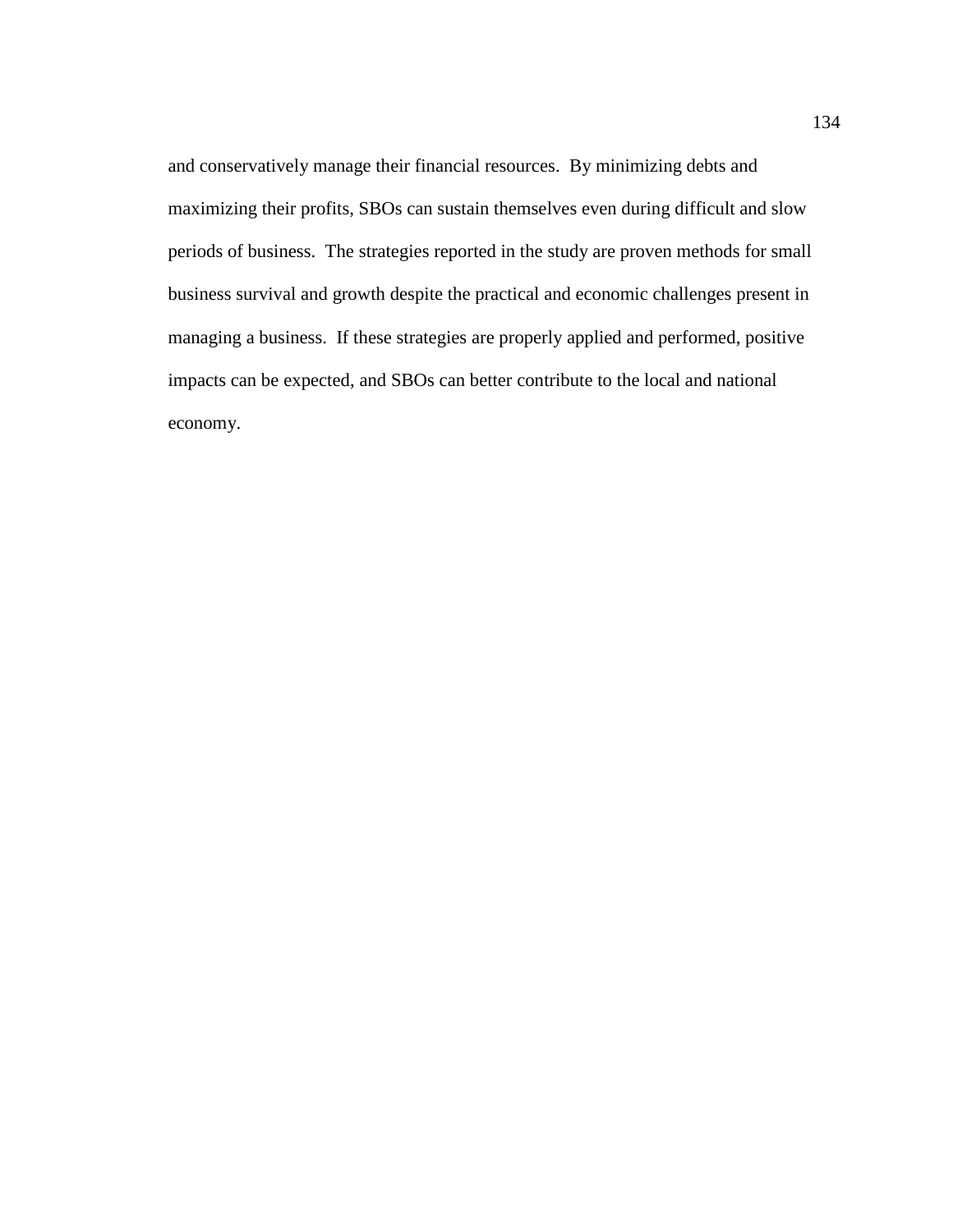and conservatively manage their financial resources. By minimizing debts and maximizing their profits, SBOs can sustain themselves even during difficult and slow periods of business. The strategies reported in the study are proven methods for small business survival and growth despite the practical and economic challenges present in managing a business. If these strategies are properly applied and performed, positive impacts can be expected, and SBOs can better contribute to the local and national economy.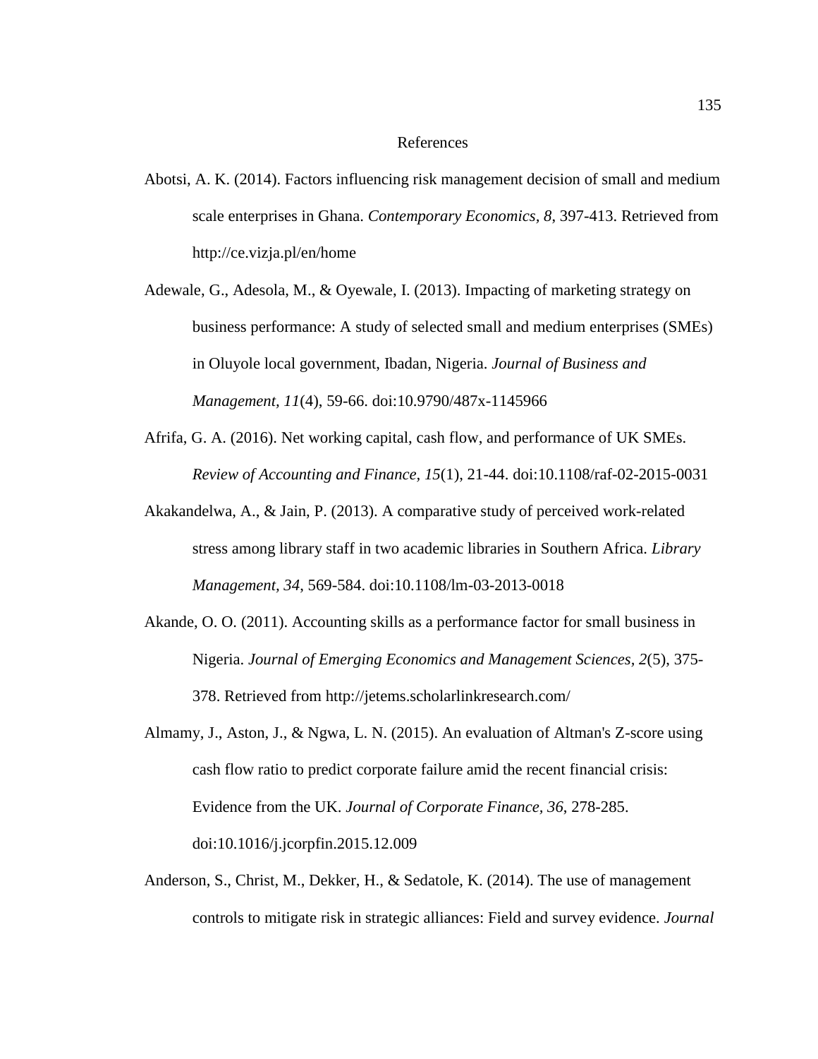# References

Abotsi, A. K. (2014). Factors influencing risk management decision of small and medium scale enterprises in Ghana. *Contemporary Economics, 8*, 397-413. Retrieved from http://ce.vizja.pl/en/home

Adewale, G., Adesola, M., & Oyewale, I. (2013). Impacting of marketing strategy on business performance: A study of selected small and medium enterprises (SMEs) in Oluyole local government, Ibadan, Nigeria. *Journal of Business and Management, 11*(4), 59-66. doi:10.9790/487x-1145966

Afrifa, G. A. (2016). Net working capital, cash flow, and performance of UK SMEs. *Review of Accounting and Finance, 15*(1), 21-44. doi:10.1108/raf-02-2015-0031

Akakandelwa, A., & Jain, P. (2013). A comparative study of perceived work-related stress among library staff in two academic libraries in Southern Africa. *Library Management, 34*, 569-584. doi:10.1108/lm-03-2013-0018

Akande, O. O. (2011). Accounting skills as a performance factor for small business in Nigeria. *Journal of Emerging Economics and Management Sciences, 2*(5), 375-378. Retrieved from http://jetems.scholarlinkresearch.com/

Almamy, J., Aston, J., & Ngwa, L. N. (2015). An evaluation of Altman's Z-score using cash flow ratio to predict corporate failure amid the recent financial crisis: Evidence from the UK. *Journal of Corporate Finance, 36*, 278-285. doi:10.1016/j.jcorpfin.2015.12.009

Anderson, S., Christ, M., Dekker, H., & Sedatole, K. (2014). The use of management controls to mitigate risk in strategic alliances: Field and survey evidence. *Journal*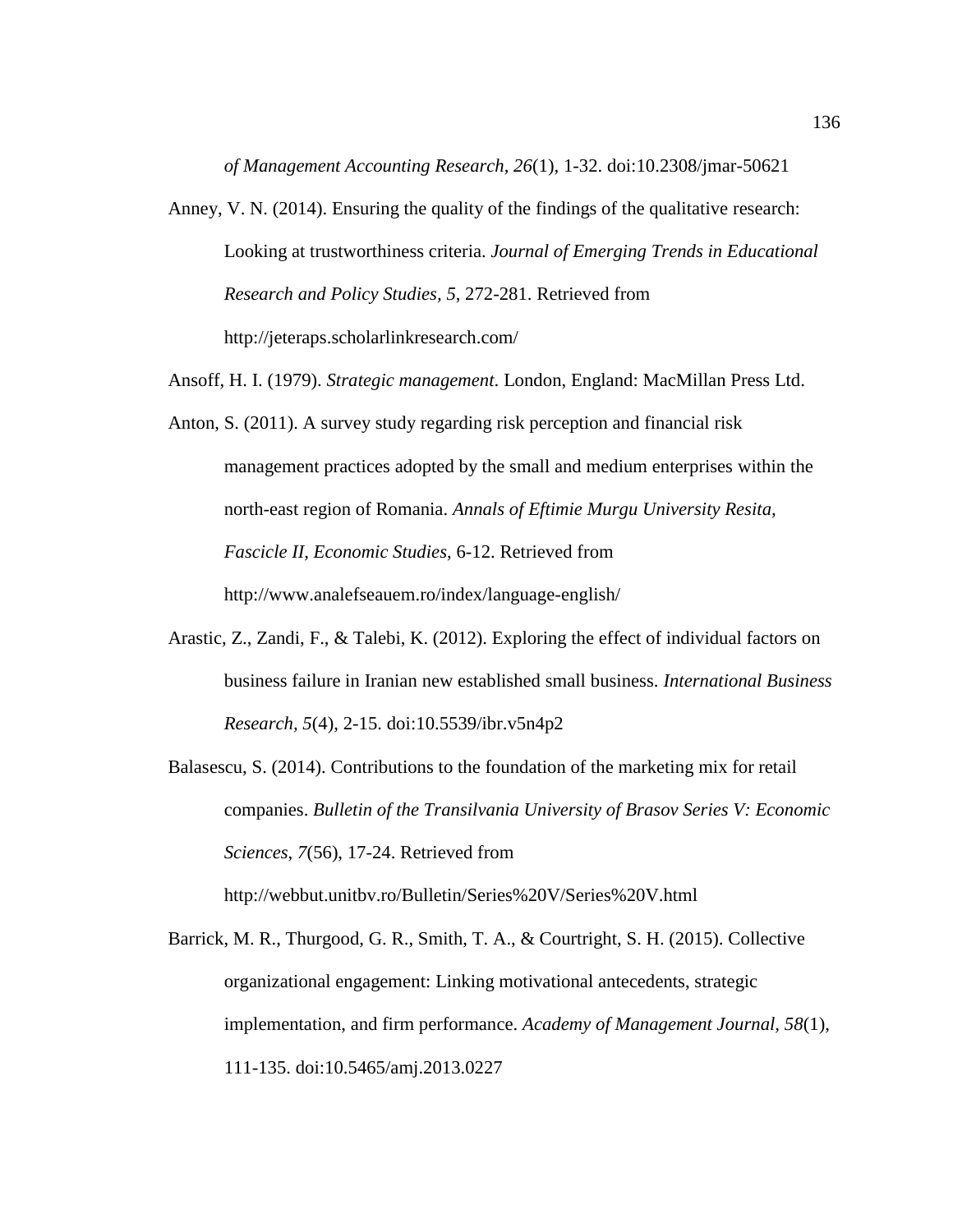*of Management Accounting Research, 26*(1), 1-32. doi:10.2308/jmar-50621

Anney, V. N. (2014). Ensuring the quality of the findings of the qualitative research: Looking at trustworthiness criteria. *Journal of Emerging Trends in Educational Research and Policy Studies, 5*, 272-281. Retrieved from http://jeteraps.scholarlinkresearch.com/

Ansoff, H. I. (1979). *Strategic management*. London, England: MacMillan Press Ltd.

Anton, S. (2011). A survey study regarding risk perception and financial risk management practices adopted by the small and medium enterprises within the north-east region of Romania. *Annals of Eftimie Murgu University Resita, Fascicle II, Economic Studies*, 6-12. Retrieved from http://www.analefseauem.ro/index/language-english/

Arastic, Z., Zandi, F., & Talebi, K. (2012). Exploring the effect of individual factors on business failure in Iranian new established small business. *International Business Research, 5*(4), 2-15. doi:10.5539/ibr.v5n4p2

Balasescu, S. (2014). Contributions to the foundation of the marketing mix for retail companies. *Bulletin of the Transilvania University of Brasov Series V: Economic Sciences*, *7*(56), 17-24. Retrieved from http://webbut.unitbv.ro/Bulletin/Series%20V/Series%20V.html

Barrick, M. R., Thurgood, G. R., Smith, T. A., & Courtright, S. H. (2015). Collective organizational engagement: Linking motivational antecedents, strategic implementation, and firm performance. *Academy of Management Journal, 58*(1), 111-135. doi:10.5465/amj.2013.0227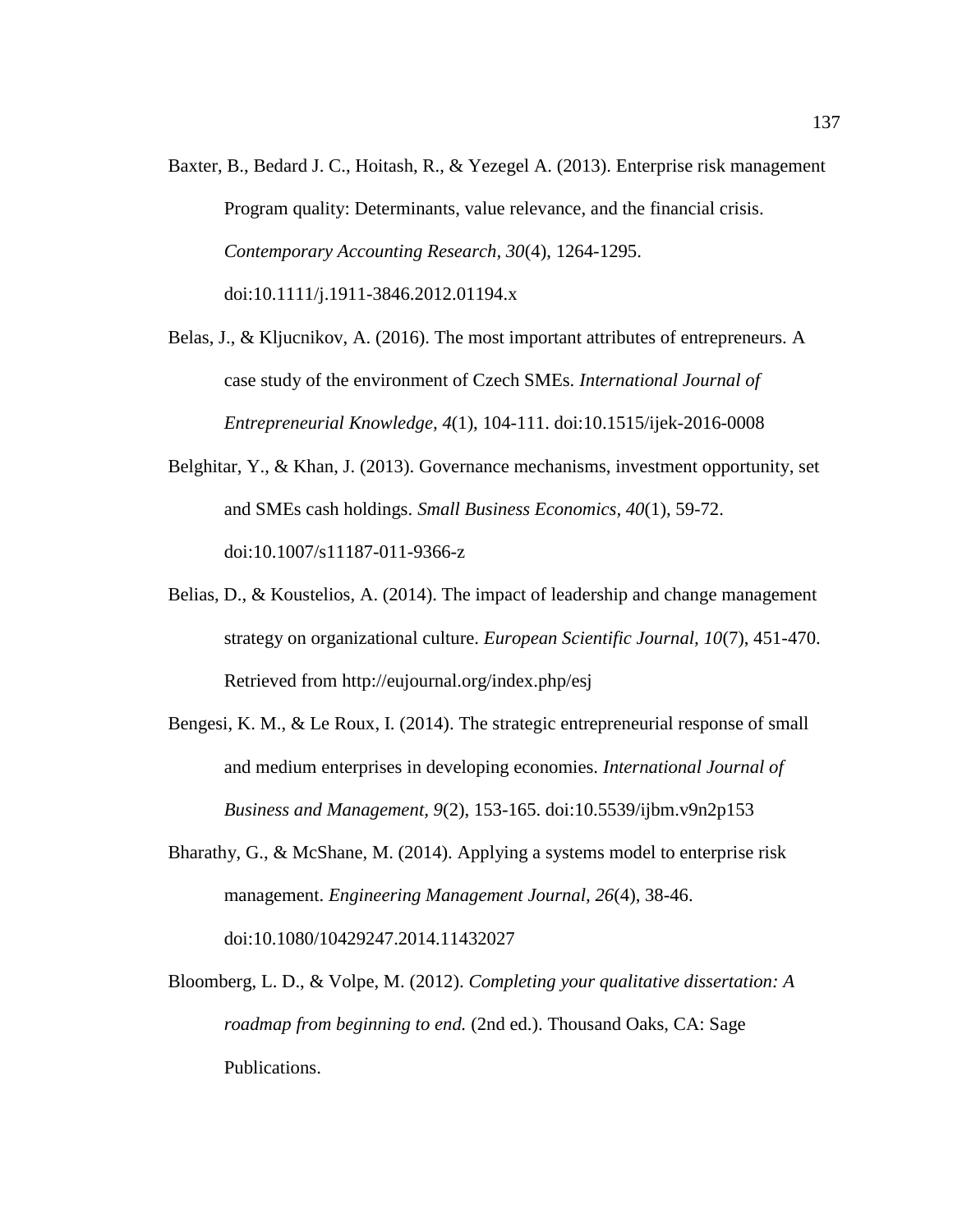Baxter, B., Bedard J. C., Hoitash, R., & Yezegel A. (2013). Enterprise risk management Program quality: Determinants, value relevance, and the financial crisis. *Contemporary Accounting Research, 30*(4), 1264-1295. doi:10.1111/j.1911-3846.2012.01194.x

Belas, J., & Kljucnikov, A. (2016). The most important attributes of entrepreneurs. A case study of the environment of Czech SMEs. *International Journal of Entrepreneurial Knowledge, 4*(1), 104-111. doi:10.1515/ijek-2016-0008

Belghitar, Y., & Khan, J. (2013). Governance mechanisms, investment opportunity, set and SMEs cash holdings. *Small Business Economics, 40*(1), 59-72. doi:10.1007/s11187-011-9366-z

Belias, D., & Koustelios, A. (2014). The impact of leadership and change management strategy on organizational culture. *European Scientific Journal, 10*(7), 451-470. Retrieved from http://eujournal.org/index.php/esj

Bengesi, K. M., & Le Roux, I. (2014). The strategic entrepreneurial response of small and medium enterprises in developing economies. *International Journal of Business and Management, 9*(2), 153-165. doi:10.5539/ijbm.v9n2p153

Bharathy, G., & McShane, M. (2014). Applying a systems model to enterprise risk management. *Engineering Management Journal, 26*(4), 38-46. doi:10.1080/10429247.2014.11432027

Bloomberg, L. D., & Volpe, M. (2012). *Completing your qualitative dissertation: A roadmap from beginning to end.* (2nd ed.). Thousand Oaks, CA: Sage Publications.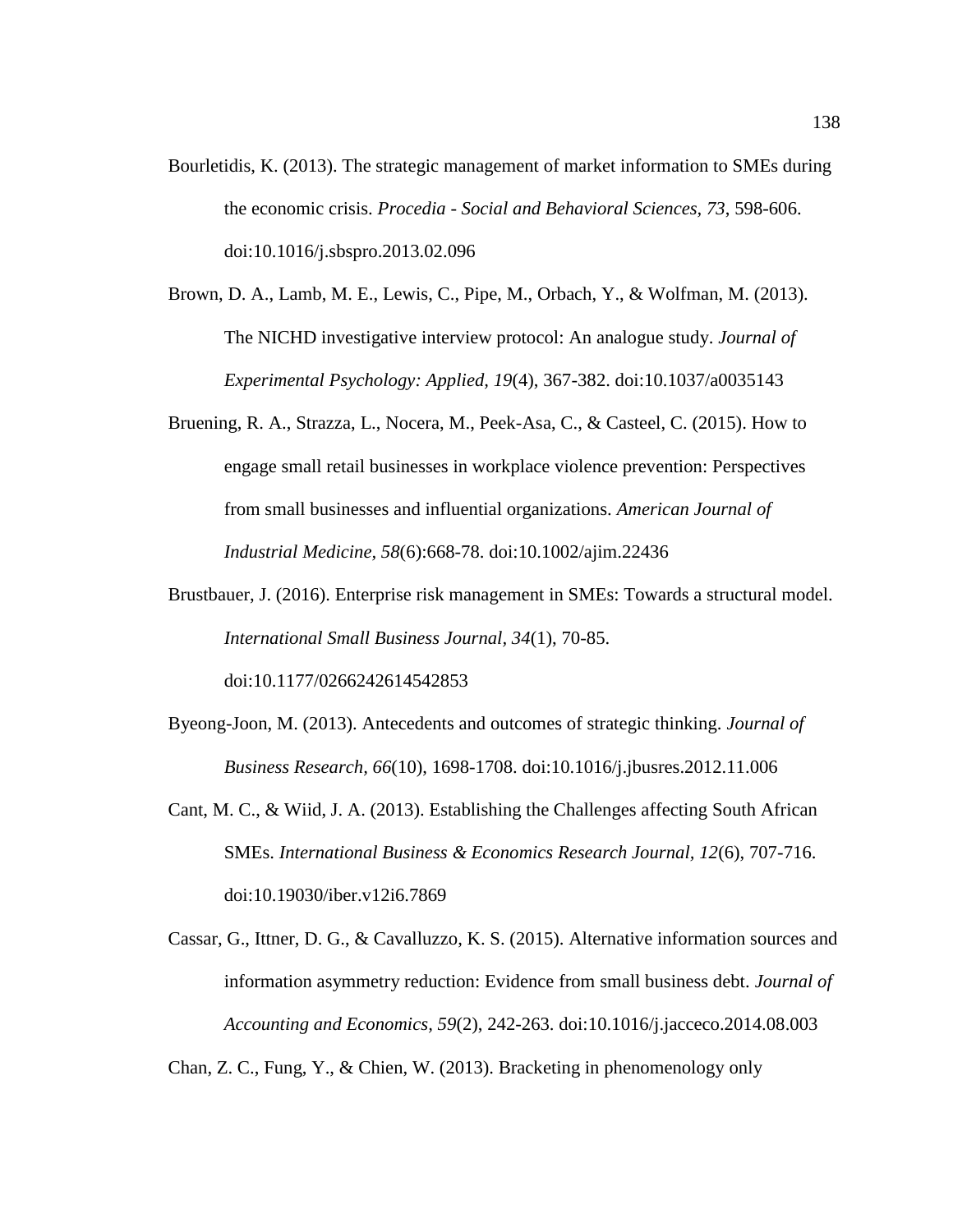Bourletidis, K. (2013). The strategic management of market information to SMEs during the economic crisis. *Procedia - Social and Behavioral Sciences, 73*, 598-606. doi:10.1016/j.sbspro.2013.02.096

Brown, D. A., Lamb, M. E., Lewis, C., Pipe, M., Orbach, Y., & Wolfman, M. (2013). The NICHD investigative interview protocol: An analogue study. *Journal of Experimental Psychology: Applied, 19*(4), 367-382. doi:10.1037/a0035143

Bruening, R. A., Strazza, L., Nocera, M., Peek-Asa, C., & Casteel, C. (2015). How to engage small retail businesses in workplace violence prevention: Perspectives from small businesses and influential organizations. *American Journal of Industrial Medicine, 58*(6):668-78. doi:10.1002/ajim.22436

Brustbauer, J. (2016). Enterprise risk management in SMEs: Towards a structural model. *International Small Business Journal, 34*(1), 70-85. doi:10.1177/0266242614542853

Byeong-Joon, M. (2013). Antecedents and outcomes of strategic thinking. *Journal of Business Research, 66*(10), 1698-1708. doi:10.1016/j.jbusres.2012.11.006

Cant, M. C., & Wiid, J. A. (2013). Establishing the Challenges affecting South African SMEs. *International Business & Economics Research Journal, 12*(6), 707-716. doi:10.19030/iber.v12i6.7869

Cassar, G., Ittner, D. G., & Cavalluzzo, K. S. (2015). Alternative information sources and information asymmetry reduction: Evidence from small business debt. *Journal of Accounting and Economics, 59*(2), 242-263. doi:10.1016/j.jacceco.2014.08.003

Chan, Z. C., Fung, Y., & Chien, W. (2013). Bracketing in phenomenology only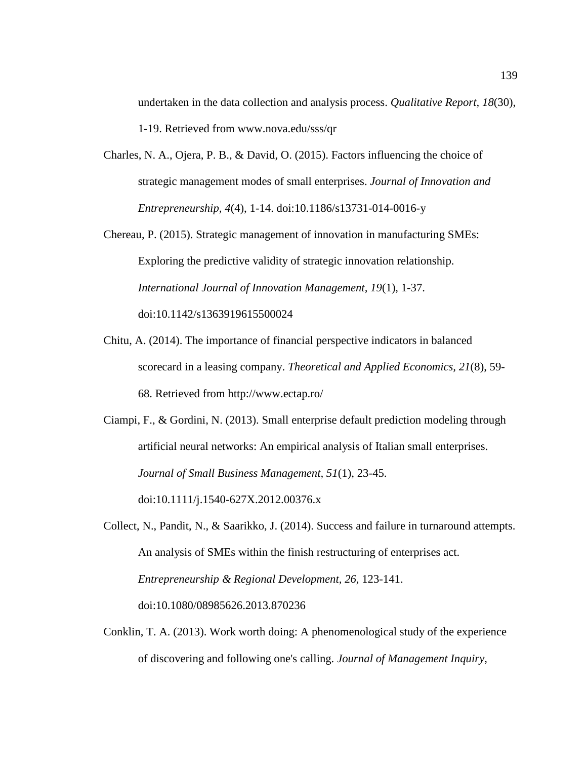undertaken in the data collection and analysis process. *Qualitative Report, 18*(30), 1-19. Retrieved from www.nova.edu/sss/qr

Charles, N. A., Ojera, P. B., & David, O. (2015). Factors influencing the choice of strategic management modes of small enterprises. *Journal of Innovation and Entrepreneurship, 4*(4), 1-14. doi:10.1186/s13731-014-0016-y

Chereau, P. (2015). Strategic management of innovation in manufacturing SMEs: Exploring the predictive validity of strategic innovation relationship. *International Journal of Innovation Management, 19*(1), 1-37. doi:10.1142/s1363919615500024

Chitu, A. (2014). The importance of financial perspective indicators in balanced scorecard in a leasing company. *Theoretical and Applied Economics, 21*(8), 59-68. Retrieved from http://www.ectap.ro/

Ciampi, F., & Gordini, N. (2013). Small enterprise default prediction modeling through artificial neural networks: An empirical analysis of Italian small enterprises. *Journal of Small Business Management, 51*(1), 23-45. doi:10.1111/j.1540-627X.2012.00376.x

Collect, N., Pandit, N., & Saarikko, J. (2014). Success and failure in turnaround attempts. An analysis of SMEs within the finish restructuring of enterprises act. *Entrepreneurship & Regional Development, 26*, 123-141. doi:10.1080/08985626.2013.870236

Conklin, T. A. (2013). Work worth doing: A phenomenological study of the experience of discovering and following one's calling. *Journal of Management Inquiry,*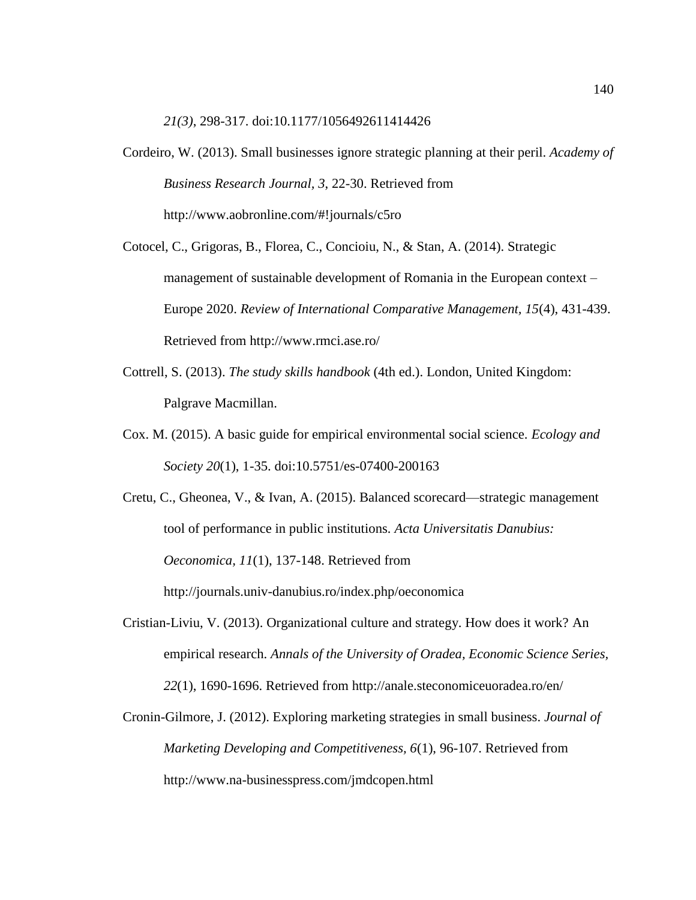*21(3)*, 298-317. doi:10.1177/1056492611414426

Cordeiro, W. (2013). Small businesses ignore strategic planning at their peril. *Academy of Business Research Journal, 3*, 22-30. Retrieved from http://www.aobronline.com/#!journals/c5ro

Cotocel, C., Grigoras, B., Florea, C., Concioiu, N., & Stan, A. (2014). Strategic management of sustainable development of Romania in the European context – Europe 2020. *Review of International Comparative Management, 15*(4), 431-439. Retrieved from http://www.rmci.ase.ro/

Cottrell, S. (2013). *The study skills handbook* (4th ed.). London, United Kingdom: Palgrave Macmillan.

Cox. M. (2015). A basic guide for empirical environmental social science. *Ecology and Society 20*(1), 1-35. doi:10.5751/es-07400-200163

Cretu, C., Gheonea, V., & Ivan, A. (2015). Balanced scorecard—strategic management tool of performance in public institutions. *Acta Universitatis Danubius: Oeconomica, 11*(1), 137-148. Retrieved from http://journals.univ-danubius.ro/index.php/oeconomica

Cristian-Liviu, V. (2013). Organizational culture and strategy. How does it work? An empirical research. *Annals of the University of Oradea, Economic Science Series, 22*(1), 1690-1696. Retrieved from http://anale.steconomiceuoradea.ro/en/

Cronin-Gilmore, J. (2012). Exploring marketing strategies in small business. *Journal of Marketing Developing and Competitiveness, 6*(1), 96-107. Retrieved from http://www.na-businesspress.com/jmdcopen.html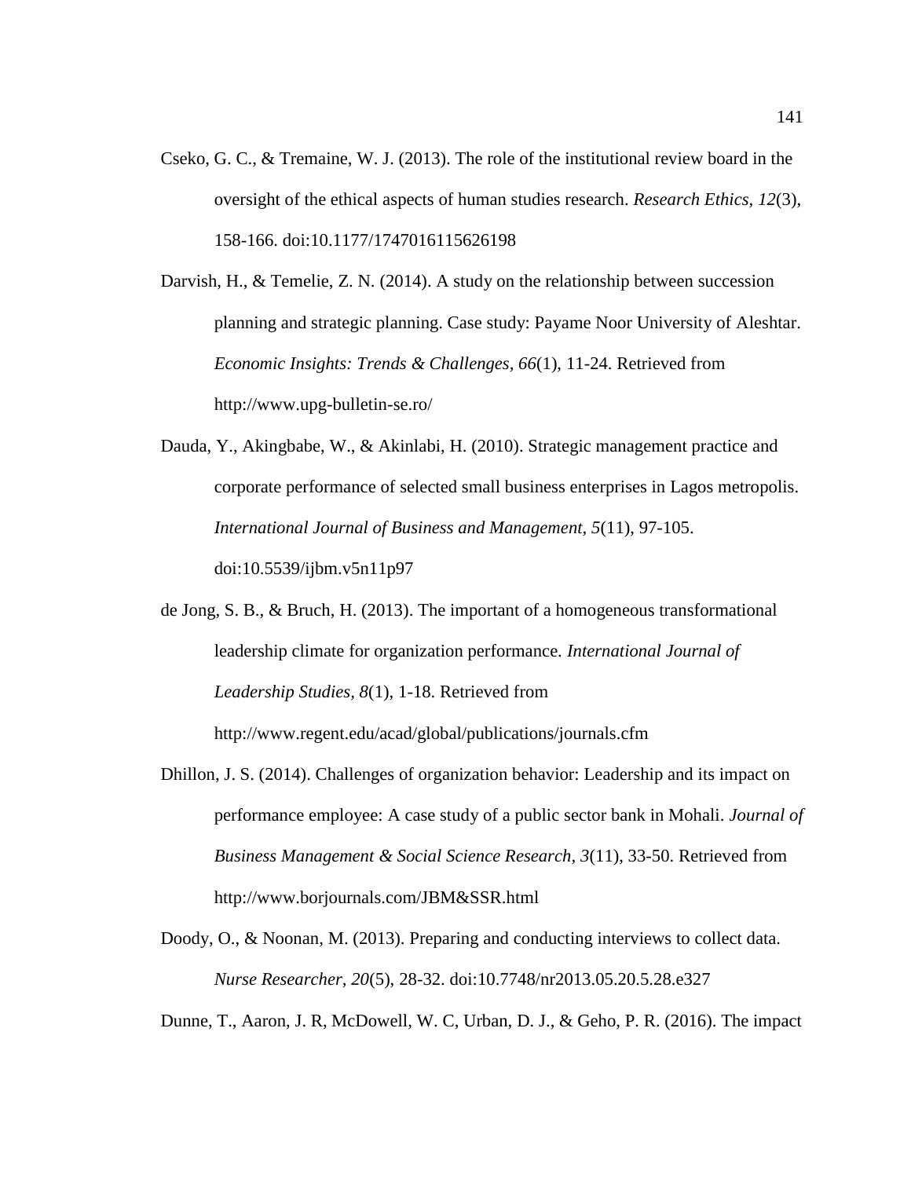Cseko, G. C., & Tremaine, W. J. (2013). The role of the institutional review board in the oversight of the ethical aspects of human studies research. *Research Ethics*, *12*(3), 158-166. doi:10.1177/1747016115626198

Darvish, H., & Temelie, Z. N. (2014). A study on the relationship between succession planning and strategic planning. Case study: Payame Noor University of Aleshtar. *Economic Insights: Trends & Challenges*, *66*(1), 11-24. Retrieved from http://www.upg-bulletin-se.ro/

Dauda, Y., Akingbabe, W., & Akinlabi, H. (2010). Strategic management practice and corporate performance of selected small business enterprises in Lagos metropolis. *International Journal of Business and Management*, *5*(11), 97-105. doi:10.5539/ijbm.v5n11p97

de Jong, S. B., & Bruch, H. (2013). The important of a homogeneous transformational leadership climate for organization performance. *International Journal of Leadership Studies, 8*(1), 1-18. Retrieved from http://www.regent.edu/acad/global/publications/journals.cfm

Dhillon, J. S. (2014). Challenges of organization behavior: Leadership and its impact on performance employee: A case study of a public sector bank in Mohali. *Journal of Business Management & Social Science Research*, *3*(11), 33-50. Retrieved from http://www.borjournals.com/JBM&SSR.html

Doody, O., & Noonan, M. (2013). Preparing and conducting interviews to collect data. *Nurse Researcher*, *20*(5), 28-32. doi:10.7748/nr2013.05.20.5.28.e327

Dunne, T., Aaron, J. R, McDowell, W. C, Urban, D. J., & Geho, P. R. (2016). The impact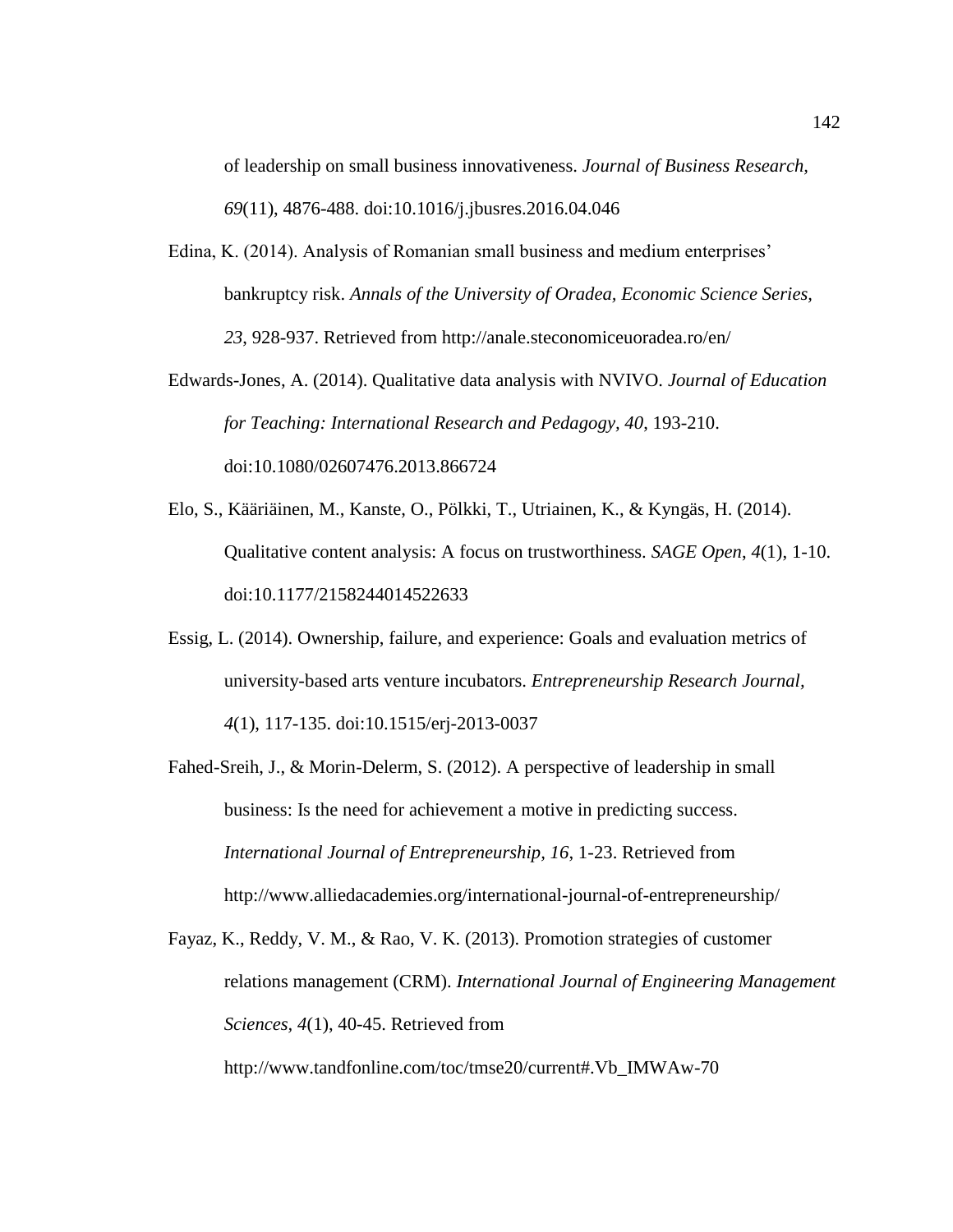of leadership on small business innovativeness. *Journal of Business Research*, *69*(11), 4876-488. doi:10.1016/j.jbusres.2016.04.046

Edina, K. (2014). Analysis of Romanian small business and medium enterprises' bankruptcy risk. *Annals of the University of Oradea, Economic Science Series, 23*, 928-937. Retrieved from http://anale.steconomiceuoradea.ro/en/

Edwards-Jones, A. (2014). Qualitative data analysis with NVIVO. *Journal of Education for Teaching: International Research and Pedagogy, 40*, 193-210. doi:10.1080/02607476.2013.866724

Elo, S., Kääriäinen, M., Kanste, O., Pölkki, T., Utriainen, K., & Kyngäs, H. (2014). Qualitative content analysis: A focus on trustworthiness. *SAGE Open*, *4*(1), 1-10. doi:10.1177/2158244014522633

Essig, L. (2014). Ownership, failure, and experience: Goals and evaluation metrics of university-based arts venture incubators. *Entrepreneurship Research Journal, 4*(1), 117-135. doi:10.1515/erj-2013-0037

Fahed-Sreih, J., & Morin-Delerm, S. (2012). A perspective of leadership in small business: Is the need for achievement a motive in predicting success. *International Journal of Entrepreneurship, 16*, 1-23. Retrieved from http://www.alliedacademies.org/international-journal-of-entrepreneurship/

Fayaz, K., Reddy, V. M., & Rao, V. K. (2013). Promotion strategies of customer relations management (CRM). *International Journal of Engineering Management Sciences*, *4*(1), 40-45. Retrieved from http://www.tandfonline.com/toc/tmse20/current#.Vb_IMWAw-70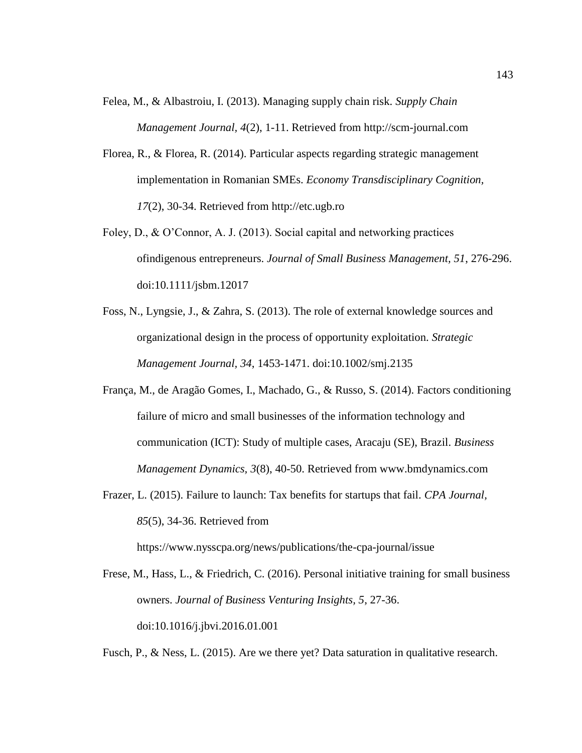Felea, M., & Albastroiu, I. (2013). Managing supply chain risk. *Supply Chain Management Journal, 4*(2), 1-11. Retrieved from http://scm-journal.com

Florea, R., & Florea, R. (2014). Particular aspects regarding strategic management implementation in Romanian SMEs. *Economy Transdisciplinary Cognition, 17*(2), 30-34. Retrieved from http://etc.ugb.ro

Foley, D., & O'Connor, A. J. (2013). Social capital and networking practices ofindigenous entrepreneurs. *Journal of Small Business Management, 51*, 276-296. doi:10.1111/jsbm.12017

Foss, N., Lyngsie, J., & Zahra, S. (2013). The role of external knowledge sources and organizational design in the process of opportunity exploitation. *Strategic Management Journal, 34*, 1453-1471. doi:10.1002/smj.2135

França, M., de Aragão Gomes, I., Machado, G., & Russo, S. (2014). Factors conditioning failure of micro and small businesses of the information technology and communication (ICT): Study of multiple cases, Aracaju (SE), Brazil. *Business Management Dynamics, 3*(8), 40-50. Retrieved from www.bmdynamics.com

Frazer, L. (2015). Failure to launch: Tax benefits for startups that fail. *CPA Journal, 85*(5), 34-36. Retrieved from https://www.nysscpa.org/news/publications/the-cpa-journal/issue

Frese, M., Hass, L., & Friedrich, C. (2016). Personal initiative training for small business owners. *Journal of Business Venturing Insights, 5*, 27-36. doi:10.1016/j.jbvi.2016.01.001

Fusch, P., & Ness, L. (2015). Are we there yet? Data saturation in qualitative research.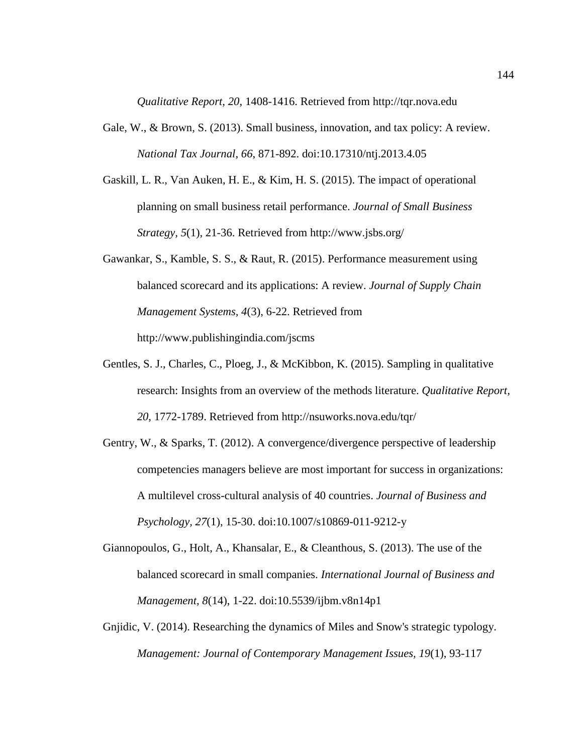*Qualitative Report, 20*, 1408-1416. Retrieved from http://tqr.nova.edu

Gale, W., & Brown, S. (2013). Small business, innovation, and tax policy: A review. *National Tax Journal, 66*, 871-892. doi:10.17310/ntj.2013.4.05

Gaskill, L. R., Van Auken, H. E., & Kim, H. S. (2015). The impact of operational planning on small business retail performance. *Journal of Small Business Strategy, 5*(1), 21-36. Retrieved from http://www.jsbs.org/

Gawankar, S., Kamble, S. S., & Raut, R. (2015). Performance measurement using balanced scorecard and its applications: A review. *Journal of Supply Chain Management Systems, 4*(3), 6-22. Retrieved from http://www.publishingindia.com/jscms

Gentles, S. J., Charles, C., Ploeg, J., & McKibbon, K. (2015). Sampling in qualitative research: Insights from an overview of the methods literature. *Qualitative Report, 20*, 1772-1789. Retrieved from http://nsuworks.nova.edu/tqr/

Gentry, W., & Sparks, T. (2012). A convergence/divergence perspective of leadership competencies managers believe are most important for success in organizations: A multilevel cross-cultural analysis of 40 countries. *Journal of Business and Psychology, 27*(1), 15-30. doi:10.1007/s10869-011-9212-y

Giannopoulos, G., Holt, A., Khansalar, E., & Cleanthous, S. (2013). The use of the balanced scorecard in small companies. *International Journal of Business and Management, 8*(14), 1-22. doi:10.5539/ijbm.v8n14p1

Gnjidic, V. (2014). Researching the dynamics of Miles and Snow's strategic typology. *Management: Journal of Contemporary Management Issues, 19*(1), 93-117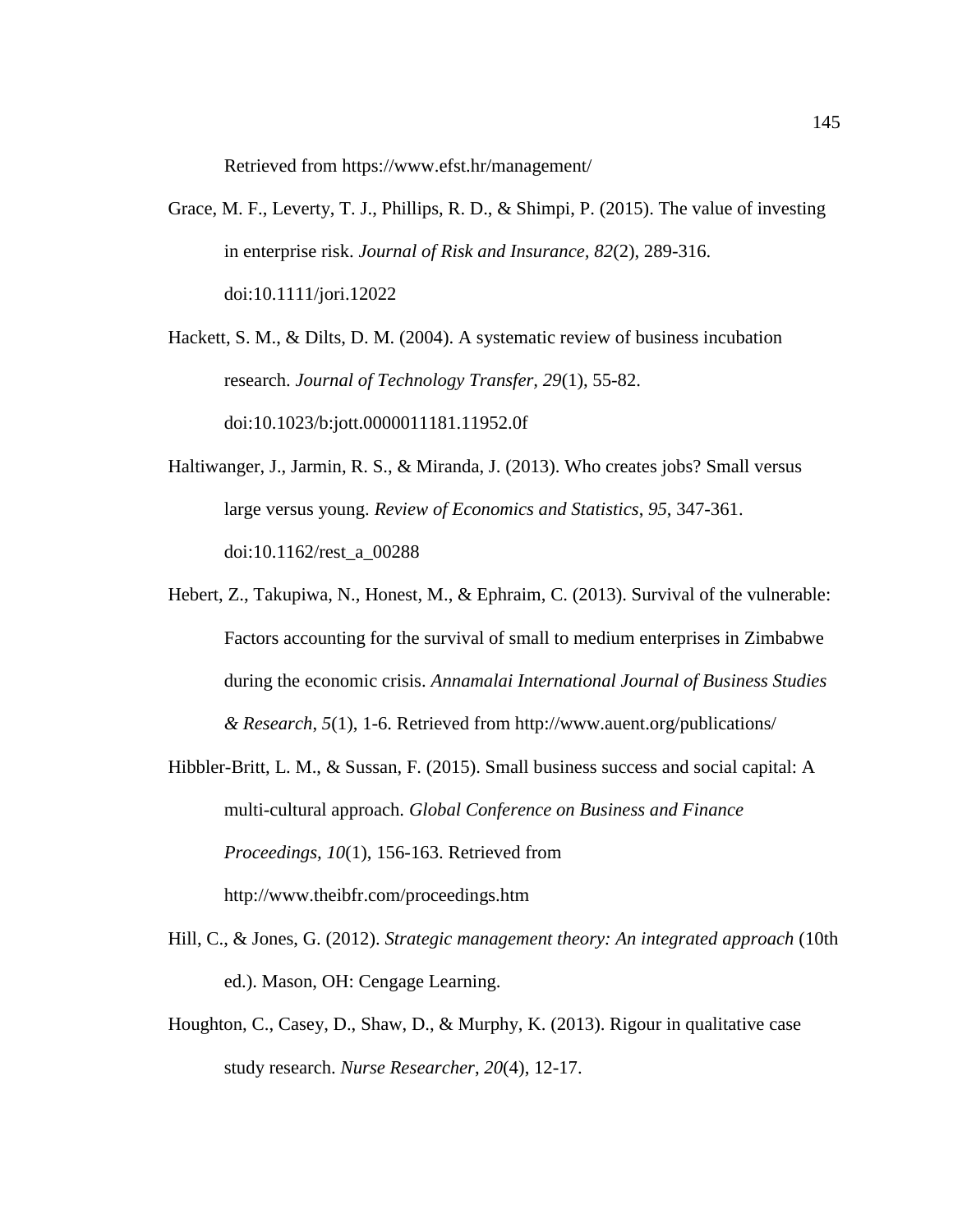Retrieved from https://www.efst.hr/management/

Grace, M. F., Leverty, T. J., Phillips, R. D., & Shimpi, P. (2015). The value of investing in enterprise risk. *Journal of Risk and Insurance, 82*(2), 289-316. doi:10.1111/jori.12022

Hackett, S. M., & Dilts, D. M. (2004). A systematic review of business incubation research. *Journal of Technology Transfer*, *29*(1), 55-82. doi:10.1023/b:jott.0000011181.11952.0f

Haltiwanger, J., Jarmin, R. S., & Miranda, J. (2013). Who creates jobs? Small versus large versus young. *Review of Economics and Statistics*, *95*, 347-361. doi:10.1162/rest_a_00288

Hebert, Z., Takupiwa, N., Honest, M., & Ephraim, C. (2013). Survival of the vulnerable: Factors accounting for the survival of small to medium enterprises in Zimbabwe during the economic crisis. *Annamalai International Journal of Business Studies & Research*, *5*(1), 1-6. Retrieved from http://www.auent.org/publications/

Hibbler-Britt, L. M., & Sussan, F. (2015). Small business success and social capital: A multi-cultural approach. *Global Conference on Business and Finance Proceedings, 10*(1), 156-163. Retrieved from http://www.theibfr.com/proceedings.htm

Hill, C., & Jones, G. (2012). *Strategic management theory: An integrated approach* (10th ed.). Mason, OH: Cengage Learning.

Houghton, C., Casey, D., Shaw, D., & Murphy, K. (2013). Rigour in qualitative case study research. *Nurse Researcher*, *20*(4), 12-17.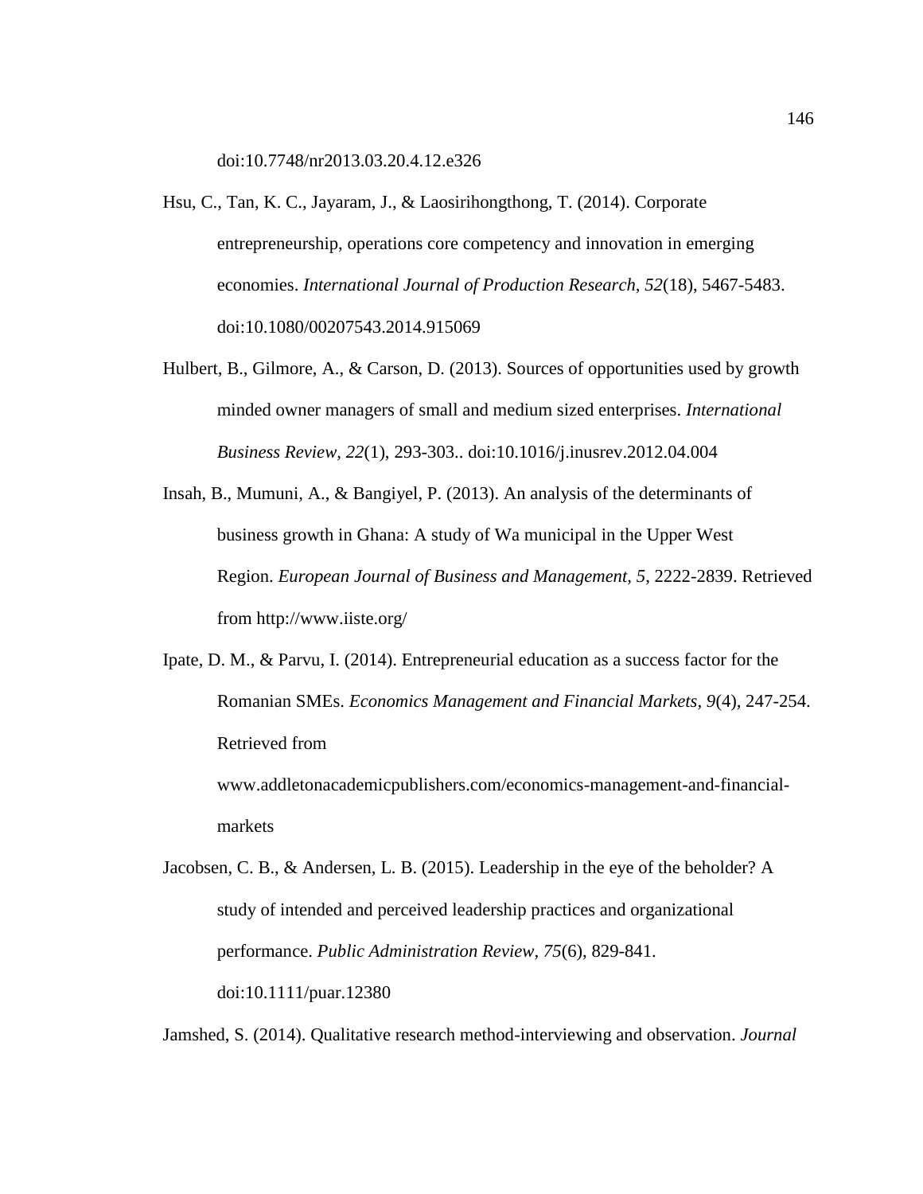doi:10.7748/nr2013.03.20.4.12.e326

Hsu, C., Tan, K. C., Jayaram, J., & Laosirihongthong, T. (2014). Corporate entrepreneurship, operations core competency and innovation in emerging economies. *International Journal of Production Research, 52*(18), 5467-5483. doi:10.1080/00207543.2014.915069

Hulbert, B., Gilmore, A., & Carson, D. (2013). Sources of opportunities used by growth minded owner managers of small and medium sized enterprises. *International Business Review, 22*(1), 293-303.. doi:10.1016/j.inusrev.2012.04.004

Insah, B., Mumuni, A., & Bangiyel, P. (2013). An analysis of the determinants of business growth in Ghana: A study of Wa municipal in the Upper West Region. *European Journal of Business and Management, 5*, 2222-2839. Retrieved from http://www.iiste.org/

Ipate, D. M., & Parvu, I. (2014). Entrepreneurial education as a success factor for the Romanian SMEs. *Economics Management and Financial Markets, 9*(4), 247-254. Retrieved from www.addletonacademicpublishers.com/economics-management-and-financial-markets

Jacobsen, C. B., & Andersen, L. B. (2015). Leadership in the eye of the beholder? A study of intended and perceived leadership practices and organizational performance. *Public Administration Review, 75*(6), 829-841. doi:10.1111/puar.12380

Jamshed, S. (2014). Qualitative research method-interviewing and observation. *Journal*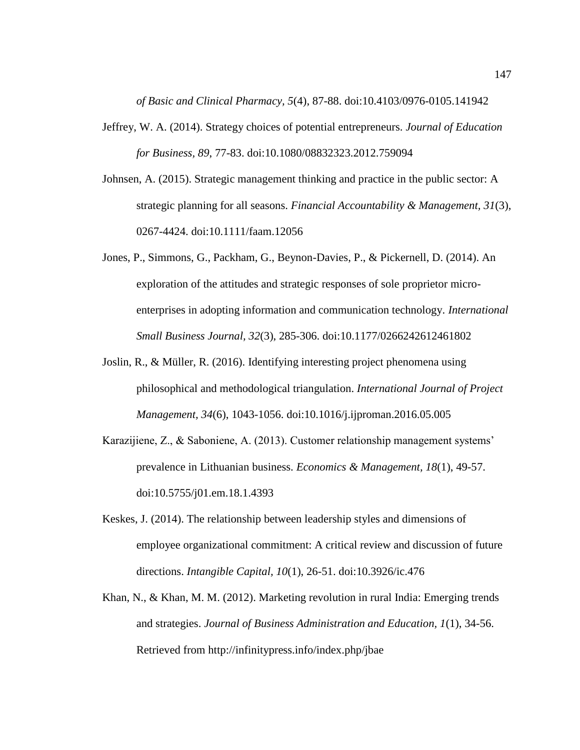*of Basic and Clinical Pharmacy, 5*(4), 87-88. doi:10.4103/0976-0105.141942

Jeffrey, W. A. (2014). Strategy choices of potential entrepreneurs. *Journal of Education for Business, 89*, 77-83. doi:10.1080/08832323.2012.759094

Johnsen, A. (2015). Strategic management thinking and practice in the public sector: A strategic planning for all seasons. *Financial Accountability & Management, 31*(3), 0267-4424. doi:10.1111/faam.12056

Jones, P., Simmons, G., Packham, G., Beynon-Davies, P., & Pickernell, D. (2014). An exploration of the attitudes and strategic responses of sole proprietor micro-enterprises in adopting information and communication technology. *International Small Business Journal, 32*(3), 285-306. doi:10.1177/0266242612461802

Joslin, R., & Müller, R. (2016). Identifying interesting project phenomena using philosophical and methodological triangulation. *International Journal of Project Management, 34*(6), 1043-1056. doi:10.1016/j.ijproman.2016.05.005

Karazijiene, Z., & Saboniene, A. (2013). Customer relationship management systems' prevalence in Lithuanian business. *Economics & Management, 18*(1), 49-57. doi:10.5755/j01.em.18.1.4393

Keskes, J. (2014). The relationship between leadership styles and dimensions of employee organizational commitment: A critical review and discussion of future directions. *Intangible Capital, 10*(1), 26-51. doi:10.3926/ic.476

Khan, N., & Khan, M. M. (2012). Marketing revolution in rural India: Emerging trends and strategies. *Journal of Business Administration and Education, 1*(1), 34-56. Retrieved from http://infinitypress.info/index.php/jbae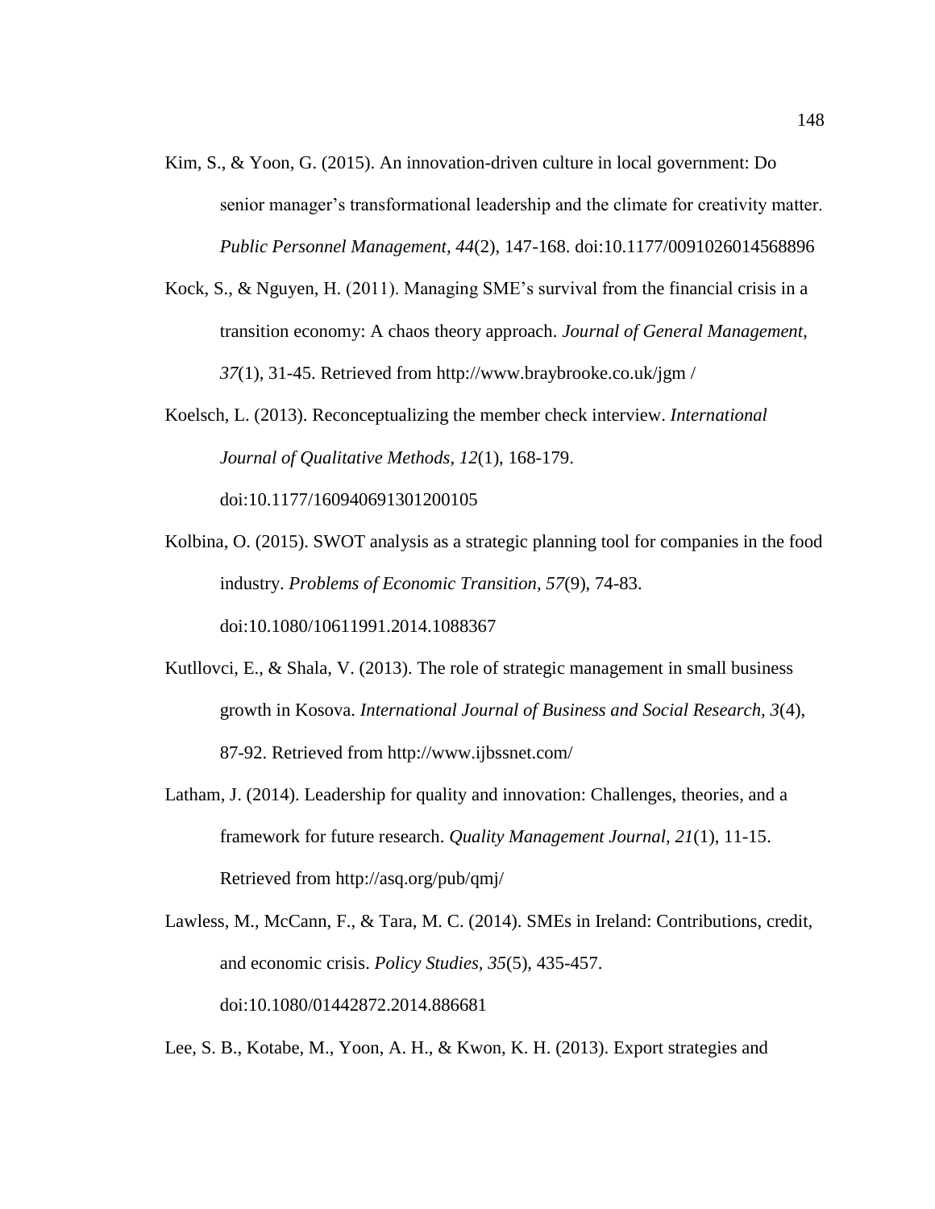Kim, S., & Yoon, G. (2015). An innovation-driven culture in local government: Do senior manager's transformational leadership and the climate for creativity matter. *Public Personnel Management, 44*(2), 147-168. doi:10.1177/0091026014568896

Kock, S., & Nguyen, H. (2011). Managing SME's survival from the financial crisis in a transition economy: A chaos theory approach. *Journal of General Management*, *37*(1), 31-45. Retrieved from http://www.braybrooke.co.uk/jgm /

Koelsch, L. (2013). Reconceptualizing the member check interview. *International Journal of Qualitative Methods, 12*(1), 168-179. doi:10.1177/160940691301200105

Kolbina, O. (2015). SWOT analysis as a strategic planning tool for companies in the food industry. *Problems of Economic Transition, 57*(9), 74-83. doi:10.1080/10611991.2014.1088367

Kutllovci, E., & Shala, V. (2013). The role of strategic management in small business growth in Kosova. *International Journal of Business and Social Research, 3*(4), 87-92. Retrieved from http://www.ijbssnet.com/

Latham, J. (2014). Leadership for quality and innovation: Challenges, theories, and a framework for future research. *Quality Management Journal, 21*(1), 11-15. Retrieved from http://asq.org/pub/qmj/

Lawless, M., McCann, F., & Tara, M. C. (2014). SMEs in Ireland: Contributions, credit, and economic crisis. *Policy Studies, 35*(5), 435-457. doi:10.1080/01442872.2014.886681

Lee, S. B., Kotabe, M., Yoon, A. H., & Kwon, K. H. (2013). Export strategies and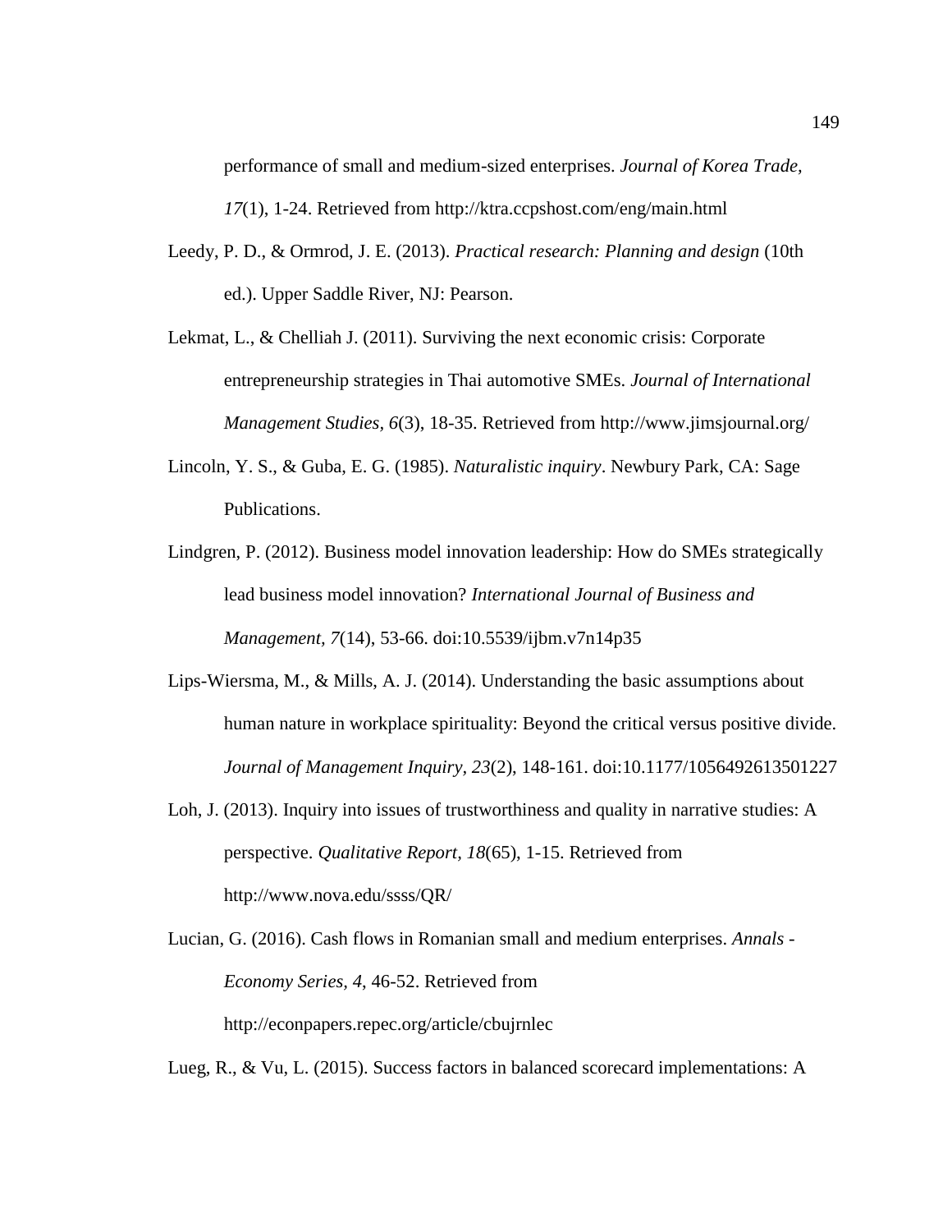performance of small and medium-sized enterprises. *Journal of Korea Trade, 17*(1), 1-24. Retrieved from http://ktra.ccpshost.com/eng/main.html

Leedy, P. D., & Ormrod, J. E. (2013). *Practical research: Planning and design* (10th ed.). Upper Saddle River, NJ: Pearson.

Lekmat, L., & Chelliah J. (2011). Surviving the next economic crisis: Corporate entrepreneurship strategies in Thai automotive SMEs. *Journal of International Management Studies, 6*(3), 18-35. Retrieved from http://www.jimsjournal.org/

Lincoln, Y. S., & Guba, E. G. (1985). *Naturalistic inquiry*. Newbury Park, CA: Sage Publications.

Lindgren, P. (2012). Business model innovation leadership: How do SMEs strategically lead business model innovation? *International Journal of Business and Management, 7*(14), 53-66. doi:10.5539/ijbm.v7n14p35

Lips-Wiersma, M., & Mills, A. J. (2014). Understanding the basic assumptions about human nature in workplace spirituality: Beyond the critical versus positive divide. *Journal of Management Inquiry, 23*(2), 148-161. doi:10.1177/1056492613501227

Loh, J. (2013). Inquiry into issues of trustworthiness and quality in narrative studies: A perspective. *Qualitative Report, 18*(65), 1-15. Retrieved from http://www.nova.edu/ssss/QR/

Lucian, G. (2016). Cash flows in Romanian small and medium enterprises. *Annals - Economy Series, 4*, 46-52. Retrieved from http://econpapers.repec.org/article/cbujrnlec

Lueg, R., & Vu, L. (2015). Success factors in balanced scorecard implementations: A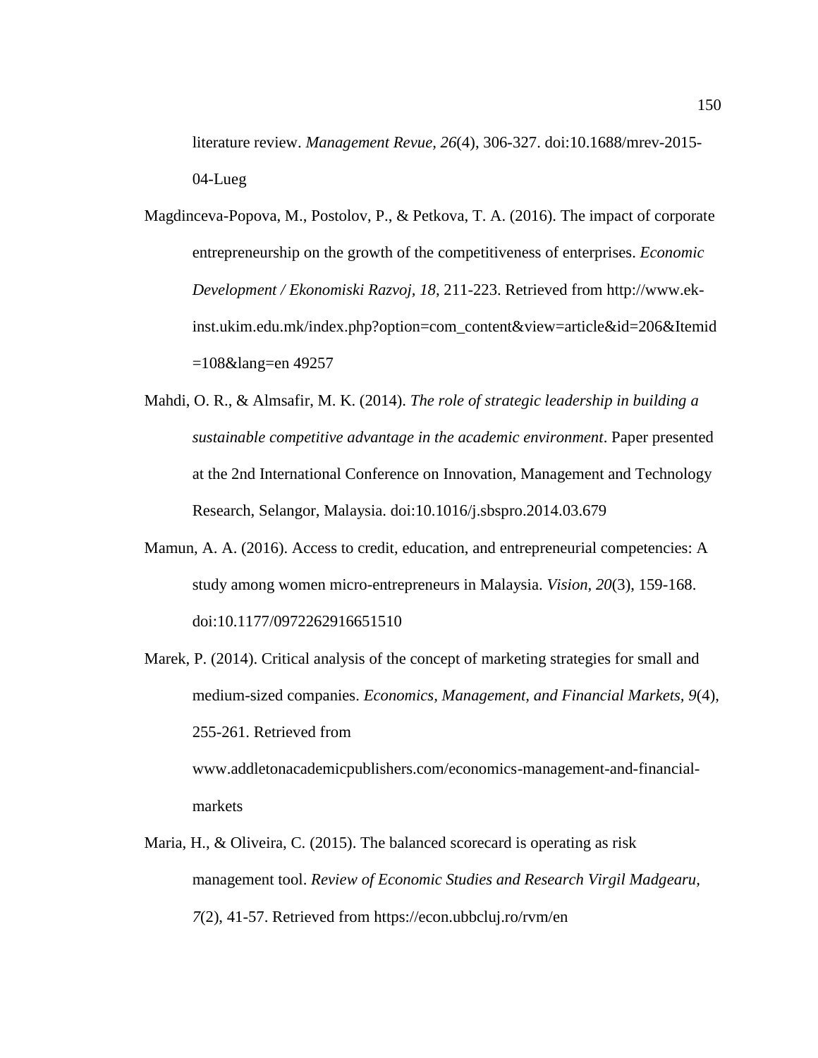literature review. *Management Revue, 26*(4), 306-327. doi:10.1688/mrev-2015-04-Lueg

Magdinceva-Popova, M., Postolov, P., & Petkova, T. A. (2016). The impact of corporate entrepreneurship on the growth of the competitiveness of enterprises. *Economic Development / Ekonomiski Razvoj, 18*, 211-223. Retrieved from http://www.ek-inst.ukim.edu.mk/index.php?option=com_content&view=article&id=206&Itemid=108&lang=en 49257

Mahdi, O. R., & Almsafir, M. K. (2014). *The role of strategic leadership in building a sustainable competitive advantage in the academic environment*. Paper presented at the 2nd International Conference on Innovation, Management and Technology Research, Selangor, Malaysia. doi:10.1016/j.sbspro.2014.03.679

Mamun, A. A. (2016). Access to credit, education, and entrepreneurial competencies: A study among women micro-entrepreneurs in Malaysia. *Vision, 20*(3), 159-168. doi:10.1177/0972262916651510

Marek, P. (2014). Critical analysis of the concept of marketing strategies for small and medium-sized companies. *Economics, Management, and Financial Markets, 9*(4), 255-261. Retrieved from www.addletonacademicpublishers.com/economics-management-and-financial-markets

Maria, H., & Oliveira, C. (2015). The balanced scorecard is operating as risk management tool. *Review of Economic Studies and Research Virgil Madgearu, 7*(2), 41-57. Retrieved from https://econ.ubbcluj.ro/rvm/en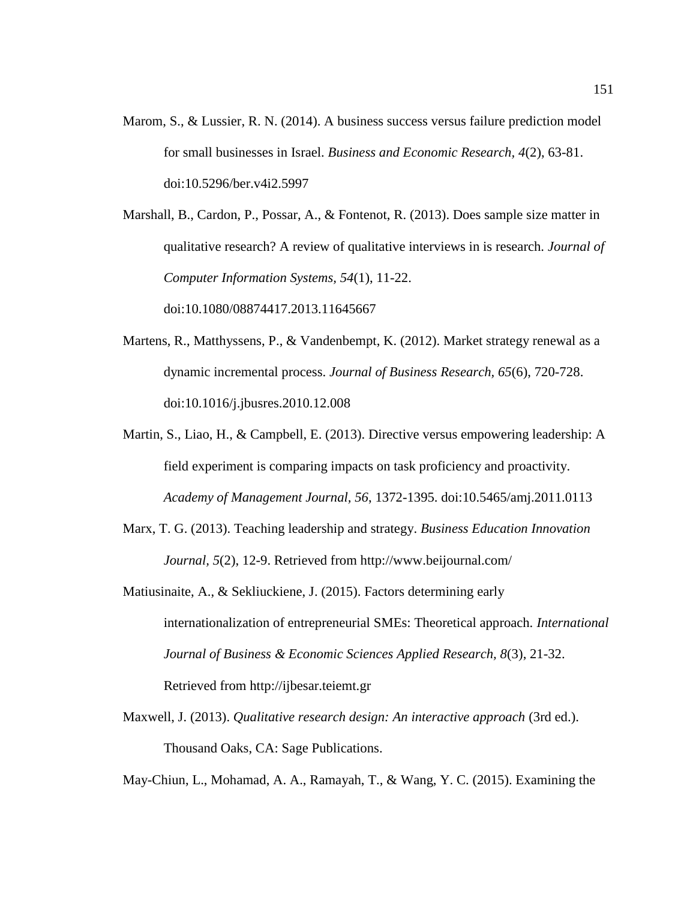Marom, S., & Lussier, R. N. (2014). A business success versus failure prediction model for small businesses in Israel. *Business and Economic Research, 4*(2), 63-81. doi:10.5296/ber.v4i2.5997

Marshall, B., Cardon, P., Possar, A., & Fontenot, R. (2013). Does sample size matter in qualitative research? A review of qualitative interviews in is research. *Journal of Computer Information Systems, 54*(1), 11-22. doi:10.1080/08874417.2013.11645667

Martens, R., Matthyssens, P., & Vandenbempt, K. (2012). Market strategy renewal as a dynamic incremental process. *Journal of Business Research, 65*(6), 720-728. doi:10.1016/j.jbusres.2010.12.008

Martin, S., Liao, H., & Campbell, E. (2013). Directive versus empowering leadership: A field experiment is comparing impacts on task proficiency and proactivity. *Academy of Management Journal, 56*, 1372-1395. doi:10.5465/amj.2011.0113

Marx, T. G. (2013). Teaching leadership and strategy. *Business Education Innovation Journal, 5*(2), 12-9. Retrieved from http://www.beijournal.com/

Matiusinaite, A., & Sekliuckiene, J. (2015). Factors determining early internationalization of entrepreneurial SMEs: Theoretical approach. *International Journal of Business & Economic Sciences Applied Research, 8*(3), 21-32. Retrieved from http://ijbesar.teiemt.gr

Maxwell, J. (2013). *Qualitative research design: An interactive approach* (3rd ed.). Thousand Oaks, CA: Sage Publications.

May-Chiun, L., Mohamad, A. A., Ramayah, T., & Wang, Y. C. (2015). Examining the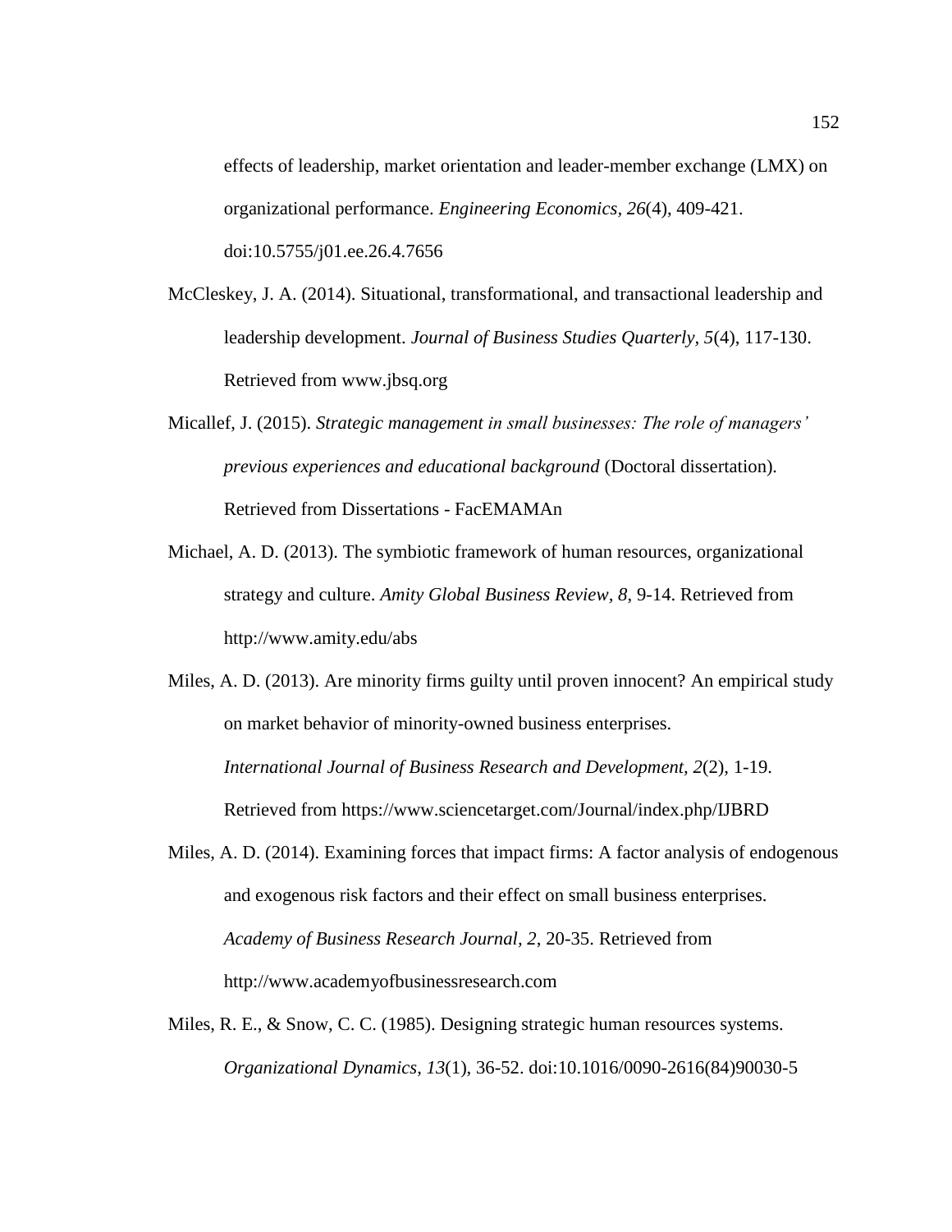effects of leadership, market orientation and leader-member exchange (LMX) on organizational performance. *Engineering Economics, 26*(4), 409-421. doi:10.5755/j01.ee.26.4.7656

McCleskey, J. A. (2014). Situational, transformational, and transactional leadership and leadership development. *Journal of Business Studies Quarterly*, *5*(4), 117-130. Retrieved from www.jbsq.org

Micallef, J. (2015). *Strategic management in small businesses: The role of managers' previous experiences and educational background* (Doctoral dissertation). Retrieved from Dissertations - FacEMAMAn

Michael, A. D. (2013). The symbiotic framework of human resources, organizational strategy and culture. *Amity Global Business Review*, *8*, 9-14. Retrieved from http://www.amity.edu/abs

Miles, A. D. (2013). Are minority firms guilty until proven innocent? An empirical study on market behavior of minority-owned business enterprises. *International Journal of Business Research and Development, 2*(2), 1-19. Retrieved from https://www.sciencetarget.com/Journal/index.php/IJBRD

Miles, A. D. (2014). Examining forces that impact firms: A factor analysis of endogenous and exogenous risk factors and their effect on small business enterprises. *Academy of Business Research Journal, 2*, 20-35. Retrieved from http://www.academyofbusinessresearch.com

Miles, R. E., & Snow, C. C. (1985). Designing strategic human resources systems. *Organizational Dynamics*, *13*(1), 36-52. doi:10.1016/0090-2616(84)90030-5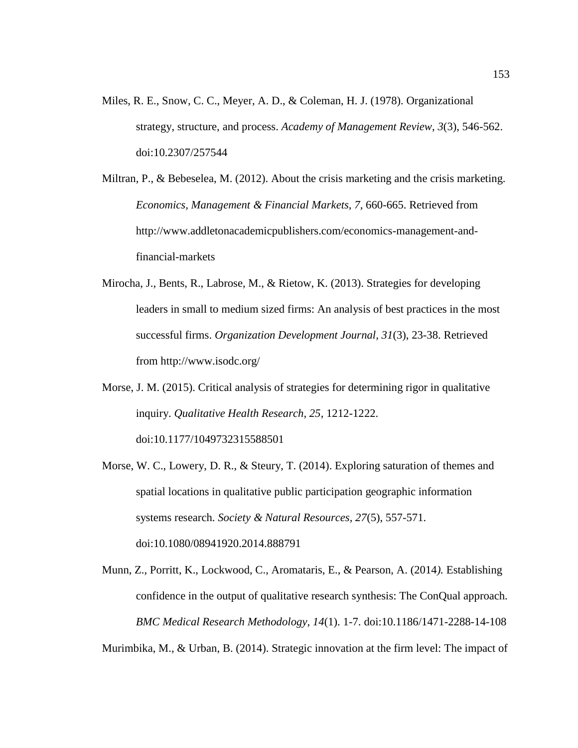Miles, R. E., Snow, C. C., Meyer, A. D., & Coleman, H. J. (1978). Organizational strategy, structure, and process. *Academy of Management Review*, *3*(3), 546-562. doi:10.2307/257544

Miltran, P., & Bebeselea, M. (2012). About the crisis marketing and the crisis marketing. *Economics, Management & Financial Markets, 7*, 660-665. Retrieved from http://www.addletonacademicpublishers.com/economics-management-and-financial-markets

Mirocha, J., Bents, R., Labrose, M., & Rietow, K. (2013). Strategies for developing leaders in small to medium sized firms: An analysis of best practices in the most successful firms. *Organization Development Journal, 31*(3), 23-38. Retrieved from http://www.isodc.org/

Morse, J. M. (2015). Critical analysis of strategies for determining rigor in qualitative inquiry. *Qualitative Health Research, 25*, 1212-1222. doi:10.1177/1049732315588501

Morse, W. C., Lowery, D. R., & Steury, T. (2014). Exploring saturation of themes and spatial locations in qualitative public participation geographic information systems research. *Society & Natural Resources, 27*(5), 557-571. doi:10.1080/08941920.2014.888791

Munn, Z., Porritt, K., Lockwood, C., Aromataris, E., & Pearson, A. (2014). Establishing confidence in the output of qualitative research synthesis: The ConQual approach. *BMC Medical Research Methodology, 14*(1). 1-7. doi:10.1186/1471-2288-14-108

Murimbika, M., & Urban, B. (2014). Strategic innovation at the firm level: The impact of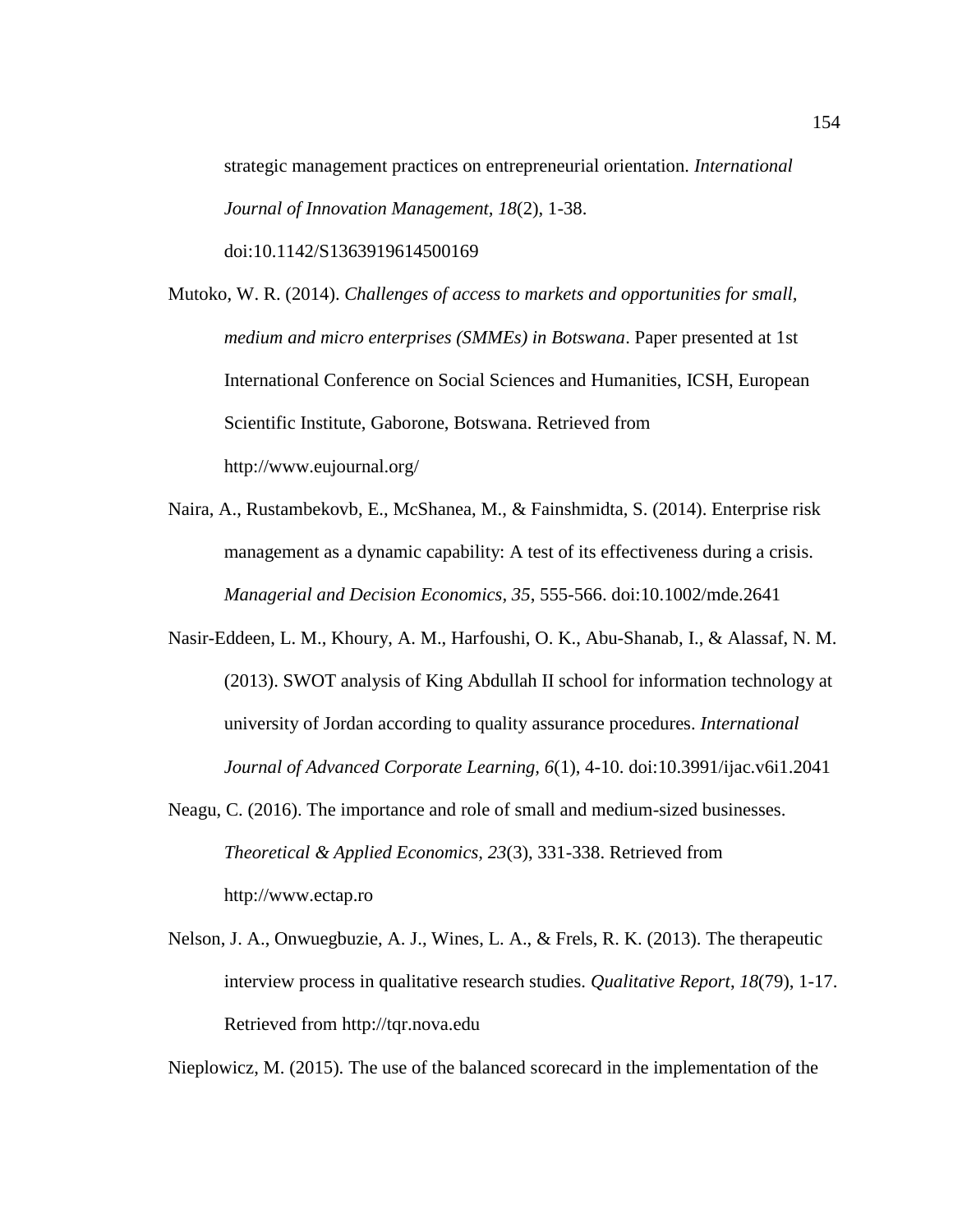strategic management practices on entrepreneurial orientation. *International Journal of Innovation Management, 18*(2), 1-38. doi:10.1142/S1363919614500169

Mutoko, W. R. (2014). *Challenges of access to markets and opportunities for small, medium and micro enterprises (SMMEs) in Botswana*. Paper presented at 1st International Conference on Social Sciences and Humanities, ICSH, European Scientific Institute, Gaborone, Botswana. Retrieved from http://www.eujournal.org/

Naira, A., Rustambekovb, E., McShanea, M., & Fainshmidta, S. (2014). Enterprise risk management as a dynamic capability: A test of its effectiveness during a crisis. *Managerial and Decision Economics, 35*, 555-566. doi:10.1002/mde.2641

Nasir-Eddeen, L. M., Khoury, A. M., Harfoushi, O. K., Abu-Shanab, I., & Alassaf, N. M. (2013). SWOT analysis of King Abdullah II school for information technology at university of Jordan according to quality assurance procedures. *International Journal of Advanced Corporate Learning, 6*(1), 4-10. doi:10.3991/ijac.v6i1.2041

Neagu, C. (2016). The importance and role of small and medium-sized businesses. *Theoretical & Applied Economics, 23*(3), 331-338. Retrieved from http://www.ectap.ro

Nelson, J. A., Onwuegbuzie, A. J., Wines, L. A., & Frels, R. K. (2013). The therapeutic interview process in qualitative research studies. *Qualitative Report*, *18*(79), 1-17. Retrieved from http://tqr.nova.edu

Nieplowicz, M. (2015). The use of the balanced scorecard in the implementation of the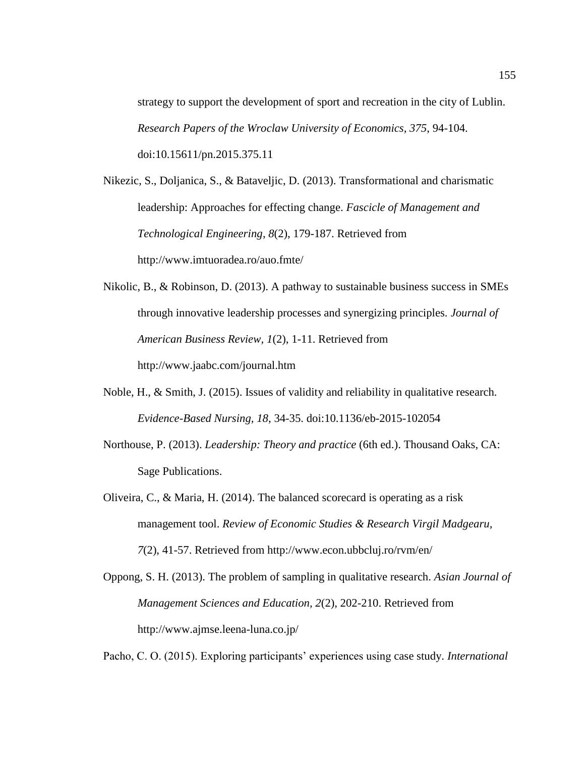strategy to support the development of sport and recreation in the city of Lublin. *Research Papers of the Wroclaw University of Economics*, *375*, 94-104. doi:10.15611/pn.2015.375.11

Nikezic, S., Doljanica, S., & Bataveljic, D. (2013). Transformational and charismatic leadership: Approaches for effecting change. *Fascicle of Management and Technological Engineering*, *8*(2), 179-187. Retrieved from http://www.imtuoradea.ro/auo.fmte/

Nikolic, B., & Robinson, D. (2013). A pathway to sustainable business success in SMEs through innovative leadership processes and synergizing principles. *Journal of American Business Review*, *1*(2), 1-11. Retrieved from http://www.jaabc.com/journal.htm

Noble, H., & Smith, J. (2015). Issues of validity and reliability in qualitative research. *Evidence-Based Nursing*, *18*, 34-35. doi:10.1136/eb-2015-102054

Northouse, P. (2013). *Leadership: Theory and practice* (6th ed.). Thousand Oaks, CA: Sage Publications.

Oliveira, C., & Maria, H. (2014). The balanced scorecard is operating as a risk management tool. *Review of Economic Studies & Research Virgil Madgearu*, *7*(2), 41-57. Retrieved from http://www.econ.ubbcluj.ro/rvm/en/

Oppong, S. H. (2013). The problem of sampling in qualitative research. *Asian Journal of Management Sciences and Education*, *2*(2), 202-210. Retrieved from http://www.ajmse.leena-luna.co.jp/

Pacho, C. O. (2015). Exploring participants' experiences using case study. *International*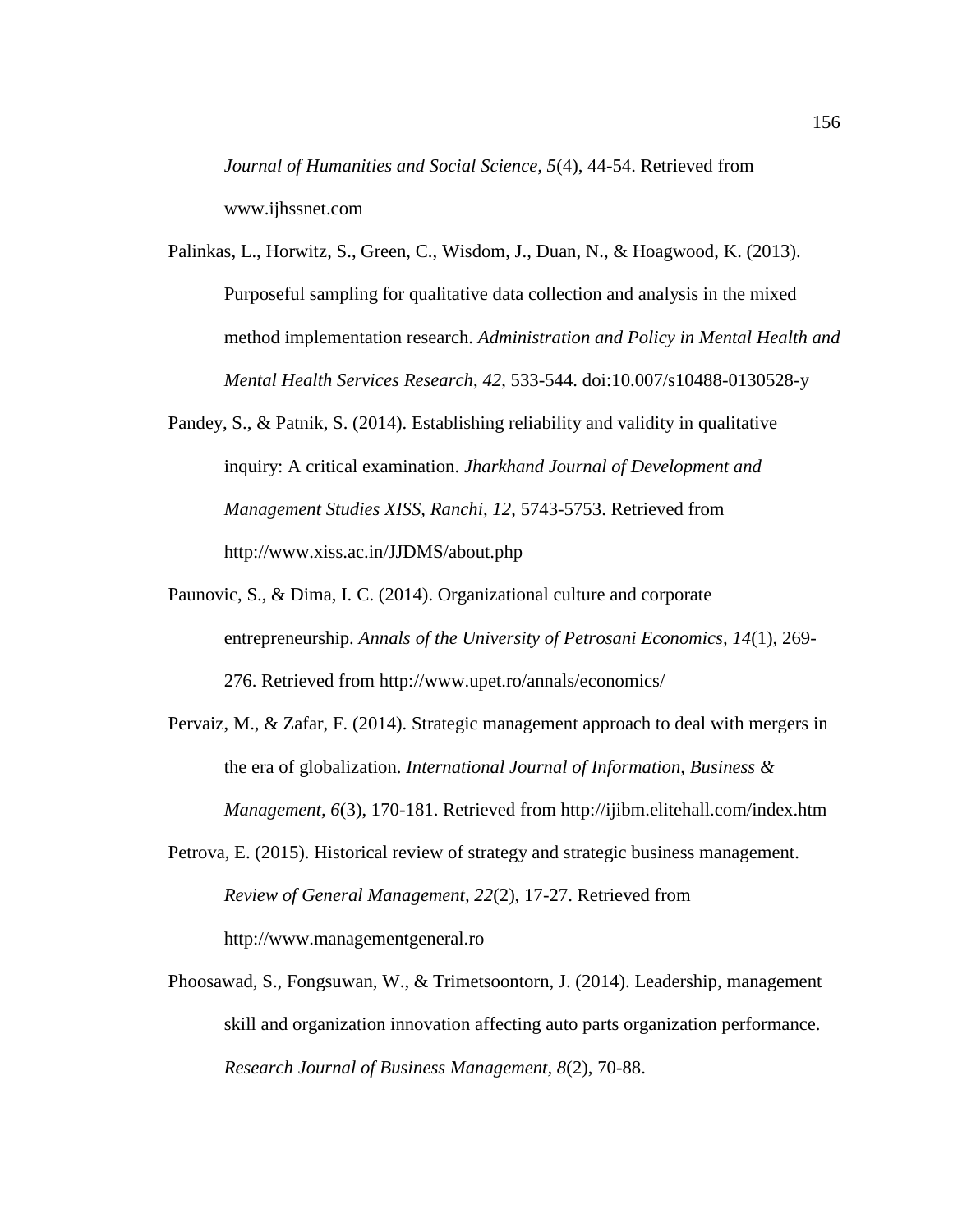*Journal of Humanities and Social Science, 5*(4), 44-54. Retrieved from www.ijhssnet.com

Palinkas, L., Horwitz, S., Green, C., Wisdom, J., Duan, N., & Hoagwood, K. (2013). Purposeful sampling for qualitative data collection and analysis in the mixed method implementation research. *Administration and Policy in Mental Health and Mental Health Services Research*, *42*, 533-544. doi:10.007/s10488-0130528-y

Pandey, S., & Patnik, S. (2014). Establishing reliability and validity in qualitative inquiry: A critical examination. *Jharkhand Journal of Development and Management Studies XISS, Ranchi, 12*, 5743-5753. Retrieved from http://www.xiss.ac.in/JJDMS/about.php

Paunovic, S., & Dima, I. C. (2014). Organizational culture and corporate entrepreneurship. *Annals of the University of Petrosani Economics, 14*(1), 269-276. Retrieved from http://www.upet.ro/annals/economics/

Pervaiz, M., & Zafar, F. (2014). Strategic management approach to deal with mergers in the era of globalization. *International Journal of Information, Business & Management, 6*(3), 170-181. Retrieved from http://ijibm.elitehall.com/index.htm

Petrova, E. (2015). Historical review of strategy and strategic business management. *Review of General Management*, *22*(2), 17-27. Retrieved from http://www.managementgeneral.ro

Phoosawad, S., Fongsuwan, W., & Trimetsoontorn, J. (2014). Leadership, management skill and organization innovation affecting auto parts organization performance. *Research Journal of Business Management*, *8*(2), 70-88.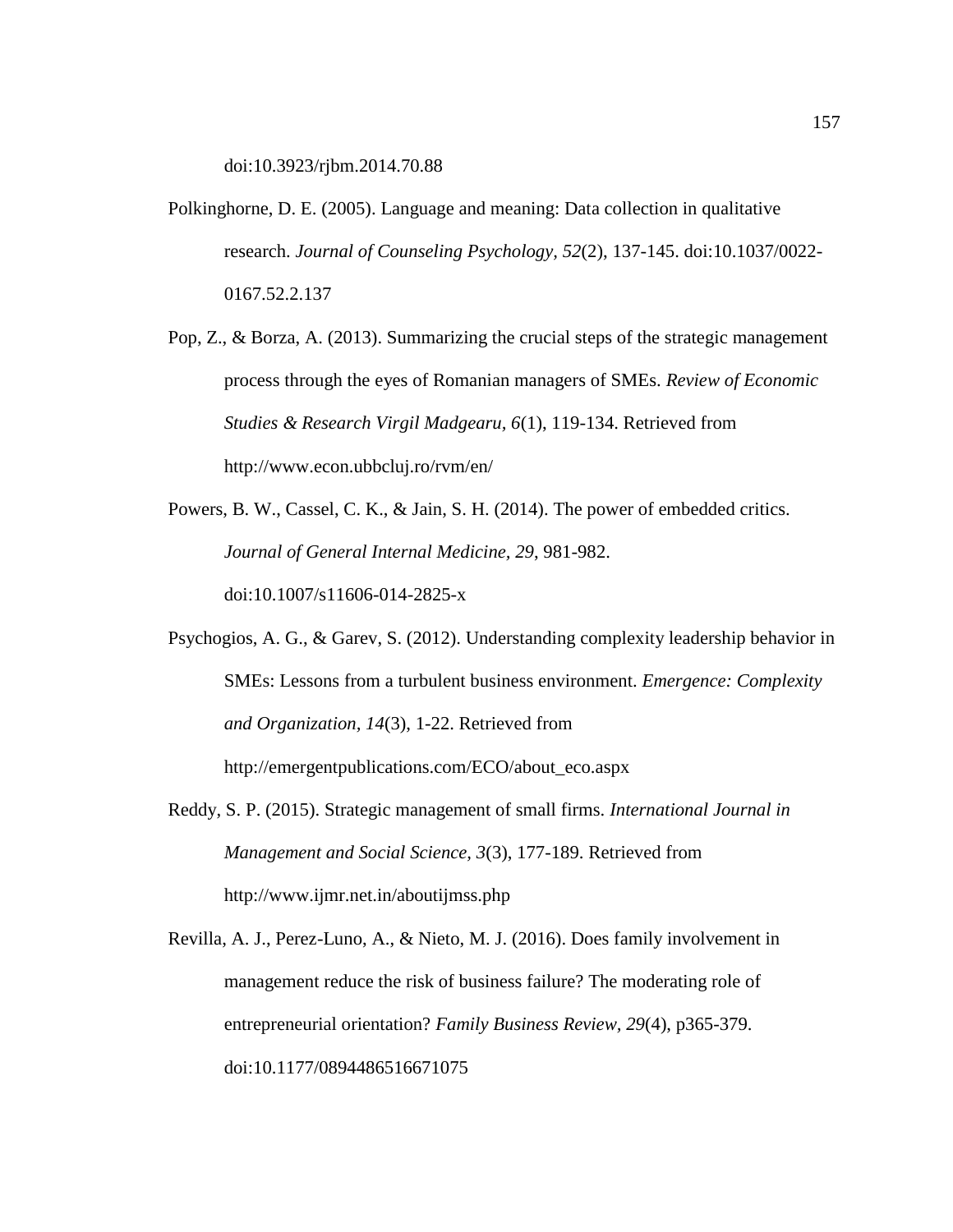doi:10.3923/rjbm.2014.70.88

Polkinghorne, D. E. (2005). Language and meaning: Data collection in qualitative research. *Journal of Counseling Psychology, 52*(2), 137-145. doi:10.1037/0022-0167.52.2.137

Pop, Z., & Borza, A. (2013). Summarizing the crucial steps of the strategic management process through the eyes of Romanian managers of SMEs. *Review of Economic Studies & Research Virgil Madgearu, 6*(1), 119-134. Retrieved from http://www.econ.ubbcluj.ro/rvm/en/

Powers, B. W., Cassel, C. K., & Jain, S. H. (2014). The power of embedded critics. *Journal of General Internal Medicine, 29*, 981-982. doi:10.1007/s11606-014-2825-x

Psychogios, A. G., & Garev, S. (2012). Understanding complexity leadership behavior in SMEs: Lessons from a turbulent business environment. *Emergence: Complexity and Organization, 14*(3), 1-22. Retrieved from http://emergentpublications.com/ECO/about_eco.aspx

Reddy, S. P. (2015). Strategic management of small firms. *International Journal in Management and Social Science, 3*(3), 177-189. Retrieved from http://www.ijmr.net.in/aboutijmss.php

Revilla, A. J., Perez-Luno, A., & Nieto, M. J. (2016). Does family involvement in management reduce the risk of business failure? The moderating role of entrepreneurial orientation? *Family Business Review, 29*(4), p365-379. doi:10.1177/0894486516671075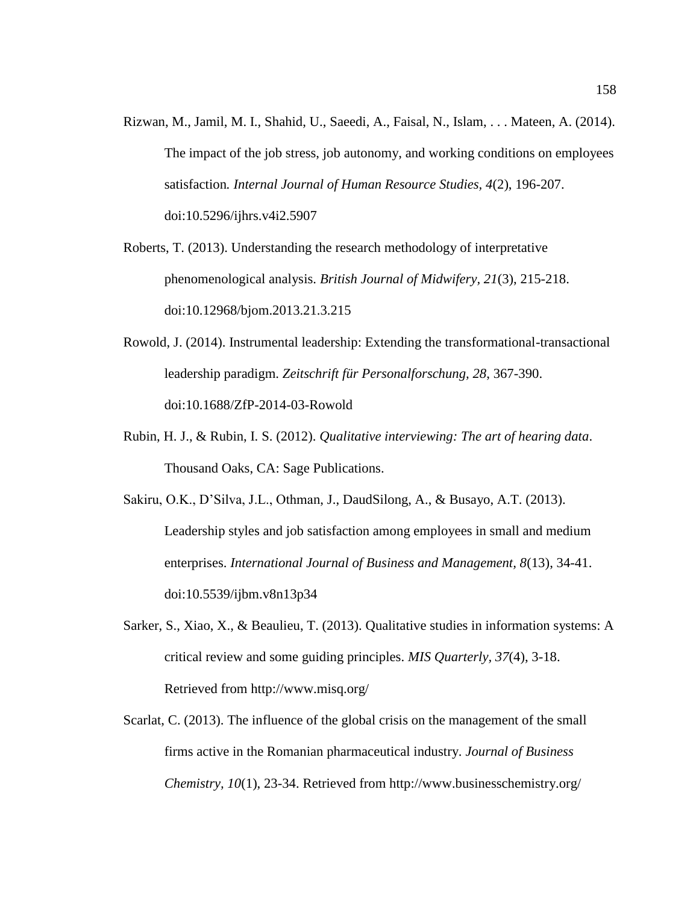Rizwan, M., Jamil, M. I., Shahid, U., Saeedi, A., Faisal, N., Islam, . . . Mateen, A. (2014). The impact of the job stress, job autonomy, and working conditions on employees satisfaction*. Internal Journal of Human Resource Studies, 4*(2), 196-207. doi:10.5296/ijhrs.v4i2.5907

Roberts, T. (2013). Understanding the research methodology of interpretative phenomenological analysis. *British Journal of Midwifery, 21*(3), 215-218. doi:10.12968/bjom.2013.21.3.215

Rowold, J. (2014). Instrumental leadership: Extending the transformational-transactional leadership paradigm. *Zeitschrift für Personalforschung, 28*, 367-390. doi:10.1688/ZfP-2014-03-Rowold

Rubin, H. J., & Rubin, I. S. (2012). *Qualitative interviewing: The art of hearing data*. Thousand Oaks, CA: Sage Publications.

Sakiru, O.K., D'Silva, J.L., Othman, J., DaudSilong, A., & Busayo, A.T. (2013). Leadership styles and job satisfaction among employees in small and medium enterprises. *International Journal of Business and Management, 8*(13), 34-41. doi:10.5539/ijbm.v8n13p34

Sarker, S., Xiao, X., & Beaulieu, T. (2013). Qualitative studies in information systems: A critical review and some guiding principles. *MIS Quarterly, 37*(4), 3-18. Retrieved from http://www.misq.org/

Scarlat, C. (2013). The influence of the global crisis on the management of the small firms active in the Romanian pharmaceutical industry. *Journal of Business Chemistry, 10*(1), 23-34. Retrieved from http://www.businesschemistry.org/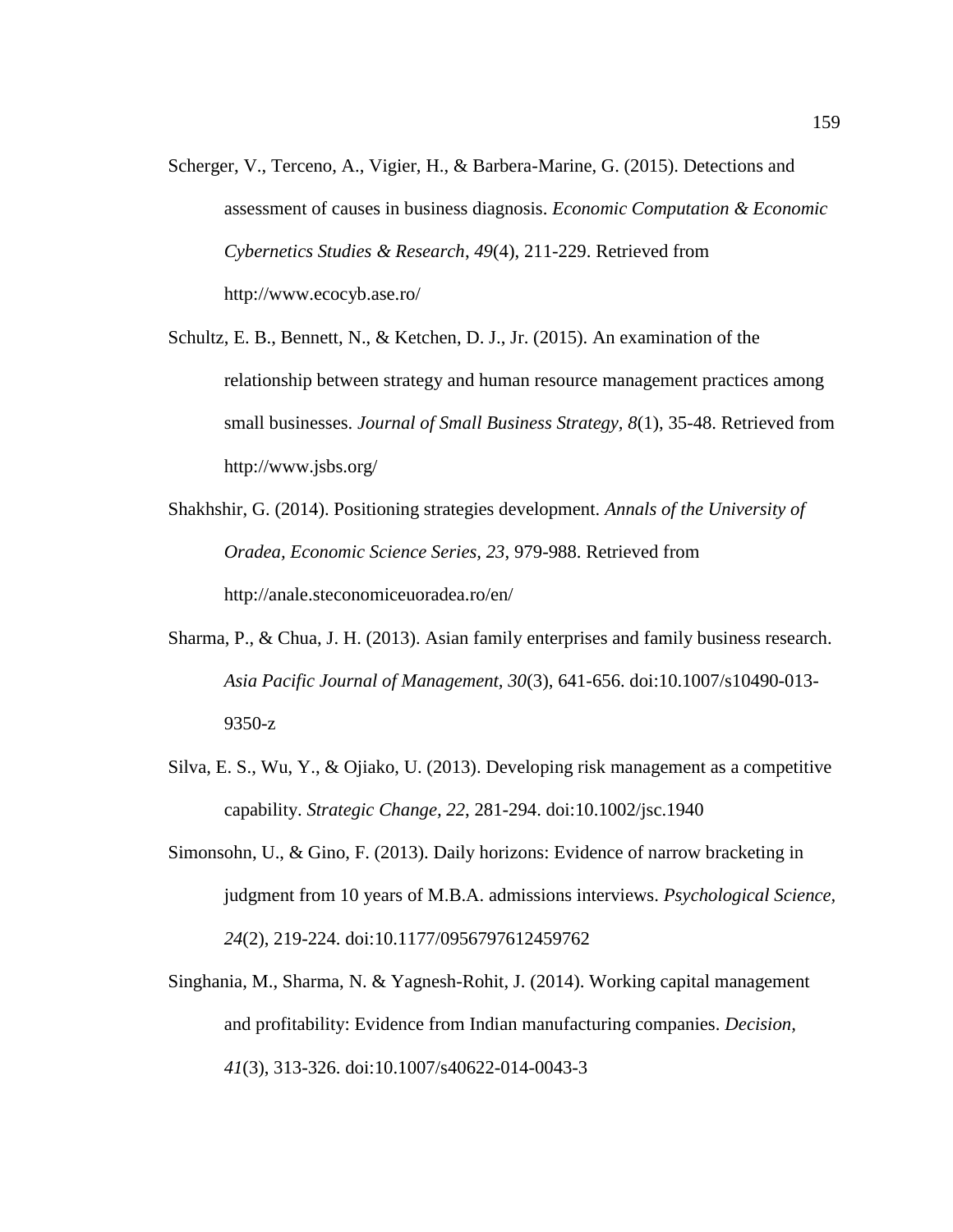Scherger, V., Terceno, A., Vigier, H., & Barbera-Marine, G. (2015). Detections and assessment of causes in business diagnosis. *Economic Computation & Economic Cybernetics Studies & Research*, *49*(4), 211-229. Retrieved from http://www.ecocyb.ase.ro/

Schultz, E. B., Bennett, N., & Ketchen, D. J., Jr. (2015). An examination of the relationship between strategy and human resource management practices among small businesses. *Journal of Small Business Strategy, 8*(1), 35-48. Retrieved from http://www.jsbs.org/

Shakhshir, G. (2014). Positioning strategies development. *Annals of the University of Oradea, Economic Science Series, 23*, 979-988. Retrieved from http://anale.steconomiceuoradea.ro/en/

Sharma, P., & Chua, J. H. (2013). Asian family enterprises and family business research. *Asia Pacific Journal of Management, 30*(3), 641-656. doi:10.1007/s10490-013-9350-z

Silva, E. S., Wu, Y., & Ojiako, U. (2013). Developing risk management as a competitive capability. *Strategic Change, 22*, 281-294. doi:10.1002/jsc.1940

Simonsohn, U., & Gino, F. (2013). Daily horizons: Evidence of narrow bracketing in judgment from 10 years of M.B.A. admissions interviews. *Psychological Science, 24*(2), 219-224. doi:10.1177/0956797612459762

Singhania, M., Sharma, N. & Yagnesh-Rohit, J. (2014). Working capital management and profitability: Evidence from Indian manufacturing companies. *Decision, 41*(3), 313-326. doi:10.1007/s40622-014-0043-3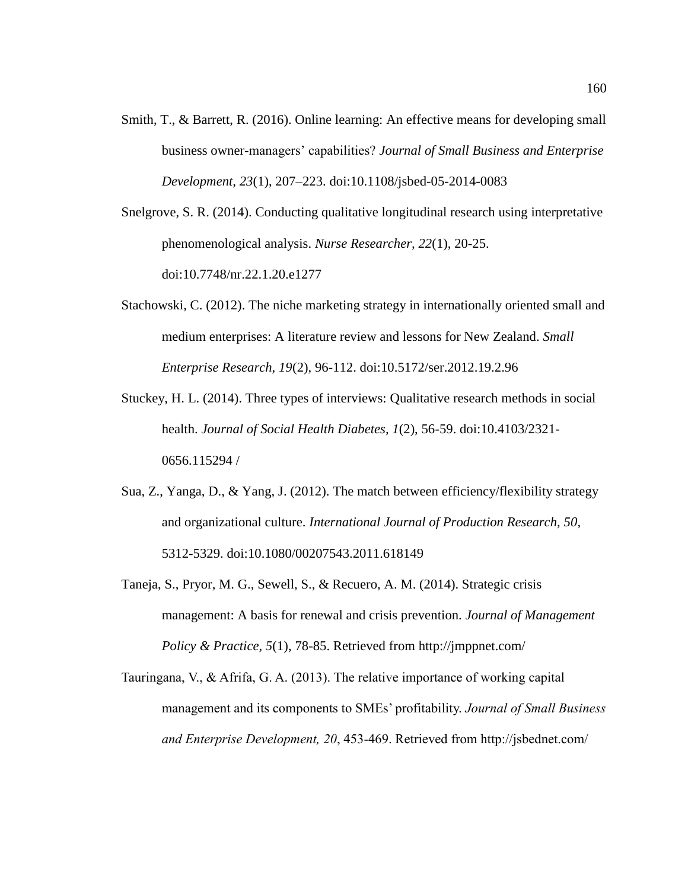Smith, T., & Barrett, R. (2016). Online learning: An effective means for developing small business owner-managers' capabilities? *Journal of Small Business and Enterprise Development, 23*(1), 207–223. doi:10.1108/jsbed-05-2014-0083

Snelgrove, S. R. (2014). Conducting qualitative longitudinal research using interpretative phenomenological analysis. *Nurse Researcher, 22*(1), 20-25. doi:10.7748/nr.22.1.20.e1277

Stachowski, C. (2012). The niche marketing strategy in internationally oriented small and medium enterprises: A literature review and lessons for New Zealand. *Small Enterprise Research, 19*(2), 96-112. doi:10.5172/ser.2012.19.2.96

Stuckey, H. L. (2014). Three types of interviews: Qualitative research methods in social health. *Journal of Social Health Diabetes, 1*(2), 56-59. doi:10.4103/2321-0656.115294 /

Sua, Z., Yanga, D., & Yang, J. (2012). The match between efficiency/flexibility strategy and organizational culture. *International Journal of Production Research, 50*, 5312-5329. doi:10.1080/00207543.2011.618149

Taneja, S., Pryor, M. G., Sewell, S., & Recuero, A. M. (2014). Strategic crisis management: A basis for renewal and crisis prevention. *Journal of Management Policy & Practice, 5*(1), 78-85. Retrieved from http://jmppnet.com/

Tauringana, V., & Afrifa, G. A. (2013). The relative importance of working capital management and its components to SMEs' profitability. *Journal of Small Business and Enterprise Development, 20*, 453-469. Retrieved from http://jsbednet.com/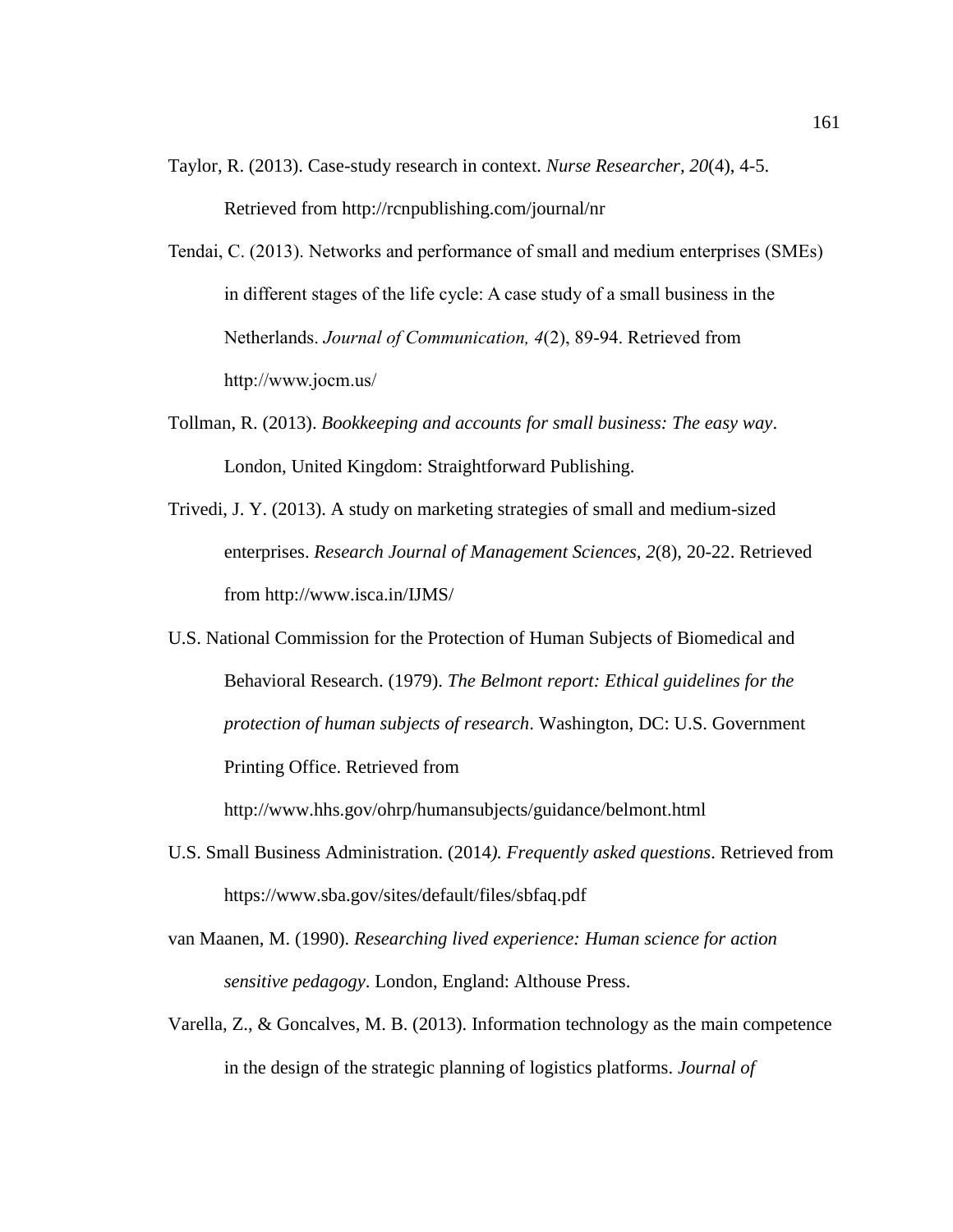Taylor, R. (2013). Case-study research in context. *Nurse Researcher, 20*(4), 4-5. Retrieved from http://rcnpublishing.com/journal/nr

Tendai, C. (2013). Networks and performance of small and medium enterprises (SMEs) in different stages of the life cycle: A case study of a small business in the Netherlands. *Journal of Communication, 4*(2), 89-94. Retrieved from http://www.jocm.us/

Tollman, R. (2013). *Bookkeeping and accounts for small business: The easy way*. London, United Kingdom: Straightforward Publishing.

Trivedi, J. Y. (2013). A study on marketing strategies of small and medium-sized enterprises. *Research Journal of Management Sciences, 2*(8), 20-22. Retrieved from http://www.isca.in/IJMS/

U.S. National Commission for the Protection of Human Subjects of Biomedical and Behavioral Research. (1979). *The Belmont report: Ethical guidelines for the protection of human subjects of research*. Washington, DC: U.S. Government Printing Office. Retrieved from http://www.hhs.gov/ohrp/humansubjects/guidance/belmont.html

U.S. Small Business Administration. (2014*). Frequently asked questions*. Retrieved from https://www.sba.gov/sites/default/files/sbfaq.pdf

van Maanen, M. (1990). *Researching lived experience: Human science for action sensitive pedagogy*. London, England: Althouse Press.

Varella, Z., & Goncalves, M. B. (2013). Information technology as the main competence in the design of the strategic planning of logistics platforms. *Journal of*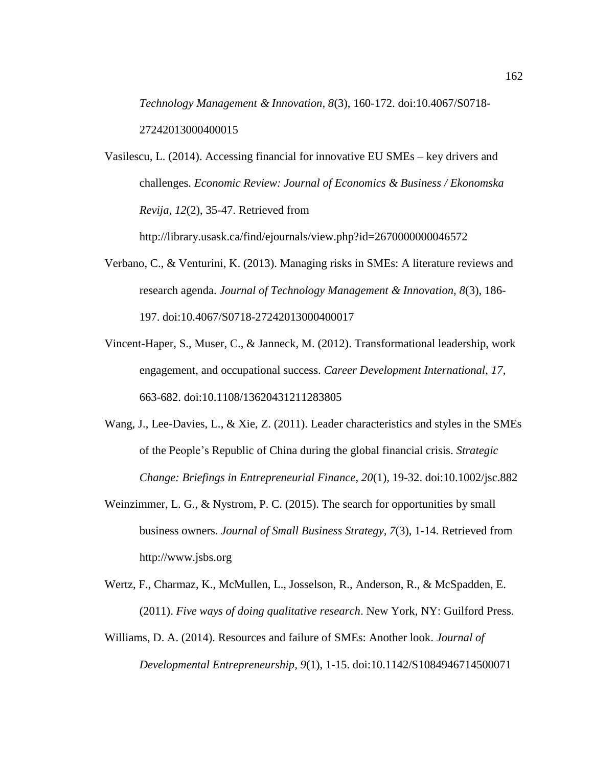*Technology Management & Innovation*, *8*(3), 160-172. doi:10.4067/S0718-27242013000400015

Vasilescu, L. (2014). Accessing financial for innovative EU SMEs – key drivers and challenges. *Economic Review: Journal of Economics & Business / Ekonomska Revija*, *12*(2), 35-47. Retrieved from http://library.usask.ca/find/ejournals/view.php?id=2670000000046572

Verbano, C., & Venturini, K. (2013). Managing risks in SMEs: A literature reviews and research agenda. *Journal of Technology Management & Innovation, 8*(3), 186-197. doi:10.4067/S0718-27242013000400017

Vincent-Haper, S., Muser, C., & Janneck, M. (2012). Transformational leadership, work engagement, and occupational success. *Career Development International*, *17*, 663-682. doi:10.1108/13620431211283805

Wang, J., Lee-Davies, L., & Xie, Z. (2011). Leader characteristics and styles in the SMEs of the People's Republic of China during the global financial crisis. *Strategic Change: Briefings in Entrepreneurial Finance*, *20*(1), 19-32. doi:10.1002/jsc.882

Weinzimmer, L. G., & Nystrom, P. C. (2015). The search for opportunities by small business owners. *Journal of Small Business Strategy*, *7*(3), 1-14. Retrieved from http://www.jsbs.org

Wertz, F., Charmaz, K., McMullen, L., Josselson, R., Anderson, R., & McSpadden, E. (2011). *Five ways of doing qualitative research*. New York, NY: Guilford Press.

Williams, D. A. (2014). Resources and failure of SMEs: Another look. *Journal of Developmental Entrepreneurship, 9*(1), 1-15. doi:10.1142/S1084946714500071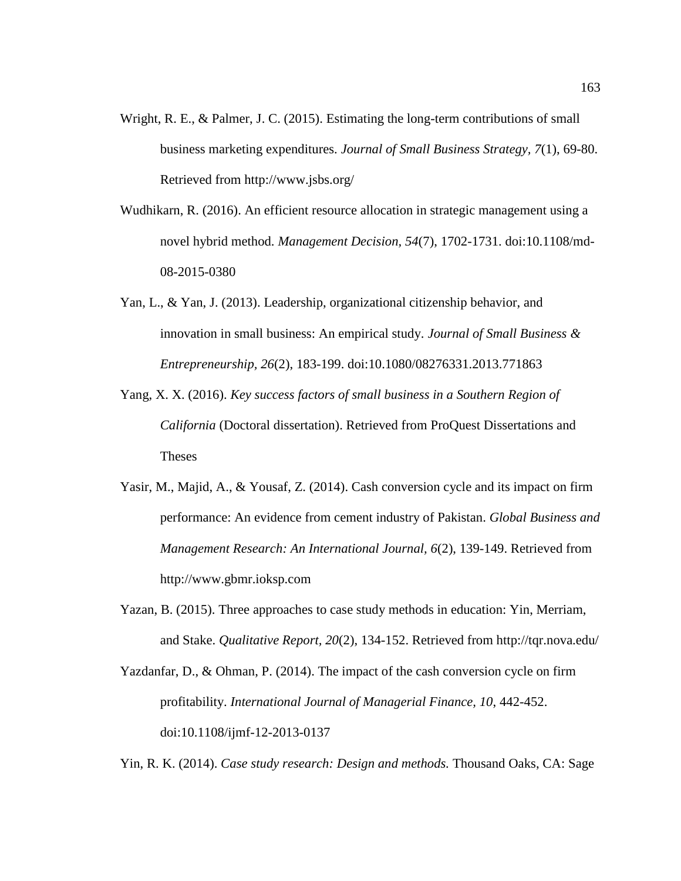Wright, R. E., & Palmer, J. C. (2015). Estimating the long-term contributions of small business marketing expenditures. *Journal of Small Business Strategy, 7*(1), 69-80. Retrieved from http://www.jsbs.org/

Wudhikarn, R. (2016). An efficient resource allocation in strategic management using a novel hybrid method. *Management Decision, 54*(7), 1702-1731. doi:10.1108/md-08-2015-0380

Yan, L., & Yan, J. (2013). Leadership, organizational citizenship behavior, and innovation in small business: An empirical study. *Journal of Small Business & Entrepreneurship, 26*(2), 183-199. doi:10.1080/08276331.2013.771863

Yang, X. X. (2016). *Key success factors of small business in a Southern Region of California* (Doctoral dissertation). Retrieved from ProQuest Dissertations and Theses

Yasir, M., Majid, A., & Yousaf, Z. (2014). Cash conversion cycle and its impact on firm performance: An evidence from cement industry of Pakistan. *Global Business and Management Research: An International Journal, 6*(2), 139-149. Retrieved from http://www.gbmr.ioksp.com

Yazan, B. (2015). Three approaches to case study methods in education: Yin, Merriam, and Stake. *Qualitative Report, 20*(2), 134-152. Retrieved from http://tqr.nova.edu/

Yazdanfar, D., & Ohman, P. (2014). The impact of the cash conversion cycle on firm profitability. *International Journal of Managerial Finance, 10*, 442-452. doi:10.1108/ijmf-12-2013-0137

Yin, R. K. (2014). *Case study research: Design and methods.* Thousand Oaks, CA: Sage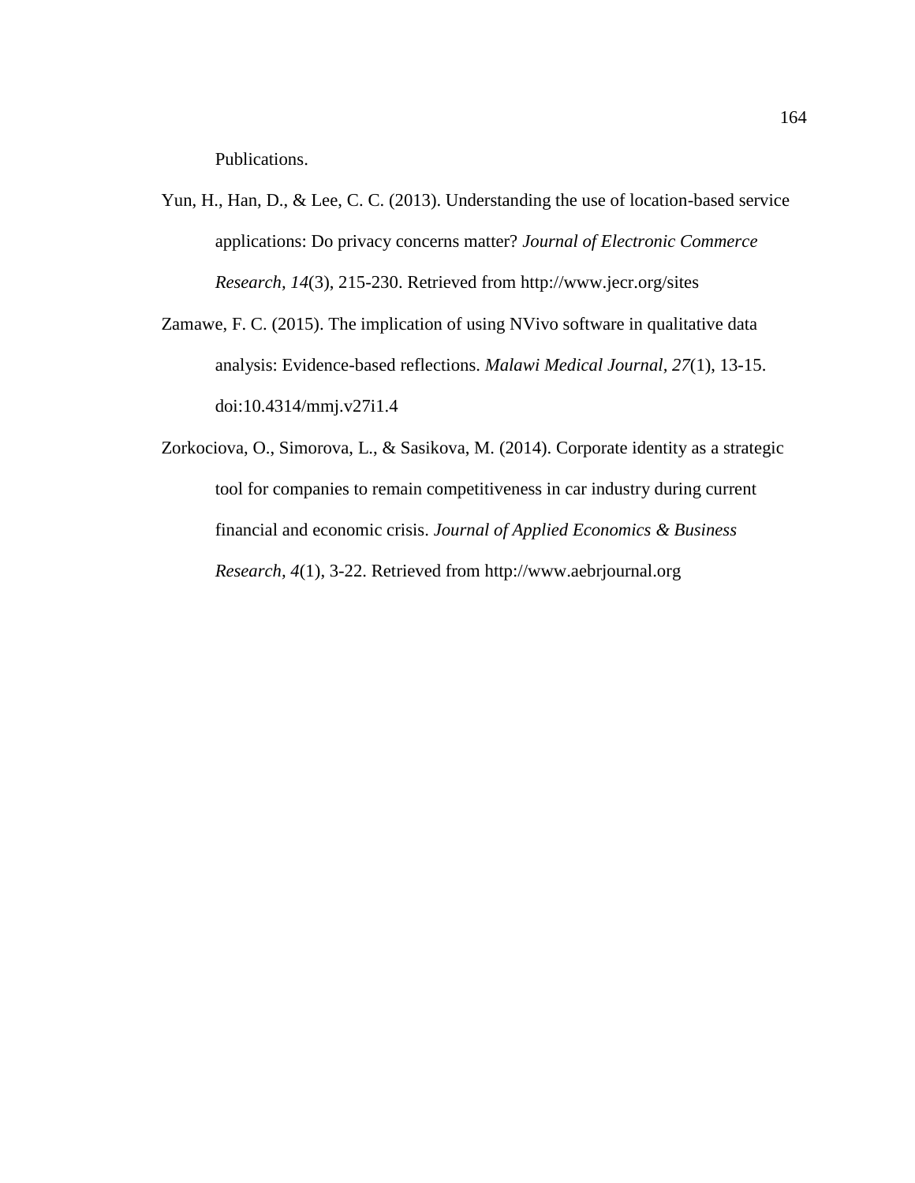Publications.

Yun, H., Han, D., & Lee, C. C. (2013). Understanding the use of location-based service applications: Do privacy concerns matter? *Journal of Electronic Commerce Research, 14*(3), 215-230. Retrieved from http://www.jecr.org/sites

Zamawe, F. C. (2015). The implication of using NVivo software in qualitative data analysis: Evidence-based reflections. *Malawi Medical Journal*, *27*(1), 13-15. doi:10.4314/mmj.v27i1.4

Zorkociova, O., Simorova, L., & Sasikova, M. (2014). Corporate identity as a strategic tool for companies to remain competitiveness in car industry during current financial and economic crisis. *Journal of Applied Economics & Business Research*, *4*(1), 3-22. Retrieved from http://www.aebrjournal.org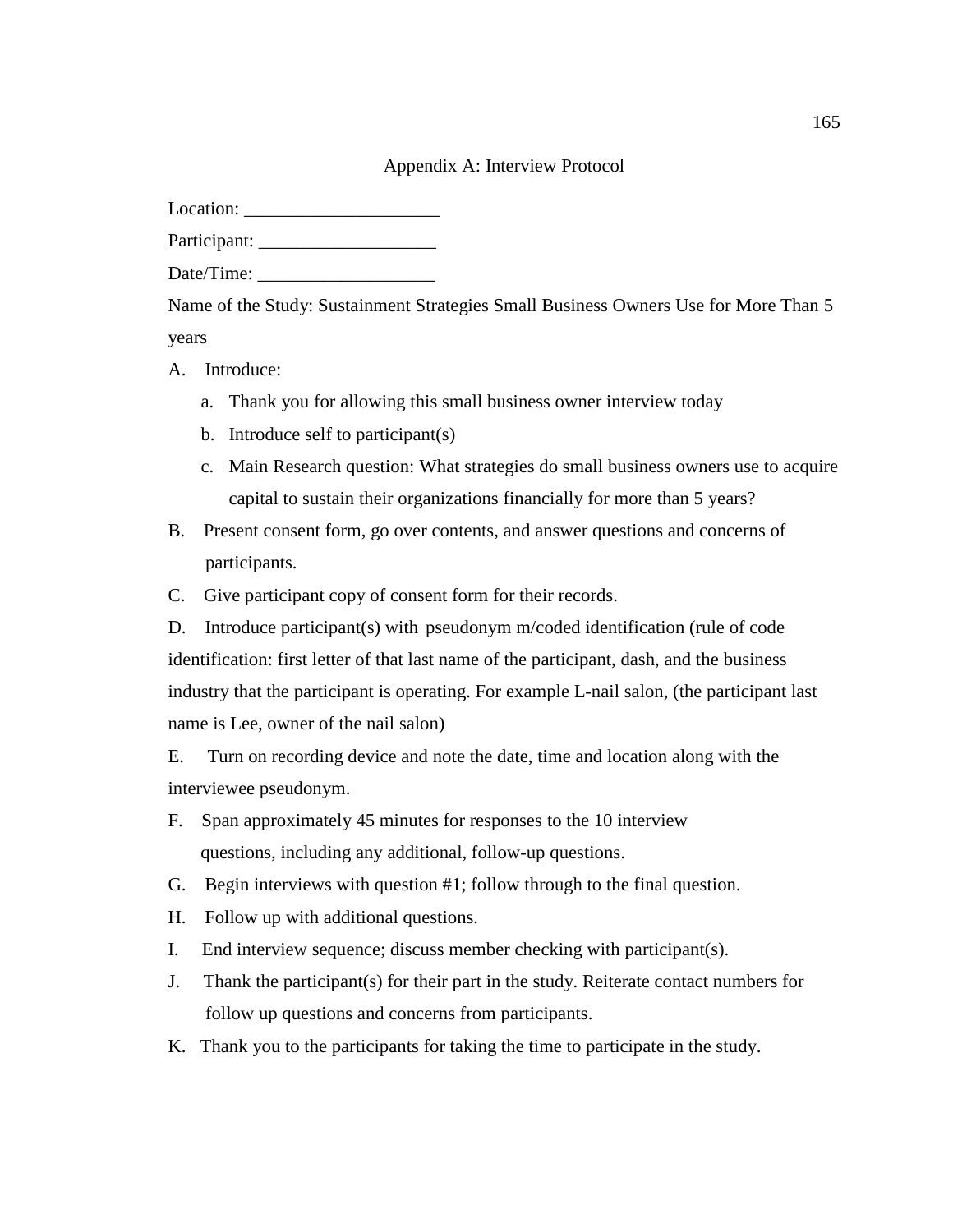# Appendix A: Interview Protocol

Location: _____________________

Participant: ___________________

Date/Time: ___________________

Name of the Study: Sustainment Strategies Small Business Owners Use for More Than 5 years

A. Introduce:

   a. Thank you for allowing this small business owner interview today
   
   b. Introduce self to participant(s)
   
   c. Main Research question: What strategies do small business owners use to acquire capital to sustain their organizations financially for more than 5 years?

B. Present consent form, go over contents, and answer questions and concerns of participants.

C. Give participant copy of consent form for their records.

D. Introduce participant(s) with pseudonym m/coded identification (rule of code identification: first letter of that last name of the participant, dash, and the business industry that the participant is operating. For example L-nail salon, (the participant last name is Lee, owner of the nail salon)

E. Turn on recording device and note the date, time and location along with the interviewee pseudonym.

F. Span approximately 45 minutes for responses to the 10 interview questions, including any additional, follow-up questions.

G. Begin interviews with question #1; follow through to the final question.

H. Follow up with additional questions.

I. End interview sequence; discuss member checking with participant(s).

J. Thank the participant(s) for their part in the study. Reiterate contact numbers for follow up questions and concerns from participants.

K. Thank you to the participants for taking the time to participate in the study.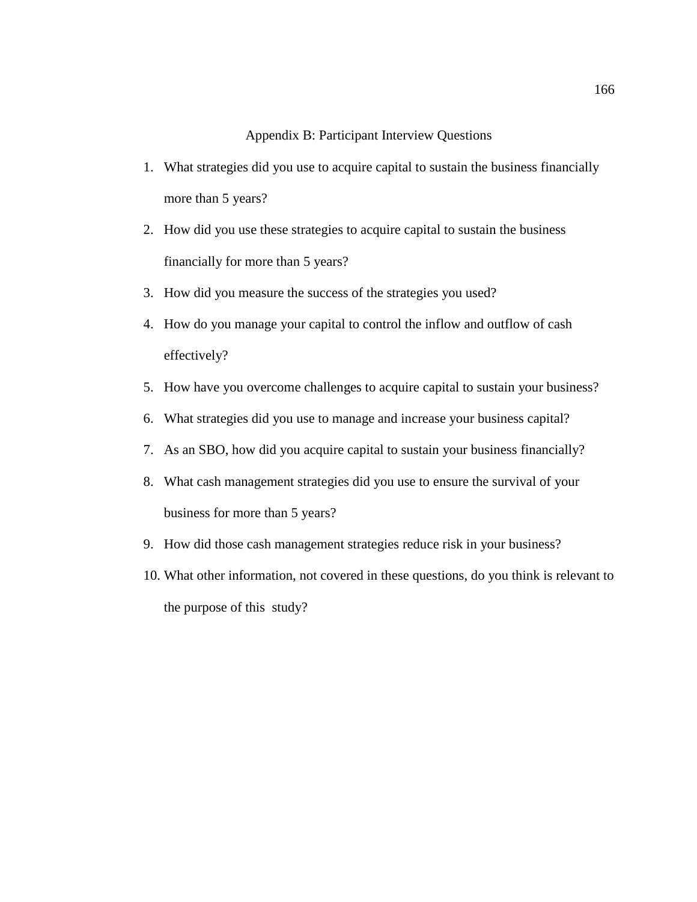# Appendix B: Participant Interview Questions

1. What strategies did you use to acquire capital to sustain the business financially more than 5 years?
2. How did you use these strategies to acquire capital to sustain the business financially for more than 5 years?
3. How did you measure the success of the strategies you used?
4. How do you manage your capital to control the inflow and outflow of cash effectively?
5. How have you overcome challenges to acquire capital to sustain your business?
6. What strategies did you use to manage and increase your business capital?
7. As an SBO, how did you acquire capital to sustain your business financially?
8. What cash management strategies did you use to ensure the survival of your business for more than 5 years?
9. How did those cash management strategies reduce risk in your business?
10. What other information, not covered in these questions, do you think is relevant to the purpose of this study?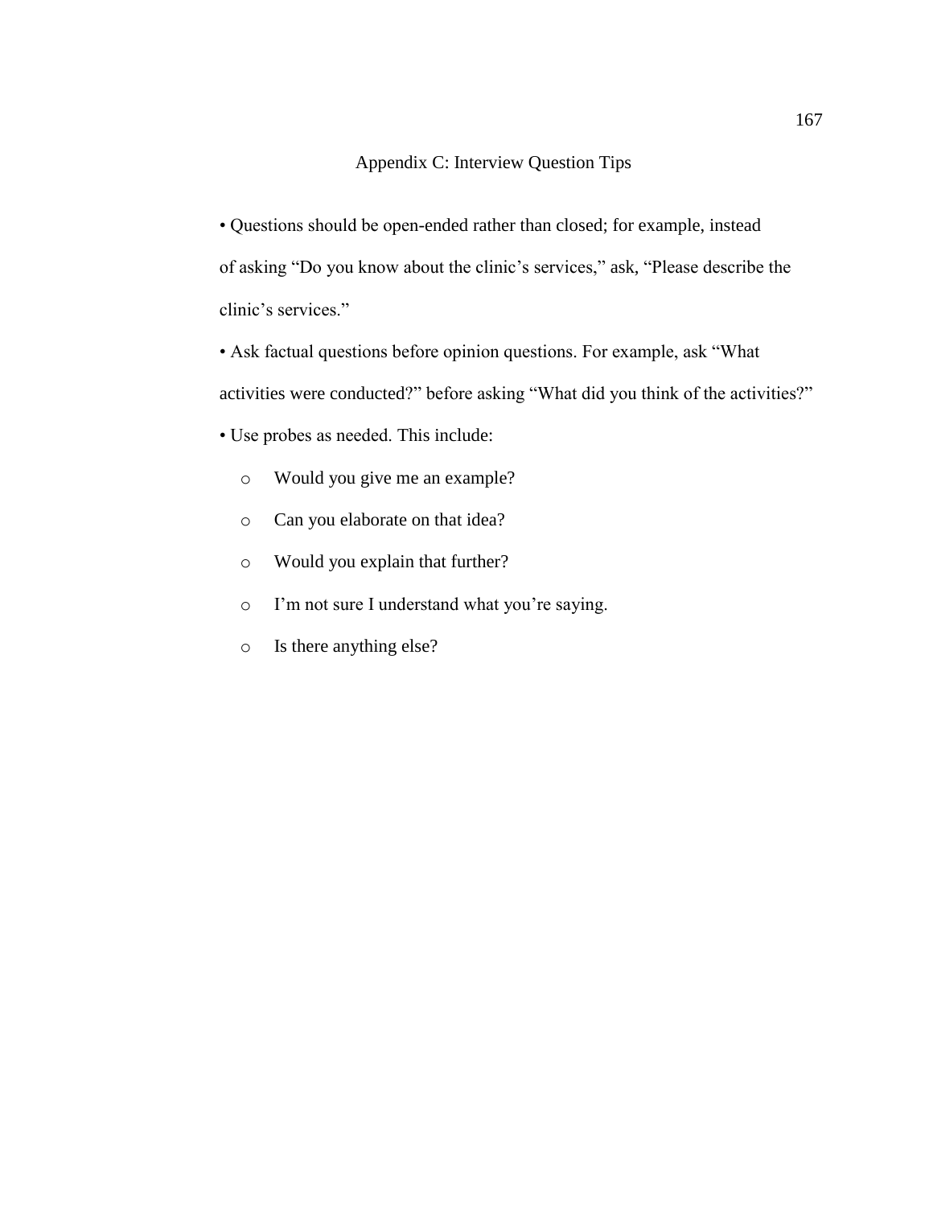# Appendix C: Interview Question Tips

• Questions should be open-ended rather than closed; for example, instead of asking "Do you know about the clinic's services," ask, "Please describe the clinic's services."

• Ask factual questions before opinion questions. For example, ask "What activities were conducted?" before asking "What did you think of the activities?"

• Use probes as needed. This include:

- Would you give me an example?
- Can you elaborate on that idea?
- Would you explain that further?
- I'm not sure I understand what you're saying.
- Is there anything else?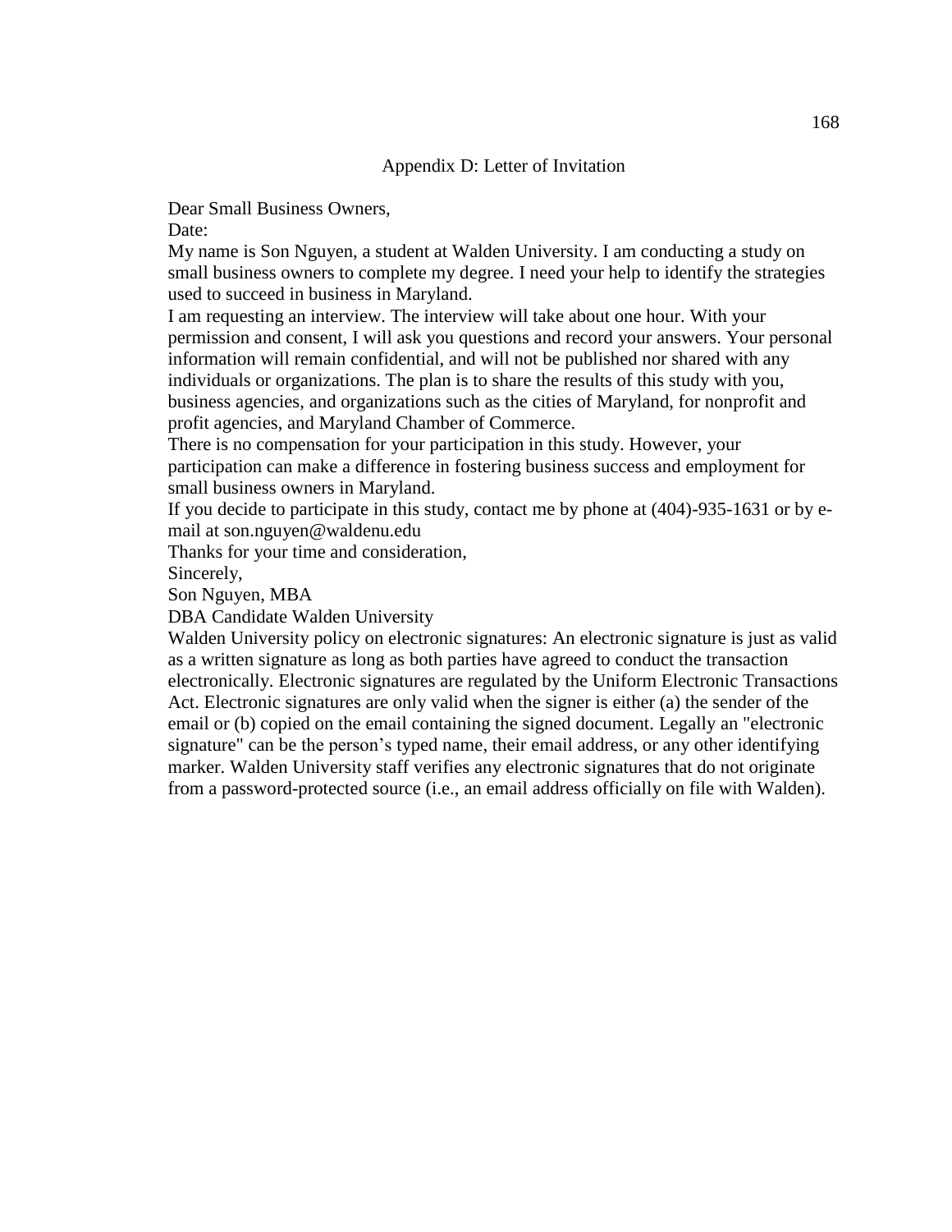## Appendix D: Letter of Invitation

Dear Small Business Owners,

Date:

My name is Son Nguyen, a student at Walden University. I am conducting a study on small business owners to complete my degree. I need your help to identify the strategies used to succeed in business in Maryland.

I am requesting an interview. The interview will take about one hour. With your permission and consent, I will ask you questions and record your answers. Your personal information will remain confidential, and will not be published nor shared with any individuals or organizations. The plan is to share the results of this study with you, business agencies, and organizations such as the cities of Maryland, for nonprofit and profit agencies, and Maryland Chamber of Commerce.

There is no compensation for your participation in this study. However, your participation can make a difference in fostering business success and employment for small business owners in Maryland.

If you decide to participate in this study, contact me by phone at (404)-935-1631 or by e-mail at son.nguyen@waldenu.edu

Thanks for your time and consideration,

Sincerely,

Son Nguyen, MBA

DBA Candidate Walden University

Walden University policy on electronic signatures: An electronic signature is just as valid as a written signature as long as both parties have agreed to conduct the transaction electronically. Electronic signatures are regulated by the Uniform Electronic Transactions Act. Electronic signatures are only valid when the signer is either (a) the sender of the email or (b) copied on the email containing the signed document. Legally an "electronic signature" can be the person's typed name, their email address, or any other identifying marker. Walden University staff verifies any electronic signatures that do not originate from a password-protected source (i.e., an email address officially on file with Walden).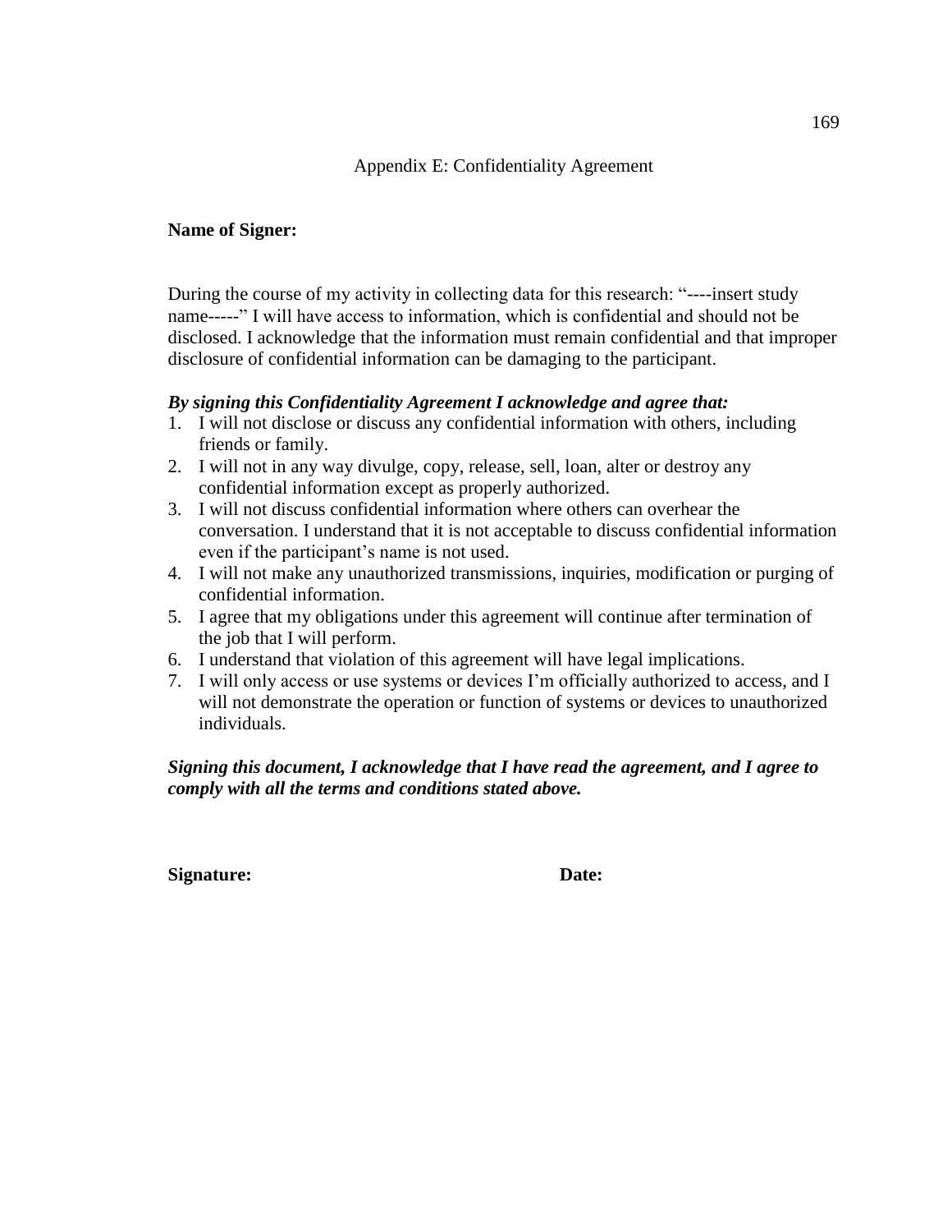# Appendix E: Confidentiality Agreement

**Name of Signer:**

During the course of my activity in collecting data for this research: "----insert study name-----" I will have access to information, which is confidential and should not be disclosed. I acknowledge that the information must remain confidential and that improper disclosure of confidential information can be damaging to the participant.

***By signing this Confidentiality Agreement I acknowledge and agree that:***

1. I will not disclose or discuss any confidential information with others, including friends or family.
2. I will not in any way divulge, copy, release, sell, loan, alter or destroy any confidential information except as properly authorized.
3. I will not discuss confidential information where others can overhear the conversation. I understand that it is not acceptable to discuss confidential information even if the participant's name is not used.
4. I will not make any unauthorized transmissions, inquiries, modification or purging of confidential information.
5. I agree that my obligations under this agreement will continue after termination of the job that I will perform.
6. I understand that violation of this agreement will have legal implications.
7. I will only access or use systems or devices I'm officially authorized to access, and I will not demonstrate the operation or function of systems or devices to unauthorized individuals.

***Signing this document, I acknowledge that I have read the agreement, and I agree to comply with all the terms and conditions stated above.***

**Signature:** **Date:**